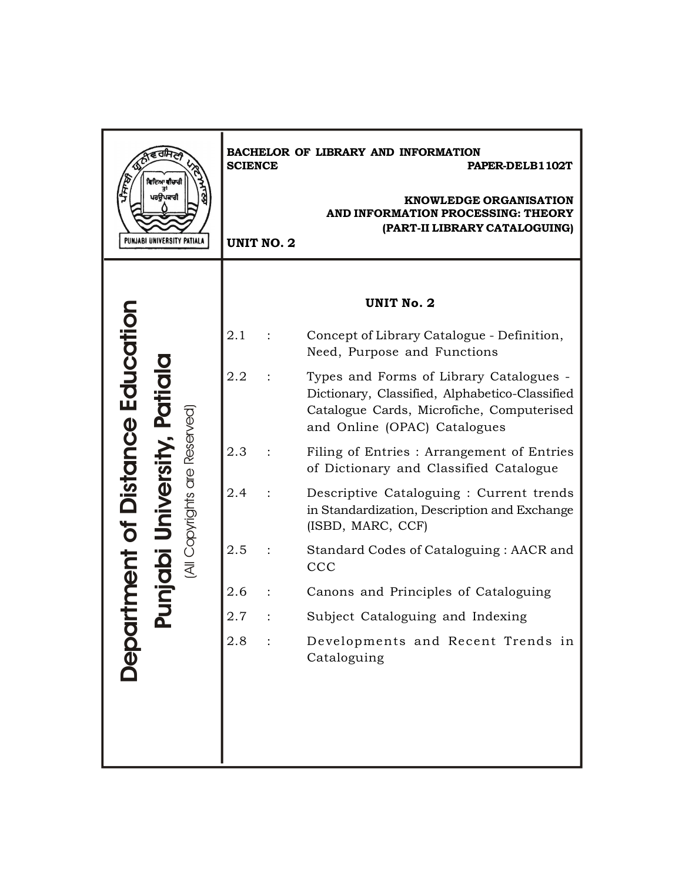**BACHELOR OF LIBRARY AND INFORMATION SCIENCE**

**PAPER-DELB1102T**

**KNOWLEDGE ORGANISATION AND INFORMATION PROCESSING: THEORY (PART-II LIBRARY CATALOGUING)**

**UNIT NO. 2**

PUNJABI UNIVERSITY PATIALA

**Department of Distance Education**

**Punjabi University, Patiala**

(All Copyrights are Reserved)

## UNIT No. 2

| | | |
|---|---|---|
| 2.1 | : | Concept of Library Catalogue - Definition, Need, Purpose and Functions |
| 2.2 | : | Types and Forms of Library Catalogues - Dictionary, Classified, Alphabetico-Classified Catalogue Cards, Microfiche, Computerised and Online (OPAC) Catalogues |
| 2.3 | : | Filing of Entries : Arrangement of Entries of Dictionary and Classified Catalogue |
| 2.4 | : | Descriptive Cataloguing : Current trends in Standardization, Description and Exchange (ISBD, MARC, CCF) |
| 2.5 | : | Standard Codes of Cataloguing : AACR and CCC |
| 2.6 | : | Canons and Principles of Cataloguing |
| 2.7 | : | Subject Cataloguing and Indexing |
| 2.8 | : | Developments and Recent Trends in Cataloguing |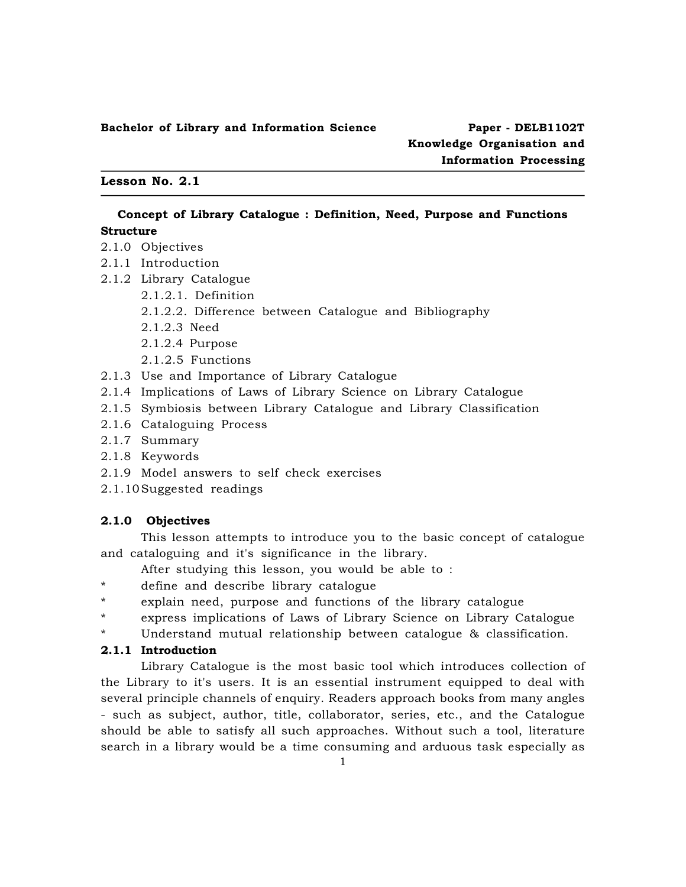**Bachelor of Library and Information Science**

**Paper - DELB1102T**
**Knowledge Organisation and Information Processing**

---

**Lesson No. 2.1**

---

## Concept of Library Catalogue : Definition, Need, Purpose and Functions

**Structure**

2.1.0 Objectives
2.1.1 Introduction
2.1.2 Library Catalogue
  2.1.2.1. Definition
  2.1.2.2. Difference between Catalogue and Bibliography
  2.1.2.3 Need
  2.1.2.4 Purpose
  2.1.2.5 Functions
2.1.3 Use and Importance of Library Catalogue
2.1.4 Implications of Laws of Library Science on Library Catalogue
2.1.5 Symbiosis between Library Catalogue and Library Classification
2.1.6 Cataloguing Process
2.1.7 Summary
2.1.8 Keywords
2.1.9 Model answers to self check exercises
2.1.10 Suggested readings

### 2.1.0 Objectives

This lesson attempts to introduce you to the basic concept of catalogue and cataloguing and it's significance in the library.

After studying this lesson, you would be able to :

* define and describe library catalogue
* explain need, purpose and functions of the library catalogue
* express implications of Laws of Library Science on Library Catalogue
* Understand mutual relationship between catalogue & classification.

### 2.1.1 Introduction

Library Catalogue is the most basic tool which introduces collection of the Library to it's users. It is an essential instrument equipped to deal with several principle channels of enquiry. Readers approach books from many angles - such as subject, author, title, collaborator, series, etc., and the Catalogue should be able to satisfy all such approaches. Without such a tool, literature search in a library would be a time consuming and arduous task especially as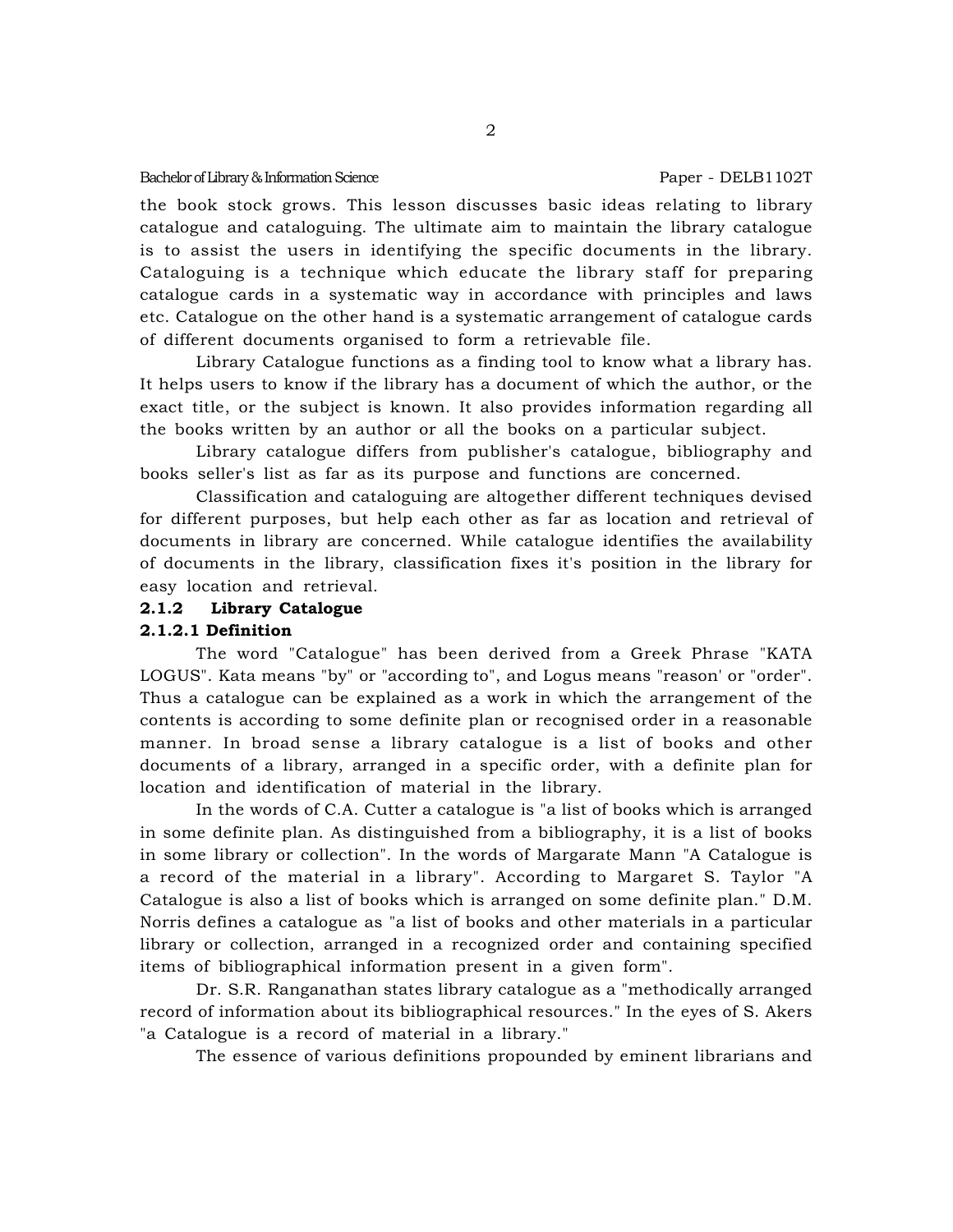the book stock grows. This lesson discusses basic ideas relating to library catalogue and cataloguing. The ultimate aim to maintain the library catalogue is to assist the users in identifying the specific documents in the library. Cataloguing is a technique which educate the library staff for preparing catalogue cards in a systematic way in accordance with principles and laws etc. Catalogue on the other hand is a systematic arrangement of catalogue cards of different documents organised to form a retrievable file.

Library Catalogue functions as a finding tool to know what a library has. It helps users to know if the library has a document of which the author, or the exact title, or the subject is known. It also provides information regarding all the books written by an author or all the books on a particular subject.

Library catalogue differs from publisher's catalogue, bibliography and books seller's list as far as its purpose and functions are concerned.

Classification and cataloguing are altogether different techniques devised for different purposes, but help each other as far as location and retrieval of documents in library are concerned. While catalogue identifies the availability of documents in the library, classification fixes it's position in the library for easy location and retrieval.

### 2.1.2 Library Catalogue

#### 2.1.2.1 Definition

The word "Catalogue" has been derived from a Greek Phrase "KATA LOGUS". Kata means "by" or "according to", and Logus means "reason' or "order". Thus a catalogue can be explained as a work in which the arrangement of the contents is according to some definite plan or recognised order in a reasonable manner. In broad sense a library catalogue is a list of books and other documents of a library, arranged in a specific order, with a definite plan for location and identification of material in the library.

In the words of C.A. Cutter a catalogue is "a list of books which is arranged in some definite plan. As distinguished from a bibliography, it is a list of books in some library or collection". In the words of Margarate Mann "A Catalogue is a record of the material in a library". According to Margaret S. Taylor "A Catalogue is also a list of books which is arranged on some definite plan." D.M. Norris defines a catalogue as "a list of books and other materials in a particular library or collection, arranged in a recognized order and containing specified items of bibliographical information present in a given form".

Dr. S.R. Ranganathan states library catalogue as a "methodically arranged record of information about its bibliographical resources." In the eyes of S. Akers "a Catalogue is a record of material in a library."

The essence of various definitions propounded by eminent librarians and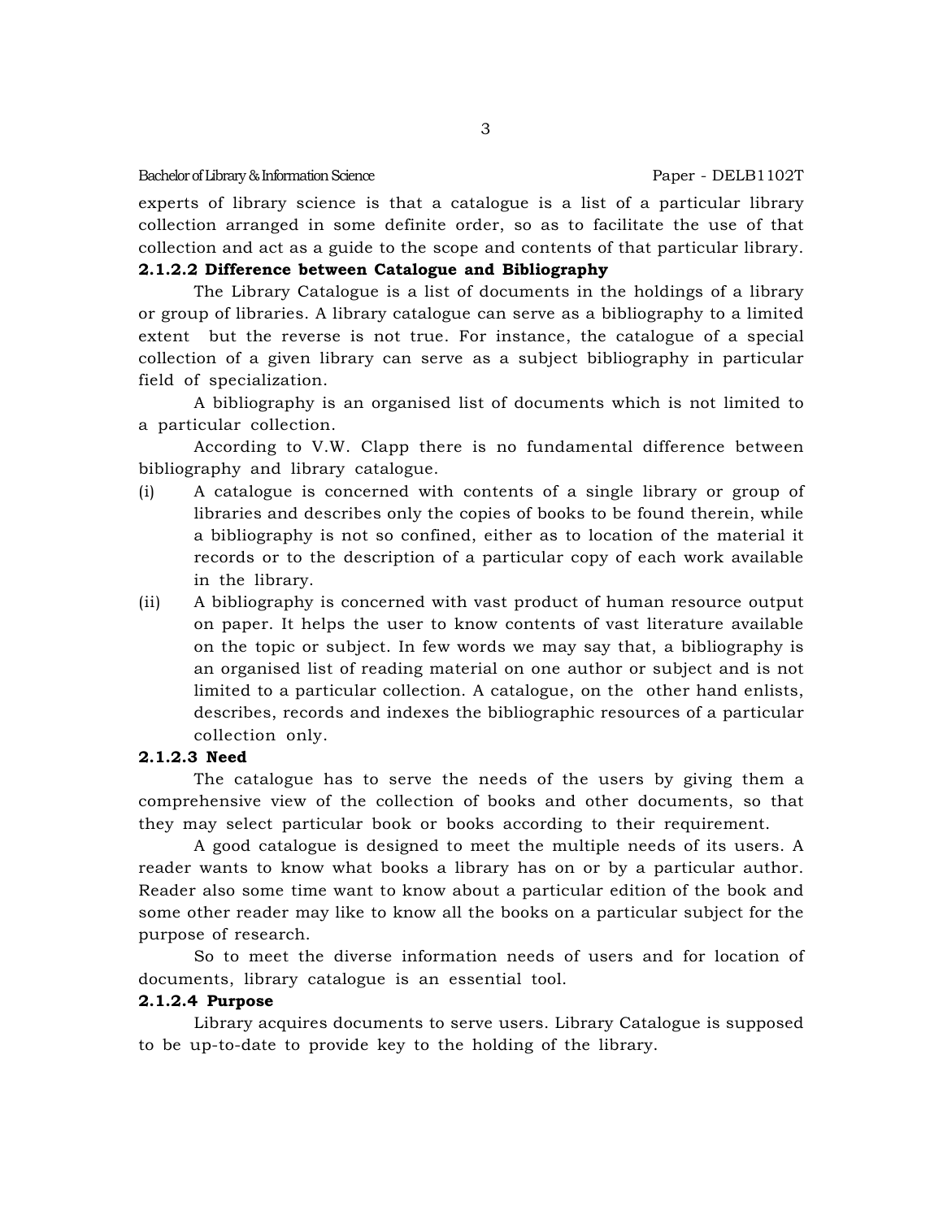experts of library science is that a catalogue is a list of a particular library collection arranged in some definite order, so as to facilitate the use of that collection and act as a guide to the scope and contents of that particular library.

#### 2.1.2.2 Difference between Catalogue and Bibliography

The Library Catalogue is a list of documents in the holdings of a library or group of libraries. A library catalogue can serve as a bibliography to a limited extent but the reverse is not true. For instance, the catalogue of a special collection of a given library can serve as a subject bibliography in particular field of specialization.

A bibliography is an organised list of documents which is not limited to a particular collection.

According to V.W. Clapp there is no fundamental difference between bibliography and library catalogue.

(i) A catalogue is concerned with contents of a single library or group of libraries and describes only the copies of books to be found therein, while a bibliography is not so confined, either as to location of the material it records or to the description of a particular copy of each work available in the library.

(ii) A bibliography is concerned with vast product of human resource output on paper. It helps the user to know contents of vast literature available on the topic or subject. In few words we may say that, a bibliography is an organised list of reading material on one author or subject and is not limited to a particular collection. A catalogue, on the other hand enlists, describes, records and indexes the bibliographic resources of a particular collection only.

#### 2.1.2.3 Need

The catalogue has to serve the needs of the users by giving them a comprehensive view of the collection of books and other documents, so that they may select particular book or books according to their requirement.

A good catalogue is designed to meet the multiple needs of its users. A reader wants to know what books a library has on or by a particular author. Reader also some time want to know about a particular edition of the book and some other reader may like to know all the books on a particular subject for the purpose of research.

So to meet the diverse information needs of users and for location of documents, library catalogue is an essential tool.

#### 2.1.2.4 Purpose

Library acquires documents to serve users. Library Catalogue is supposed to be up-to-date to provide key to the holding of the library.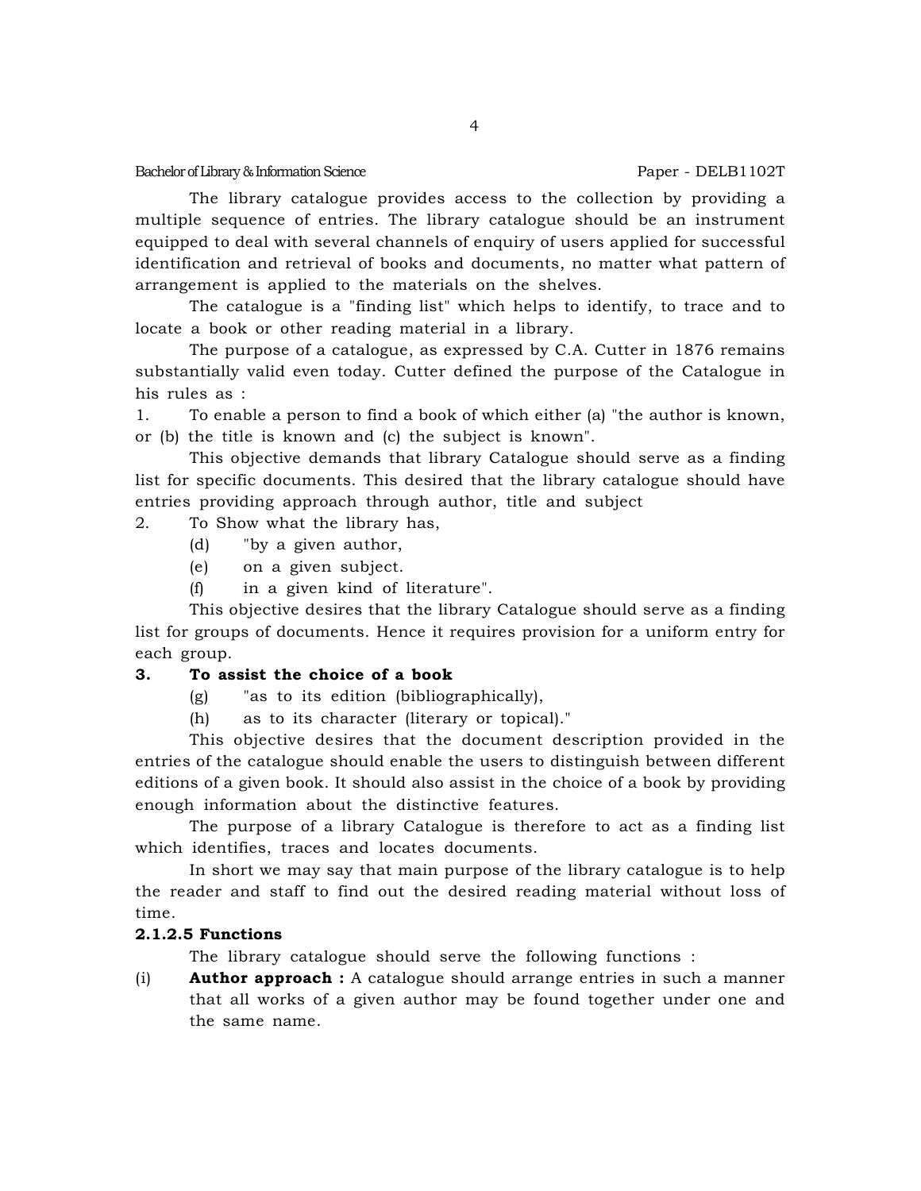The library catalogue provides access to the collection by providing a multiple sequence of entries. The library catalogue should be an instrument equipped to deal with several channels of enquiry of users applied for successful identification and retrieval of books and documents, no matter what pattern of arrangement is applied to the materials on the shelves.

The catalogue is a "finding list" which helps to identify, to trace and to locate a book or other reading material in a library.

The purpose of a catalogue, as expressed by C.A. Cutter in 1876 remains substantially valid even today. Cutter defined the purpose of the Catalogue in his rules as :

1. To enable a person to find a book of which either (a) "the author is known, or (b) the title is known and (c) the subject is known".

This objective demands that library Catalogue should serve as a finding list for specific documents. This desired that the library catalogue should have entries providing approach through author, title and subject

2. To Show what the library has,
   - (d) "by a given author,
   - (e) on a given subject.
   - (f) in a given kind of literature".

This objective desires that the library Catalogue should serve as a finding list for groups of documents. Hence it requires provision for a uniform entry for each group.

**3. To assist the choice of a book**

- (g) "as to its edition (bibliographically),
- (h) as to its character (literary or topical)."

This objective desires that the document description provided in the entries of the catalogue should enable the users to distinguish between different editions of a given book. It should also assist in the choice of a book by providing enough information about the distinctive features.

The purpose of a library Catalogue is therefore to act as a finding list which identifies, traces and locates documents.

In short we may say that main purpose of the library catalogue is to help the reader and staff to find out the desired reading material without loss of time.

#### 2.1.2.5 Functions

The library catalogue should serve the following functions :

(i) **Author approach :** A catalogue should arrange entries in such a manner that all works of a given author may be found together under one and the same name.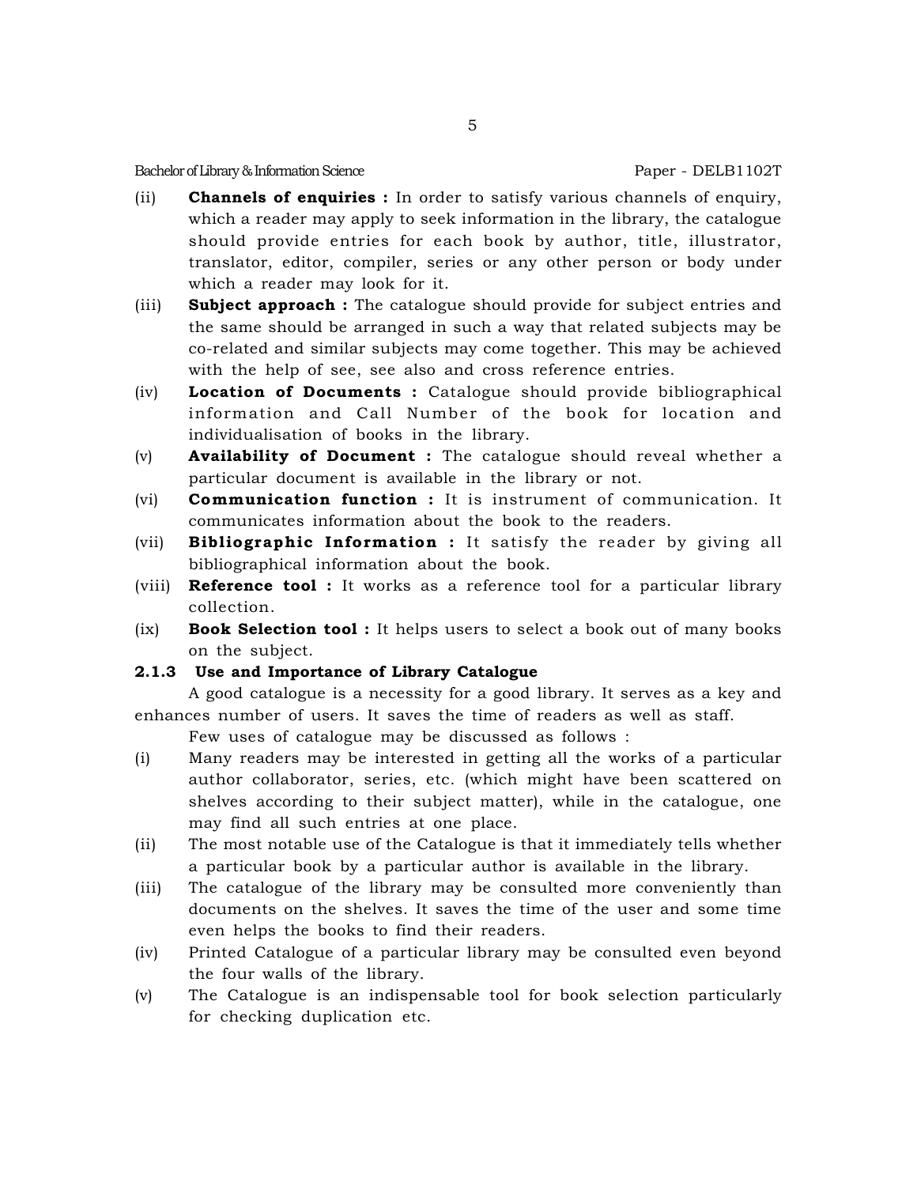(ii) **Channels of enquiries :** In order to satisfy various channels of enquiry, which a reader may apply to seek information in the library, the catalogue should provide entries for each book by author, title, illustrator, translator, editor, compiler, series or any other person or body under which a reader may look for it.

(iii) **Subject approach :** The catalogue should provide for subject entries and the same should be arranged in such a way that related subjects may be co-related and similar subjects may come together. This may be achieved with the help of see, see also and cross reference entries.

(iv) **Location of Documents :** Catalogue should provide bibliographical information and Call Number of the book for location and individualisation of books in the library.

(v) **Availability of Document :** The catalogue should reveal whether a particular document is available in the library or not.

(vi) **Communication function :** It is instrument of communication. It communicates information about the book to the readers.

(vii) **Bibliographic Information :** It satisfy the reader by giving all bibliographical information about the book.

(viii) **Reference tool :** It works as a reference tool for a particular library collection.

(ix) **Book Selection tool :** It helps users to select a book out of many books on the subject.

### 2.1.3 Use and Importance of Library Catalogue

A good catalogue is a necessity for a good library. It serves as a key and enhances number of users. It saves the time of readers as well as staff.

Few uses of catalogue may be discussed as follows :

(i) Many readers may be interested in getting all the works of a particular author collaborator, series, etc. (which might have been scattered on shelves according to their subject matter), while in the catalogue, one may find all such entries at one place.

(ii) The most notable use of the Catalogue is that it immediately tells whether a particular book by a particular author is available in the library.

(iii) The catalogue of the library may be consulted more conveniently than documents on the shelves. It saves the time of the user and some time even helps the books to find their readers.

(iv) Printed Catalogue of a particular library may be consulted even beyond the four walls of the library.

(v) The Catalogue is an indispensable tool for book selection particularly for checking duplication etc.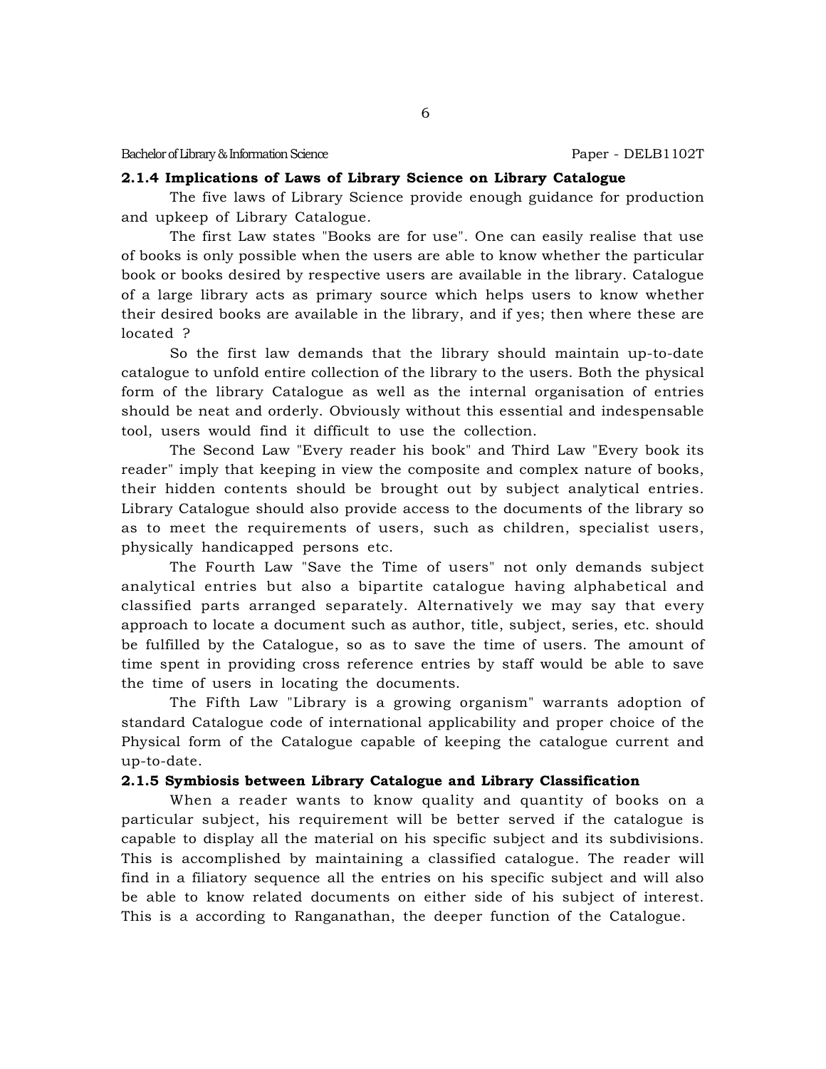### 2.1.4 Implications of Laws of Library Science on Library Catalogue

The five laws of Library Science provide enough guidance for production and upkeep of Library Catalogue.

The first Law states "Books are for use". One can easily realise that use of books is only possible when the users are able to know whether the particular book or books desired by respective users are available in the library. Catalogue of a large library acts as primary source which helps users to know whether their desired books are available in the library, and if yes; then where these are located ?

So the first law demands that the library should maintain up-to-date catalogue to unfold entire collection of the library to the users. Both the physical form of the library Catalogue as well as the internal organisation of entries should be neat and orderly. Obviously without this essential and indespensable tool, users would find it difficult to use the collection.

The Second Law "Every reader his book" and Third Law "Every book its reader" imply that keeping in view the composite and complex nature of books, their hidden contents should be brought out by subject analytical entries. Library Catalogue should also provide access to the documents of the library so as to meet the requirements of users, such as children, specialist users, physically handicapped persons etc.

The Fourth Law "Save the Time of users" not only demands subject analytical entries but also a bipartite catalogue having alphabetical and classified parts arranged separately. Alternatively we may say that every approach to locate a document such as author, title, subject, series, etc. should be fulfilled by the Catalogue, so as to save the time of users. The amount of time spent in providing cross reference entries by staff would be able to save the time of users in locating the documents.

The Fifth Law "Library is a growing organism" warrants adoption of standard Catalogue code of international applicability and proper choice of the Physical form of the Catalogue capable of keeping the catalogue current and up-to-date.

### 2.1.5 Symbiosis between Library Catalogue and Library Classification

When a reader wants to know quality and quantity of books on a particular subject, his requirement will be better served if the catalogue is capable to display all the material on his specific subject and its subdivisions. This is accomplished by maintaining a classified catalogue. The reader will find in a filiatory sequence all the entries on his specific subject and will also be able to know related documents on either side of his subject of interest. This is a according to Ranganathan, the deeper function of the Catalogue.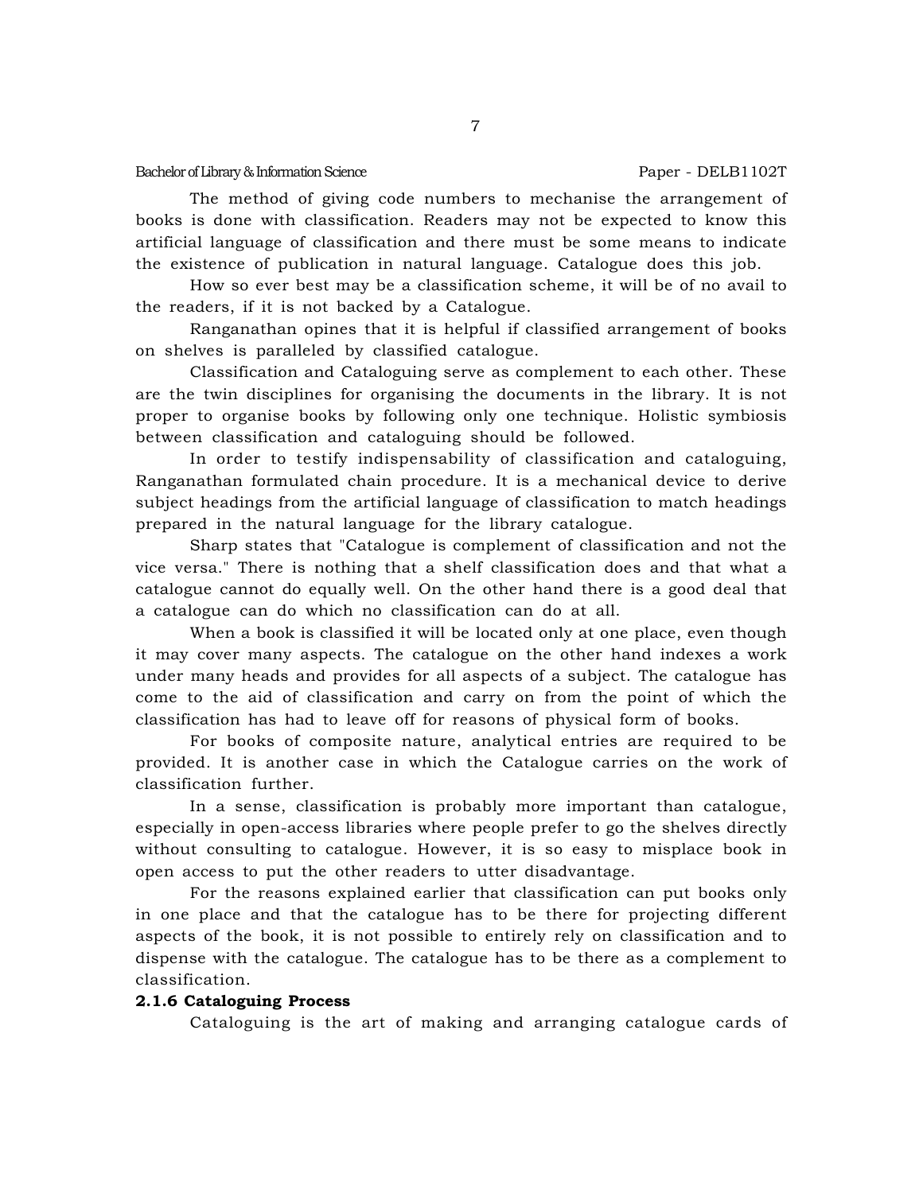The method of giving code numbers to mechanise the arrangement of books is done with classification. Readers may not be expected to know this artificial language of classification and there must be some means to indicate the existence of publication in natural language. Catalogue does this job.

How so ever best may be a classification scheme, it will be of no avail to the readers, if it is not backed by a Catalogue.

Ranganathan opines that it is helpful if classified arrangement of books on shelves is paralleled by classified catalogue.

Classification and Cataloguing serve as complement to each other. These are the twin disciplines for organising the documents in the library. It is not proper to organise books by following only one technique. Holistic symbiosis between classification and cataloguing should be followed.

In order to testify indispensability of classification and cataloguing, Ranganathan formulated chain procedure. It is a mechanical device to derive subject headings from the artificial language of classification to match headings prepared in the natural language for the library catalogue.

Sharp states that "Catalogue is complement of classification and not the vice versa." There is nothing that a shelf classification does and that what a catalogue cannot do equally well. On the other hand there is a good deal that a catalogue can do which no classification can do at all.

When a book is classified it will be located only at one place, even though it may cover many aspects. The catalogue on the other hand indexes a work under many heads and provides for all aspects of a subject. The catalogue has come to the aid of classification and carry on from the point of which the classification has had to leave off for reasons of physical form of books.

For books of composite nature, analytical entries are required to be provided. It is another case in which the Catalogue carries on the work of classification further.

In a sense, classification is probably more important than catalogue, especially in open-access libraries where people prefer to go the shelves directly without consulting to catalogue. However, it is so easy to misplace book in open access to put the other readers to utter disadvantage.

For the reasons explained earlier that classification can put books only in one place and that the catalogue has to be there for projecting different aspects of the book, it is not possible to entirely rely on classification and to dispense with the catalogue. The catalogue has to be there as a complement to classification.

### 2.1.6 Cataloguing Process

Cataloguing is the art of making and arranging catalogue cards of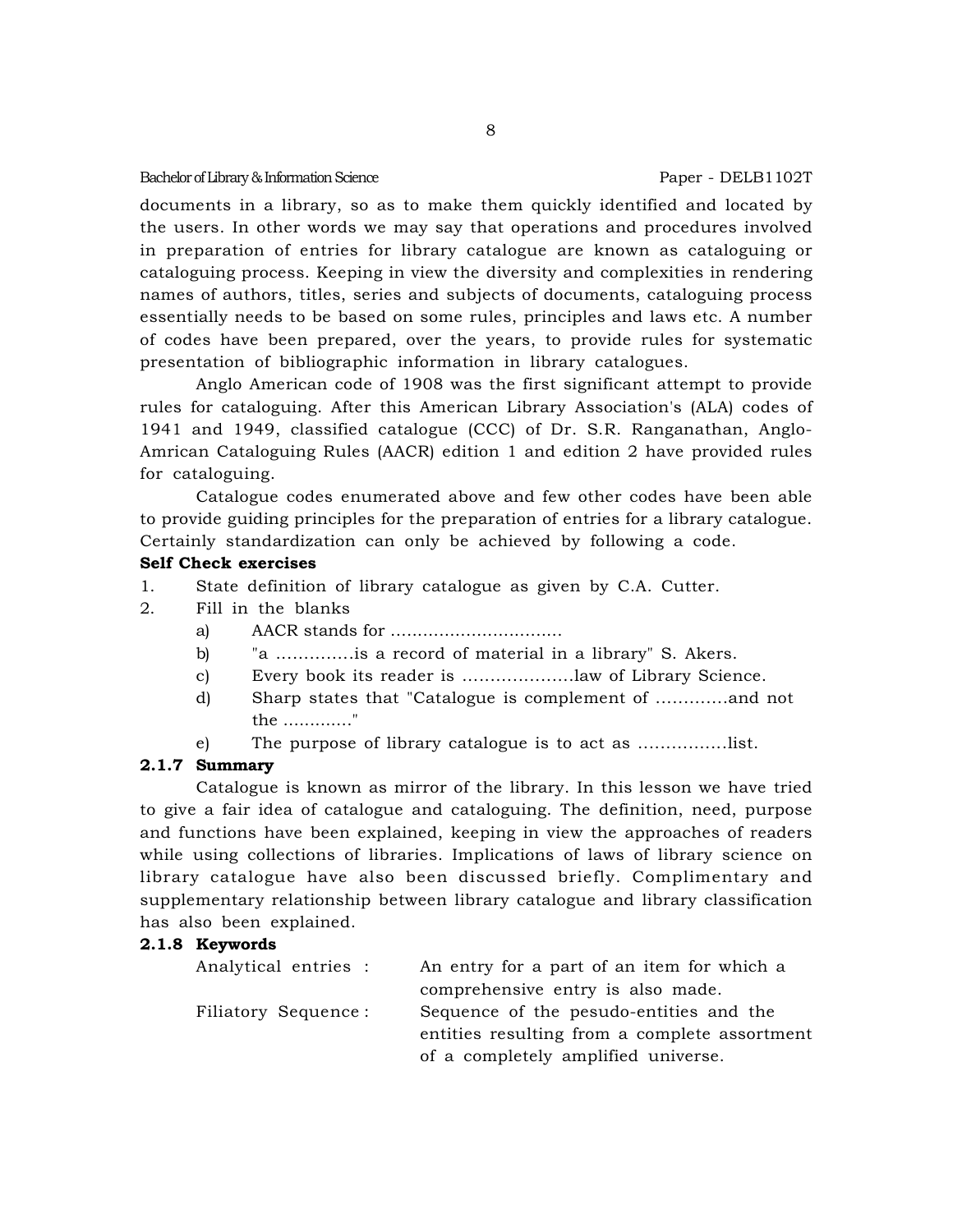documents in a library, so as to make them quickly identified and located by the users. In other words we may say that operations and procedures involved in preparation of entries for library catalogue are known as cataloguing or cataloguing process. Keeping in view the diversity and complexities in rendering names of authors, titles, series and subjects of documents, cataloguing process essentially needs to be based on some rules, principles and laws etc. A number of codes have been prepared, over the years, to provide rules for systematic presentation of bibliographic information in library catalogues.

Anglo American code of 1908 was the first significant attempt to provide rules for cataloguing. After this American Library Association's (ALA) codes of 1941 and 1949, classified catalogue (CCC) of Dr. S.R. Ranganathan, Anglo-Amrican Cataloguing Rules (AACR) edition 1 and edition 2 have provided rules for cataloguing.

Catalogue codes enumerated above and few other codes have been able to provide guiding principles for the preparation of entries for a library catalogue. Certainly standardization can only be achieved by following a code.

**Self Check exercises**

1. State definition of library catalogue as given by C.A. Cutter.
2. Fill in the blanks
   a) AACR stands for ................................
   b) "a ..............is a record of material in a library" S. Akers.
   c) Every book its reader is ....................law of Library Science.
   d) Sharp states that "Catalogue is complement of .............and not the ............."
   e) The purpose of library catalogue is to act as ................list.

### 2.1.7 Summary

Catalogue is known as mirror of the library. In this lesson we have tried to give a fair idea of catalogue and cataloguing. The definition, need, purpose and functions have been explained, keeping in view the approaches of readers while using collections of libraries. Implications of laws of library science on library catalogue have also been discussed briefly. Complimentary and supplementary relationship between library catalogue and library classification has also been explained.

### 2.1.8 Keywords

Analytical entries : An entry for a part of an item for which a comprehensive entry is also made.

Filiatory Sequence : Sequence of the pesudo-entities and the entities resulting from a complete assortment of a completely amplified universe.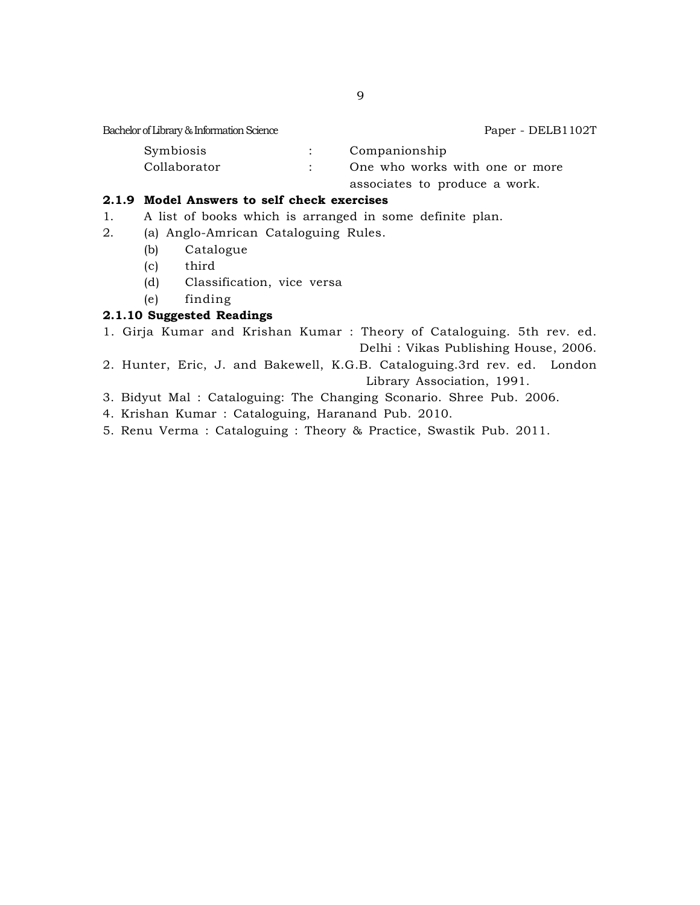| | | |
|---|---|---|
| Symbiosis | : | Companionship |
| Collaborator | : | One who works with one or more associates to produce a work. |

### 2.1.9 Model Answers to self check exercises

1. A list of books which is arranged in some definite plan.
2. (a) Anglo-Amrican Cataloguing Rules.
   (b) Catalogue
   (c) third
   (d) Classification, vice versa
   (e) finding

### 2.1.10 Suggested Readings

1. Girja Kumar and Krishan Kumar : Theory of Cataloguing. 5th rev. ed. Delhi : Vikas Publishing House, 2006.
2. Hunter, Eric, J. and Bakewell, K.G.B. Cataloguing.3rd rev. ed. London Library Association, 1991.
3. Bidyut Mal : Cataloguing: The Changing Sconario. Shree Pub. 2006.
4. Krishan Kumar : Cataloguing, Haranand Pub. 2010.
5. Renu Verma : Cataloguing : Theory & Practice, Swastik Pub. 2011.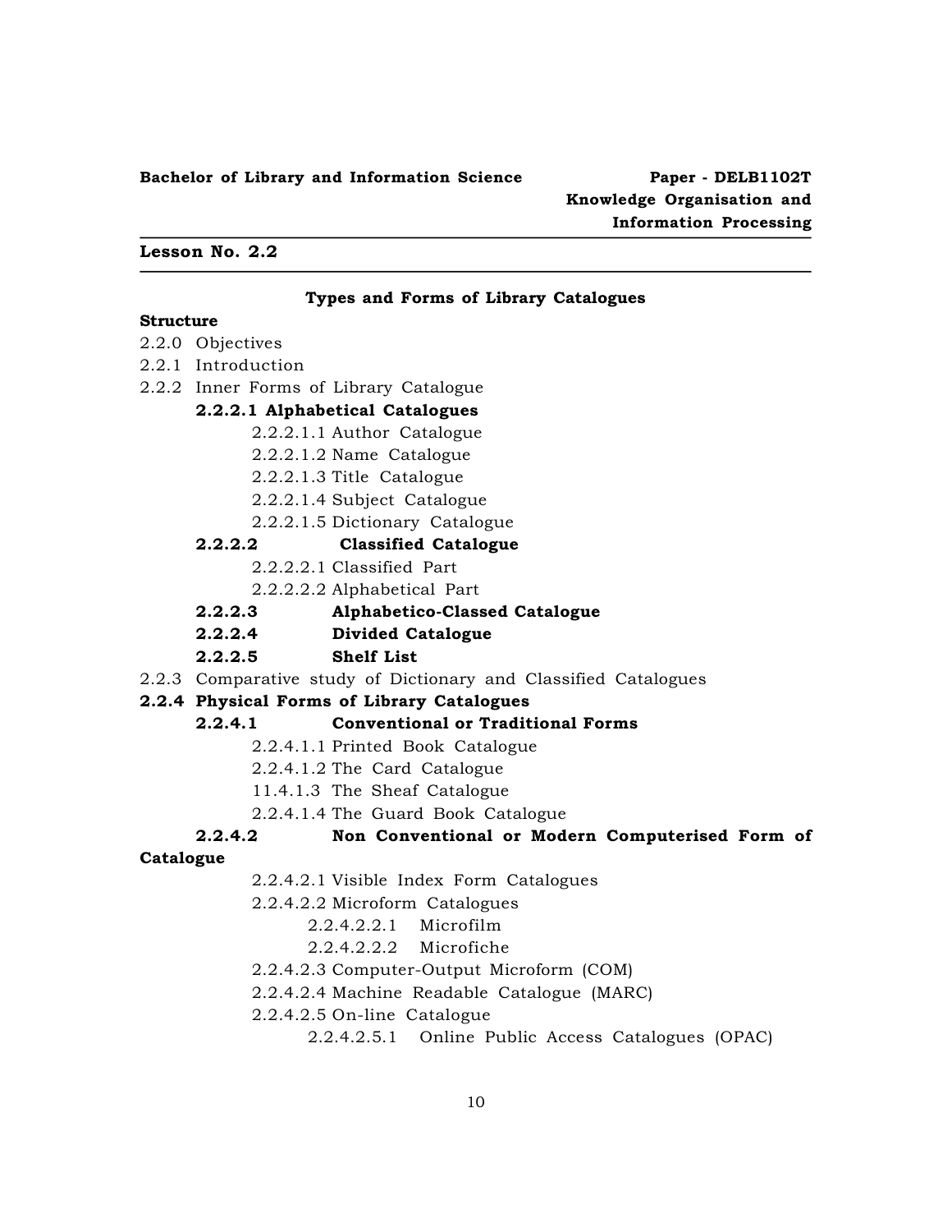**Bachelor of Library and Information Science** **Paper - DELB1102T**
**Knowledge Organisation and Information Processing**

---

**Lesson No. 2.2**

---

## Types and Forms of Library Catalogues

**Structure**

2.2.0 Objectives

2.2.1 Introduction

2.2.2 Inner Forms of Library Catalogue

- **2.2.2.1 Alphabetical Catalogues**
  - 2.2.2.1.1 Author Catalogue
  - 2.2.2.1.2 Name Catalogue
  - 2.2.2.1.3 Title Catalogue
  - 2.2.2.1.4 Subject Catalogue
  - 2.2.2.1.5 Dictionary Catalogue
- **2.2.2.2 Classified Catalogue**
  - 2.2.2.2.1 Classified Part
  - 2.2.2.2.2 Alphabetical Part
- **2.2.2.3 Alphabetico-Classed Catalogue**
- **2.2.2.4 Divided Catalogue**
- **2.2.2.5 Shelf List**

2.2.3 Comparative study of Dictionary and Classified Catalogues

**2.2.4 Physical Forms of Library Catalogues**

- **2.2.4.1 Conventional or Traditional Forms**
  - 2.2.4.1.1 Printed Book Catalogue
  - 2.2.4.1.2 The Card Catalogue
  - 11.4.1.3 The Sheaf Catalogue
  - 2.2.4.1.4 The Guard Book Catalogue
- **2.2.4.2 Non Conventional or Modern Computerised Form of Catalogue**
  - 2.2.4.2.1 Visible Index Form Catalogues
  - 2.2.4.2.2 Microform Catalogues
    - 2.2.4.2.2.1 Microfilm
    - 2.2.4.2.2.2 Microfiche
  - 2.2.4.2.3 Computer-Output Microform (COM)
  - 2.2.4.2.4 Machine Readable Catalogue (MARC)
  - 2.2.4.2.5 On-line Catalogue
    - 2.2.4.2.5.1 Online Public Access Catalogues (OPAC)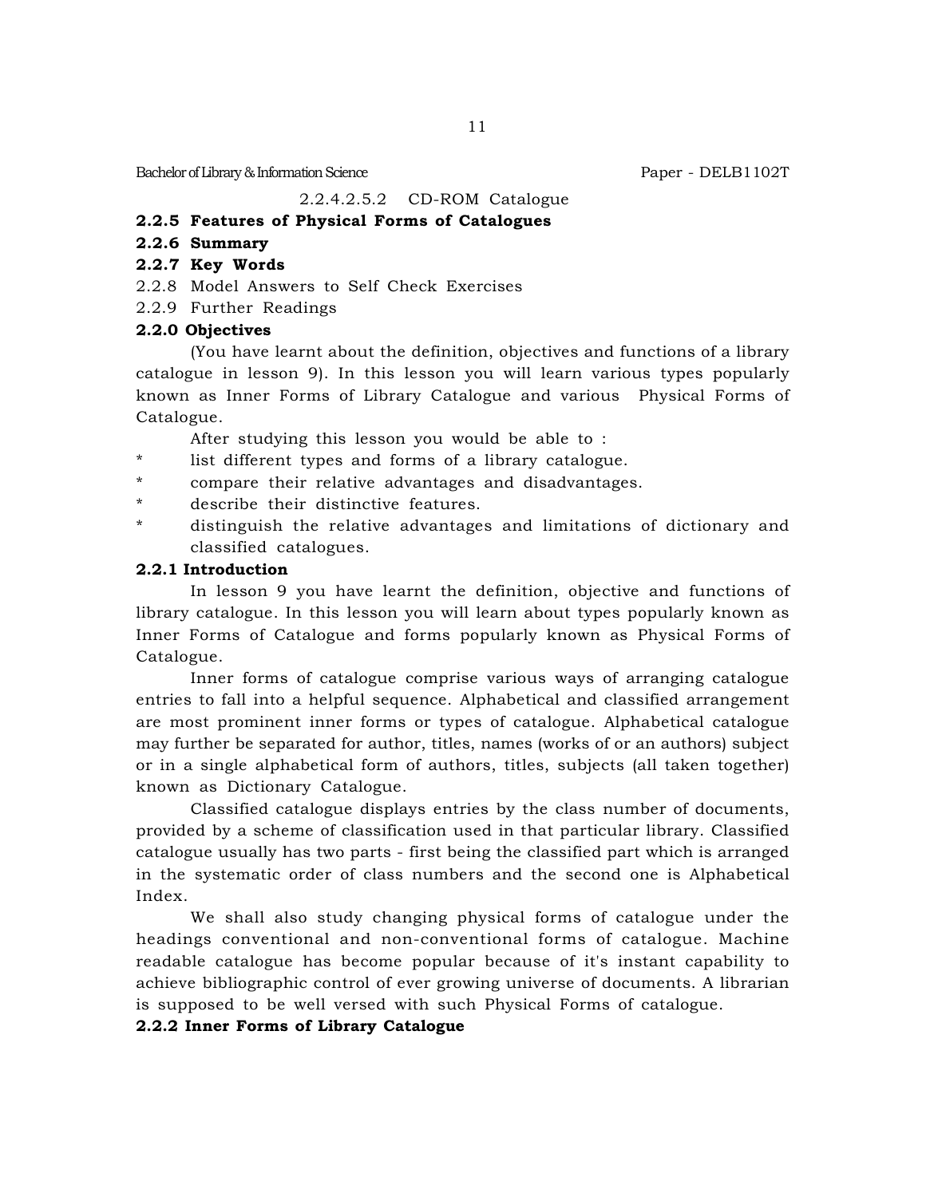2.2.4.2.5.2 CD-ROM Catalogue

**2.2.5 Features of Physical Forms of Catalogues**

**2.2.6 Summary**

**2.2.7 Key Words**

2.2.8 Model Answers to Self Check Exercises

2.2.9 Further Readings

### 2.2.0 Objectives

(You have learnt about the definition, objectives and functions of a library catalogue in lesson 9). In this lesson you will learn various types popularly known as Inner Forms of Library Catalogue and various Physical Forms of Catalogue.

After studying this lesson you would be able to :

* list different types and forms of a library catalogue.
* compare their relative advantages and disadvantages.
* describe their distinctive features.
* distinguish the relative advantages and limitations of dictionary and classified catalogues.

### 2.2.1 Introduction

In lesson 9 you have learnt the definition, objective and functions of library catalogue. In this lesson you will learn about types popularly known as Inner Forms of Catalogue and forms popularly known as Physical Forms of Catalogue.

Inner forms of catalogue comprise various ways of arranging catalogue entries to fall into a helpful sequence. Alphabetical and classified arrangement are most prominent inner forms or types of catalogue. Alphabetical catalogue may further be separated for author, titles, names (works of or an authors) subject or in a single alphabetical form of authors, titles, subjects (all taken together) known as Dictionary Catalogue.

Classified catalogue displays entries by the class number of documents, provided by a scheme of classification used in that particular library. Classified catalogue usually has two parts - first being the classified part which is arranged in the systematic order of class numbers and the second one is Alphabetical Index.

We shall also study changing physical forms of catalogue under the headings conventional and non-conventional forms of catalogue. Machine readable catalogue has become popular because of it's instant capability to achieve bibliographic control of ever growing universe of documents. A librarian is supposed to be well versed with such Physical Forms of catalogue.

### 2.2.2 Inner Forms of Library Catalogue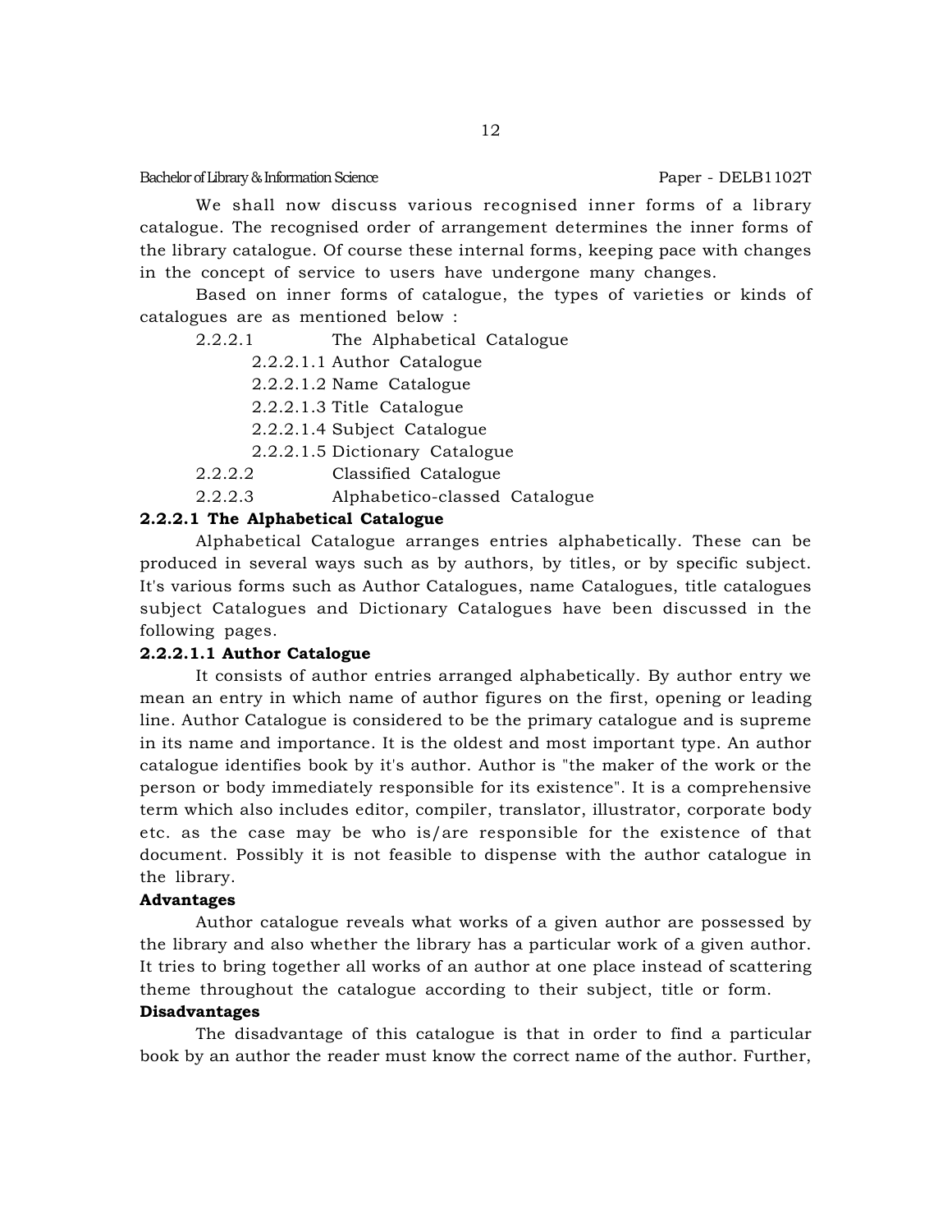We shall now discuss various recognised inner forms of a library catalogue. The recognised order of arrangement determines the inner forms of the library catalogue. Of course these internal forms, keeping pace with changes in the concept of service to users have undergone many changes.

Based on inner forms of catalogue, the types of varieties or kinds of catalogues are as mentioned below :

- 2.2.2.1 The Alphabetical Catalogue
  - 2.2.2.1.1 Author Catalogue
  - 2.2.2.1.2 Name Catalogue
  - 2.2.2.1.3 Title Catalogue
  - 2.2.2.1.4 Subject Catalogue
  - 2.2.2.1.5 Dictionary Catalogue
- 2.2.2.2 Classified Catalogue
- 2.2.2.3 Alphabetico-classed Catalogue

### 2.2.2.1 The Alphabetical Catalogue

Alphabetical Catalogue arranges entries alphabetically. These can be produced in several ways such as by authors, by titles, or by specific subject. It's various forms such as Author Catalogues, name Catalogues, title catalogues subject Catalogues and Dictionary Catalogues have been discussed in the following pages.

#### 2.2.2.1.1 Author Catalogue

It consists of author entries arranged alphabetically. By author entry we mean an entry in which name of author figures on the first, opening or leading line. Author Catalogue is considered to be the primary catalogue and is supreme in its name and importance. It is the oldest and most important type. An author catalogue identifies book by it's author. Author is "the maker of the work or the person or body immediately responsible for its existence". It is a comprehensive term which also includes editor, compiler, translator, illustrator, corporate body etc. as the case may be who is/are responsible for the existence of that document. Possibly it is not feasible to dispense with the author catalogue in the library.

**Advantages**

Author catalogue reveals what works of a given author are possessed by the library and also whether the library has a particular work of a given author. It tries to bring together all works of an author at one place instead of scattering theme throughout the catalogue according to their subject, title or form.

**Disadvantages**

The disadvantage of this catalogue is that in order to find a particular book by an author the reader must know the correct name of the author. Further,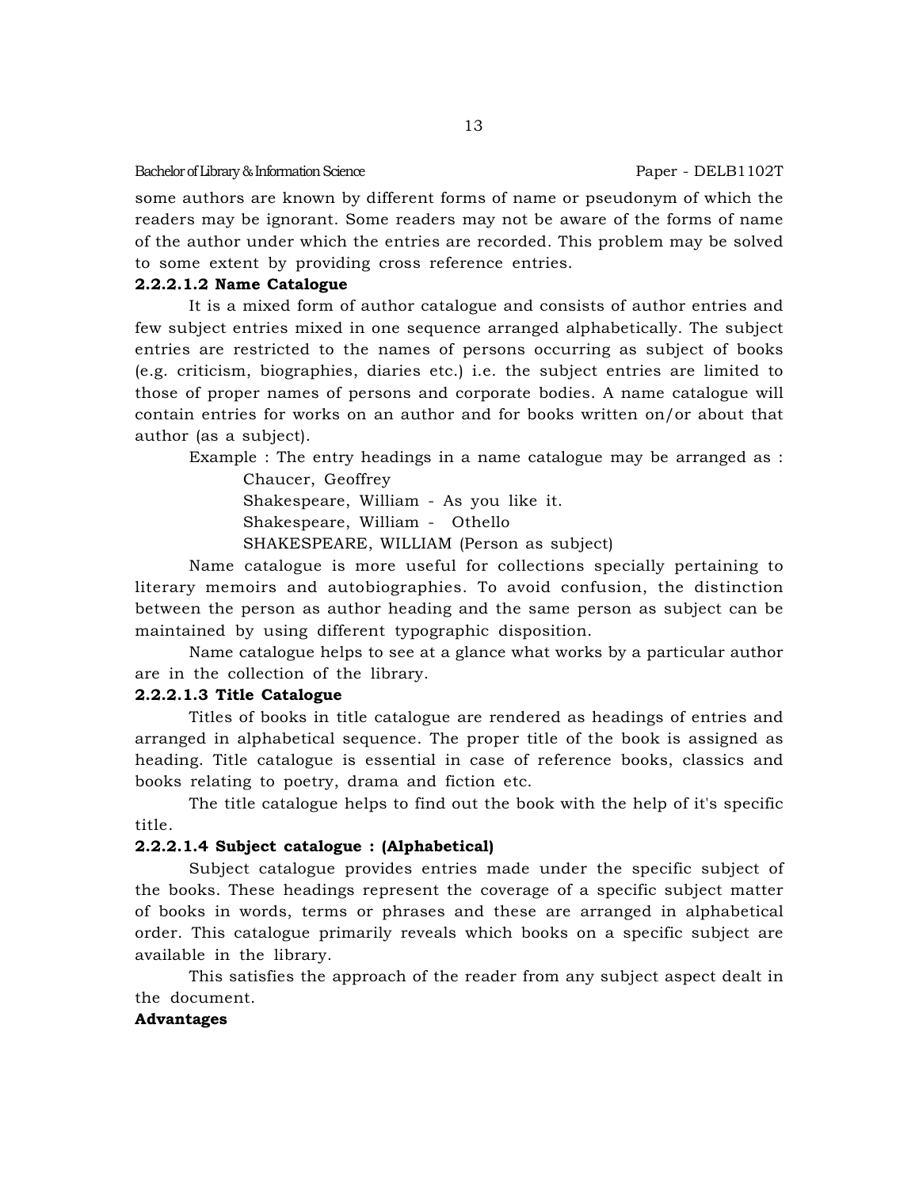some authors are known by different forms of name or pseudonym of which the readers may be ignorant. Some readers may not be aware of the forms of name of the author under which the entries are recorded. This problem may be solved to some extent by providing cross reference entries.

**2.2.2.1.2 Name Catalogue**

It is a mixed form of author catalogue and consists of author entries and few subject entries mixed in one sequence arranged alphabetically. The subject entries are restricted to the names of persons occurring as subject of books (e.g. criticism, biographies, diaries etc.) i.e. the subject entries are limited to those of proper names of persons and corporate bodies. A name catalogue will contain entries for works on an author and for books written on/or about that author (as a subject).

Example : The entry headings in a name catalogue may be arranged as :

Chaucer, Geoffrey
Shakespeare, William - As you like it.
Shakespeare, William - Othello
SHAKESPEARE, WILLIAM (Person as subject)

Name catalogue is more useful for collections specially pertaining to literary memoirs and autobiographies. To avoid confusion, the distinction between the person as author heading and the same person as subject can be maintained by using different typographic disposition.

Name catalogue helps to see at a glance what works by a particular author are in the collection of the library.

**2.2.2.1.3 Title Catalogue**

Titles of books in title catalogue are rendered as headings of entries and arranged in alphabetical sequence. The proper title of the book is assigned as heading. Title catalogue is essential in case of reference books, classics and books relating to poetry, drama and fiction etc.

The title catalogue helps to find out the book with the help of it's specific title.

**2.2.2.1.4 Subject catalogue : (Alphabetical)**

Subject catalogue provides entries made under the specific subject of the books. These headings represent the coverage of a specific subject matter of books in words, terms or phrases and these are arranged in alphabetical order. This catalogue primarily reveals which books on a specific subject are available in the library.

This satisfies the approach of the reader from any subject aspect dealt in the document.

**Advantages**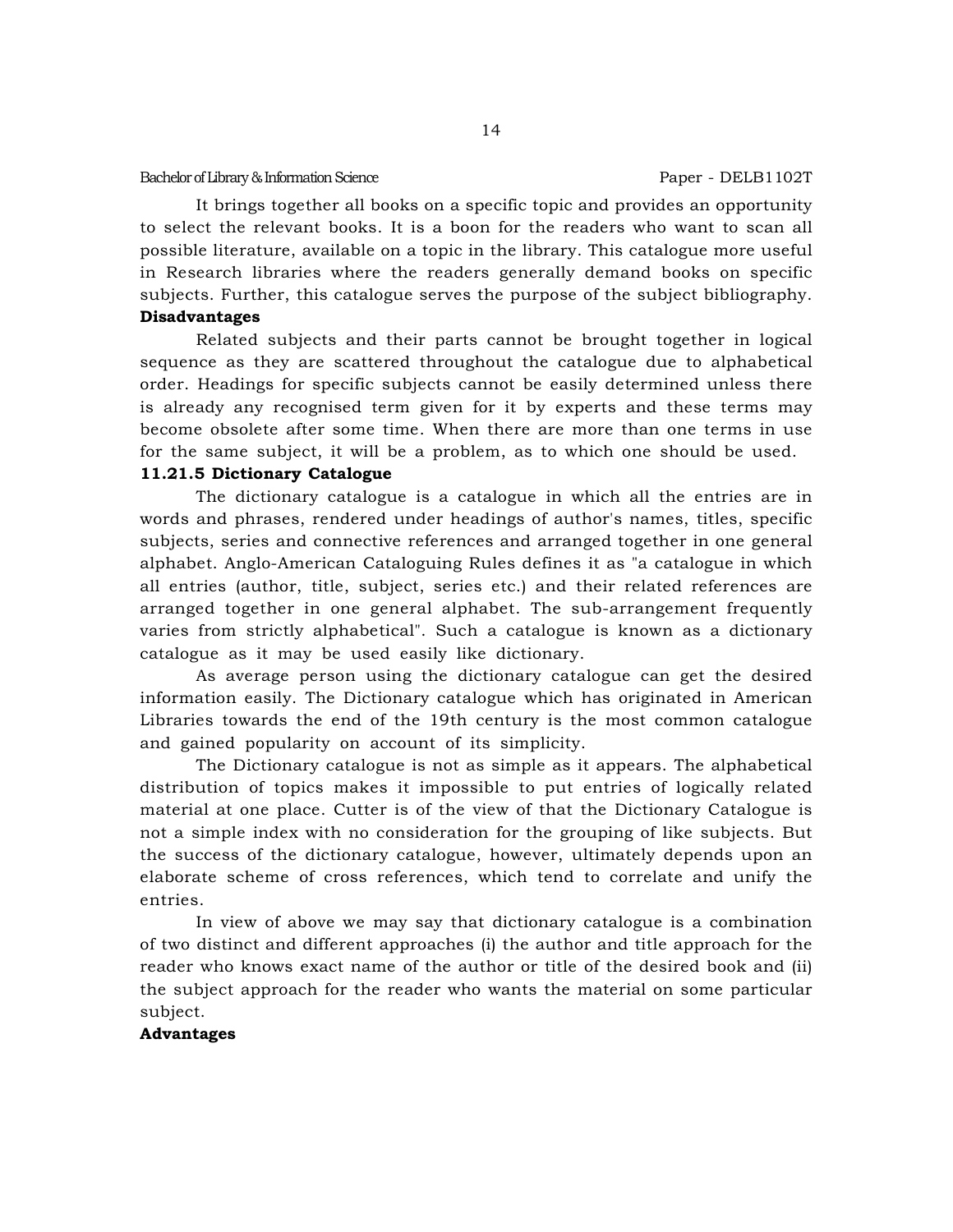It brings together all books on a specific topic and provides an opportunity to select the relevant books. It is a boon for the readers who want to scan all possible literature, available on a topic in the library. This catalogue more useful in Research libraries where the readers generally demand books on specific subjects. Further, this catalogue serves the purpose of the subject bibliography.

**Disadvantages**

Related subjects and their parts cannot be brought together in logical sequence as they are scattered throughout the catalogue due to alphabetical order. Headings for specific subjects cannot be easily determined unless there is already any recognised term given for it by experts and these terms may become obsolete after some time. When there are more than one terms in use for the same subject, it will be a problem, as to which one should be used.

### 11.21.5 Dictionary Catalogue

The dictionary catalogue is a catalogue in which all the entries are in words and phrases, rendered under headings of author's names, titles, specific subjects, series and connective references and arranged together in one general alphabet. Anglo-American Cataloguing Rules defines it as "a catalogue in which all entries (author, title, subject, series etc.) and their related references are arranged together in one general alphabet. The sub-arrangement frequently varies from strictly alphabetical". Such a catalogue is known as a dictionary catalogue as it may be used easily like dictionary.

As average person using the dictionary catalogue can get the desired information easily. The Dictionary catalogue which has originated in American Libraries towards the end of the 19th century is the most common catalogue and gained popularity on account of its simplicity.

The Dictionary catalogue is not as simple as it appears. The alphabetical distribution of topics makes it impossible to put entries of logically related material at one place. Cutter is of the view of that the Dictionary Catalogue is not a simple index with no consideration for the grouping of like subjects. But the success of the dictionary catalogue, however, ultimately depends upon an elaborate scheme of cross references, which tend to correlate and unify the entries.

In view of above we may say that dictionary catalogue is a combination of two distinct and different approaches (i) the author and title approach for the reader who knows exact name of the author or title of the desired book and (ii) the subject approach for the reader who wants the material on some particular subject.

**Advantages**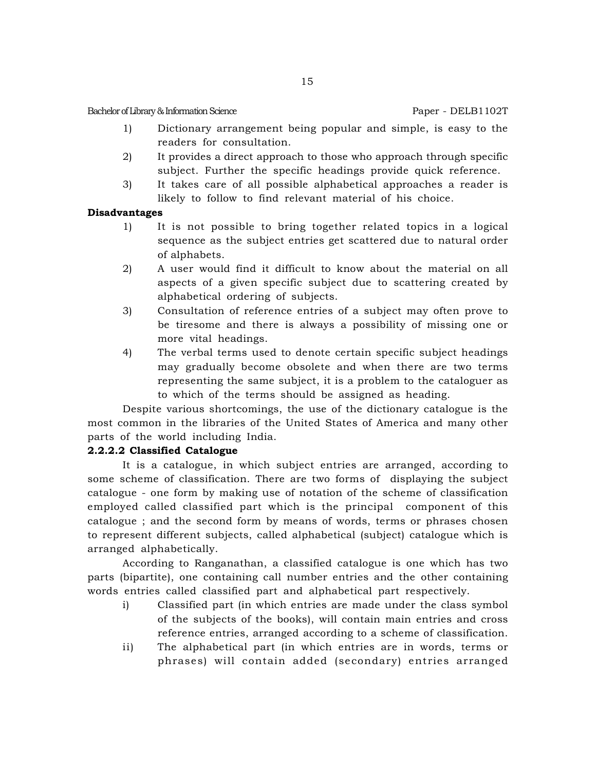1) Dictionary arrangement being popular and simple, is easy to the readers for consultation.
2) It provides a direct approach to those who approach through specific subject. Further the specific headings provide quick reference.
3) It takes care of all possible alphabetical approaches a reader is likely to follow to find relevant material of his choice.

**Disadvantages**

1) It is not possible to bring together related topics in a logical sequence as the subject entries get scattered due to natural order of alphabets.
2) A user would find it difficult to know about the material on all aspects of a given specific subject due to scattering created by alphabetical ordering of subjects.
3) Consultation of reference entries of a subject may often prove to be tiresome and there is always a possibility of missing one or more vital headings.
4) The verbal terms used to denote certain specific subject headings may gradually become obsolete and when there are two terms representing the same subject, it is a problem to the cataloguer as to which of the terms should be assigned as heading.

Despite various shortcomings, the use of the dictionary catalogue is the most common in the libraries of the United States of America and many other parts of the world including India.

**2.2.2.2 Classified Catalogue**

It is a catalogue, in which subject entries are arranged, according to some scheme of classification. There are two forms of displaying the subject catalogue - one form by making use of notation of the scheme of classification employed called classified part which is the principal component of this catalogue ; and the second form by means of words, terms or phrases chosen to represent different subjects, called alphabetical (subject) catalogue which is arranged alphabetically.

According to Ranganathan, a classified catalogue is one which has two parts (bipartite), one containing call number entries and the other containing words entries called classified part and alphabetical part respectively.

i) Classified part (in which entries are made under the class symbol of the subjects of the books), will contain main entries and cross reference entries, arranged according to a scheme of classification.
ii) The alphabetical part (in which entries are in words, terms or phrases) will contain added (secondary) entries arranged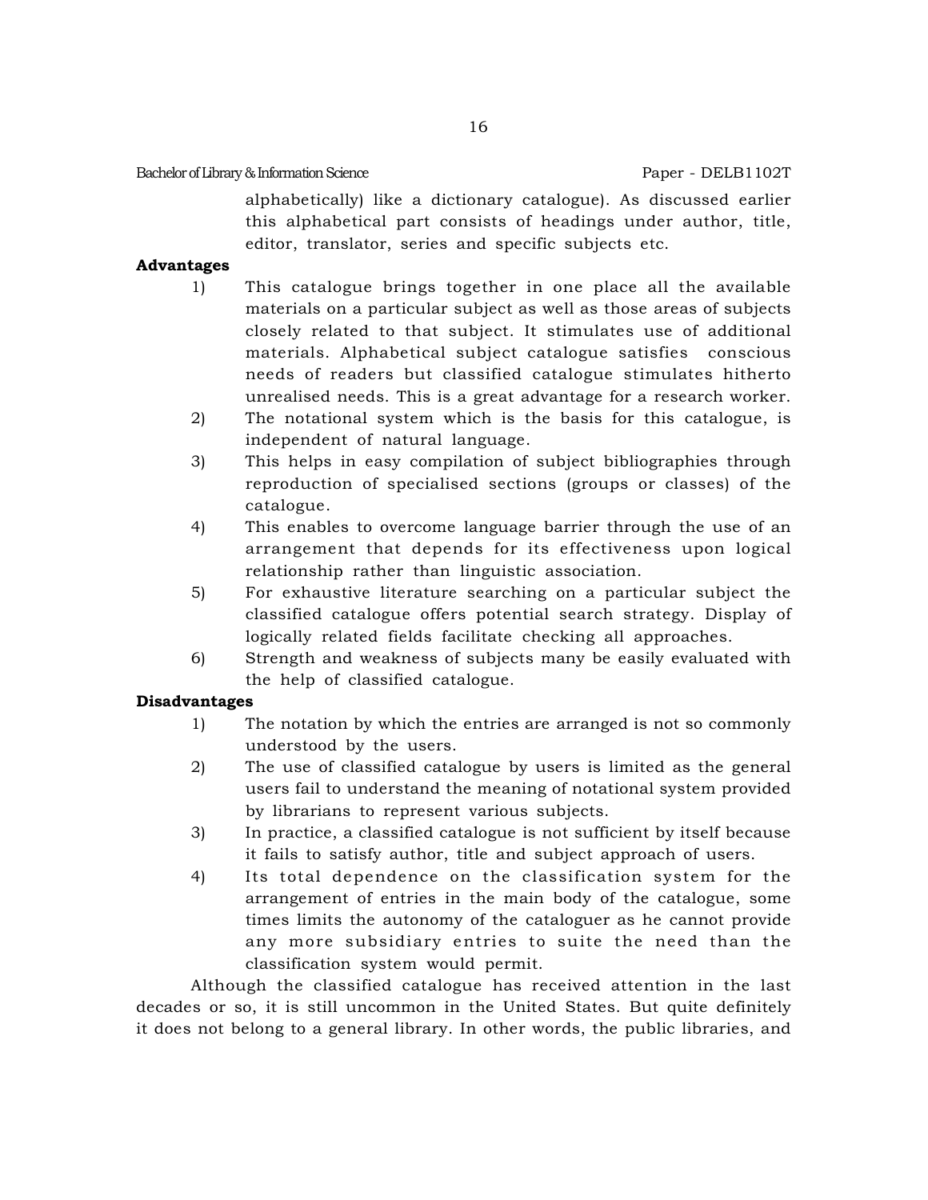alphabetically) like a dictionary catalogue). As discussed earlier this alphabetical part consists of headings under author, title, editor, translator, series and specific subjects etc.

**Advantages**

1) This catalogue brings together in one place all the available materials on a particular subject as well as those areas of subjects closely related to that subject. It stimulates use of additional materials. Alphabetical subject catalogue satisfies conscious needs of readers but classified catalogue stimulates hitherto unrealised needs. This is a great advantage for a research worker.
2) The notational system which is the basis for this catalogue, is independent of natural language.
3) This helps in easy compilation of subject bibliographies through reproduction of specialised sections (groups or classes) of the catalogue.
4) This enables to overcome language barrier through the use of an arrangement that depends for its effectiveness upon logical relationship rather than linguistic association.
5) For exhaustive literature searching on a particular subject the classified catalogue offers potential search strategy. Display of logically related fields facilitate checking all approaches.
6) Strength and weakness of subjects many be easily evaluated with the help of classified catalogue.

**Disadvantages**

1) The notation by which the entries are arranged is not so commonly understood by the users.
2) The use of classified catalogue by users is limited as the general users fail to understand the meaning of notational system provided by librarians to represent various subjects.
3) In practice, a classified catalogue is not sufficient by itself because it fails to satisfy author, title and subject approach of users.
4) Its total dependence on the classification system for the arrangement of entries in the main body of the catalogue, some times limits the autonomy of the cataloguer as he cannot provide any more subsidiary entries to suite the need than the classification system would permit.

Although the classified catalogue has received attention in the last decades or so, it is still uncommon in the United States. But quite definitely it does not belong to a general library. In other words, the public libraries, and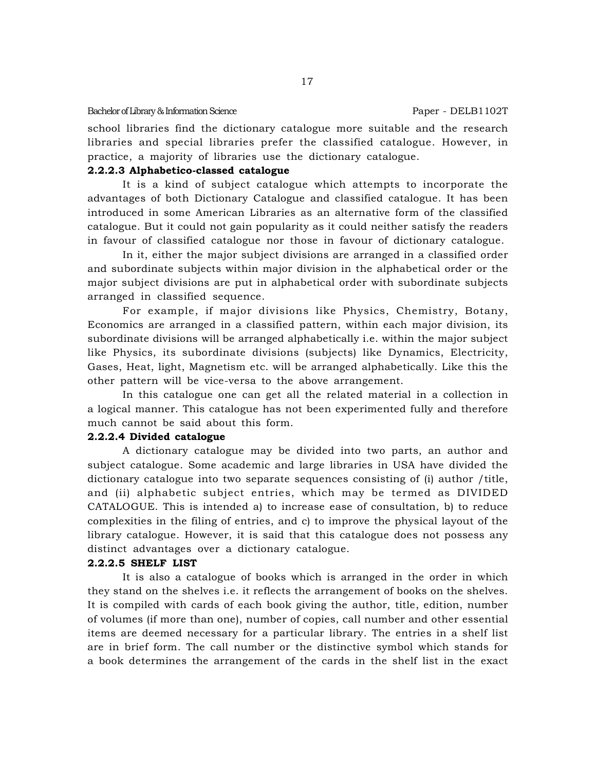school libraries find the dictionary catalogue more suitable and the research libraries and special libraries prefer the classified catalogue. However, in practice, a majority of libraries use the dictionary catalogue.

#### 2.2.2.3 Alphabetico-classed catalogue

It is a kind of subject catalogue which attempts to incorporate the advantages of both Dictionary Catalogue and classified catalogue. It has been introduced in some American Libraries as an alternative form of the classified catalogue. But it could not gain popularity as it could neither satisfy the readers in favour of classified catalogue nor those in favour of dictionary catalogue.

In it, either the major subject divisions are arranged in a classified order and subordinate subjects within major division in the alphabetical order or the major subject divisions are put in alphabetical order with subordinate subjects arranged in classified sequence.

For example, if major divisions like Physics, Chemistry, Botany, Economics are arranged in a classified pattern, within each major division, its subordinate divisions will be arranged alphabetically i.e. within the major subject like Physics, its subordinate divisions (subjects) like Dynamics, Electricity, Gases, Heat, light, Magnetism etc. will be arranged alphabetically. Like this the other pattern will be vice-versa to the above arrangement.

In this catalogue one can get all the related material in a collection in a logical manner. This catalogue has not been experimented fully and therefore much cannot be said about this form.

#### 2.2.2.4 Divided catalogue

A dictionary catalogue may be divided into two parts, an author and subject catalogue. Some academic and large libraries in USA have divided the dictionary catalogue into two separate sequences consisting of (i) author /title, and (ii) alphabetic subject entries, which may be termed as DIVIDED CATALOGUE. This is intended a) to increase ease of consultation, b) to reduce complexities in the filing of entries, and c) to improve the physical layout of the library catalogue. However, it is said that this catalogue does not possess any distinct advantages over a dictionary catalogue.

#### 2.2.2.5 SHELF LIST

It is also a catalogue of books which is arranged in the order in which they stand on the shelves i.e. it reflects the arrangement of books on the shelves. It is compiled with cards of each book giving the author, title, edition, number of volumes (if more than one), number of copies, call number and other essential items are deemed necessary for a particular library. The entries in a shelf list are in brief form. The call number or the distinctive symbol which stands for a book determines the arrangement of the cards in the shelf list in the exact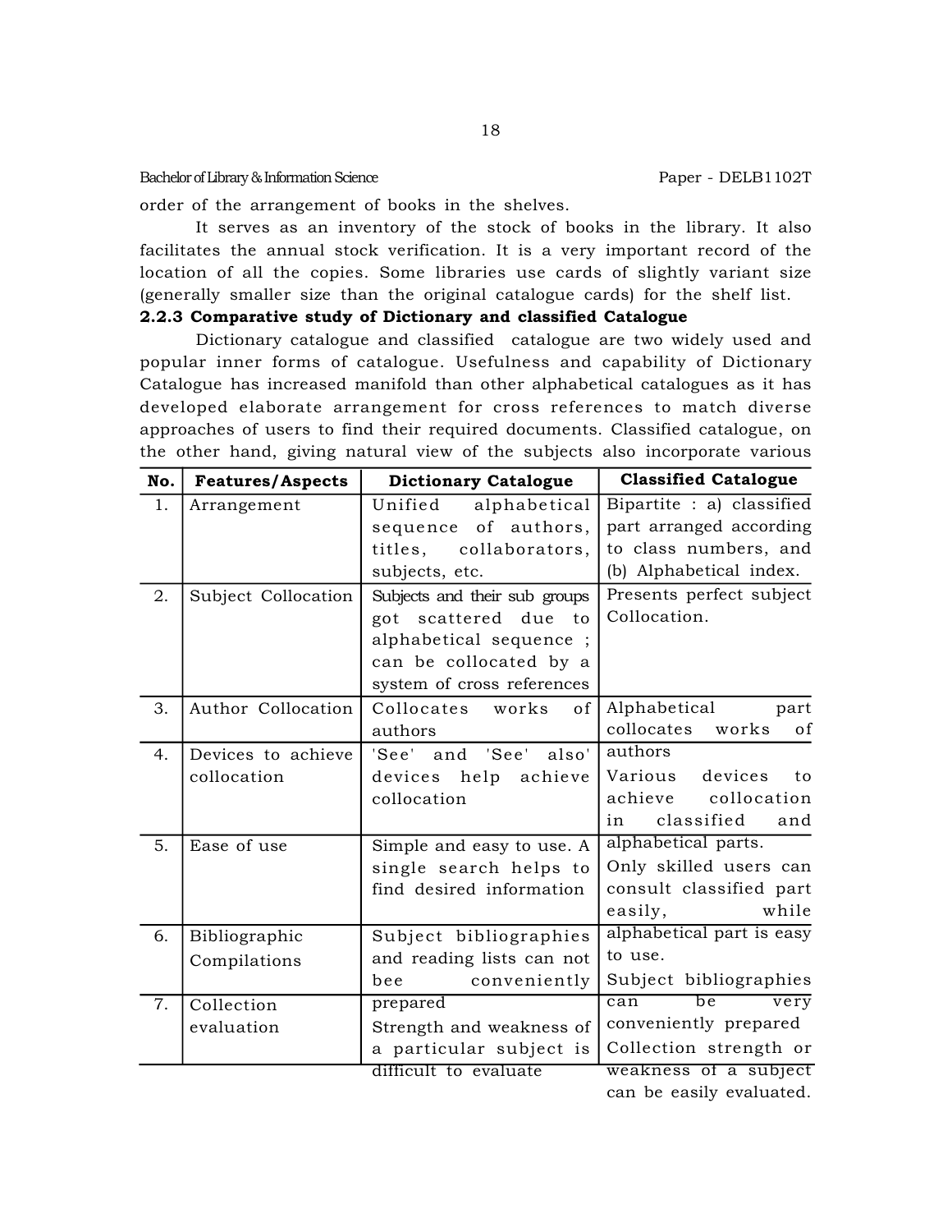order of the arrangement of books in the shelves.

It serves as an inventory of the stock of books in the library. It also facilitates the annual stock verification. It is a very important record of the location of all the copies. Some libraries use cards of slightly variant size (generally smaller size than the original catalogue cards) for the shelf list.

### 2.2.3 Comparative study of Dictionary and classified Catalogue

Dictionary catalogue and classified catalogue are two widely used and popular inner forms of catalogue. Usefulness and capability of Dictionary Catalogue has increased manifold than other alphabetical catalogues as it has developed elaborate arrangement for cross references to match diverse approaches of users to find their required documents. Classified catalogue, on the other hand, giving natural view of the subjects also incorporate various

| No. | Features/Aspects | Dictionary Catalogue | Classified Catalogue |
|---|---|---|---|
| 1. | Arrangement | Unified alphabetical sequence of authors, titles, collaborators, subjects, etc. | Bipartite : a) classified part arranged according to class numbers, and (b) Alphabetical index. |
| 2. | Subject Collocation | Subjects and their sub groups got scattered due to alphabetical sequence ; can be collocated by a system of cross references | Presents perfect subject Collocation. |
| 3. | Author Collocation | Collocates works of authors | Alphabetical part collocates works of authors |
| 4. | Devices to achieve collocation | 'See' and 'See' also' devices help achieve collocation | Various devices to achieve collocation in classified and alphabetical parts. |
| 5. | Ease of use | Simple and easy to use. A single search helps to find desired information | Only skilled users can consult classified part easily, while alphabetical part is easy to use. |
| 6. | Bibliographic Compilations | Subject bibliographies and reading lists can not bee conveniently prepared | Subject bibliographies can be very conveniently prepared |
| 7. | Collection evaluation | Strength and weakness of a particular subject is difficult to evaluate | Collection strength or weakness of a subject can be easily evaluated. |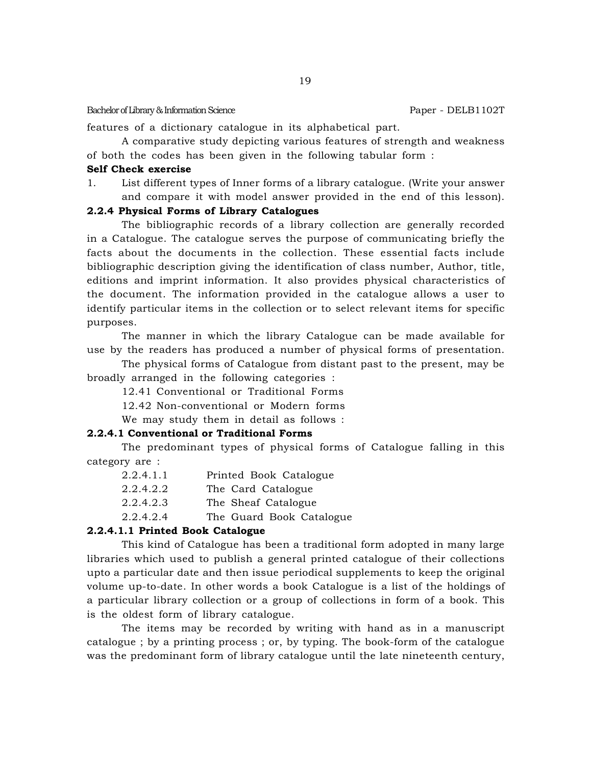features of a dictionary catalogue in its alphabetical part.

A comparative study depicting various features of strength and weakness of both the codes has been given in the following tabular form :

**Self Check exercise**

1. List different types of Inner forms of a library catalogue. (Write your answer and compare it with model answer provided in the end of this lesson).

### 2.2.4 Physical Forms of Library Catalogues

The bibliographic records of a library collection are generally recorded in a Catalogue. The catalogue serves the purpose of communicating briefly the facts about the documents in the collection. These essential facts include bibliographic description giving the identification of class number, Author, title, editions and imprint information. It also provides physical characteristics of the document. The information provided in the catalogue allows a user to identify particular items in the collection or to select relevant items for specific purposes.

The manner in which the library Catalogue can be made available for use by the readers has produced a number of physical forms of presentation.

The physical forms of Catalogue from distant past to the present, may be broadly arranged in the following categories :

12.41 Conventional or Traditional Forms

12.42 Non-conventional or Modern forms

We may study them in detail as follows :

#### 2.2.4.1 Conventional or Traditional Forms

The predominant types of physical forms of Catalogue falling in this category are :

2.2.4.1.1 Printed Book Catalogue

2.2.4.2.2 The Card Catalogue

2.2.4.2.3 The Sheaf Catalogue

2.2.4.2.4 The Guard Book Catalogue

#### 2.2.4.1.1 Printed Book Catalogue

This kind of Catalogue has been a traditional form adopted in many large libraries which used to publish a general printed catalogue of their collections upto a particular date and then issue periodical supplements to keep the original volume up-to-date. In other words a book Catalogue is a list of the holdings of a particular library collection or a group of collections in form of a book. This is the oldest form of library catalogue.

The items may be recorded by writing with hand as in a manuscript catalogue ; by a printing process ; or, by typing. The book-form of the catalogue was the predominant form of library catalogue until the late nineteenth century,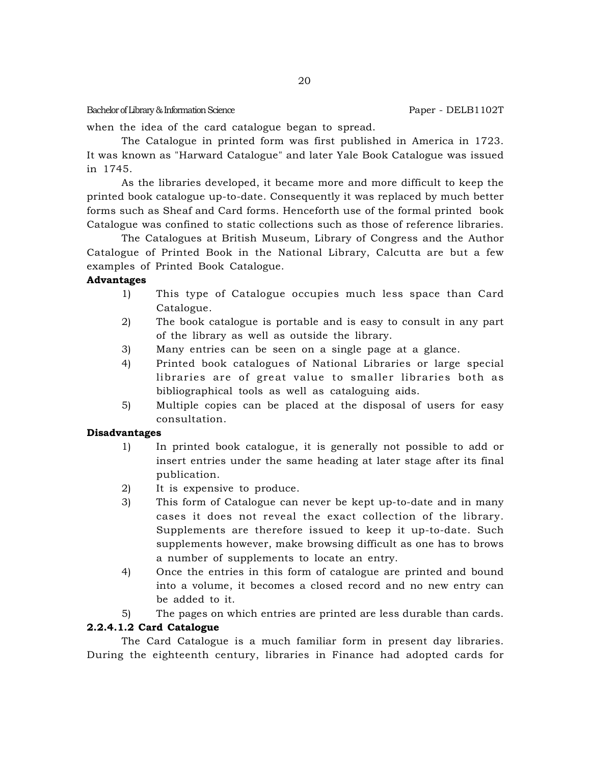when the idea of the card catalogue began to spread.

The Catalogue in printed form was first published in America in 1723. It was known as "Harward Catalogue" and later Yale Book Catalogue was issued in 1745.

As the libraries developed, it became more and more difficult to keep the printed book catalogue up-to-date. Consequently it was replaced by much better forms such as Sheaf and Card forms. Henceforth use of the formal printed book Catalogue was confined to static collections such as those of reference libraries.

The Catalogues at British Museum, Library of Congress and the Author Catalogue of Printed Book in the National Library, Calcutta are but a few examples of Printed Book Catalogue.

**Advantages**

1) This type of Catalogue occupies much less space than Card Catalogue.
2) The book catalogue is portable and is easy to consult in any part of the library as well as outside the library.
3) Many entries can be seen on a single page at a glance.
4) Printed book catalogues of National Libraries or large special libraries are of great value to smaller libraries both as bibliographical tools as well as cataloguing aids.
5) Multiple copies can be placed at the disposal of users for easy consultation.

**Disadvantages**

1) In printed book catalogue, it is generally not possible to add or insert entries under the same heading at later stage after its final publication.
2) It is expensive to produce.
3) This form of Catalogue can never be kept up-to-date and in many cases it does not reveal the exact collection of the library. Supplements are therefore issued to keep it up-to-date. Such supplements however, make browsing difficult as one has to brows a number of supplements to locate an entry.
4) Once the entries in this form of catalogue are printed and bound into a volume, it becomes a closed record and no new entry can be added to it.
5) The pages on which entries are printed are less durable than cards.

**2.2.4.1.2 Card Catalogue**

The Card Catalogue is a much familiar form in present day libraries. During the eighteenth century, libraries in Finance had adopted cards for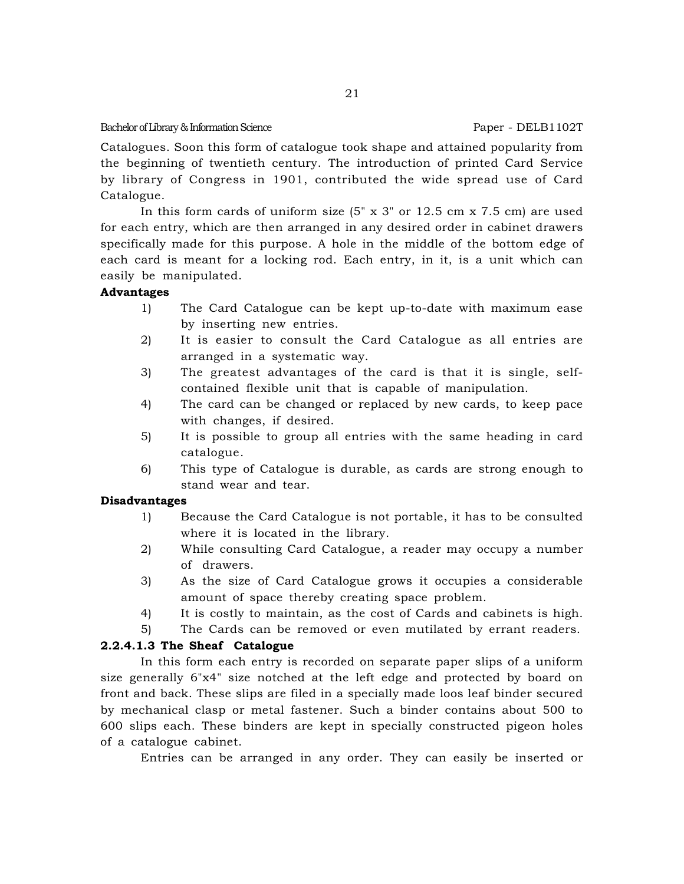Catalogues. Soon this form of catalogue took shape and attained popularity from the beginning of twentieth century. The introduction of printed Card Service by library of Congress in 1901, contributed the wide spread use of Card Catalogue.

In this form cards of uniform size (5" x 3" or 12.5 cm x 7.5 cm) are used for each entry, which are then arranged in any desired order in cabinet drawers specifically made for this purpose. A hole in the middle of the bottom edge of each card is meant for a locking rod. Each entry, in it, is a unit which can easily be manipulated.

**Advantages**

1) The Card Catalogue can be kept up-to-date with maximum ease by inserting new entries.
2) It is easier to consult the Card Catalogue as all entries are arranged in a systematic way.
3) The greatest advantages of the card is that it is single, self-contained flexible unit that is capable of manipulation.
4) The card can be changed or replaced by new cards, to keep pace with changes, if desired.
5) It is possible to group all entries with the same heading in card catalogue.
6) This type of Catalogue is durable, as cards are strong enough to stand wear and tear.

**Disadvantages**

1) Because the Card Catalogue is not portable, it has to be consulted where it is located in the library.
2) While consulting Card Catalogue, a reader may occupy a number of drawers.
3) As the size of Card Catalogue grows it occupies a considerable amount of space thereby creating space problem.
4) It is costly to maintain, as the cost of Cards and cabinets is high.
5) The Cards can be removed or even mutilated by errant readers.

**2.2.4.1.3 The Sheaf Catalogue**

In this form each entry is recorded on separate paper slips of a uniform size generally 6"x4" size notched at the left edge and protected by board on front and back. These slips are filed in a specially made loos leaf binder secured by mechanical clasp or metal fastener. Such a binder contains about 500 to 600 slips each. These binders are kept in specially constructed pigeon holes of a catalogue cabinet.

Entries can be arranged in any order. They can easily be inserted or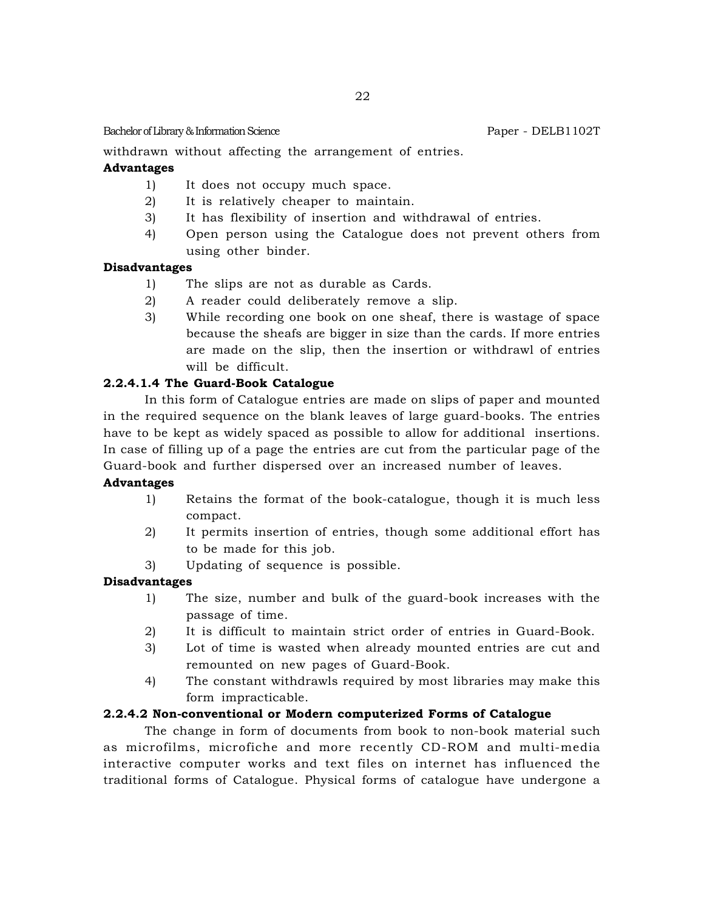withdrawn without affecting the arrangement of entries.

**Advantages**

1) It does not occupy much space.
2) It is relatively cheaper to maintain.
3) It has flexibility of insertion and withdrawal of entries.
4) Open person using the Catalogue does not prevent others from using other binder.

**Disadvantages**

1) The slips are not as durable as Cards.
2) A reader could deliberately remove a slip.
3) While recording one book on one sheaf, there is wastage of space because the sheafs are bigger in size than the cards. If more entries are made on the slip, then the insertion or withdrawl of entries will be difficult.

#### 2.2.4.1.4 The Guard-Book Catalogue

In this form of Catalogue entries are made on slips of paper and mounted in the required sequence on the blank leaves of large guard-books. The entries have to be kept as widely spaced as possible to allow for additional insertions. In case of filling up of a page the entries are cut from the particular page of the Guard-book and further dispersed over an increased number of leaves.

**Advantages**

1) Retains the format of the book-catalogue, though it is much less compact.
2) It permits insertion of entries, though some additional effort has to be made for this job.
3) Updating of sequence is possible.

**Disadvantages**

1) The size, number and bulk of the guard-book increases with the passage of time.
2) It is difficult to maintain strict order of entries in Guard-Book.
3) Lot of time is wasted when already mounted entries are cut and remounted on new pages of Guard-Book.
4) The constant withdrawls required by most libraries may make this form impracticable.

#### 2.2.4.2 Non-conventional or Modern computerized Forms of Catalogue

The change in form of documents from book to non-book material such as microfilms, microfiche and more recently CD-ROM and multi-media interactive computer works and text files on internet has influenced the traditional forms of Catalogue. Physical forms of catalogue have undergone a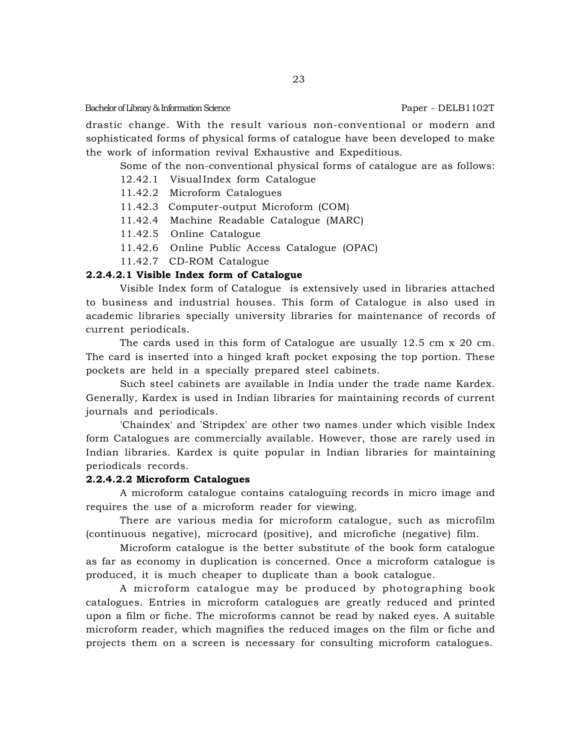drastic change. With the result various non-conventional or modern and sophisticated forms of physical forms of catalogue have been developed to make the work of information revival Exhaustive and Expeditious.

Some of the non-conventional physical forms of catalogue are as follows:

12.42.1 VisualIndex form Catalogue

11.42.2 Microform Catalogues

11.42.3 Computer-output Microform (COM)

11.42.4 Machine Readable Catalogue (MARC)

11.42.5 Online Catalogue

11.42.6 Online Public Access Catalogue (OPAC)

11.42.7 CD-ROM Catalogue

**2.2.4.2.1 Visible Index form of Catalogue**

Visible Index form of Catalogue is extensively used in libraries attached to business and industrial houses. This form of Catalogue is also used in academic libraries specially university libraries for maintenance of records of current periodicals.

The cards used in this form of Catalogue are usually 12.5 cm x 20 cm. The card is inserted into a hinged kraft pocket exposing the top portion. These pockets are held in a specially prepared steel cabinets.

Such steel cabinets are available in India under the trade name Kardex. Generally, Kardex is used in Indian libraries for maintaining records of current journals and periodicals.

'Chaindex' and 'Stripdex' are other two names under which visible Index form Catalogues are commercially available. However, those are rarely used in Indian libraries. Kardex is quite popular in Indian libraries for maintaining periodicals records.

**2.2.4.2.2 Microform Catalogues**

A microform catalogue contains cataloguing records in micro image and requires the use of a microform reader for viewing.

There are various media for microform catalogue, such as microfilm (continuous negative), microcard (positive), and microfiche (negative) film.

Microform catalogue is the better substitute of the book form catalogue as far as economy in duplication is concerned. Once a microform catalogue is produced, it is much cheaper to duplicate than a book catalogue.

A microform catalogue may be produced by photographing book catalogues. Entries in microform catalogues are greatly reduced and printed upon a film or fiche. The microforms cannot be read by naked eyes. A suitable microform reader, which magnifies the reduced images on the film or fiche and projects them on a screen is necessary for consulting microform catalogues.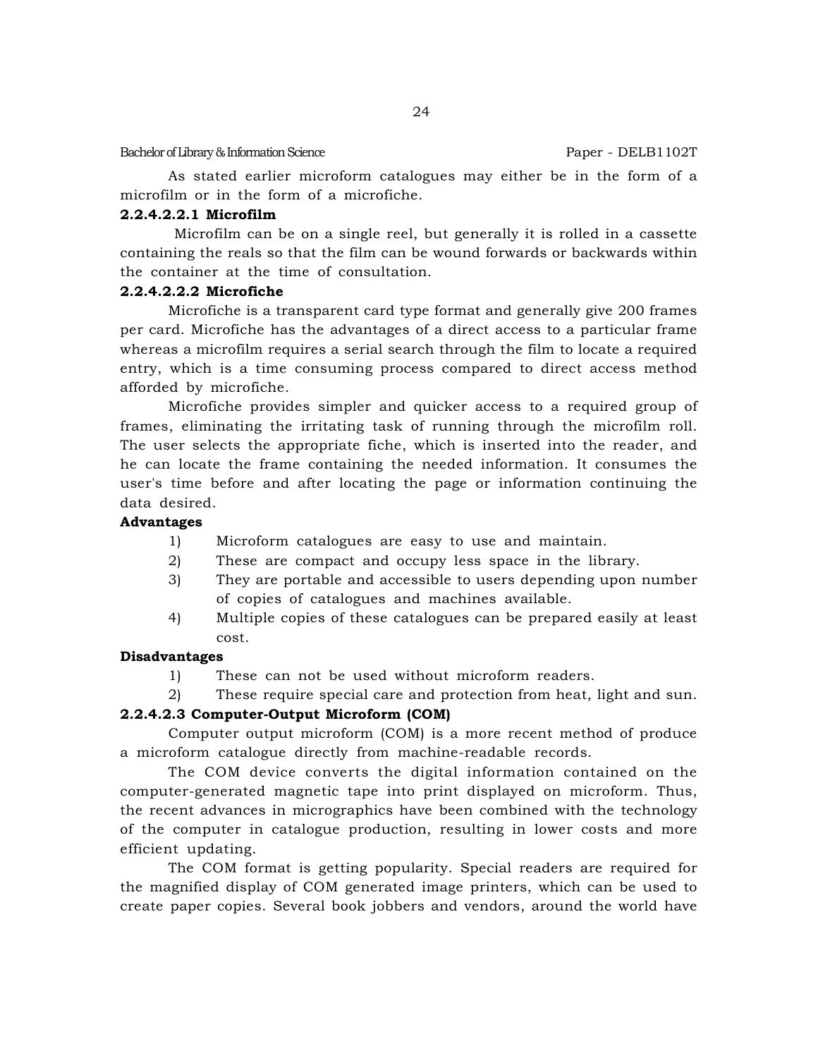As stated earlier microform catalogues may either be in the form of a microfilm or in the form of a microfiche.

**2.2.4.2.2.1 Microfilm**

Microfilm can be on a single reel, but generally it is rolled in a cassette containing the reals so that the film can be wound forwards or backwards within the container at the time of consultation.

**2.2.4.2.2.2 Microfiche**

Microfiche is a transparent card type format and generally give 200 frames per card. Microfiche has the advantages of a direct access to a particular frame whereas a microfilm requires a serial search through the film to locate a required entry, which is a time consuming process compared to direct access method afforded by microfiche.

Microfiche provides simpler and quicker access to a required group of frames, eliminating the irritating task of running through the microfilm roll. The user selects the appropriate fiche, which is inserted into the reader, and he can locate the frame containing the needed information. It consumes the user's time before and after locating the page or information continuing the data desired.

**Advantages**

1) Microform catalogues are easy to use and maintain.
2) These are compact and occupy less space in the library.
3) They are portable and accessible to users depending upon number of copies of catalogues and machines available.
4) Multiple copies of these catalogues can be prepared easily at least cost.

**Disadvantages**

1) These can not be used without microform readers.
2) These require special care and protection from heat, light and sun.

**2.2.4.2.3 Computer-Output Microform (COM)**

Computer output microform (COM) is a more recent method of produce a microform catalogue directly from machine-readable records.

The COM device converts the digital information contained on the computer-generated magnetic tape into print displayed on microform. Thus, the recent advances in micrographics have been combined with the technology of the computer in catalogue production, resulting in lower costs and more efficient updating.

The COM format is getting popularity. Special readers are required for the magnified display of COM generated image printers, which can be used to create paper copies. Several book jobbers and vendors, around the world have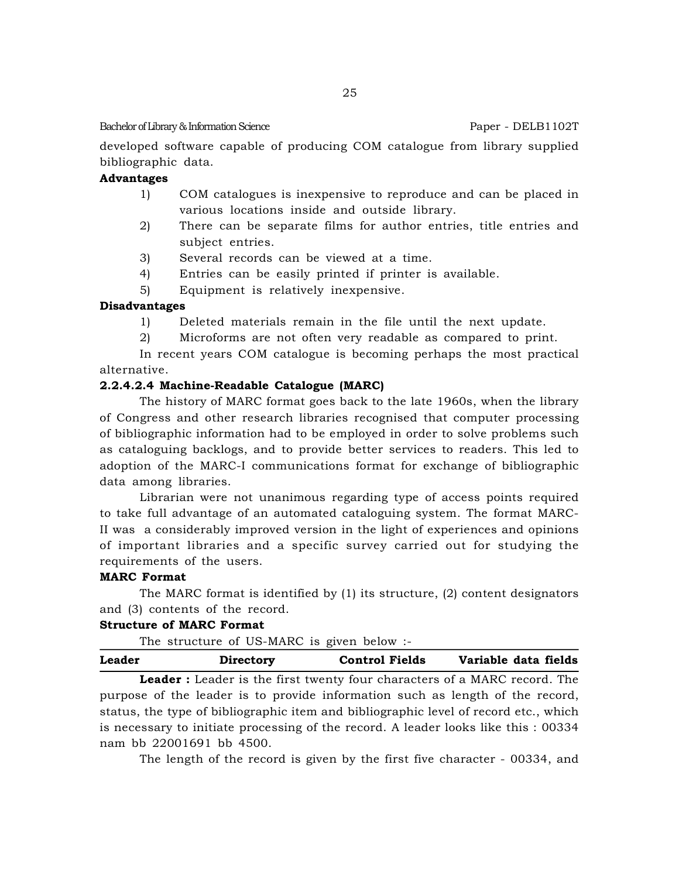developed software capable of producing COM catalogue from library supplied bibliographic data.

**Advantages**

1) COM catalogues is inexpensive to reproduce and can be placed in various locations inside and outside library.
2) There can be separate films for author entries, title entries and subject entries.
3) Several records can be viewed at a time.
4) Entries can be easily printed if printer is available.
5) Equipment is relatively inexpensive.

**Disadvantages**

1) Deleted materials remain in the file until the next update.
2) Microforms are not often very readable as compared to print.

In recent years COM catalogue is becoming perhaps the most practical alternative.

#### 2.2.4.2.4 Machine-Readable Catalogue (MARC)

The history of MARC format goes back to the late 1960s, when the library of Congress and other research libraries recognised that computer processing of bibliographic information had to be employed in order to solve problems such as cataloguing backlogs, and to provide better services to readers. This led to adoption of the MARC-I communications format for exchange of bibliographic data among libraries.

Librarian were not unanimous regarding type of access points required to take full advantage of an automated cataloguing system. The format MARC-II was a considerably improved version in the light of experiences and opinions of important libraries and a specific survey carried out for studying the requirements of the users.

**MARC Format**

The MARC format is identified by (1) its structure, (2) content designators and (3) contents of the record.

**Structure of MARC Format**

The structure of US-MARC is given below :-

| Leader | Directory | Control Fields | Variable data fields |
|---|---|---|---|

**Leader :** Leader is the first twenty four characters of a MARC record. The purpose of the leader is to provide information such as length of the record, status, the type of bibliographic item and bibliographic level of record etc., which is necessary to initiate processing of the record. A leader looks like this : 00334 nam bb 22001691 bb 4500.

The length of the record is given by the first five character - 00334, and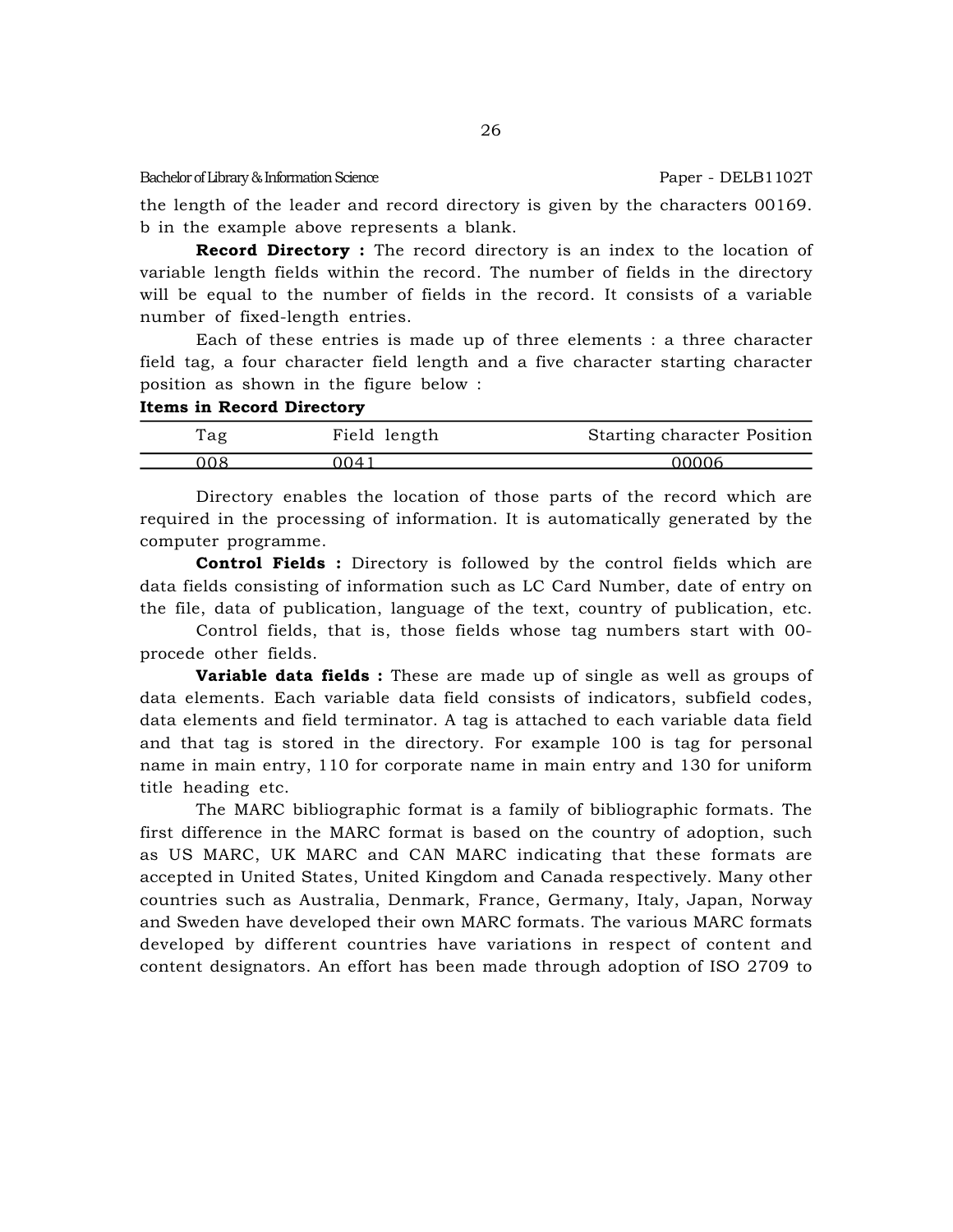the length of the leader and record directory is given by the characters 00169. b in the example above represents a blank.

**Record Directory :** The record directory is an index to the location of variable length fields within the record. The number of fields in the directory will be equal to the number of fields in the record. It consists of a variable number of fixed-length entries.

Each of these entries is made up of three elements : a three character field tag, a four character field length and a five character starting character position as shown in the figure below :

**Items in Record Directory**

| Tag | Field length | Starting character Position |
|---|---|---|
| 008 | 0041 | 00006 |

Directory enables the location of those parts of the record which are required in the processing of information. It is automatically generated by the computer programme.

**Control Fields :** Directory is followed by the control fields which are data fields consisting of information such as LC Card Number, date of entry on the file, data of publication, language of the text, country of publication, etc.

Control fields, that is, those fields whose tag numbers start with 00- procede other fields.

**Variable data fields :** These are made up of single as well as groups of data elements. Each variable data field consists of indicators, subfield codes, data elements and field terminator. A tag is attached to each variable data field and that tag is stored in the directory. For example 100 is tag for personal name in main entry, 110 for corporate name in main entry and 130 for uniform title heading etc.

The MARC bibliographic format is a family of bibliographic formats. The first difference in the MARC format is based on the country of adoption, such as US MARC, UK MARC and CAN MARC indicating that these formats are accepted in United States, United Kingdom and Canada respectively. Many other countries such as Australia, Denmark, France, Germany, Italy, Japan, Norway and Sweden have developed their own MARC formats. The various MARC formats developed by different countries have variations in respect of content and content designators. An effort has been made through adoption of ISO 2709 to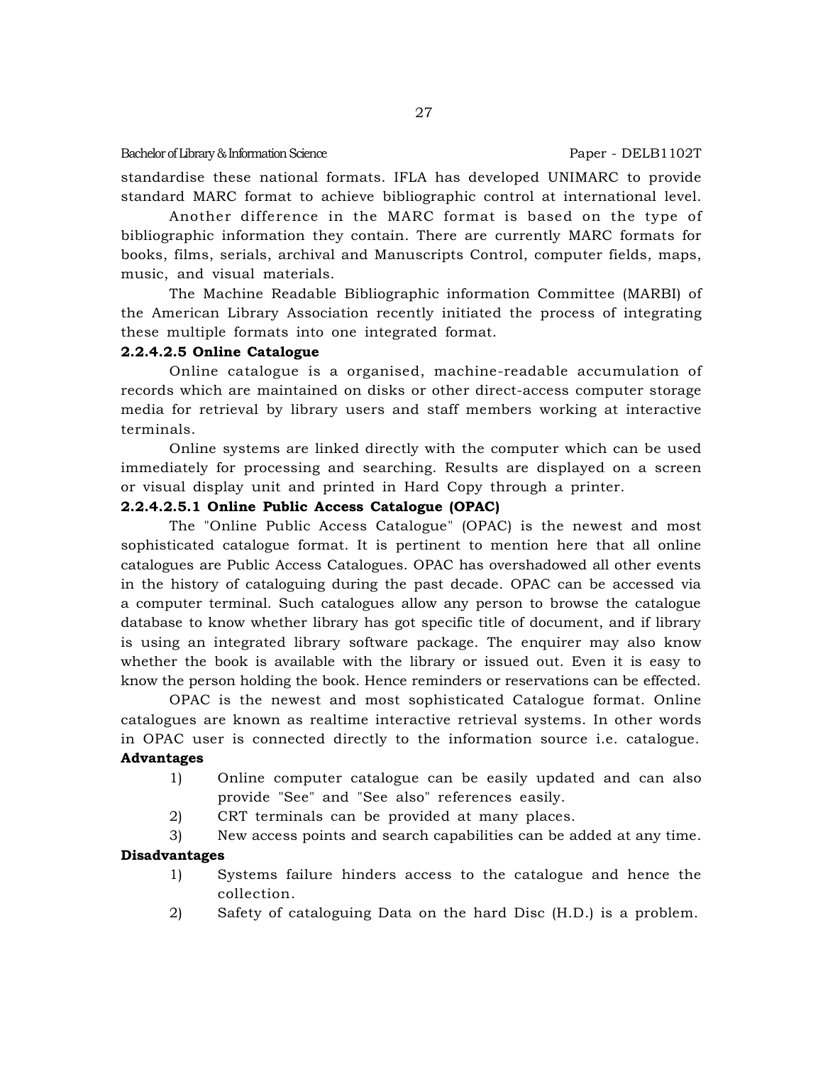standardise these national formats. IFLA has developed UNIMARC to provide standard MARC format to achieve bibliographic control at international level.

Another difference in the MARC format is based on the type of bibliographic information they contain. There are currently MARC formats for books, films, serials, archival and Manuscripts Control, computer fields, maps, music, and visual materials.

The Machine Readable Bibliographic information Committee (MARBI) of the American Library Association recently initiated the process of integrating these multiple formats into one integrated format.

#### 2.2.4.2.5 Online Catalogue

Online catalogue is a organised, machine-readable accumulation of records which are maintained on disks or other direct-access computer storage media for retrieval by library users and staff members working at interactive terminals.

Online systems are linked directly with the computer which can be used immediately for processing and searching. Results are displayed on a screen or visual display unit and printed in Hard Copy through a printer.

##### 2.2.4.2.5.1 Online Public Access Catalogue (OPAC)

The "Online Public Access Catalogue" (OPAC) is the newest and most sophisticated catalogue format. It is pertinent to mention here that all online catalogues are Public Access Catalogues. OPAC has overshadowed all other events in the history of cataloguing during the past decade. OPAC can be accessed via a computer terminal. Such catalogues allow any person to browse the catalogue database to know whether library has got specific title of document, and if library is using an integrated library software package. The enquirer may also know whether the book is available with the library or issued out. Even it is easy to know the person holding the book. Hence reminders or reservations can be effected.

OPAC is the newest and most sophisticated Catalogue format. Online catalogues are known as realtime interactive retrieval systems. In other words in OPAC user is connected directly to the information source i.e. catalogue.

**Advantages**

1) Online computer catalogue can be easily updated and can also provide "See" and "See also" references easily.
2) CRT terminals can be provided at many places.
3) New access points and search capabilities can be added at any time.

**Disadvantages**

1) Systems failure hinders access to the catalogue and hence the collection.
2) Safety of cataloguing Data on the hard Disc (H.D.) is a problem.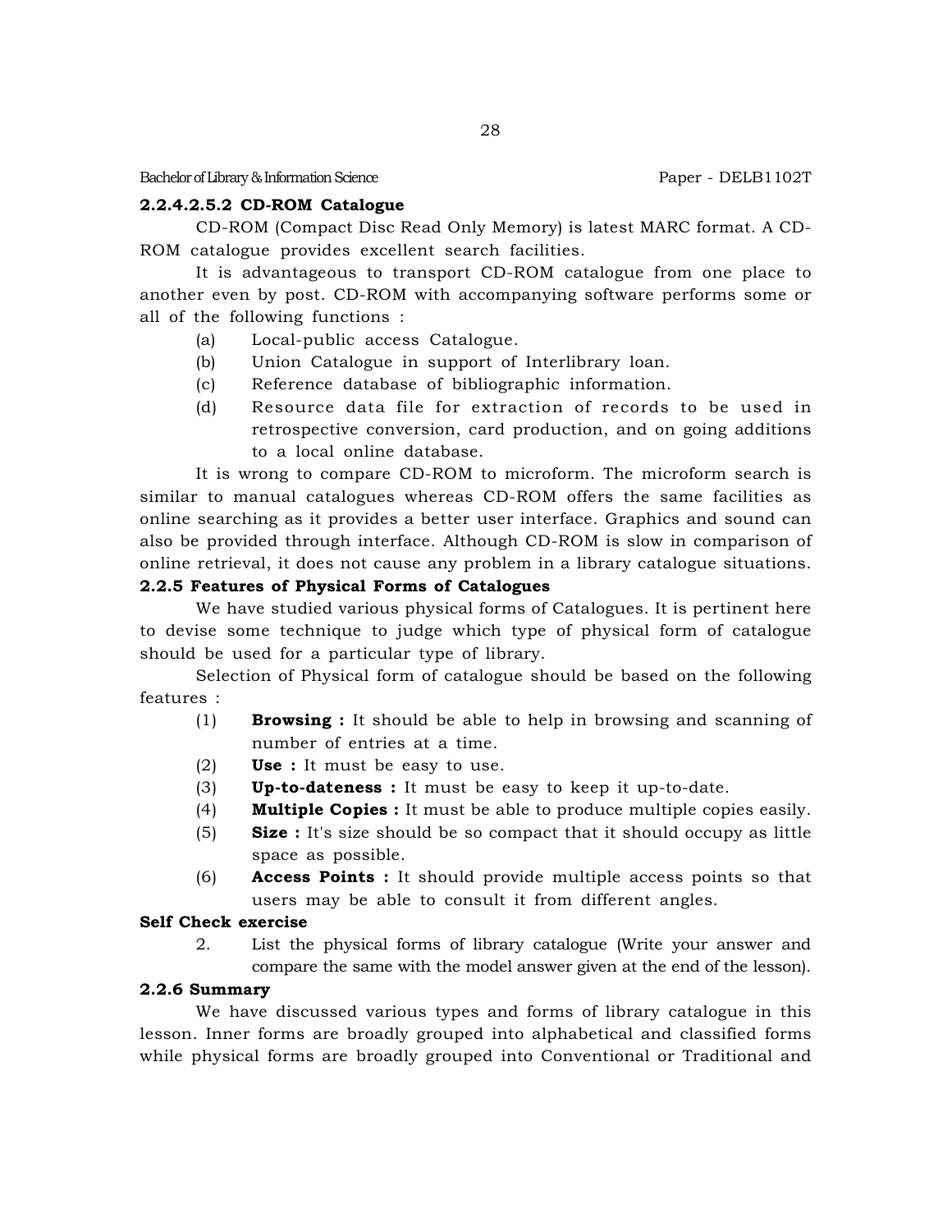#### 2.2.4.2.5.2 CD-ROM Catalogue

CD-ROM (Compact Disc Read Only Memory) is latest MARC format. A CD-ROM catalogue provides excellent search facilities.

It is advantageous to transport CD-ROM catalogue from one place to another even by post. CD-ROM with accompanying software performs some or all of the following functions :

(a) Local-public access Catalogue.

(b) Union Catalogue in support of Interlibrary loan.

(c) Reference database of bibliographic information.

(d) Resource data file for extraction of records to be used in retrospective conversion, card production, and on going additions to a local online database.

It is wrong to compare CD-ROM to microform. The microform search is similar to manual catalogues whereas CD-ROM offers the same facilities as online searching as it provides a better user interface. Graphics and sound can also be provided through interface. Although CD-ROM is slow in comparison of online retrieval, it does not cause any problem in a library catalogue situations.

### 2.2.5 Features of Physical Forms of Catalogues

We have studied various physical forms of Catalogues. It is pertinent here to devise some technique to judge which type of physical form of catalogue should be used for a particular type of library.

Selection of Physical form of catalogue should be based on the following features :

(1) **Browsing :** It should be able to help in browsing and scanning of number of entries at a time.

(2) **Use :** It must be easy to use.

(3) **Up-to-dateness :** It must be easy to keep it up-to-date.

(4) **Multiple Copies :** It must be able to produce multiple copies easily.

(5) **Size :** It's size should be so compact that it should occupy as little space as possible.

(6) **Access Points :** It should provide multiple access points so that users may be able to consult it from different angles.

**Self Check exercise**

2. List the physical forms of library catalogue (Write your answer and compare the same with the model answer given at the end of the lesson).

### 2.2.6 Summary

We have discussed various types and forms of library catalogue in this lesson. Inner forms are broadly grouped into alphabetical and classified forms while physical forms are broadly grouped into Conventional or Traditional and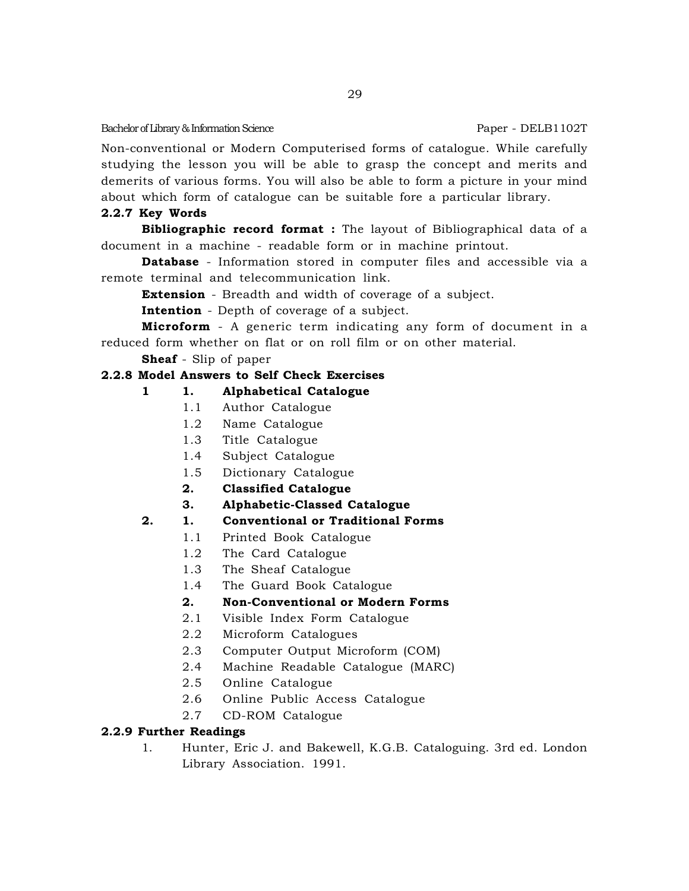Non-conventional or Modern Computerised forms of catalogue. While carefully studying the lesson you will be able to grasp the concept and merits and demerits of various forms. You will also be able to form a picture in your mind about which form of catalogue can be suitable fore a particular library.

### 2.2.7 Key Words

**Bibliographic record format :** The layout of Bibliographical data of a document in a machine - readable form or in machine printout.

**Database** - Information stored in computer files and accessible via a remote terminal and telecommunication link.

**Extension** - Breadth and width of coverage of a subject.

**Intention** - Depth of coverage of a subject.

**Microform** - A generic term indicating any form of document in a reduced form whether on flat or on roll film or on other material.

**Sheaf** - Slip of paper

### 2.2.8 Model Answers to Self Check Exercises

**1**

**1. Alphabetical Catalogue**

- 1.1 Author Catalogue
- 1.2 Name Catalogue
- 1.3 Title Catalogue
- 1.4 Subject Catalogue
- 1.5 Dictionary Catalogue

**2. Classified Catalogue**

**3. Alphabetic-Classed Catalogue**

**2.**

**1. Conventional or Traditional Forms**

- 1.1 Printed Book Catalogue
- 1.2 The Card Catalogue
- 1.3 The Sheaf Catalogue
- 1.4 The Guard Book Catalogue

**2. Non-Conventional or Modern Forms**

- 2.1 Visible Index Form Catalogue
- 2.2 Microform Catalogues
- 2.3 Computer Output Microform (COM)
- 2.4 Machine Readable Catalogue (MARC)
- 2.5 Online Catalogue
- 2.6 Online Public Access Catalogue
- 2.7 CD-ROM Catalogue

### 2.2.9 Further Readings

1. Hunter, Eric J. and Bakewell, K.G.B. Cataloguing. 3rd ed. London Library Association. 1991.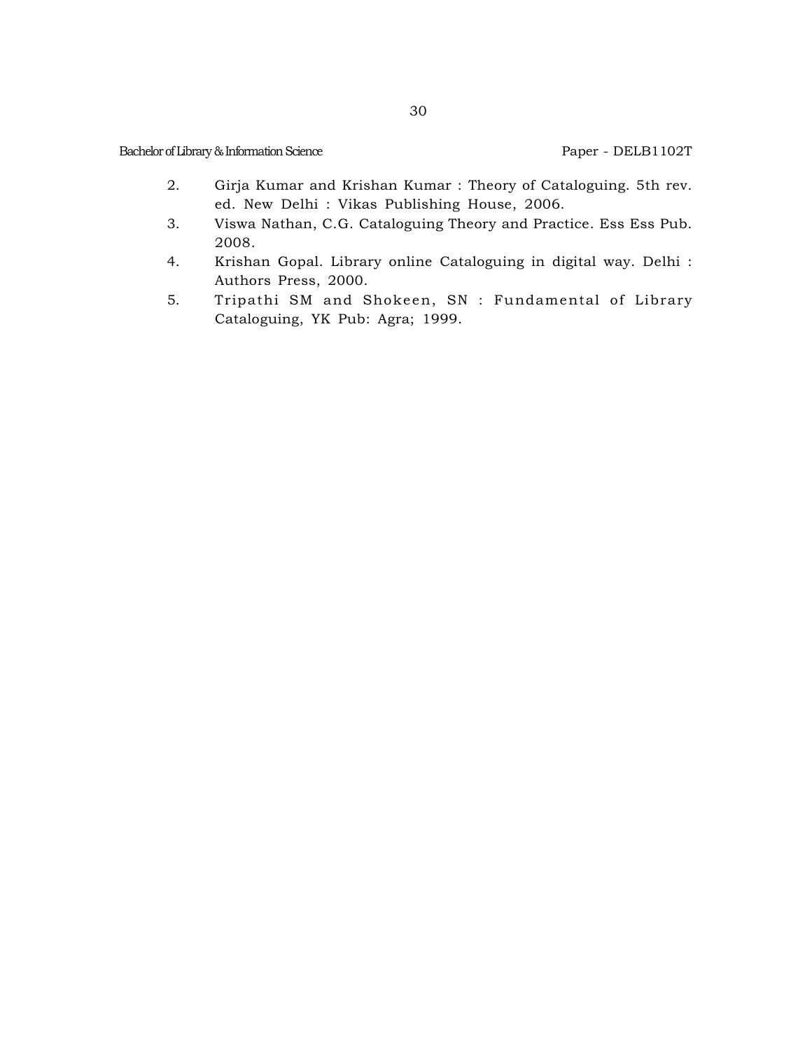2. Girja Kumar and Krishan Kumar : Theory of Cataloguing. 5th rev. ed. New Delhi : Vikas Publishing House, 2006.
3. Viswa Nathan, C.G. Cataloguing Theory and Practice. Ess Ess Pub. 2008.
4. Krishan Gopal. Library online Cataloguing in digital way. Delhi : Authors Press, 2000.
5. Tripathi SM and Shokeen, SN : Fundamental of Library Cataloguing, YK Pub: Agra; 1999.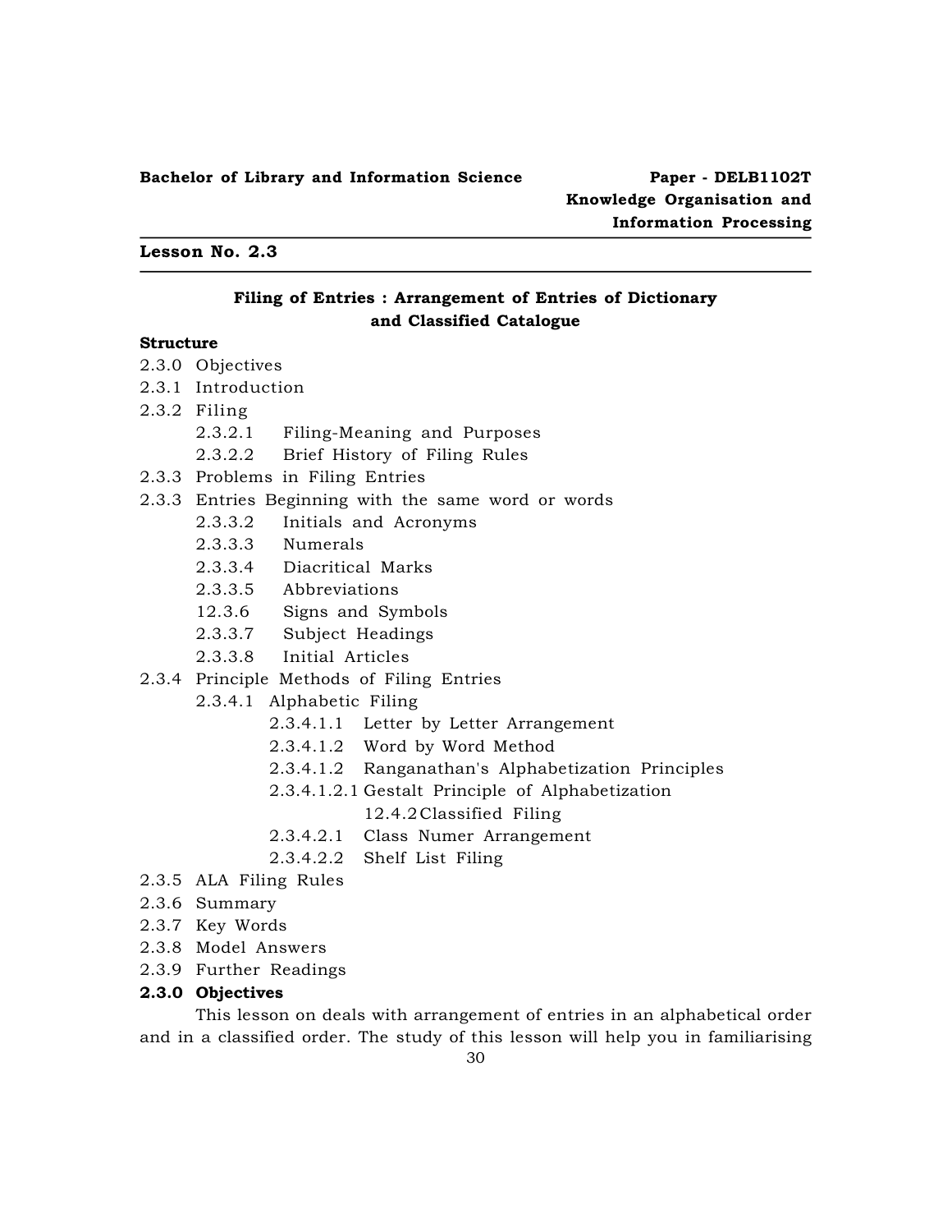**Bachelor of Library and Information Science** | **Paper - DELB1102T Knowledge Organisation and Information Processing**

## Lesson No. 2.3

### Filing of Entries : Arrangement of Entries of Dictionary and Classified Catalogue

**Structure**

2.3.0 Objectives

2.3.1 Introduction

2.3.2 Filing

- 2.3.2.1 Filing-Meaning and Purposes
- 2.3.2.2 Brief History of Filing Rules

2.3.3 Problems in Filing Entries

2.3.3 Entries Beginning with the same word or words

- 2.3.3.2 Initials and Acronyms
- 2.3.3.3 Numerals
- 2.3.3.4 Diacritical Marks
- 2.3.3.5 Abbreviations
- 12.3.6 Signs and Symbols
- 2.3.3.7 Subject Headings
- 2.3.3.8 Initial Articles

2.3.4 Principle Methods of Filing Entries

- 2.3.4.1 Alphabetic Filing
  - 2.3.4.1.1 Letter by Letter Arrangement
  - 2.3.4.1.2 Word by Word Method
  - 2.3.4.1.2 Ranganathan's Alphabetization Principles
  - 2.3.4.1.2.1 Gestalt Principle of Alphabetization
  - 12.4.2 Classified Filing
  - 2.3.4.2.1 Class Numer Arrangement
  - 2.3.4.2.2 Shelf List Filing

2.3.5 ALA Filing Rules

2.3.6 Summary

2.3.7 Key Words

2.3.8 Model Answers

2.3.9 Further Readings

**2.3.0 Objectives**

This lesson on deals with arrangement of entries in an alphabetical order and in a classified order. The study of this lesson will help you in familiarising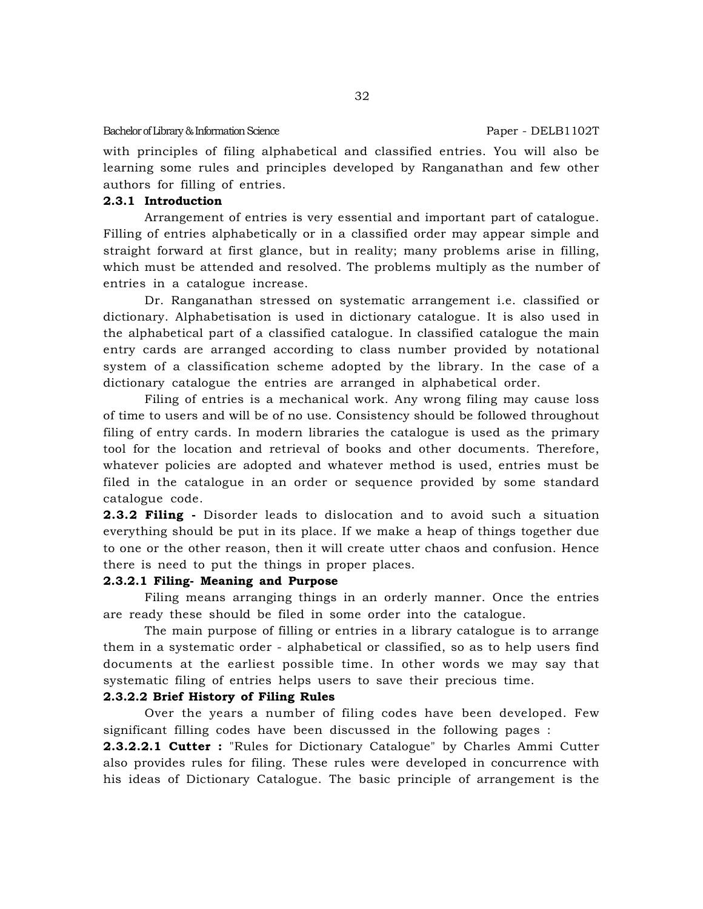with principles of filing alphabetical and classified entries. You will also be learning some rules and principles developed by Ranganathan and few other authors for filling of entries.

**2.3.1 Introduction**

Arrangement of entries is very essential and important part of catalogue. Filling of entries alphabetically or in a classified order may appear simple and straight forward at first glance, but in reality; many problems arise in filling, which must be attended and resolved. The problems multiply as the number of entries in a catalogue increase.

Dr. Ranganathan stressed on systematic arrangement i.e. classified or dictionary. Alphabetisation is used in dictionary catalogue. It is also used in the alphabetical part of a classified catalogue. In classified catalogue the main entry cards are arranged according to class number provided by notational system of a classification scheme adopted by the library. In the case of a dictionary catalogue the entries are arranged in alphabetical order.

Filing of entries is a mechanical work. Any wrong filing may cause loss of time to users and will be of no use. Consistency should be followed throughout filing of entry cards. In modern libraries the catalogue is used as the primary tool for the location and retrieval of books and other documents. Therefore, whatever policies are adopted and whatever method is used, entries must be filed in the catalogue in an order or sequence provided by some standard catalogue code.

**2.3.2 Filing -** Disorder leads to dislocation and to avoid such a situation everything should be put in its place. If we make a heap of things together due to one or the other reason, then it will create utter chaos and confusion. Hence there is need to put the things in proper places.

**2.3.2.1 Filing- Meaning and Purpose**

Filing means arranging things in an orderly manner. Once the entries are ready these should be filed in some order into the catalogue.

The main purpose of filling or entries in a library catalogue is to arrange them in a systematic order - alphabetical or classified, so as to help users find documents at the earliest possible time. In other words we may say that systematic filing of entries helps users to save their precious time.

**2.3.2.2 Brief History of Filing Rules**

Over the years a number of filing codes have been developed. Few significant filling codes have been discussed in the following pages :

**2.3.2.2.1 Cutter :** "Rules for Dictionary Catalogue" by Charles Ammi Cutter also provides rules for filing. These rules were developed in concurrence with his ideas of Dictionary Catalogue. The basic principle of arrangement is the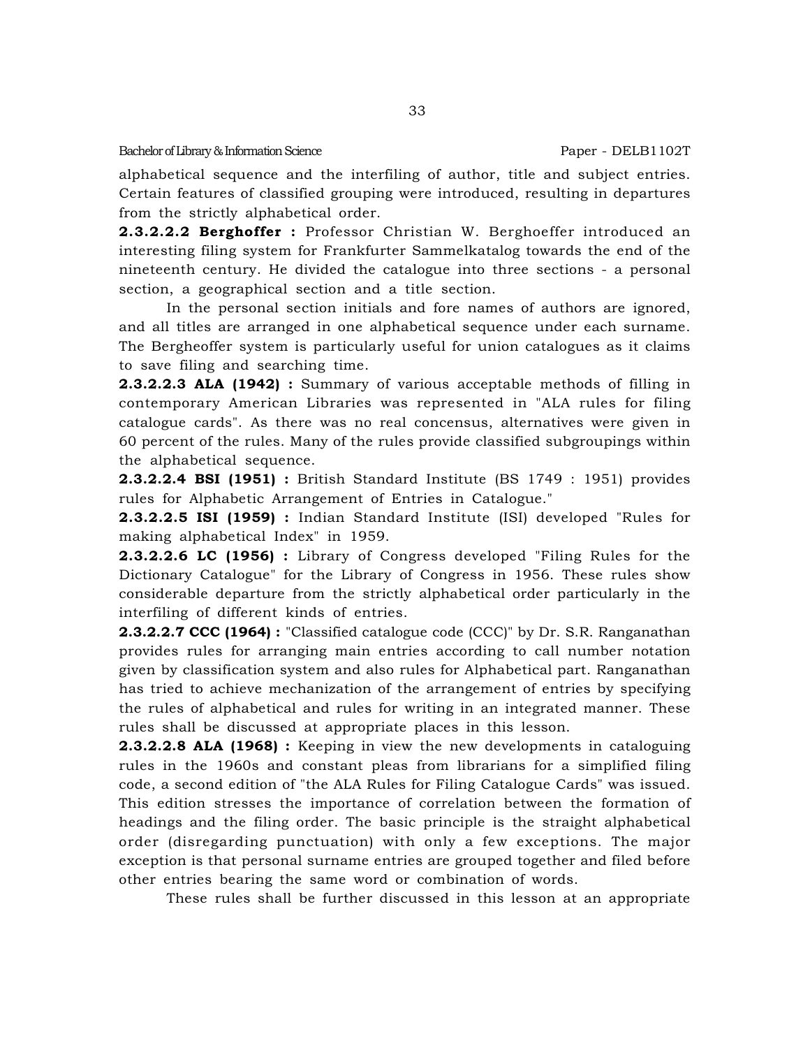alphabetical sequence and the interfiling of author, title and subject entries. Certain features of classified grouping were introduced, resulting in departures from the strictly alphabetical order.

**2.3.2.2.2 Berghoffer :** Professor Christian W. Berghoeffer introduced an interesting filing system for Frankfurter Sammelkatalog towards the end of the nineteenth century. He divided the catalogue into three sections - a personal section, a geographical section and a title section.

In the personal section initials and fore names of authors are ignored, and all titles are arranged in one alphabetical sequence under each surname. The Bergheoffer system is particularly useful for union catalogues as it claims to save filing and searching time.

**2.3.2.2.3 ALA (1942) :** Summary of various acceptable methods of filling in contemporary American Libraries was represented in "ALA rules for filing catalogue cards". As there was no real concensus, alternatives were given in 60 percent of the rules. Many of the rules provide classified subgroupings within the alphabetical sequence.

**2.3.2.2.4 BSI (1951) :** British Standard Institute (BS 1749 : 1951) provides rules for Alphabetic Arrangement of Entries in Catalogue."

**2.3.2.2.5 ISI (1959) :** Indian Standard Institute (ISI) developed "Rules for making alphabetical Index" in 1959.

**2.3.2.2.6 LC (1956) :** Library of Congress developed "Filing Rules for the Dictionary Catalogue" for the Library of Congress in 1956. These rules show considerable departure from the strictly alphabetical order particularly in the interfiling of different kinds of entries.

**2.3.2.2.7 CCC (1964) :** "Classified catalogue code (CCC)" by Dr. S.R. Ranganathan provides rules for arranging main entries according to call number notation given by classification system and also rules for Alphabetical part. Ranganathan has tried to achieve mechanization of the arrangement of entries by specifying the rules of alphabetical and rules for writing in an integrated manner. These rules shall be discussed at appropriate places in this lesson.

**2.3.2.2.8 ALA (1968) :** Keeping in view the new developments in cataloguing rules in the 1960s and constant pleas from librarians for a simplified filing code, a second edition of "the ALA Rules for Filing Catalogue Cards" was issued. This edition stresses the importance of correlation between the formation of headings and the filing order. The basic principle is the straight alphabetical order (disregarding punctuation) with only a few exceptions. The major exception is that personal surname entries are grouped together and filed before other entries bearing the same word or combination of words.

These rules shall be further discussed in this lesson at an appropriate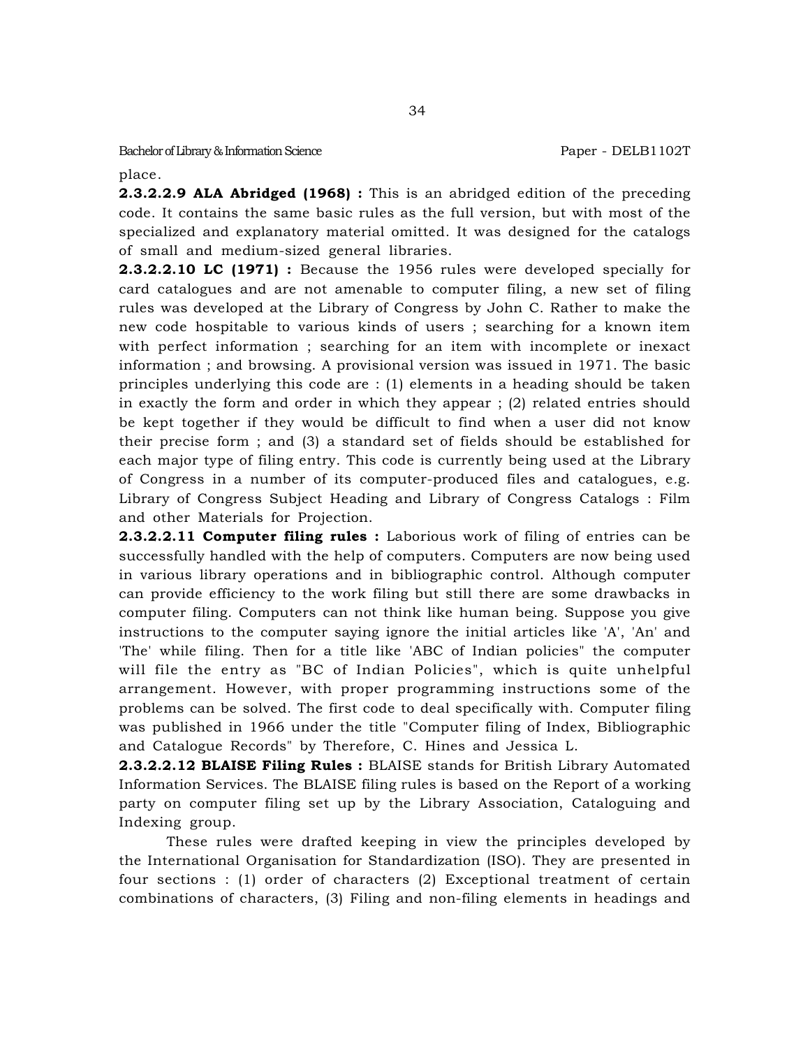place.

**2.3.2.2.9 ALA Abridged (1968) :** This is an abridged edition of the preceding code. It contains the same basic rules as the full version, but with most of the specialized and explanatory material omitted. It was designed for the catalogs of small and medium-sized general libraries.

**2.3.2.2.10 LC (1971) :** Because the 1956 rules were developed specially for card catalogues and are not amenable to computer filing, a new set of filing rules was developed at the Library of Congress by John C. Rather to make the new code hospitable to various kinds of users ; searching for a known item with perfect information ; searching for an item with incomplete or inexact information ; and browsing. A provisional version was issued in 1971. The basic principles underlying this code are : (1) elements in a heading should be taken in exactly the form and order in which they appear ; (2) related entries should be kept together if they would be difficult to find when a user did not know their precise form ; and (3) a standard set of fields should be established for each major type of filing entry. This code is currently being used at the Library of Congress in a number of its computer-produced files and catalogues, e.g. Library of Congress Subject Heading and Library of Congress Catalogs : Film and other Materials for Projection.

**2.3.2.2.11 Computer filing rules :** Laborious work of filing of entries can be successfully handled with the help of computers. Computers are now being used in various library operations and in bibliographic control. Although computer can provide efficiency to the work filing but still there are some drawbacks in computer filing. Computers can not think like human being. Suppose you give instructions to the computer saying ignore the initial articles like 'A', 'An' and 'The' while filing. Then for a title like 'ABC of Indian policies" the computer will file the entry as "BC of Indian Policies", which is quite unhelpful arrangement. However, with proper programming instructions some of the problems can be solved. The first code to deal specifically with. Computer filing was published in 1966 under the title "Computer filing of Index, Bibliographic and Catalogue Records" by Therefore, C. Hines and Jessica L.

**2.3.2.2.12 BLAISE Filing Rules :** BLAISE stands for British Library Automated Information Services. The BLAISE filing rules is based on the Report of a working party on computer filing set up by the Library Association, Cataloguing and Indexing group.

These rules were drafted keeping in view the principles developed by the International Organisation for Standardization (ISO). They are presented in four sections : (1) order of characters (2) Exceptional treatment of certain combinations of characters, (3) Filing and non-filing elements in headings and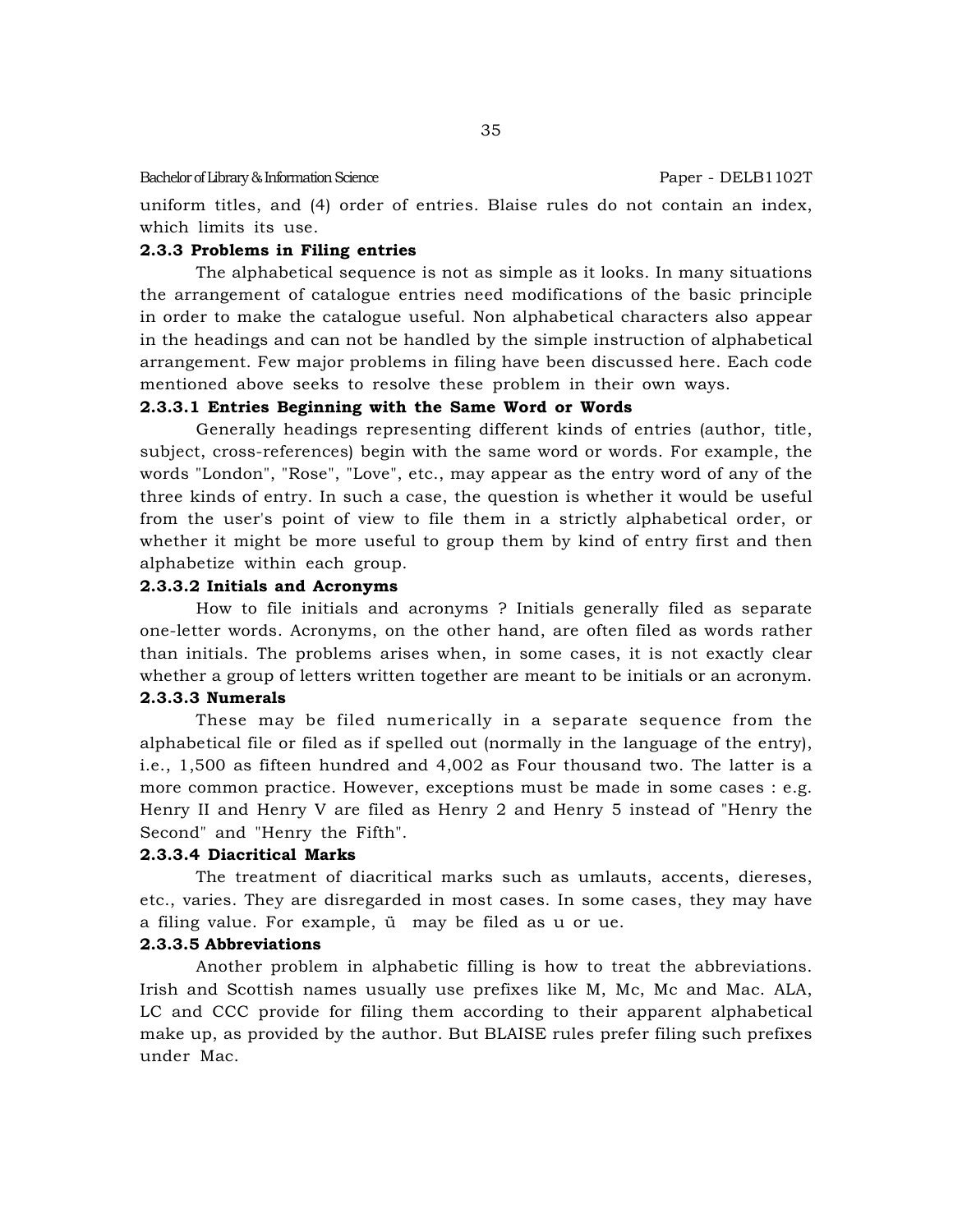uniform titles, and (4) order of entries. Blaise rules do not contain an index, which limits its use.

### 2.3.3 Problems in Filing entries

The alphabetical sequence is not as simple as it looks. In many situations the arrangement of catalogue entries need modifications of the basic principle in order to make the catalogue useful. Non alphabetical characters also appear in the headings and can not be handled by the simple instruction of alphabetical arrangement. Few major problems in filing have been discussed here. Each code mentioned above seeks to resolve these problem in their own ways.

#### 2.3.3.1 Entries Beginning with the Same Word or Words

Generally headings representing different kinds of entries (author, title, subject, cross-references) begin with the same word or words. For example, the words "London", "Rose", "Love", etc., may appear as the entry word of any of the three kinds of entry. In such a case, the question is whether it would be useful from the user's point of view to file them in a strictly alphabetical order, or whether it might be more useful to group them by kind of entry first and then alphabetize within each group.

#### 2.3.3.2 Initials and Acronyms

How to file initials and acronyms ? Initials generally filed as separate one-letter words. Acronyms, on the other hand, are often filed as words rather than initials. The problems arises when, in some cases, it is not exactly clear whether a group of letters written together are meant to be initials or an acronym.

#### 2.3.3.3 Numerals

These may be filed numerically in a separate sequence from the alphabetical file or filed as if spelled out (normally in the language of the entry), i.e., 1,500 as fifteen hundred and 4,002 as Four thousand two. The latter is a more common practice. However, exceptions must be made in some cases : e.g. Henry II and Henry V are filed as Henry 2 and Henry 5 instead of "Henry the Second" and "Henry the Fifth".

#### 2.3.3.4 Diacritical Marks

The treatment of diacritical marks such as umlauts, accents, diereses, etc., varies. They are disregarded in most cases. In some cases, they may have a filing value. For example, ü may be filed as u or ue.

#### 2.3.3.5 Abbreviations

Another problem in alphabetic filling is how to treat the abbreviations. Irish and Scottish names usually use prefixes like M, Mc, Mc and Mac. ALA, LC and CCC provide for filing them according to their apparent alphabetical make up, as provided by the author. But BLAISE rules prefer filing such prefixes under Mac.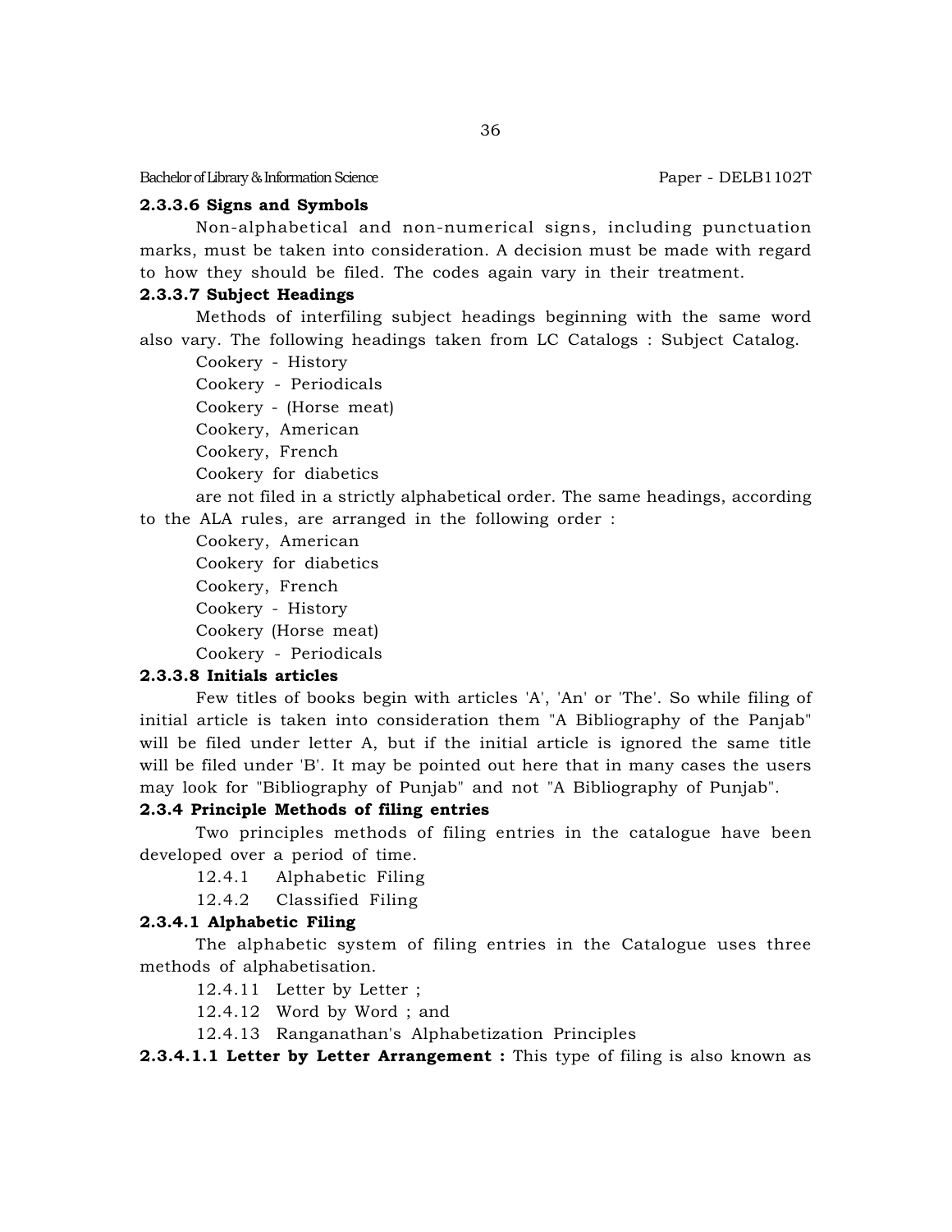#### 2.3.3.6 Signs and Symbols

Non-alphabetical and non-numerical signs, including punctuation marks, must be taken into consideration. A decision must be made with regard to how they should be filed. The codes again vary in their treatment.

#### 2.3.3.7 Subject Headings

Methods of interfiling subject headings beginning with the same word also vary. The following headings taken from LC Catalogs : Subject Catalog.

Cookery - History
Cookery - Periodicals
Cookery - (Horse meat)
Cookery, American
Cookery, French
Cookery for diabetics

are not filed in a strictly alphabetical order. The same headings, according to the ALA rules, are arranged in the following order :

Cookery, American
Cookery for diabetics
Cookery, French
Cookery - History
Cookery (Horse meat)
Cookery - Periodicals

#### 2.3.3.8 Initials articles

Few titles of books begin with articles 'A', 'An' or 'The'. So while filing of initial article is taken into consideration them "A Bibliography of the Panjab" will be filed under letter A, but if the initial article is ignored the same title will be filed under 'B'. It may be pointed out here that in many cases the users may look for "Bibliography of Punjab" and not "A Bibliography of Punjab".

### 2.3.4 Principle Methods of filing entries

Two principles methods of filing entries in the catalogue have been developed over a period of time.

12.4.1 Alphabetic Filing
12.4.2 Classified Filing

#### 2.3.4.1 Alphabetic Filing

The alphabetic system of filing entries in the Catalogue uses three methods of alphabetisation.

12.4.11 Letter by Letter ;
12.4.12 Word by Word ; and
12.4.13 Ranganathan's Alphabetization Principles

**2.3.4.1.1 Letter by Letter Arrangement :** This type of filing is also known as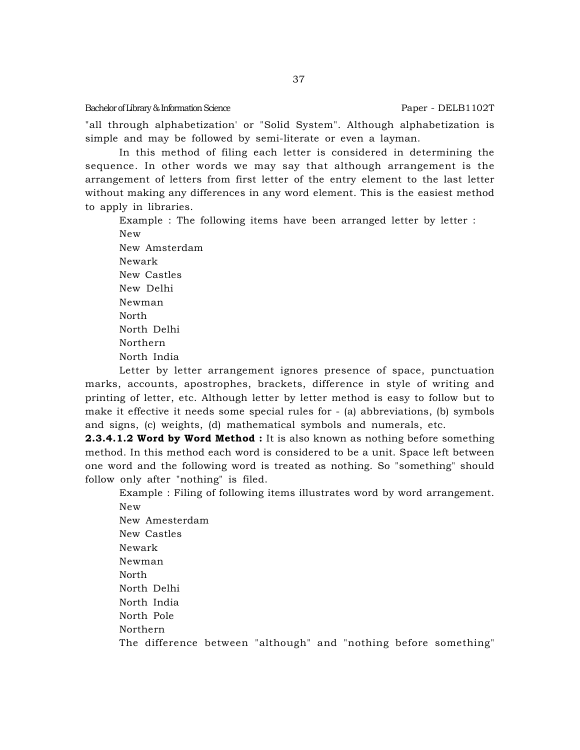"all through alphabetization' or "Solid System". Although alphabetization is simple and may be followed by semi-literate or even a layman.

In this method of filing each letter is considered in determining the sequence. In other words we may say that although arrangement is the arrangement of letters from first letter of the entry element to the last letter without making any differences in any word element. This is the easiest method to apply in libraries.

Example : The following items have been arranged letter by letter :

New  
New Amsterdam  
Newark  
New Castles  
New Delhi  
Newman  
North  
North Delhi  
Northern  
North India

Letter by letter arrangement ignores presence of space, punctuation marks, accounts, apostrophes, brackets, difference in style of writing and printing of letter, etc. Although letter by letter method is easy to follow but to make it effective it needs some special rules for - (a) abbreviations, (b) symbols and signs, (c) weights, (d) mathematical symbols and numerals, etc.

**2.3.4.1.2 Word by Word Method :** It is also known as nothing before something method. In this method each word is considered to be a unit. Space left between one word and the following word is treated as nothing. So "something" should follow only after "nothing" is filed.

Example : Filing of following items illustrates word by word arrangement.

New  
New Amesterdam  
New Castles  
Newark  
Newman  
North  
North Delhi  
North India  
North Pole  
Northern

The difference between "although" and "nothing before something"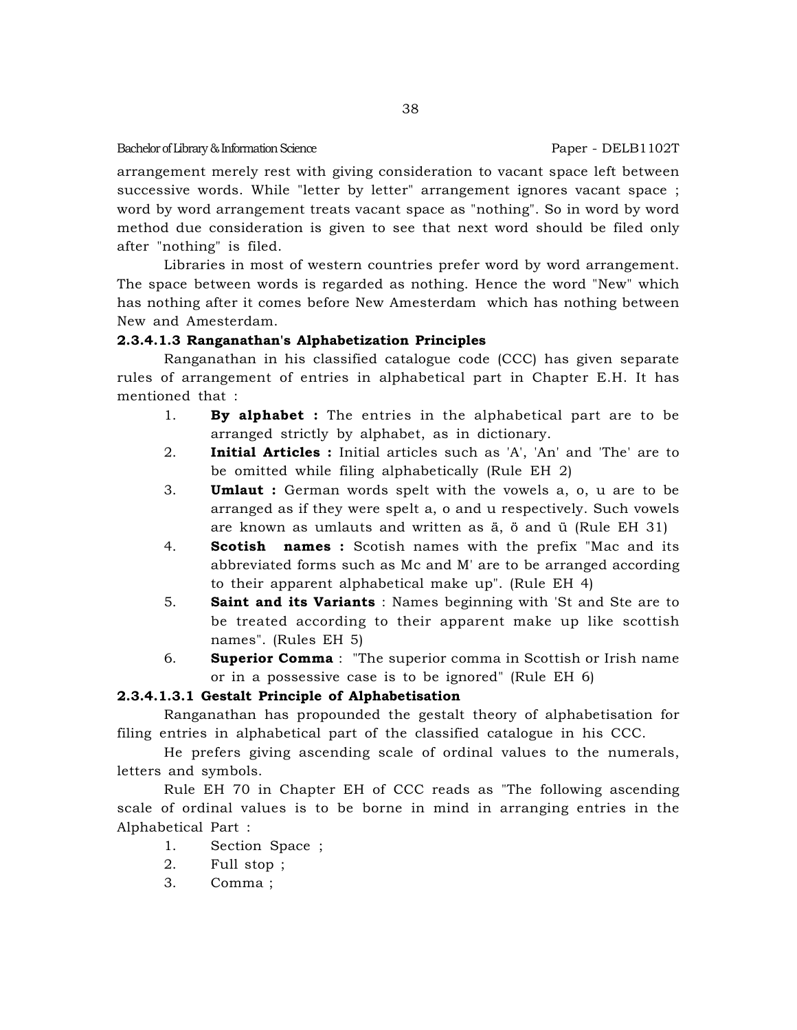arrangement merely rest with giving consideration to vacant space left between successive words. While "letter by letter" arrangement ignores vacant space ; word by word arrangement treats vacant space as "nothing". So in word by word method due consideration is given to see that next word should be filed only after "nothing" is filed.

Libraries in most of western countries prefer word by word arrangement. The space between words is regarded as nothing. Hence the word "New" which has nothing after it comes before New Amesterdam which has nothing between New and Amesterdam.

#### 2.3.4.1.3 Ranganathan's Alphabetization Principles

Ranganathan in his classified catalogue code (CCC) has given separate rules of arrangement of entries in alphabetical part in Chapter E.H. It has mentioned that :

1. **By alphabet :** The entries in the alphabetical part are to be arranged strictly by alphabet, as in dictionary.
2. **Initial Articles :** Initial articles such as 'A', 'An' and 'The' are to be omitted while filing alphabetically (Rule EH 2)
3. **Umlaut :** German words spelt with the vowels a, o, u are to be arranged as if they were spelt a, o and u respectively. Such vowels are known as umlauts and written as ä, ö and ü (Rule EH 31)
4. **Scotish names :** Scotish names with the prefix "Mac and its abbreviated forms such as Mc and M' are to be arranged according to their apparent alphabetical make up". (Rule EH 4)
5. **Saint and its Variants** : Names beginning with 'St and Ste are to be treated according to their apparent make up like scottish names". (Rules EH 5)
6. **Superior Comma** : "The superior comma in Scottish or Irish name or in a possessive case is to be ignored" (Rule EH 6)

#### 2.3.4.1.3.1 Gestalt Principle of Alphabetisation

Ranganathan has propounded the gestalt theory of alphabetisation for filing entries in alphabetical part of the classified catalogue in his CCC.

He prefers giving ascending scale of ordinal values to the numerals, letters and symbols.

Rule EH 70 in Chapter EH of CCC reads as "The following ascending scale of ordinal values is to be borne in mind in arranging entries in the Alphabetical Part :

1. Section Space ;
2. Full stop ;
3. Comma ;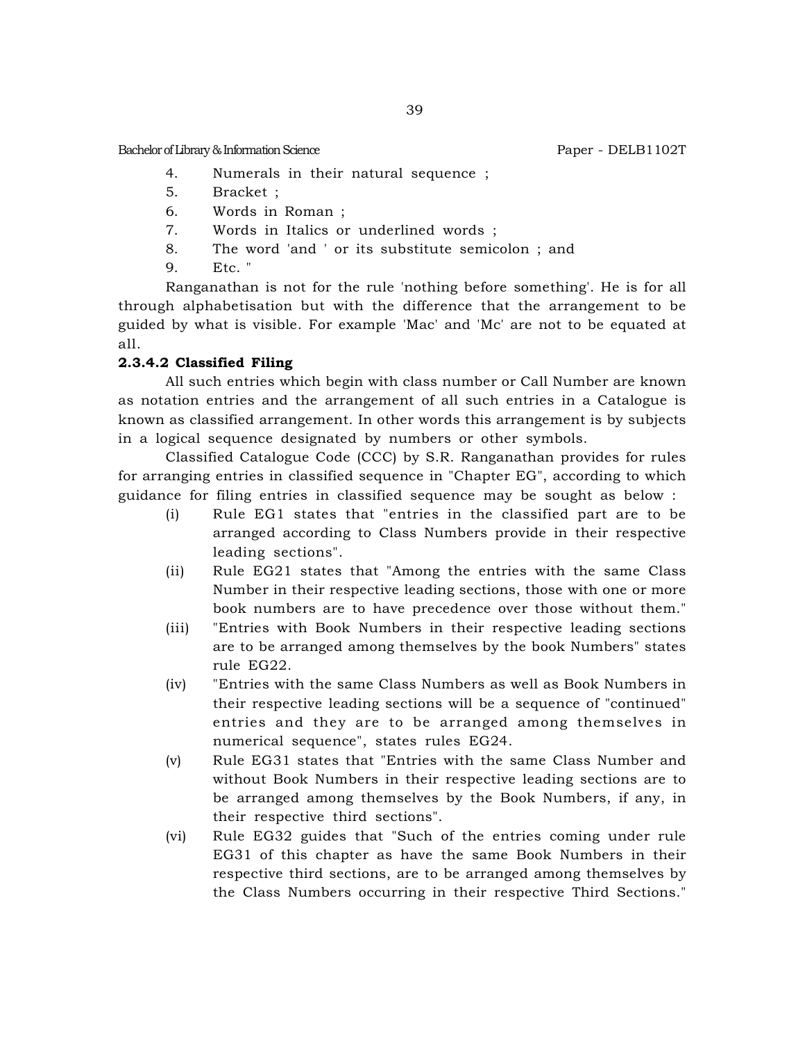4. Numerals in their natural sequence ;
5. Bracket ;
6. Words in Roman ;
7. Words in Italics or underlined words ;
8. The word 'and ' or its substitute semicolon ; and
9. Etc. "

Ranganathan is not for the rule 'nothing before something'. He is for all through alphabetisation but with the difference that the arrangement to be guided by what is visible. For example 'Mac' and 'Mc' are not to be equated at all.

**2.3.4.2 Classified Filing**

All such entries which begin with class number or Call Number are known as notation entries and the arrangement of all such entries in a Catalogue is known as classified arrangement. In other words this arrangement is by subjects in a logical sequence designated by numbers or other symbols.

Classified Catalogue Code (CCC) by S.R. Ranganathan provides for rules for arranging entries in classified sequence in "Chapter EG", according to which guidance for filing entries in classified sequence may be sought as below :

(i) Rule EG1 states that "entries in the classified part are to be arranged according to Class Numbers provide in their respective leading sections".

(ii) Rule EG21 states that "Among the entries with the same Class Number in their respective leading sections, those with one or more book numbers are to have precedence over those without them."

(iii) "Entries with Book Numbers in their respective leading sections are to be arranged among themselves by the book Numbers" states rule EG22.

(iv) "Entries with the same Class Numbers as well as Book Numbers in their respective leading sections will be a sequence of "continued" entries and they are to be arranged among themselves in numerical sequence", states rules EG24.

(v) Rule EG31 states that "Entries with the same Class Number and without Book Numbers in their respective leading sections are to be arranged among themselves by the Book Numbers, if any, in their respective third sections".

(vi) Rule EG32 guides that "Such of the entries coming under rule EG31 of this chapter as have the same Book Numbers in their respective third sections, are to be arranged among themselves by the Class Numbers occurring in their respective Third Sections."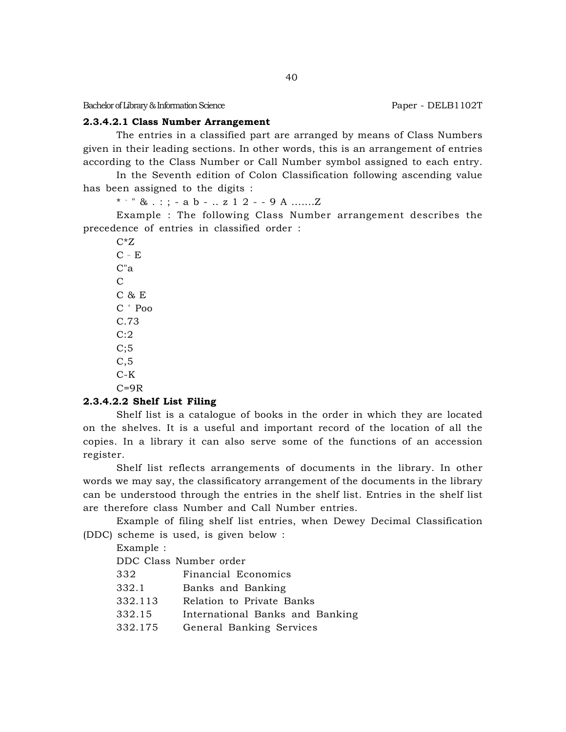#### 2.3.4.2.1 Class Number Arrangement

The entries in a classified part are arranged by means of Class Numbers given in their leading sections. In other words, this is an arrangement of entries according to the Class Number or Call Number symbol assigned to each entry.

In the Seventh edition of Colon Classification following ascending value has been assigned to the digits :

* - " & . : ; - a b - .. z 1 2 - - 9 A .......Z

Example : The following Class Number arrangement describes the precedence of entries in classified order :

C*Z
C - E
C"a
C
C & E
C ' Poo
C.73
C:2
C;5
C,5
C-K
C=9R

#### 2.3.4.2.2 Shelf List Filing

Shelf list is a catalogue of books in the order in which they are located on the shelves. It is a useful and important record of the location of all the copies. In a library it can also serve some of the functions of an accession register.

Shelf list reflects arrangements of documents in the library. In other words we may say, the classificatory arrangement of the documents in the library can be understood through the entries in the shelf list. Entries in the shelf list are therefore class Number and Call Number entries.

Example of filing shelf list entries, when Dewey Decimal Classification (DDC) scheme is used, is given below :

Example :

DDC Class Number order

| | |
|---|---|
| 332 | Financial Economics |
| 332.1 | Banks and Banking |
| 332.113 | Relation to Private Banks |
| 332.15 | International Banks and Banking |
| 332.175 | General Banking Services |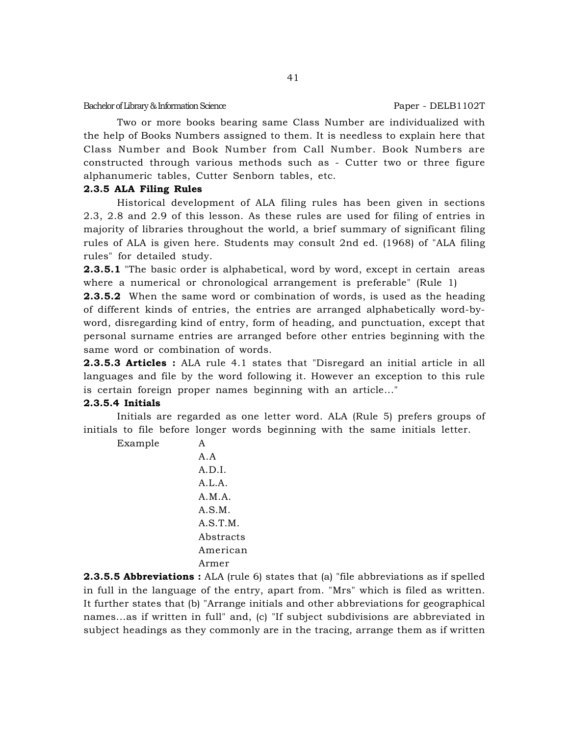Two or more books bearing same Class Number are individualized with the help of Books Numbers assigned to them. It is needless to explain here that Class Number and Book Number from Call Number. Book Numbers are constructed through various methods such as - Cutter two or three figure alphanumeric tables, Cutter Senborn tables, etc.

### 2.3.5 ALA Filing Rules

Historical development of ALA filing rules has been given in sections 2.3, 2.8 and 2.9 of this lesson. As these rules are used for filing of entries in majority of libraries throughout the world, a brief summary of significant filing rules of ALA is given here. Students may consult 2nd ed. (1968) of "ALA filing rules" for detailed study.

**2.3.5.1** "The basic order is alphabetical, word by word, except in certain areas where a numerical or chronological arrangement is preferable" (Rule 1)

**2.3.5.2** When the same word or combination of words, is used as the heading of different kinds of entries, the entries are arranged alphabetically word-by-word, disregarding kind of entry, form of heading, and punctuation, except that personal surname entries are arranged before other entries beginning with the same word or combination of words.

**2.3.5.3 Articles :** ALA rule 4.1 states that "Disregard an initial article in all languages and file by the word following it. However an exception to this rule is certain foreign proper names beginning with an article..."

**2.3.5.4 Initials**

Initials are regarded as one letter word. ALA (Rule 5) prefers groups of initials to file before longer words beginning with the same initials letter.

Example
A
A.A
A.D.I.
A.L.A.
A.M.A.
A.S.M.
A.S.T.M.
Abstracts
American
Armer

**2.3.5.5 Abbreviations :** ALA (rule 6) states that (a) "file abbreviations as if spelled in full in the language of the entry, apart from. "Mrs" which is filed as written. It further states that (b) "Arrange initials and other abbreviations for geographical names...as if written in full" and, (c) "If subject subdivisions are abbreviated in subject headings as they commonly are in the tracing, arrange them as if written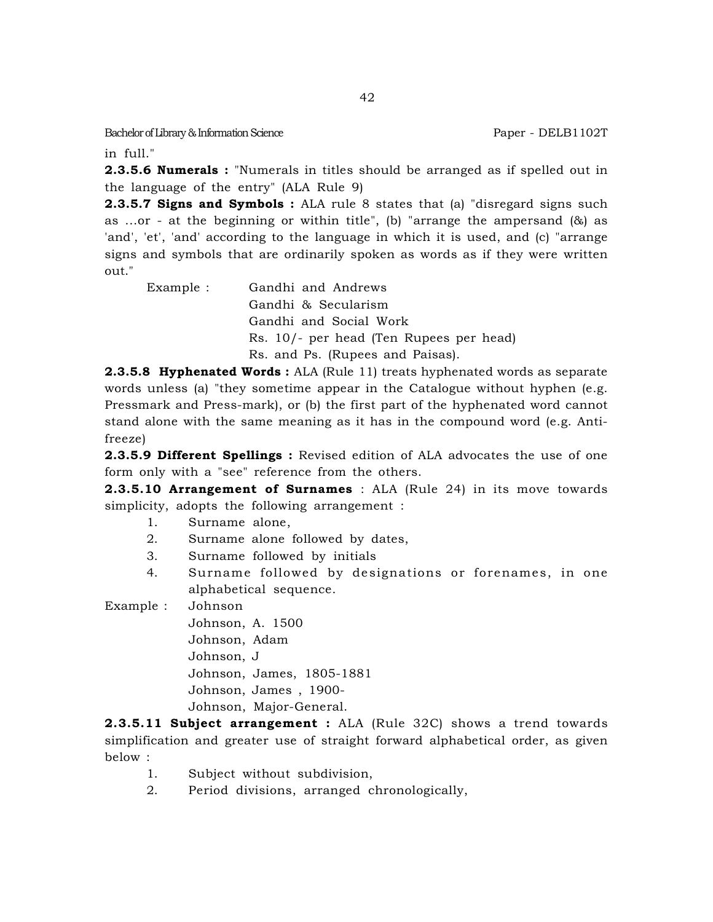in full."

**2.3.5.6 Numerals :** "Numerals in titles should be arranged as if spelled out in the language of the entry" (ALA Rule 9)

**2.3.5.7 Signs and Symbols :** ALA rule 8 states that (a) "disregard signs such as ...or - at the beginning or within title", (b) "arrange the ampersand (&) as 'and', 'et', 'and' according to the language in which it is used, and (c) "arrange signs and symbols that are ordinarily spoken as words as if they were written out."

Example : Gandhi and Andrews
Gandhi & Secularism
Gandhi and Social Work
Rs. 10/- per head (Ten Rupees per head)
Rs. and Ps. (Rupees and Paisas).

**2.3.5.8 Hyphenated Words :** ALA (Rule 11) treats hyphenated words as separate words unless (a) "they sometime appear in the Catalogue without hyphen (e.g. Pressmark and Press-mark), or (b) the first part of the hyphenated word cannot stand alone with the same meaning as it has in the compound word (e.g. Anti-freeze)

**2.3.5.9 Different Spellings :** Revised edition of ALA advocates the use of one form only with a "see" reference from the others.

**2.3.5.10 Arrangement of Surnames** : ALA (Rule 24) in its move towards simplicity, adopts the following arrangement :

1. Surname alone,
2. Surname alone followed by dates,
3. Surname followed by initials
4. Surname followed by designations or forenames, in one alphabetical sequence.

Example : Johnson
Johnson, A. 1500
Johnson, Adam
Johnson, J
Johnson, James, 1805-1881
Johnson, James , 1900-
Johnson, Major-General.

**2.3.5.11 Subject arrangement :** ALA (Rule 32C) shows a trend towards simplification and greater use of straight forward alphabetical order, as given below :

1. Subject without subdivision,
2. Period divisions, arranged chronologically,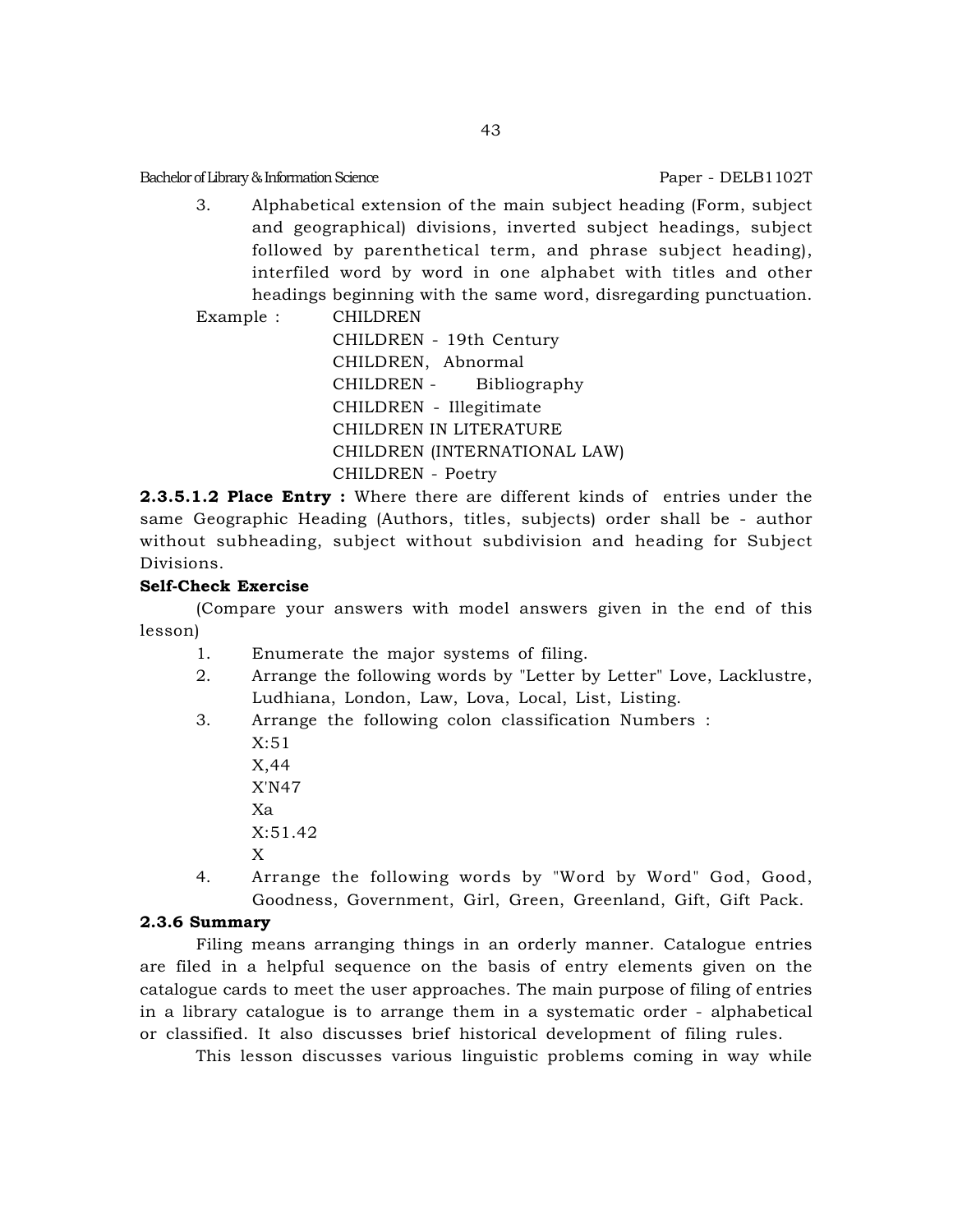3. Alphabetical extension of the main subject heading (Form, subject and geographical) divisions, inverted subject headings, subject followed by parenthetical term, and phrase subject heading), interfiled word by word in one alphabet with titles and other headings beginning with the same word, disregarding punctuation.

Example : CHILDREN  
CHILDREN - 19th Century  
CHILDREN, Abnormal  
CHILDREN - Bibliography  
CHILDREN - Illegitimate  
CHILDREN IN LITERATURE  
CHILDREN (INTERNATIONAL LAW)  
CHILDREN - Poetry

**2.3.5.1.2 Place Entry :** Where there are different kinds of entries under the same Geographic Heading (Authors, titles, subjects) order shall be - author without subheading, subject without subdivision and heading for Subject Divisions.

**Self-Check Exercise**

(Compare your answers with model answers given in the end of this lesson)

1. Enumerate the major systems of filing.
2. Arrange the following words by "Letter by Letter" Love, Lacklustre, Ludhiana, London, Law, Lova, Local, List, Listing.
3. Arrange the following colon classification Numbers :  
   X:51  
   X,44  
   X'N47  
   Xa  
   X:51.42  
   X
4. Arrange the following words by "Word by Word" God, Good, Goodness, Government, Girl, Green, Greenland, Gift, Gift Pack.

### 2.3.6 Summary

Filing means arranging things in an orderly manner. Catalogue entries are filed in a helpful sequence on the basis of entry elements given on the catalogue cards to meet the user approaches. The main purpose of filing of entries in a library catalogue is to arrange them in a systematic order - alphabetical or classified. It also discusses brief historical development of filing rules.

This lesson discusses various linguistic problems coming in way while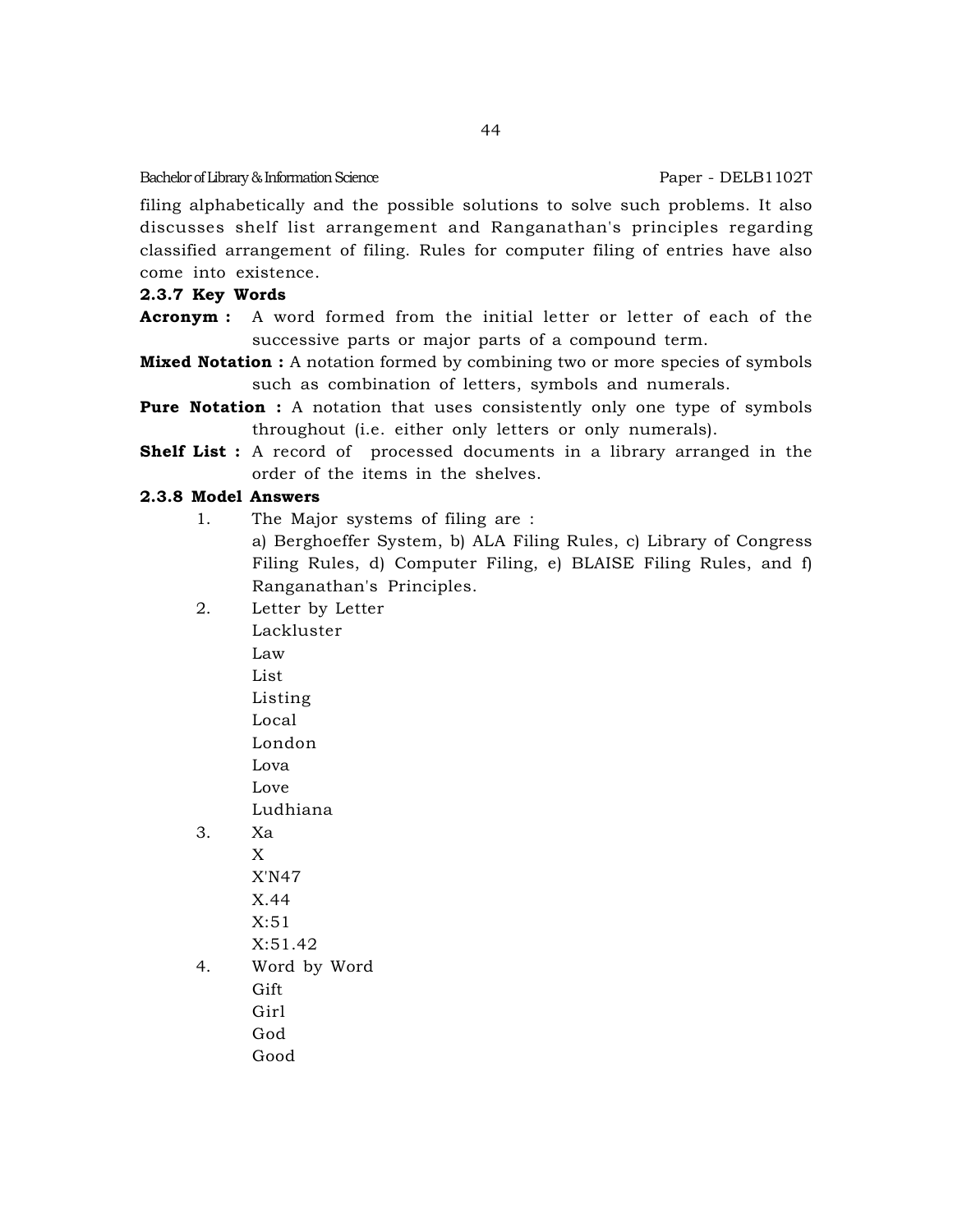filing alphabetically and the possible solutions to solve such problems. It also discusses shelf list arrangement and Ranganathan's principles regarding classified arrangement of filing. Rules for computer filing of entries have also come into existence.

### 2.3.7 Key Words

**Acronym :** A word formed from the initial letter or letter of each of the successive parts or major parts of a compound term.

**Mixed Notation :** A notation formed by combining two or more species of symbols such as combination of letters, symbols and numerals.

**Pure Notation :** A notation that uses consistently only one type of symbols throughout (i.e. either only letters or only numerals).

**Shelf List :** A record of processed documents in a library arranged in the order of the items in the shelves.

### 2.3.8 Model Answers

1. The Major systems of filing are :
   a) Berghoeffer System, b) ALA Filing Rules, c) Library of Congress Filing Rules, d) Computer Filing, e) BLAISE Filing Rules, and f) Ranganathan's Principles.

2. Letter by Letter
   Lackluster
   Law
   List
   Listing
   Local
   London
   Lova
   Love
   Ludhiana

3. Xa
   X
   X'N47
   X.44
   X:51
   X:51.42

4. Word by Word
   Gift
   Girl
   God
   Good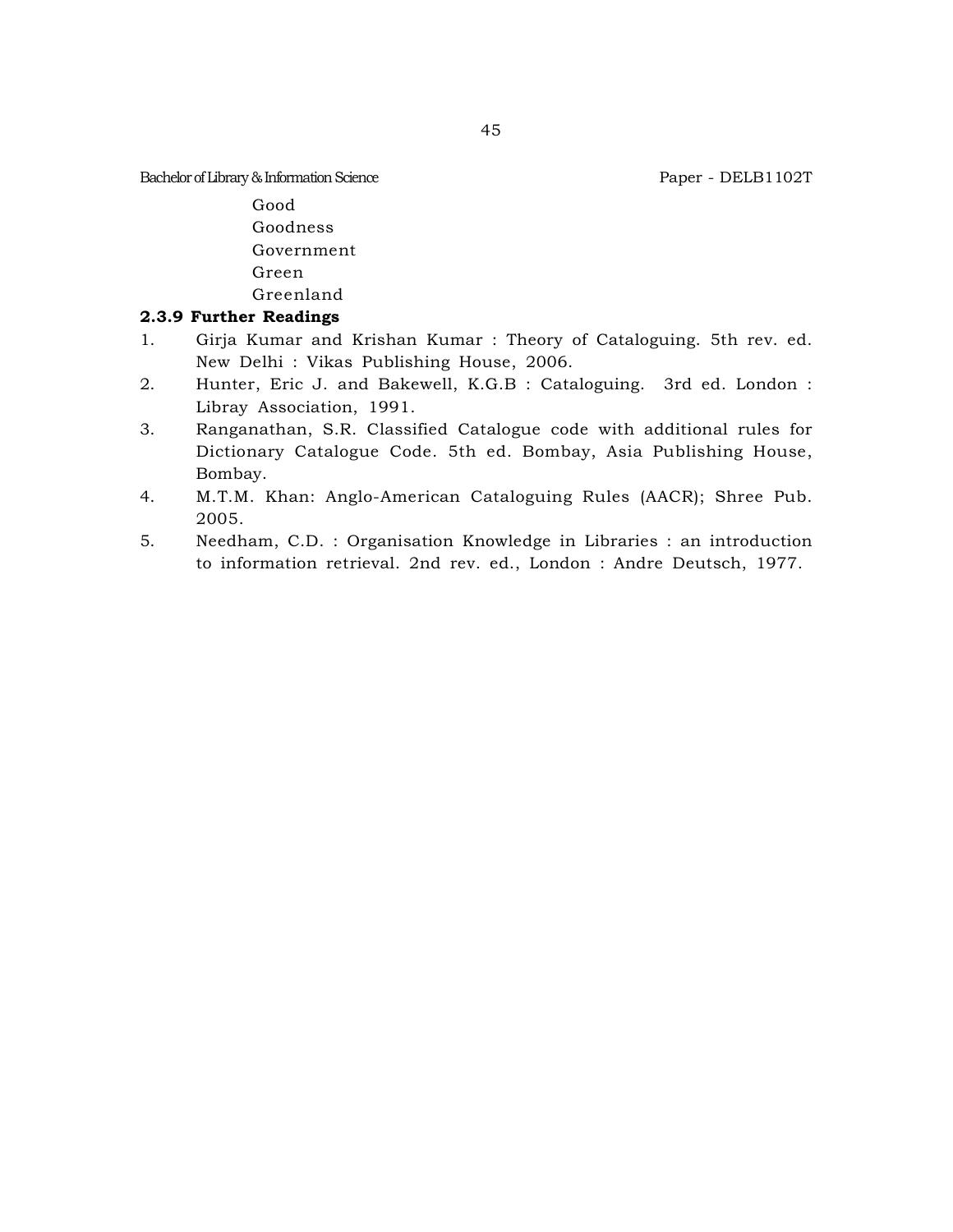Good
Goodness
Government
Green
Greenland

**2.3.9 Further Readings**

1. Girja Kumar and Krishan Kumar : Theory of Cataloguing. 5th rev. ed. New Delhi : Vikas Publishing House, 2006.
2. Hunter, Eric J. and Bakewell, K.G.B : Cataloguing. 3rd ed. London : Libray Association, 1991.
3. Ranganathan, S.R. Classified Catalogue code with additional rules for Dictionary Catalogue Code. 5th ed. Bombay, Asia Publishing House, Bombay.
4. M.T.M. Khan: Anglo-American Cataloguing Rules (AACR); Shree Pub. 2005.
5. Needham, C.D. : Organisation Knowledge in Libraries : an introduction to information retrieval. 2nd rev. ed., London : Andre Deutsch, 1977.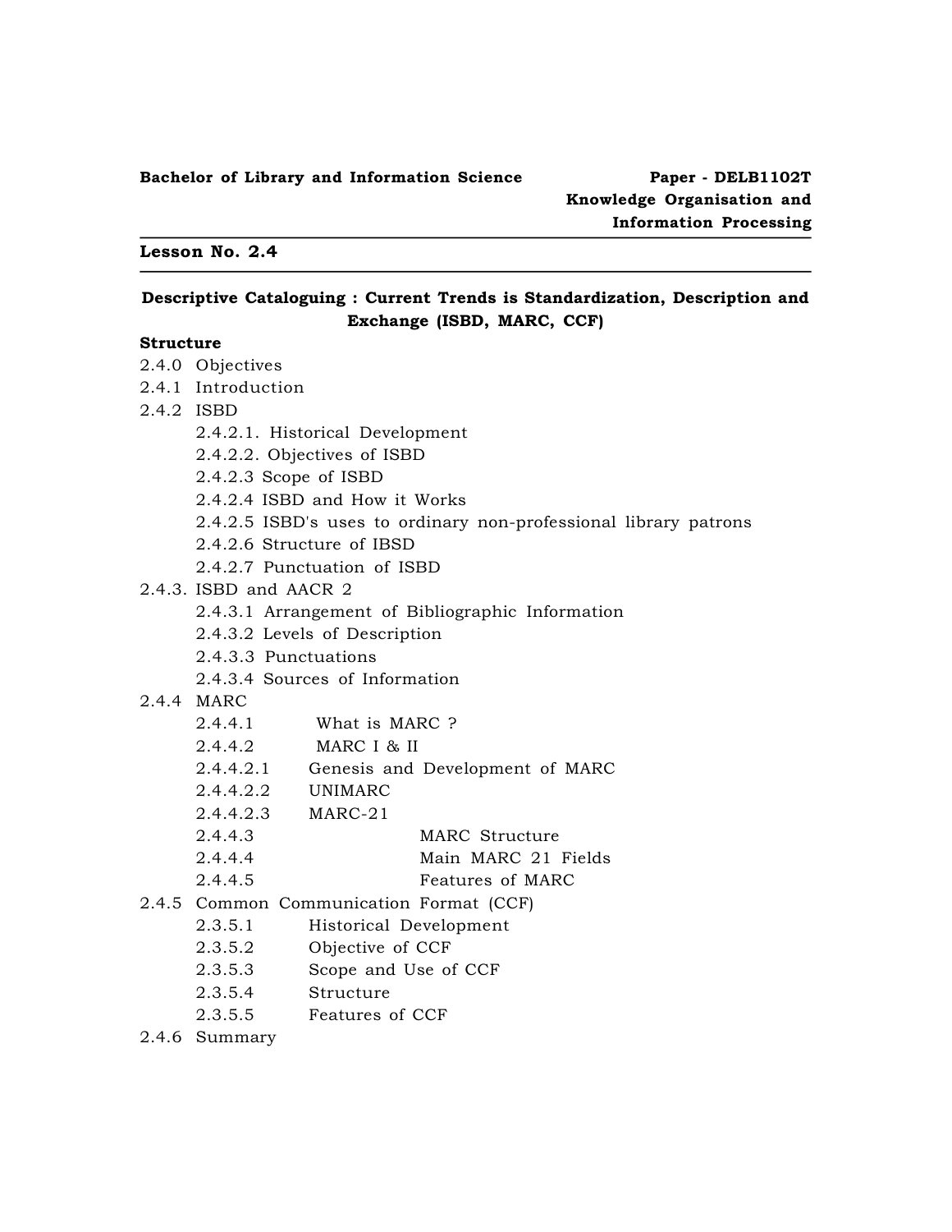**Bachelor of Library and Information Science** **Paper - DELB1102T Knowledge Organisation and Information Processing**

---

**Lesson No. 2.4**

---

## Descriptive Cataloguing : Current Trends is Standardization, Description and Exchange (ISBD, MARC, CCF)

**Structure**

2.4.0 Objectives

2.4.1 Introduction

2.4.2 ISBD

- 2.4.2.1. Historical Development
- 2.4.2.2. Objectives of ISBD
- 2.4.2.3 Scope of ISBD
- 2.4.2.4 ISBD and How it Works
- 2.4.2.5 ISBD's uses to ordinary non-professional library patrons
- 2.4.2.6 Structure of IBSD
- 2.4.2.7 Punctuation of ISBD

2.4.3. ISBD and AACR 2

- 2.4.3.1 Arrangement of Bibliographic Information
- 2.4.3.2 Levels of Description
- 2.4.3.3 Punctuations
- 2.4.3.4 Sources of Information

2.4.4 MARC

- 2.4.4.1 What is MARC ?
- 2.4.4.2 MARC I & II
- 2.4.4.2.1 Genesis and Development of MARC
- 2.4.4.2.2 UNIMARC
- 2.4.4.2.3 MARC-21
- 2.4.4.3 MARC Structure
- 2.4.4.4 Main MARC 21 Fields
- 2.4.4.5 Features of MARC

2.4.5 Common Communication Format (CCF)

- 2.3.5.1 Historical Development
- 2.3.5.2 Objective of CCF
- 2.3.5.3 Scope and Use of CCF
- 2.3.5.4 Structure
- 2.3.5.5 Features of CCF

2.4.6 Summary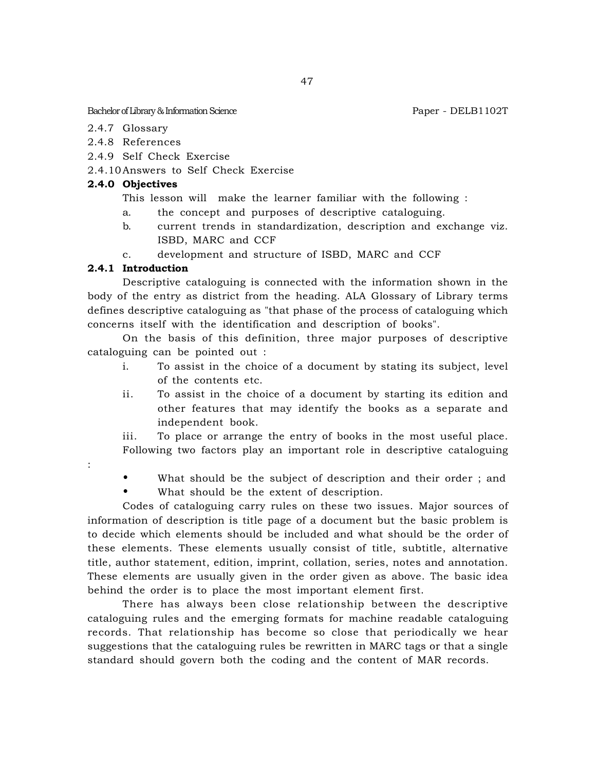2.4.7 Glossary
2.4.8 References
2.4.9 Self Check Exercise
2.4.10 Answers to Self Check Exercise

**2.4.0 Objectives**

This lesson will make the learner familiar with the following :

a. the concept and purposes of descriptive cataloguing.
b. current trends in standardization, description and exchange viz. ISBD, MARC and CCF
c. development and structure of ISBD, MARC and CCF

**2.4.1 Introduction**

Descriptive cataloguing is connected with the information shown in the body of the entry as district from the heading. ALA Glossary of Library terms defines descriptive cataloguing as "that phase of the process of cataloguing which concerns itself with the identification and description of books".

On the basis of this definition, three major purposes of descriptive cataloguing can be pointed out :

i. To assist in the choice of a document by stating its subject, level of the contents etc.
ii. To assist in the choice of a document by starting its edition and other features that may identify the books as a separate and independent book.
iii. To place or arrange the entry of books in the most useful place.

Following two factors play an important role in descriptive cataloguing :

- What should be the subject of description and their order ; and
- What should be the extent of description.

Codes of cataloguing carry rules on these two issues. Major sources of information of description is title page of a document but the basic problem is to decide which elements should be included and what should be the order of these elements. These elements usually consist of title, subtitle, alternative title, author statement, edition, imprint, collation, series, notes and annotation. These elements are usually given in the order given as above. The basic idea behind the order is to place the most important element first.

There has always been close relationship between the descriptive cataloguing rules and the emerging formats for machine readable cataloguing records. That relationship has become so close that periodically we hear suggestions that the cataloguing rules be rewritten in MARC tags or that a single standard should govern both the coding and the content of MAR records.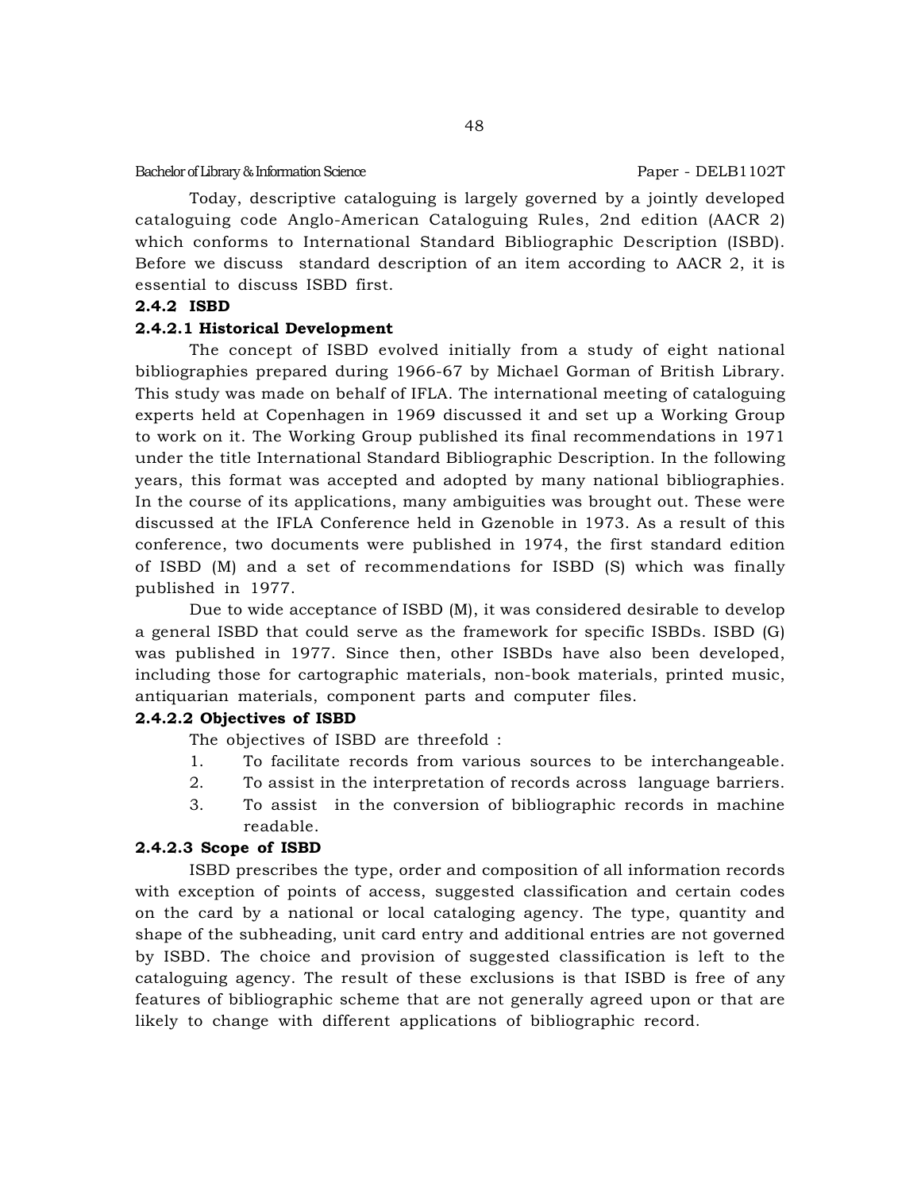Today, descriptive cataloguing is largely governed by a jointly developed cataloguing code Anglo-American Cataloguing Rules, 2nd edition (AACR 2) which conforms to International Standard Bibliographic Description (ISBD). Before we discuss standard description of an item according to AACR 2, it is essential to discuss ISBD first.

### 2.4.2 ISBD

#### 2.4.2.1 Historical Development

The concept of ISBD evolved initially from a study of eight national bibliographies prepared during 1966-67 by Michael Gorman of British Library. This study was made on behalf of IFLA. The international meeting of cataloguing experts held at Copenhagen in 1969 discussed it and set up a Working Group to work on it. The Working Group published its final recommendations in 1971 under the title International Standard Bibliographic Description. In the following years, this format was accepted and adopted by many national bibliographies. In the course of its applications, many ambiguities was brought out. These were discussed at the IFLA Conference held in Gzenoble in 1973. As a result of this conference, two documents were published in 1974, the first standard edition of ISBD (M) and a set of recommendations for ISBD (S) which was finally published in 1977.

Due to wide acceptance of ISBD (M), it was considered desirable to develop a general ISBD that could serve as the framework for specific ISBDs. ISBD (G) was published in 1977. Since then, other ISBDs have also been developed, including those for cartographic materials, non-book materials, printed music, antiquarian materials, component parts and computer files.

#### 2.4.2.2 Objectives of ISBD

The objectives of ISBD are threefold :

1. To facilitate records from various sources to be interchangeable.
2. To assist in the interpretation of records across language barriers.
3. To assist in the conversion of bibliographic records in machine readable.

#### 2.4.2.3 Scope of ISBD

ISBD prescribes the type, order and composition of all information records with exception of points of access, suggested classification and certain codes on the card by a national or local cataloging agency. The type, quantity and shape of the subheading, unit card entry and additional entries are not governed by ISBD. The choice and provision of suggested classification is left to the cataloguing agency. The result of these exclusions is that ISBD is free of any features of bibliographic scheme that are not generally agreed upon or that are likely to change with different applications of bibliographic record.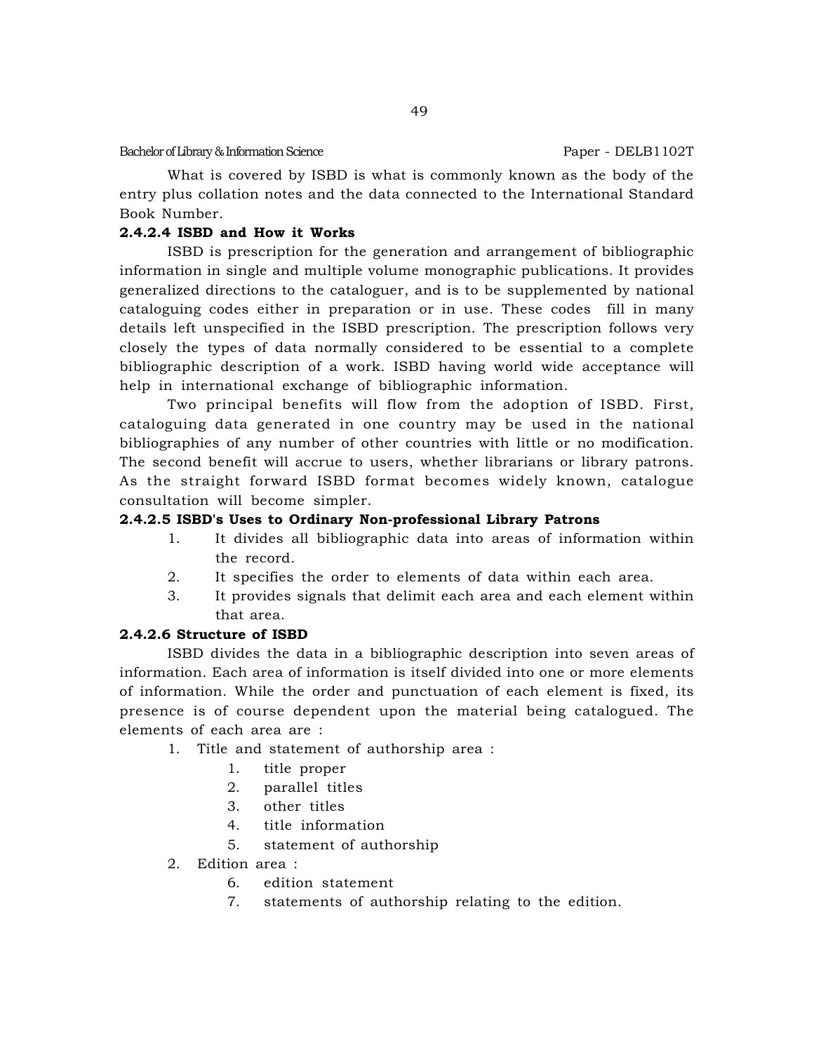What is covered by ISBD is what is commonly known as the body of the entry plus collation notes and the data connected to the International Standard Book Number.

#### 2.4.2.4 ISBD and How it Works

ISBD is prescription for the generation and arrangement of bibliographic information in single and multiple volume monographic publications. It provides generalized directions to the cataloguer, and is to be supplemented by national cataloguing codes either in preparation or in use. These codes fill in many details left unspecified in the ISBD prescription. The prescription follows very closely the types of data normally considered to be essential to a complete bibliographic description of a work. ISBD having world wide acceptance will help in international exchange of bibliographic information.

Two principal benefits will flow from the adoption of ISBD. First, cataloguing data generated in one country may be used in the national bibliographies of any number of other countries with little or no modification. The second benefit will accrue to users, whether librarians or library patrons. As the straight forward ISBD format becomes widely known, catalogue consultation will become simpler.

#### 2.4.2.5 ISBD's Uses to Ordinary Non-professional Library Patrons

1. It divides all bibliographic data into areas of information within the record.
2. It specifies the order to elements of data within each area.
3. It provides signals that delimit each area and each element within that area.

#### 2.4.2.6 Structure of ISBD

ISBD divides the data in a bibliographic description into seven areas of information. Each area of information is itself divided into one or more elements of information. While the order and punctuation of each element is fixed, its presence is of course dependent upon the material being catalogued. The elements of each area are :

1. Title and statement of authorship area :
   1. title proper
   2. parallel titles
   3. other titles
   4. title information
   5. statement of authorship
2. Edition area :
   6. edition statement
   7. statements of authorship relating to the edition.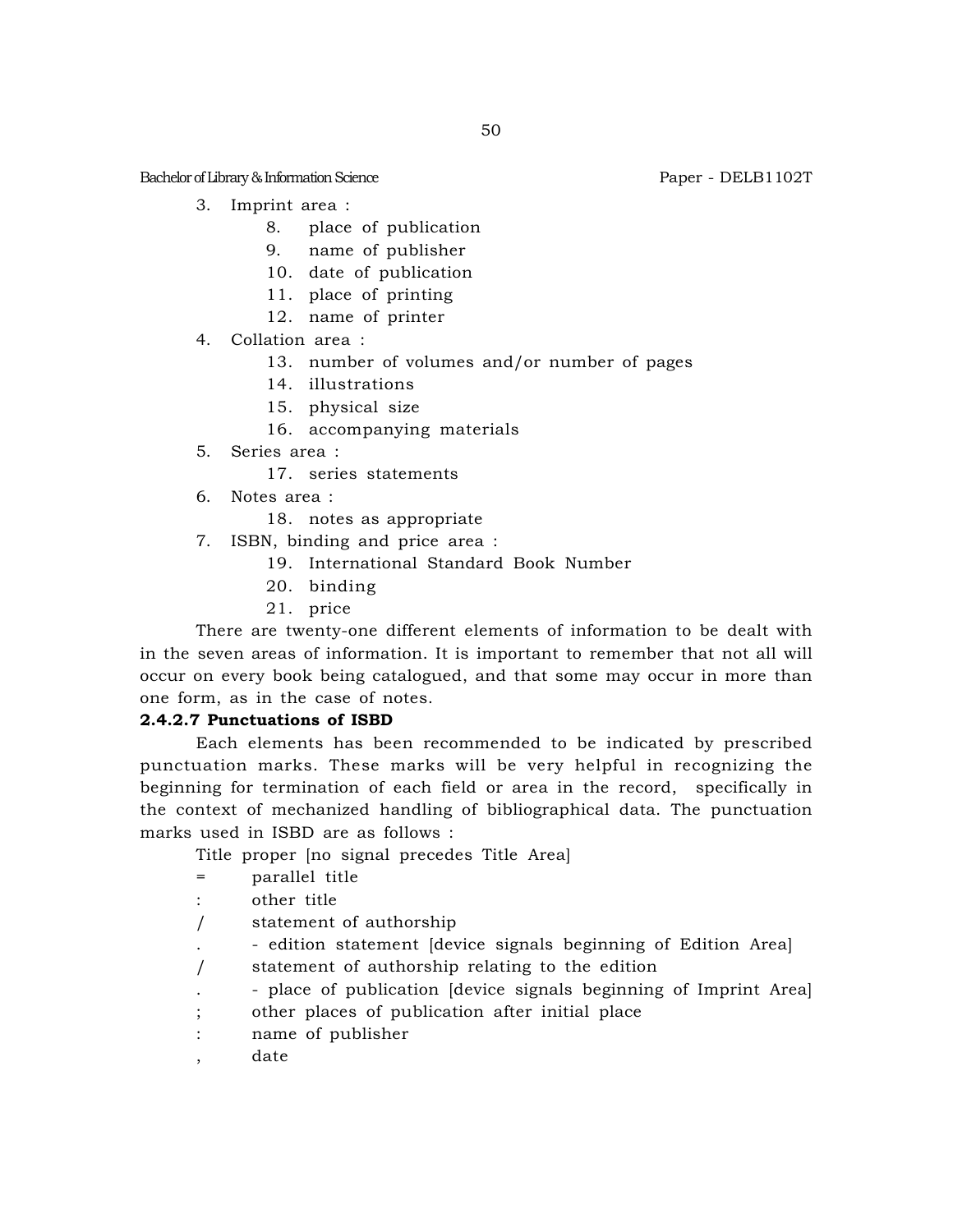3. Imprint area :
    8. place of publication
    9. name of publisher
    10. date of publication
    11. place of printing
    12. name of printer
4. Collation area :
    13. number of volumes and/or number of pages
    14. illustrations
    15. physical size
    16. accompanying materials
5. Series area :
    17. series statements
6. Notes area :
    18. notes as appropriate
7. ISBN, binding and price area :
    19. International Standard Book Number
    20. binding
    21. price

There are twenty-one different elements of information to be dealt with in the seven areas of information. It is important to remember that not all will occur on every book being catalogued, and that some may occur in more than one form, as in the case of notes.

**2.4.2.7 Punctuations of ISBD**

Each elements has been recommended to be indicated by prescribed punctuation marks. These marks will be very helpful in recognizing the beginning for termination of each field or area in the record, specifically in the context of mechanized handling of bibliographical data. The punctuation marks used in ISBD are as follows :

Title proper [no signal precedes Title Area]

- = parallel title
- : other title
- / statement of authorship
- . - edition statement [device signals beginning of Edition Area]
- / statement of authorship relating to the edition
- . - place of publication [device signals beginning of Imprint Area]
- ; other places of publication after initial place
- : name of publisher
- , date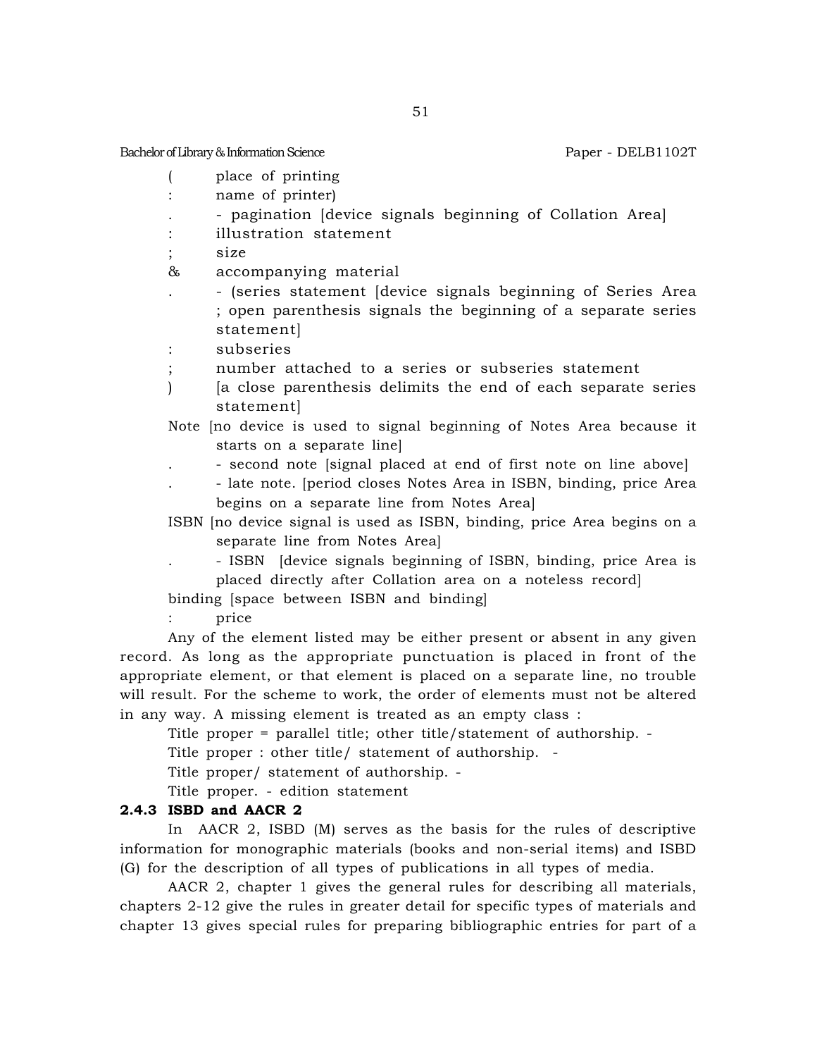(	place of printing

:	name of printer)

.	- pagination [device signals beginning of Collation Area]

:	illustration statement

;	size

&	accompanying material

.	- (series statement [device signals beginning of Series Area ; open parenthesis signals the beginning of a separate series statement]

:	subseries

;	number attached to a series or subseries statement

)	[a close parenthesis delimits the end of each separate series statement]

Note [no device is used to signal beginning of Notes Area because it starts on a separate line]

.	- second note [signal placed at end of first note on line above]

.	- late note. [period closes Notes Area in ISBN, binding, price Area begins on a separate line from Notes Area]

ISBN [no device signal is used as ISBN, binding, price Area begins on a separate line from Notes Area]

.	- ISBN [device signals beginning of ISBN, binding, price Area is placed directly after Collation area on a noteless record]

binding [space between ISBN and binding]

:	price

Any of the element listed may be either present or absent in any given record. As long as the appropriate punctuation is placed in front of the appropriate element, or that element is placed on a separate line, no trouble will result. For the scheme to work, the order of elements must not be altered in any way. A missing element is treated as an empty class :

Title proper = parallel title; other title/statement of authorship. -

Title proper : other title/ statement of authorship. -

Title proper/ statement of authorship. -

Title proper. - edition statement

### 2.4.3 ISBD and AACR 2

In AACR 2, ISBD (M) serves as the basis for the rules of descriptive information for monographic materials (books and non-serial items) and ISBD (G) for the description of all types of publications in all types of media.

AACR 2, chapter 1 gives the general rules for describing all materials, chapters 2-12 give the rules in greater detail for specific types of materials and chapter 13 gives special rules for preparing bibliographic entries for part of a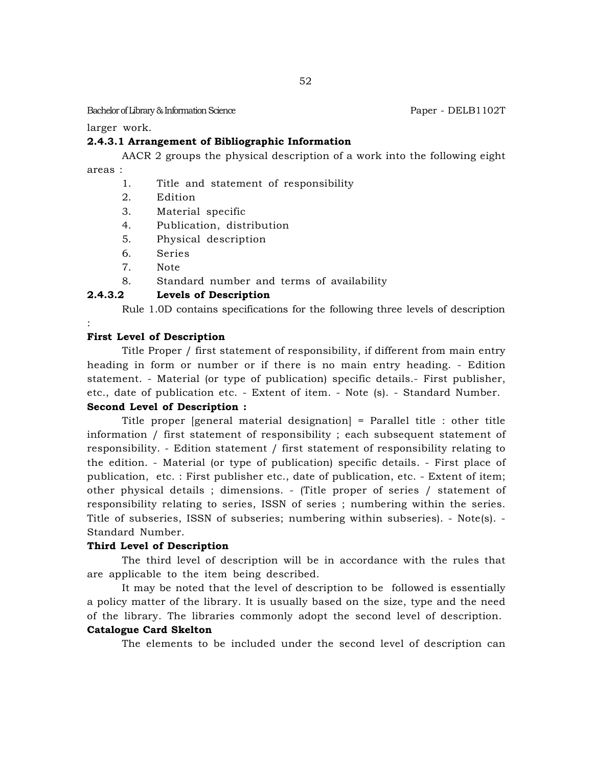larger work.

### 2.4.3.1 Arrangement of Bibliographic Information

AACR 2 groups the physical description of a work into the following eight areas :

1. Title and statement of responsibility
2. Edition
3. Material specific
4. Publication, distribution
5. Physical description
6. Series
7. Note
8. Standard number and terms of availability

### 2.4.3.2 Levels of Description

Rule 1.0D contains specifications for the following three levels of description :

**First Level of Description**

Title Proper / first statement of responsibility, if different from main entry heading in form or number or if there is no main entry heading. - Edition statement. - Material (or type of publication) specific details.- First publisher, etc., date of publication etc. - Extent of item. - Note (s). - Standard Number.

**Second Level of Description :**

Title proper [general material designation] = Parallel title : other title information / first statement of responsibility ; each subsequent statement of responsibility. - Edition statement / first statement of responsibility relating to the edition. - Material (or type of publication) specific details. - First place of publication, etc. : First publisher etc., date of publication, etc. - Extent of item; other physical details ; dimensions. - (Title proper of series / statement of responsibility relating to series, ISSN of series ; numbering within the series. Title of subseries, ISSN of subseries; numbering within subseries). - Note(s). - Standard Number.

**Third Level of Description**

The third level of description will be in accordance with the rules that are applicable to the item being described.

It may be noted that the level of description to be followed is essentially a policy matter of the library. It is usually based on the size, type and the need of the library. The libraries commonly adopt the second level of description.

**Catalogue Card Skelton**

The elements to be included under the second level of description can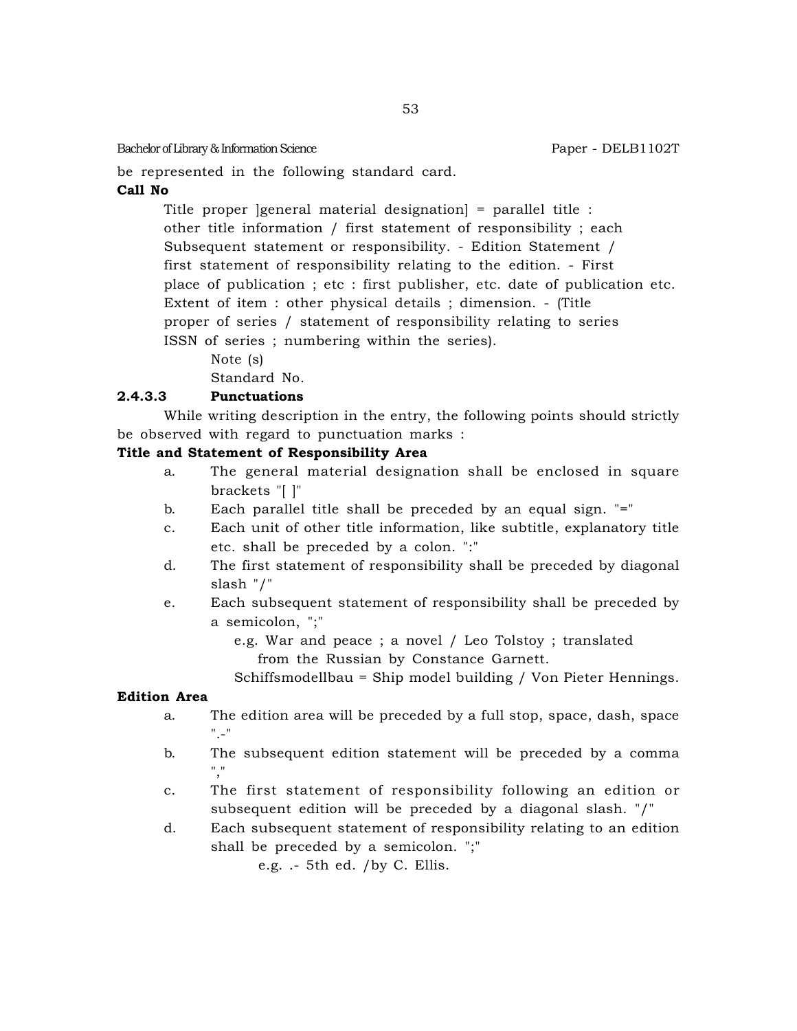be represented in the following standard card.

**Call No**

Title proper ]general material designation] = parallel title : other title information / first statement of responsibility ; each Subsequent statement or responsibility. - Edition Statement / first statement of responsibility relating to the edition. - First place of publication ; etc : first publisher, etc. date of publication etc. Extent of item : other physical details ; dimension. - (Title proper of series / statement of responsibility relating to series ISSN of series ; numbering within the series).

Note (s)

Standard No.

### 2.4.3.3 Punctuations

While writing description in the entry, the following points should strictly be observed with regard to punctuation marks :

**Title and Statement of Responsibility Area**

a. The general material designation shall be enclosed in square brackets "[ ]"

b. Each parallel title shall be preceded by an equal sign. "="

c. Each unit of other title information, like subtitle, explanatory title etc. shall be preceded by a colon. ":"

d. The first statement of responsibility shall be preceded by diagonal slash "/"

e. Each subsequent statement of responsibility shall be preceded by a semicolon, ";"

e.g. War and peace ; a novel / Leo Tolstoy ; translated from the Russian by Constance Garnett.

Schiffsmodellbau = Ship model building / Von Pieter Hennings.

**Edition Area**

a. The edition area will be preceded by a full stop, space, dash, space ".-"

b. The subsequent edition statement will be preceded by a comma ","

c. The first statement of responsibility following an edition or subsequent edition will be preceded by a diagonal slash. "/"

d. Each subsequent statement of responsibility relating to an edition shall be preceded by a semicolon. ";"

e.g. .- 5th ed. /by C. Ellis.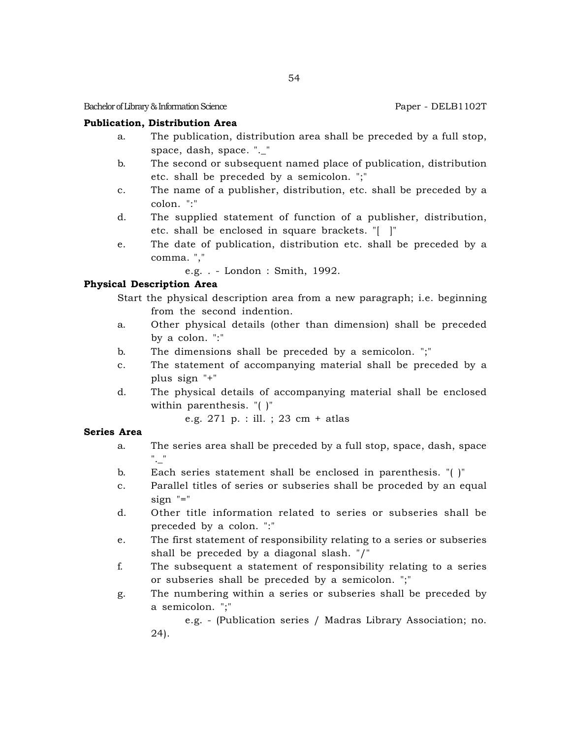**Publication, Distribution Area**

a. The publication, distribution area shall be preceded by a full stop, space, dash, space. "._"

b. The second or subsequent named place of publication, distribution etc. shall be preceded by a semicolon. ";"

c. The name of a publisher, distribution, etc. shall be preceded by a colon. ":"

d. The supplied statement of function of a publisher, distribution, etc. shall be enclosed in square brackets. "[ ]"

e. The date of publication, distribution etc. shall be preceded by a comma. ","

e.g. . - London : Smith, 1992.

**Physical Description Area**

Start the physical description area from a new paragraph; i.e. beginning from the second indention.

a. Other physical details (other than dimension) shall be preceded by a colon. ":"

b. The dimensions shall be preceded by a semicolon. ";"

c. The statement of accompanying material shall be preceded by a plus sign "+"

d. The physical details of accompanying material shall be enclosed within parenthesis. "( )"

e.g. 271 p. : ill. ; 23 cm + atlas

**Series Area**

a. The series area shall be preceded by a full stop, space, dash, space "._"

b. Each series statement shall be enclosed in parenthesis. "( )"

c. Parallel titles of series or subseries shall be proceded by an equal sign "="

d. Other title information related to series or subseries shall be preceded by a colon. ":"

e. The first statement of responsibility relating to a series or subseries shall be preceded by a diagonal slash. "/"

f. The subsequent a statement of responsibility relating to a series or subseries shall be preceded by a semicolon. ";"

g. The numbering within a series or subseries shall be preceded by a semicolon. ";"

e.g. - (Publication series / Madras Library Association; no. 24).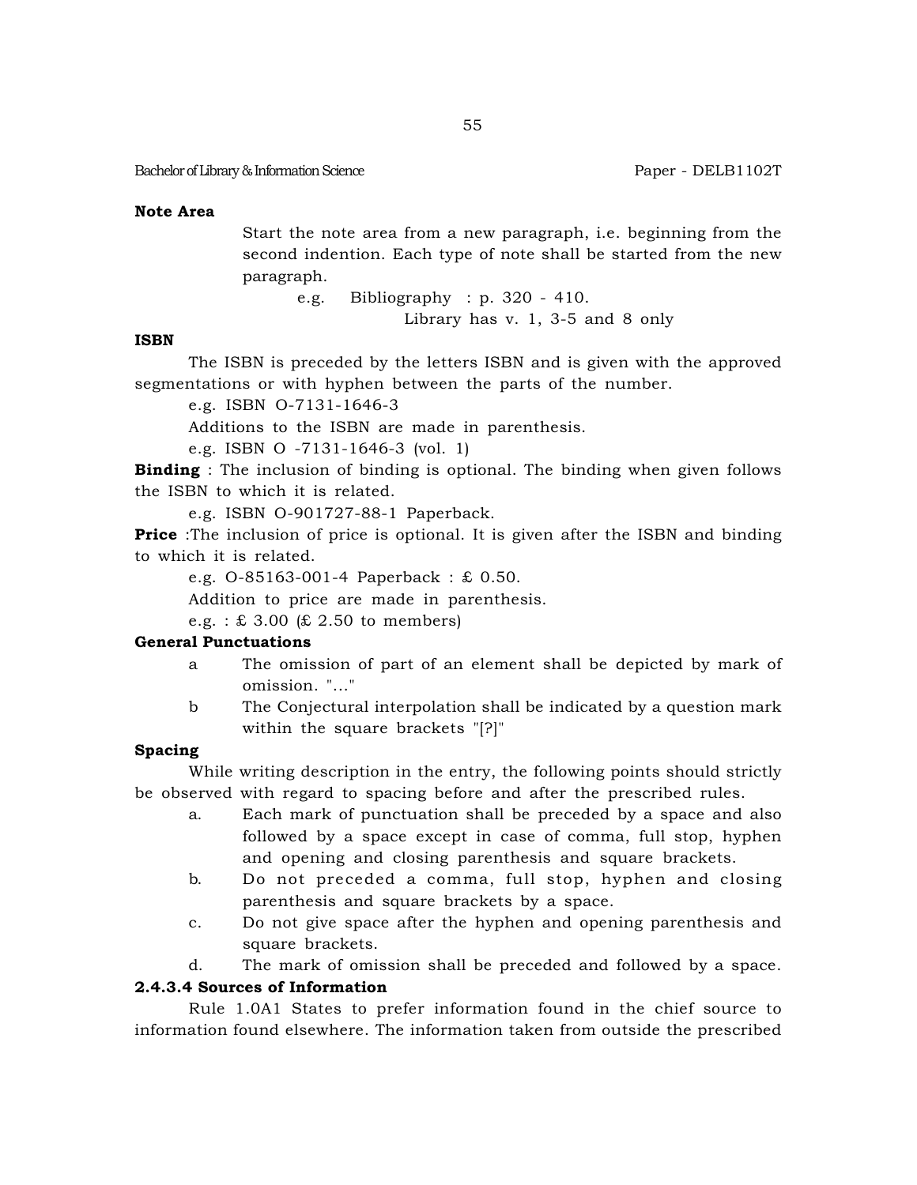**Note Area**

Start the note area from a new paragraph, i.e. beginning from the second indention. Each type of note shall be started from the new paragraph.

e.g. Bibliography : p. 320 - 410.

Library has v. 1, 3-5 and 8 only

**ISBN**

The ISBN is preceded by the letters ISBN and is given with the approved segmentations or with hyphen between the parts of the number.

e.g. ISBN O-7131-1646-3

Additions to the ISBN are made in parenthesis.

e.g. ISBN O -7131-1646-3 (vol. 1)

**Binding** : The inclusion of binding is optional. The binding when given follows the ISBN to which it is related.

e.g. ISBN O-901727-88-1 Paperback.

**Price** :The inclusion of price is optional. It is given after the ISBN and binding to which it is related.

e.g. O-85163-001-4 Paperback : £ 0.50.

Addition to price are made in parenthesis.

e.g. : £ 3.00 (£ 2.50 to members)

**General Punctuations**

a The omission of part of an element shall be depicted by mark of omission. "..."

b The Conjectural interpolation shall be indicated by a question mark within the square brackets "[?]"

**Spacing**

While writing description in the entry, the following points should strictly be observed with regard to spacing before and after the prescribed rules.

a. Each mark of punctuation shall be preceded by a space and also followed by a space except in case of comma, full stop, hyphen and opening and closing parenthesis and square brackets.

b. Do not preceded a comma, full stop, hyphen and closing parenthesis and square brackets by a space.

c. Do not give space after the hyphen and opening parenthesis and square brackets.

d. The mark of omission shall be preceded and followed by a space.

**2.4.3.4 Sources of Information**

Rule 1.0A1 States to prefer information found in the chief source to information found elsewhere. The information taken from outside the prescribed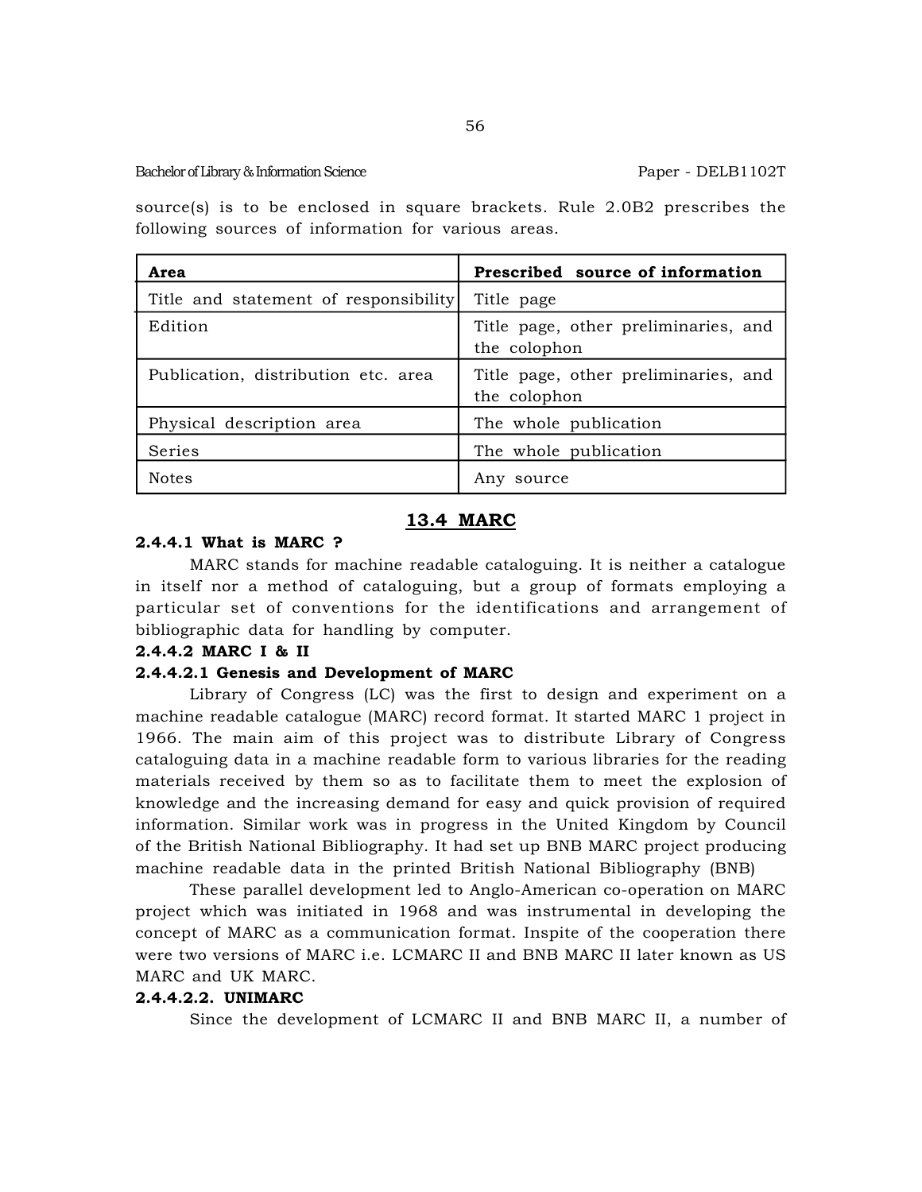source(s) is to be enclosed in square brackets. Rule 2.0B2 prescribes the following sources of information for various areas.

| Area | Prescribed source of information |
| --- | --- |
| Title and statement of responsibility | Title page |
| Edition | Title page, other preliminaries, and the colophon |
| Publication, distribution etc. area | Title page, other preliminaries, and the colophon |
| Physical description area | The whole publication |
| Series | The whole publication |
| Notes | Any source |

## 13.4 MARC

#### 2.4.4.1 What is MARC ?

MARC stands for machine readable cataloguing. It is neither a catalogue in itself nor a method of cataloguing, but a group of formats employing a particular set of conventions for the identifications and arrangement of bibliographic data for handling by computer.

#### 2.4.4.2 MARC I & II

#### 2.4.4.2.1 Genesis and Development of MARC

Library of Congress (LC) was the first to design and experiment on a machine readable catalogue (MARC) record format. It started MARC 1 project in 1966. The main aim of this project was to distribute Library of Congress cataloguing data in a machine readable form to various libraries for the reading materials received by them so as to facilitate them to meet the explosion of knowledge and the increasing demand for easy and quick provision of required information. Similar work was in progress in the United Kingdom by Council of the British National Bibliography. It had set up BNB MARC project producing machine readable data in the printed British National Bibliography (BNB)

These parallel development led to Anglo-American co-operation on MARC project which was initiated in 1968 and was instrumental in developing the concept of MARC as a communication format. Inspite of the cooperation there were two versions of MARC i.e. LCMARC II and BNB MARC II later known as US MARC and UK MARC.

#### 2.4.4.2.2. UNIMARC

Since the development of LCMARC II and BNB MARC II, a number of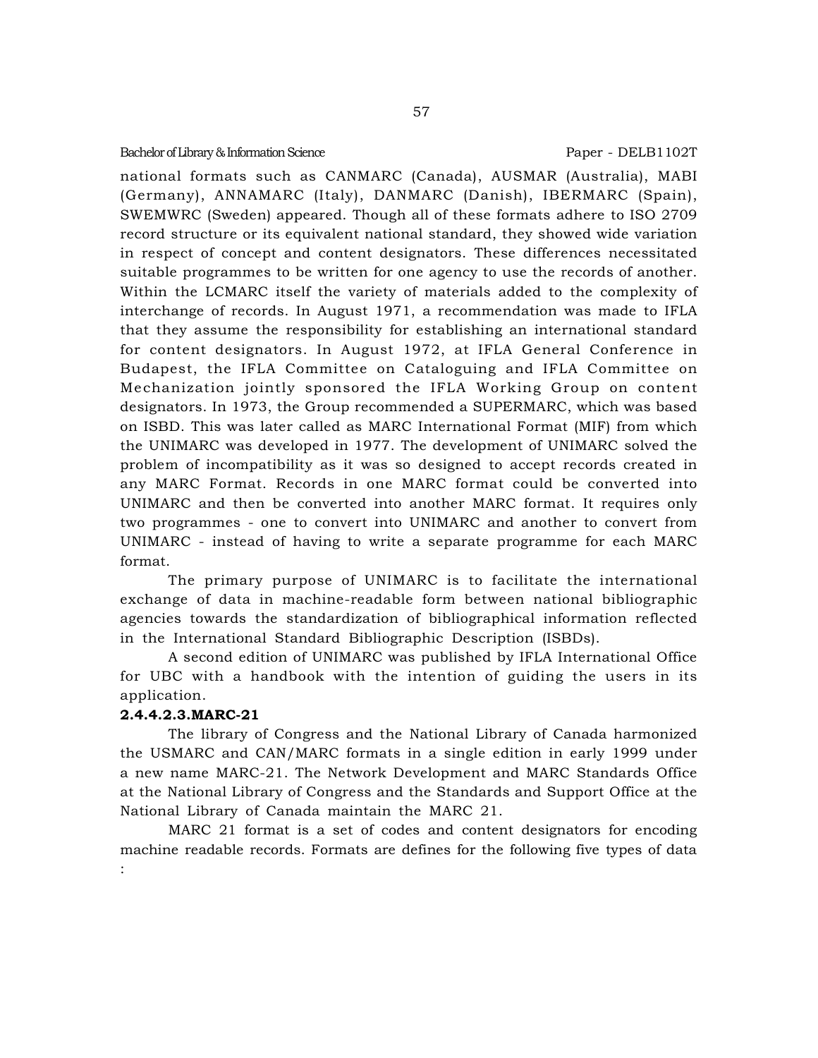national formats such as CANMARC (Canada), AUSMAR (Australia), MABI (Germany), ANNAMARC (Italy), DANMARC (Danish), IBERMARC (Spain), SWEMWRC (Sweden) appeared. Though all of these formats adhere to ISO 2709 record structure or its equivalent national standard, they showed wide variation in respect of concept and content designators. These differences necessitated suitable programmes to be written for one agency to use the records of another. Within the LCMARC itself the variety of materials added to the complexity of interchange of records. In August 1971, a recommendation was made to IFLA that they assume the responsibility for establishing an international standard for content designators. In August 1972, at IFLA General Conference in Budapest, the IFLA Committee on Cataloguing and IFLA Committee on Mechanization jointly sponsored the IFLA Working Group on content designators. In 1973, the Group recommended a SUPERMARC, which was based on ISBD. This was later called as MARC International Format (MIF) from which the UNIMARC was developed in 1977. The development of UNIMARC solved the problem of incompatibility as it was so designed to accept records created in any MARC Format. Records in one MARC format could be converted into UNIMARC and then be converted into another MARC format. It requires only two programmes - one to convert into UNIMARC and another to convert from UNIMARC - instead of having to write a separate programme for each MARC format.

The primary purpose of UNIMARC is to facilitate the international exchange of data in machine-readable form between national bibliographic agencies towards the standardization of bibliographical information reflected in the International Standard Bibliographic Description (ISBDs).

A second edition of UNIMARC was published by IFLA International Office for UBC with a handbook with the intention of guiding the users in its application.

**2.4.4.2.3.MARC-21**

The library of Congress and the National Library of Canada harmonized the USMARC and CAN/MARC formats in a single edition in early 1999 under a new name MARC-21. The Network Development and MARC Standards Office at the National Library of Congress and the Standards and Support Office at the National Library of Canada maintain the MARC 21.

MARC 21 format is a set of codes and content designators for encoding machine readable records. Formats are defines for the following five types of data :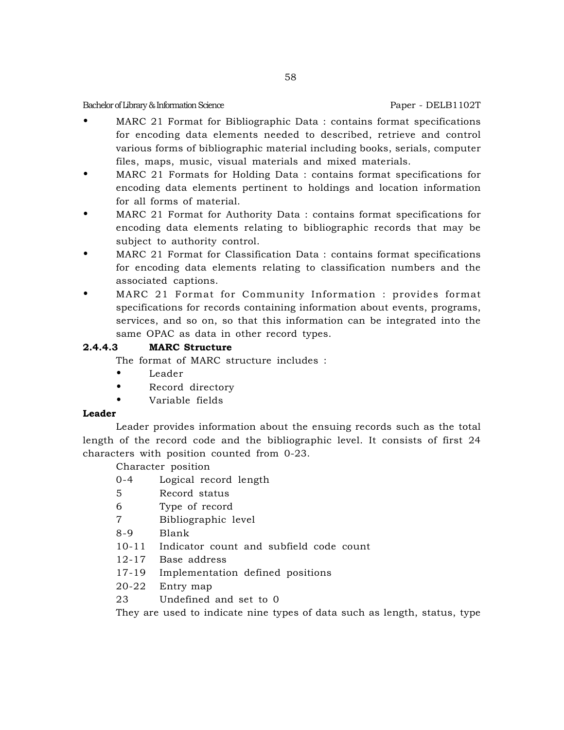- MARC 21 Format for Bibliographic Data : contains format specifications for encoding data elements needed to described, retrieve and control various forms of bibliographic material including books, serials, computer files, maps, music, visual materials and mixed materials.
- MARC 21 Formats for Holding Data : contains format specifications for encoding data elements pertinent to holdings and location information for all forms of material.
- MARC 21 Format for Authority Data : contains format specifications for encoding data elements relating to bibliographic records that may be subject to authority control.
- MARC 21 Format for Classification Data : contains format specifications for encoding data elements relating to classification numbers and the associated captions.
- MARC 21 Format for Community Information : provides format specifications for records containing information about events, programs, services, and so on, so that this information can be integrated into the same OPAC as data in other record types.

### 2.4.4.3 MARC Structure

The format of MARC structure includes :

- Leader
- Record directory
- Variable fields

**Leader**

Leader provides information about the ensuing records such as the total length of the record code and the bibliographic level. It consists of first 24 characters with position counted from 0-23.

Character position

| | |
|---|---|
| 0-4 | Logical record length |
| 5 | Record status |
| 6 | Type of record |
| 7 | Bibliographic level |
| 8-9 | Blank |
| 10-11 | Indicator count and subfield code count |
| 12-17 | Base address |
| 17-19 | Implementation defined positions |
| 20-22 | Entry map |
| 23 | Undefined and set to 0 |

They are used to indicate nine types of data such as length, status, type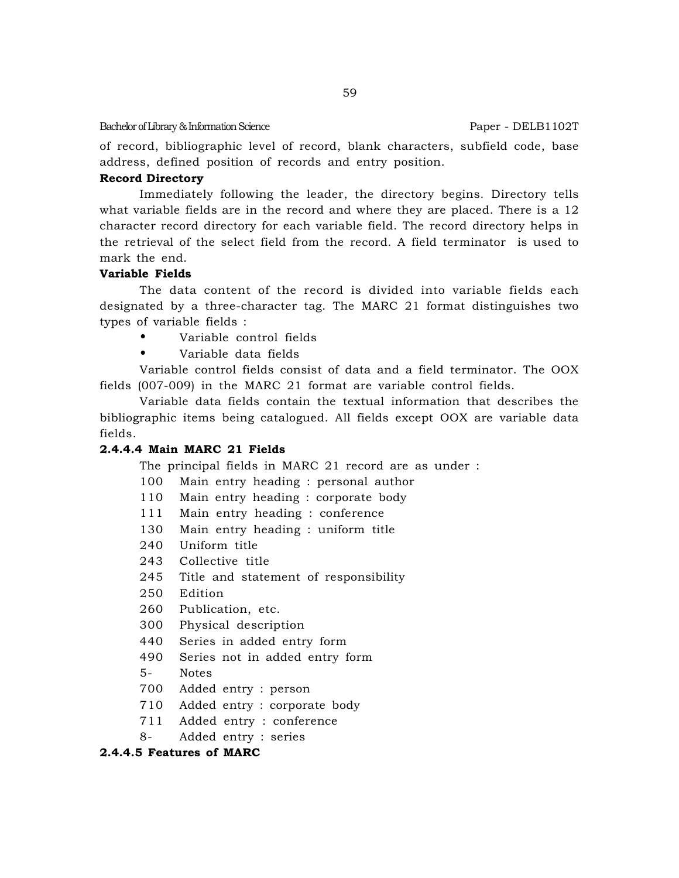of record, bibliographic level of record, blank characters, subfield code, base address, defined position of records and entry position.

**Record Directory**

Immediately following the leader, the directory begins. Directory tells what variable fields are in the record and where they are placed. There is a 12 character record directory for each variable field. The record directory helps in the retrieval of the select field from the record. A field terminator is used to mark the end.

**Variable Fields**

The data content of the record is divided into variable fields each designated by a three-character tag. The MARC 21 format distinguishes two types of variable fields :

- Variable control fields
- Variable data fields

Variable control fields consist of data and a field terminator. The OOX fields (007-009) in the MARC 21 format are variable control fields.

Variable data fields contain the textual information that describes the bibliographic items being catalogued. All fields except OOX are variable data fields.

**2.4.4.4 Main MARC 21 Fields**

The principal fields in MARC 21 record are as under :

100 Main entry heading : personal author
110 Main entry heading : corporate body
111 Main entry heading : conference
130 Main entry heading : uniform title
240 Uniform title
243 Collective title
245 Title and statement of responsibility
250 Edition
260 Publication, etc.
300 Physical description
440 Series in added entry form
490 Series not in added entry form
5- Notes
700 Added entry : person
710 Added entry : corporate body
711 Added entry : conference
8- Added entry : series

**2.4.4.5 Features of MARC**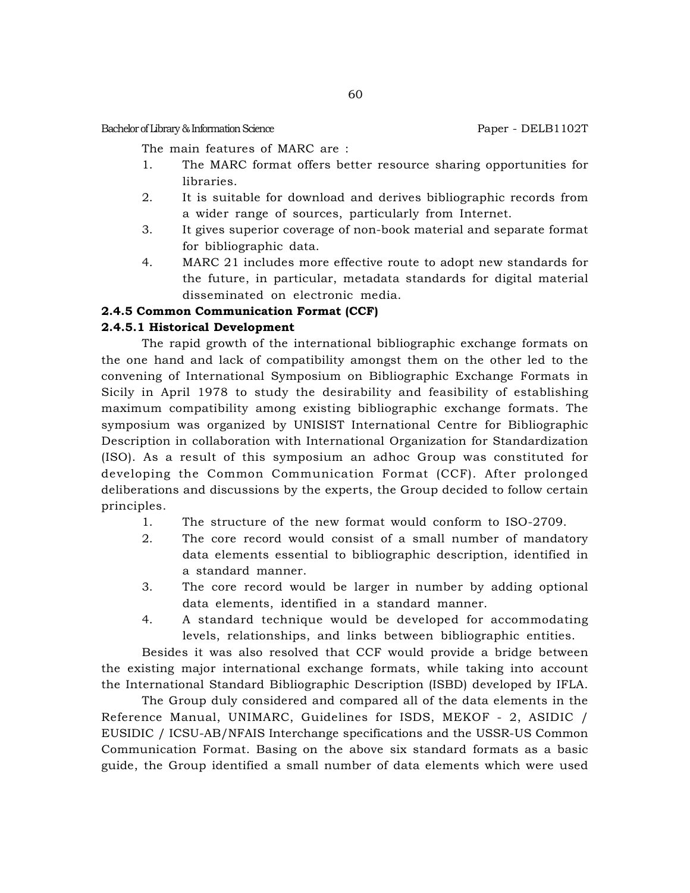The main features of MARC are :

1. The MARC format offers better resource sharing opportunities for libraries.
2. It is suitable for download and derives bibliographic records from a wider range of sources, particularly from Internet.
3. It gives superior coverage of non-book material and separate format for bibliographic data.
4. MARC 21 includes more effective route to adopt new standards for the future, in particular, metadata standards for digital material disseminated on electronic media.

### 2.4.5 Common Communication Format (CCF)

#### 2.4.5.1 Historical Development

The rapid growth of the international bibliographic exchange formats on the one hand and lack of compatibility amongst them on the other led to the convening of International Symposium on Bibliographic Exchange Formats in Sicily in April 1978 to study the desirability and feasibility of establishing maximum compatibility among existing bibliographic exchange formats. The symposium was organized by UNISIST International Centre for Bibliographic Description in collaboration with International Organization for Standardization (ISO). As a result of this symposium an adhoc Group was constituted for developing the Common Communication Format (CCF). After prolonged deliberations and discussions by the experts, the Group decided to follow certain principles.

1. The structure of the new format would conform to ISO-2709.
2. The core record would consist of a small number of mandatory data elements essential to bibliographic description, identified in a standard manner.
3. The core record would be larger in number by adding optional data elements, identified in a standard manner.
4. A standard technique would be developed for accommodating levels, relationships, and links between bibliographic entities.

Besides it was also resolved that CCF would provide a bridge between the existing major international exchange formats, while taking into account the International Standard Bibliographic Description (ISBD) developed by IFLA.

The Group duly considered and compared all of the data elements in the Reference Manual, UNIMARC, Guidelines for ISDS, MEKOF - 2, ASIDIC / EUSIDIC / ICSU-AB/NFAIS Interchange specifications and the USSR-US Common Communication Format. Basing on the above six standard formats as a basic guide, the Group identified a small number of data elements which were used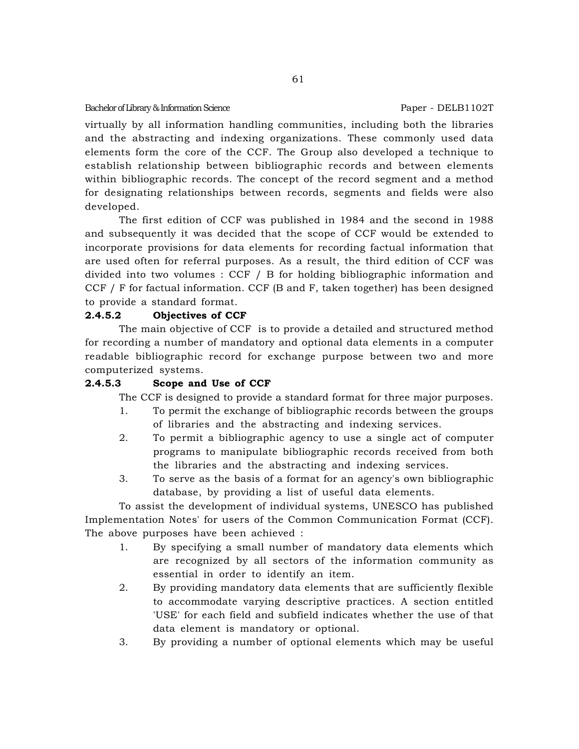virtually by all information handling communities, including both the libraries and the abstracting and indexing organizations. These commonly used data elements form the core of the CCF. The Group also developed a technique to establish relationship between bibliographic records and between elements within bibliographic records. The concept of the record segment and a method for designating relationships between records, segments and fields were also developed.

The first edition of CCF was published in 1984 and the second in 1988 and subsequently it was decided that the scope of CCF would be extended to incorporate provisions for data elements for recording factual information that are used often for referral purposes. As a result, the third edition of CCF was divided into two volumes : CCF / B for holding bibliographic information and CCF / F for factual information. CCF (B and F, taken together) has been designed to provide a standard format.

**2.4.5.2 Objectives of CCF**

The main objective of CCF is to provide a detailed and structured method for recording a number of mandatory and optional data elements in a computer readable bibliographic record for exchange purpose between two and more computerized systems.

**2.4.5.3 Scope and Use of CCF**

The CCF is designed to provide a standard format for three major purposes.

1. To permit the exchange of bibliographic records between the groups of libraries and the abstracting and indexing services.
2. To permit a bibliographic agency to use a single act of computer programs to manipulate bibliographic records received from both the libraries and the abstracting and indexing services.
3. To serve as the basis of a format for an agency's own bibliographic database, by providing a list of useful data elements.

To assist the development of individual systems, UNESCO has published Implementation Notes' for users of the Common Communication Format (CCF). The above purposes have been achieved :

1. By specifying a small number of mandatory data elements which are recognized by all sectors of the information community as essential in order to identify an item.
2. By providing mandatory data elements that are sufficiently flexible to accommodate varying descriptive practices. A section entitled 'USE' for each field and subfield indicates whether the use of that data element is mandatory or optional.
3. By providing a number of optional elements which may be useful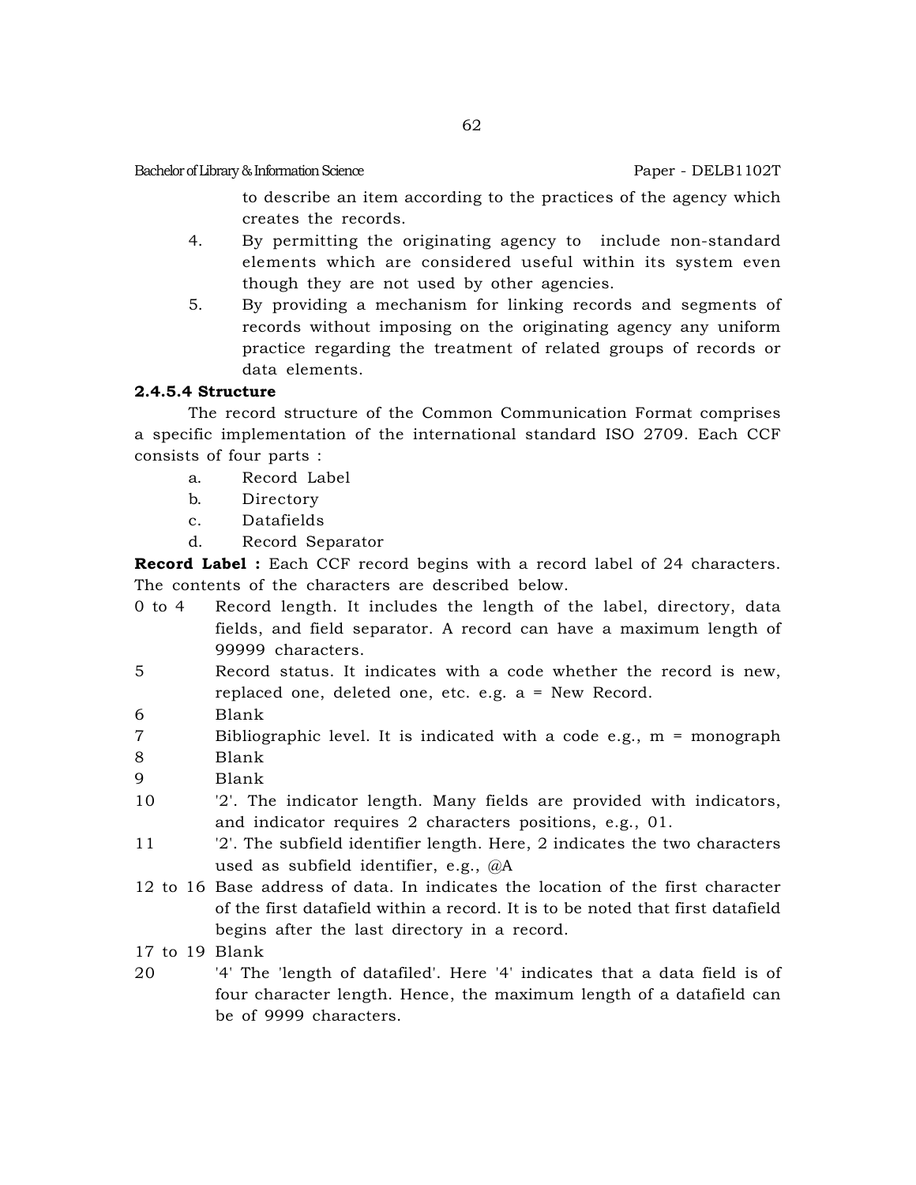to describe an item according to the practices of the agency which creates the records.

4. By permitting the originating agency to include non-standard elements which are considered useful within its system even though they are not used by other agencies.
5. By providing a mechanism for linking records and segments of records without imposing on the originating agency any uniform practice regarding the treatment of related groups of records or data elements.

**2.4.5.4 Structure**

The record structure of the Common Communication Format comprises a specific implementation of the international standard ISO 2709. Each CCF consists of four parts :

a. Record Label
b. Directory
c. Datafields
d. Record Separator

**Record Label :** Each CCF record begins with a record label of 24 characters. The contents of the characters are described below.

0 to 4 Record length. It includes the length of the label, directory, data fields, and field separator. A record can have a maximum length of 99999 characters.

5 Record status. It indicates with a code whether the record is new, replaced one, deleted one, etc. e.g. a = New Record.

6 Blank

7 Bibliographic level. It is indicated with a code e.g., m = monograph

8 Blank

9 Blank

10 '2'. The indicator length. Many fields are provided with indicators, and indicator requires 2 characters positions, e.g., 01.

11 '2'. The subfield identifier length. Here, 2 indicates the two characters used as subfield identifier, e.g., @A

12 to 16 Base address of data. In indicates the location of the first character of the first datafield within a record. It is to be noted that first datafield begins after the last directory in a record.

17 to 19 Blank

20 '4' The 'length of datafiled'. Here '4' indicates that a data field is of four character length. Hence, the maximum length of a datafield can be of 9999 characters.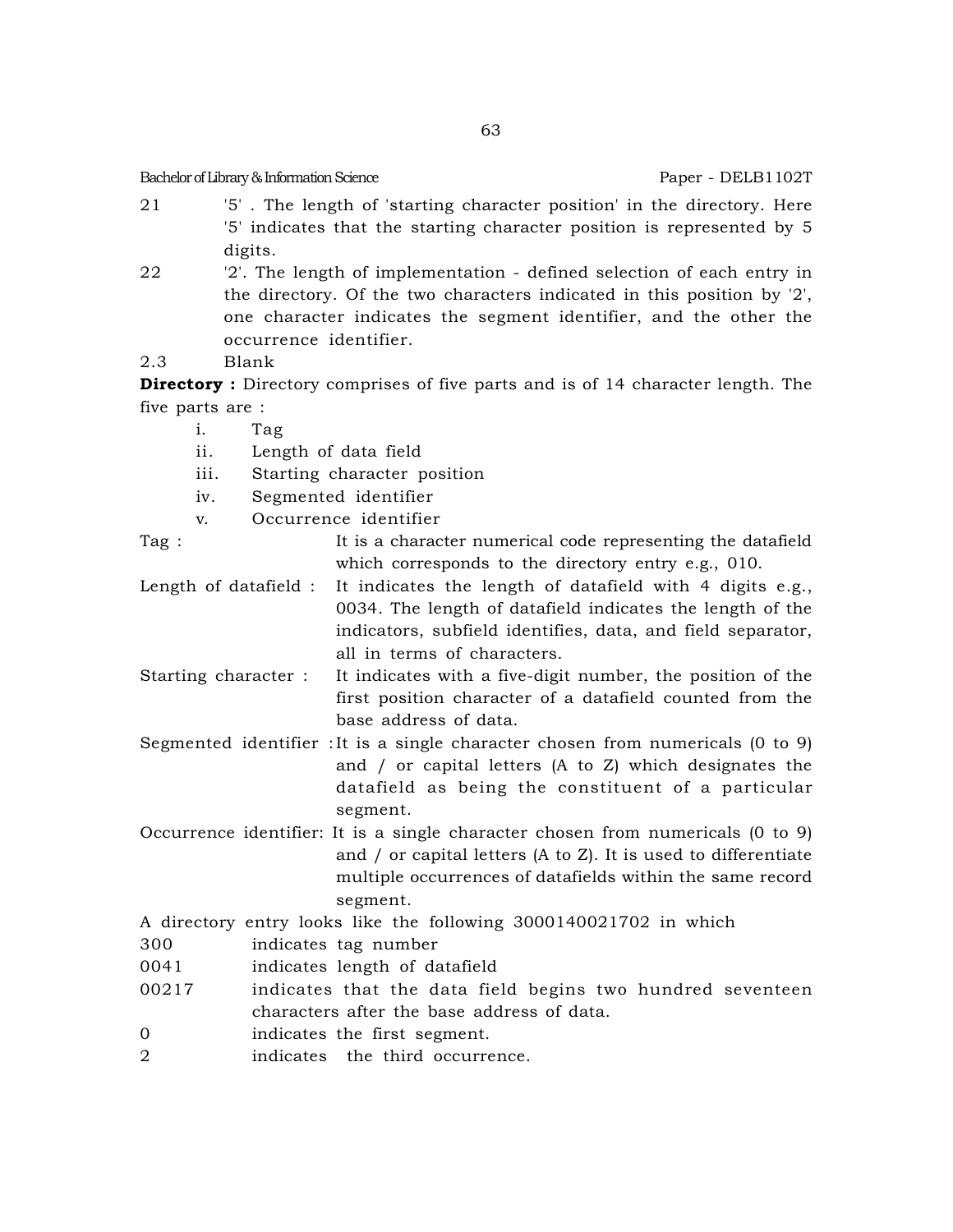21 '5' . The length of 'starting character position' in the directory. Here '5' indicates that the starting character position is represented by 5 digits.

22 '2'. The length of implementation - defined selection of each entry in the directory. Of the two characters indicated in this position by '2', one character indicates the segment identifier, and the other the occurrence identifier.

2.3 Blank

**Directory :** Directory comprises of five parts and is of 14 character length. The five parts are :

i. Tag
ii. Length of data field
iii. Starting character position
iv. Segmented identifier
v. Occurrence identifier

Tag : It is a character numerical code representing the datafield which corresponds to the directory entry e.g., 010.

Length of datafield : It indicates the length of datafield with 4 digits e.g., 0034. The length of datafield indicates the length of the indicators, subfield identifies, data, and field separator, all in terms of characters.

Starting character : It indicates with a five-digit number, the position of the first position character of a datafield counted from the base address of data.

Segmented identifier : It is a single character chosen from numericals (0 to 9) and / or capital letters (A to Z) which designates the datafield as being the constituent of a particular segment.

Occurrence identifier: It is a single character chosen from numericals (0 to 9) and / or capital letters (A to Z). It is used to differentiate multiple occurrences of datafields within the same record segment.

A directory entry looks like the following 3000140021702 in which

300 indicates tag number

0041 indicates length of datafield

00217 indicates that the data field begins two hundred seventeen characters after the base address of data.

0 indicates the first segment.

2 indicates the third occurrence.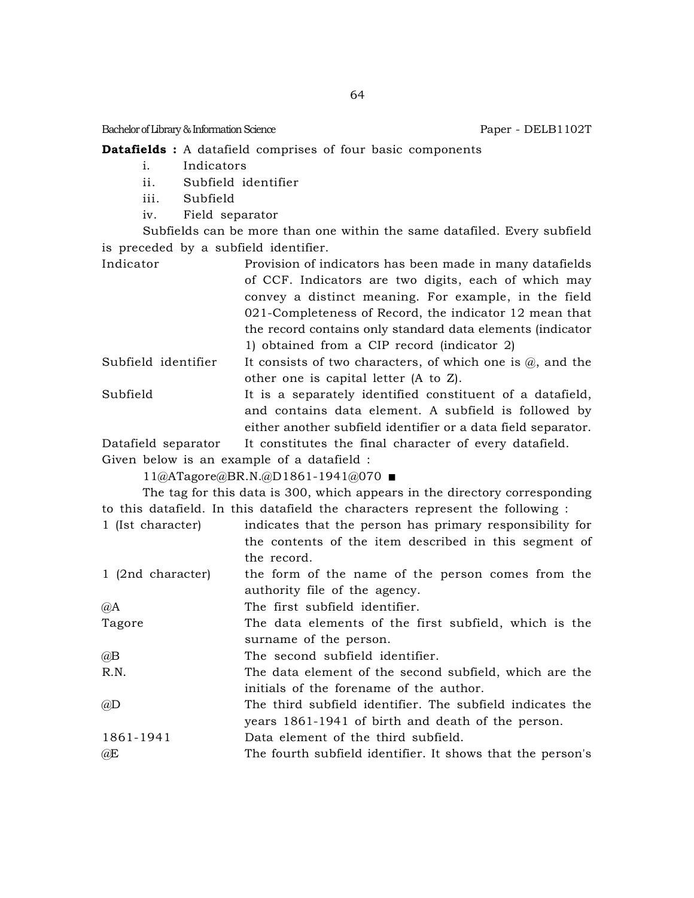**Datafields :** A datafield comprises of four basic components

i. Indicators
ii. Subfield identifier
iii. Subfield
iv. Field separator

Subfields can be more than one within the same datafiled. Every subfield is preceded by a subfield identifier.

| | |
|---|---|
| Indicator | Provision of indicators has been made in many datafields of CCF. Indicators are two digits, each of which may convey a distinct meaning. For example, in the field 021-Completeness of Record, the indicator 12 mean that the record contains only standard data elements (indicator 1) obtained from a CIP record (indicator 2) |
| Subfield identifier | It consists of two characters, of which one is @, and the other one is capital letter (A to Z). |
| Subfield | It is a separately identified constituent of a datafield, and contains data element. A subfield is followed by either another subfield identifier or a data field separator. |
| Datafield separator | It constitutes the final character of every datafield. |

Given below is an example of a datafield :

11@ATagore@BR.N.@D1861-1941@070 ■

The tag for this data is 300, which appears in the directory corresponding to this datafield. In this datafield the characters represent the following :

| | |
|---|---|
| 1 (Ist character) | indicates that the person has primary responsibility for the contents of the item described in this segment of the record. |
| 1 (2nd character) | the form of the name of the person comes from the authority file of the agency. |
| @A | The first subfield identifier. |
| Tagore | The data elements of the first subfield, which is the surname of the person. |
| @B | The second subfield identifier. |
| R.N. | The data element of the second subfield, which are the initials of the forename of the author. |
| @D | The third subfield identifier. The subfield indicates the years 1861-1941 of birth and death of the person. |
| 1861-1941 | Data element of the third subfield. |
| @E | The fourth subfield identifier. It shows that the person's |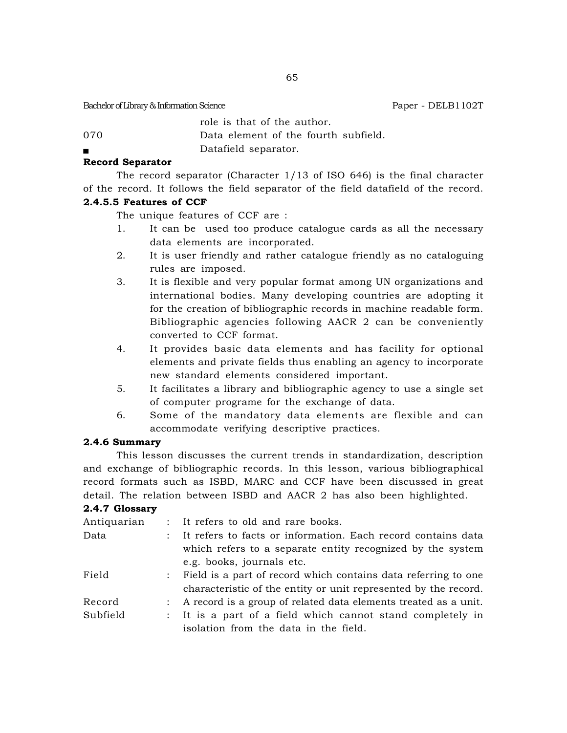role is that of the author.

070 Data element of the fourth subfield.

■ Datafield separator.

**Record Separator**

The record separator (Character 1/13 of ISO 646) is the final character of the record. It follows the field separator of the field datafield of the record.

**2.4.5.5 Features of CCF**

The unique features of CCF are :

1. It can be used too produce catalogue cards as all the necessary data elements are incorporated.
2. It is user friendly and rather catalogue friendly as no cataloguing rules are imposed.
3. It is flexible and very popular format among UN organizations and international bodies. Many developing countries are adopting it for the creation of bibliographic records in machine readable form. Bibliographic agencies following AACR 2 can be conveniently converted to CCF format.
4. It provides basic data elements and has facility for optional elements and private fields thus enabling an agency to incorporate new standard elements considered important.
5. It facilitates a library and bibliographic agency to use a single set of computer programe for the exchange of data.
6. Some of the mandatory data elements are flexible and can accommodate verifying descriptive practices.

**2.4.6 Summary**

This lesson discusses the current trends in standardization, description and exchange of bibliographic records. In this lesson, various bibliographical record formats such as ISBD, MARC and CCF have been discussed in great detail. The relation between ISBD and AACR 2 has also been highlighted.

**2.4.7 Glossary**

Antiquarian : It refers to old and rare books.

Data : It refers to facts or information. Each record contains data which refers to a separate entity recognized by the system e.g. books, journals etc.

Field : Field is a part of record which contains data referring to one characteristic of the entity or unit represented by the record.

Record : A record is a group of related data elements treated as a unit.

Subfield : It is a part of a field which cannot stand completely in isolation from the data in the field.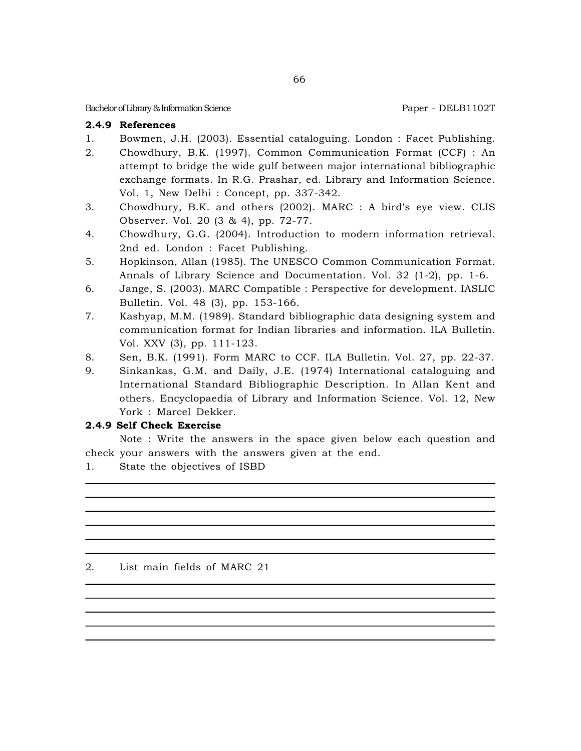### 2.4.9 References

1. Bowmen, J.H. (2003). Essential cataloguing. London : Facet Publishing.
2. Chowdhury, B.K. (1997). Common Communication Format (CCF) : An attempt to bridge the wide gulf between major international bibliographic exchange formats. In R.G. Prashar, ed. Library and Information Science. Vol. 1, New Delhi : Concept, pp. 337-342.
3. Chowdhury, B.K. and others (2002). MARC : A bird's eye view. CLIS Observer. Vol. 20 (3 & 4), pp. 72-77.
4. Chowdhury, G.G. (2004). Introduction to modern information retrieval. 2nd ed. London : Facet Publishing.
5. Hopkinson, Allan (1985). The UNESCO Common Communication Format. Annals of Library Science and Documentation. Vol. 32 (1-2), pp. 1-6.
6. Jange, S. (2003). MARC Compatible : Perspective for development. IASLIC Bulletin. Vol. 48 (3), pp. 153-166.
7. Kashyap, M.M. (1989). Standard bibliographic data designing system and communication format for Indian libraries and information. ILA Bulletin. Vol. XXV (3), pp. 111-123.
8. Sen, B.K. (1991). Form MARC to CCF. ILA Bulletin. Vol. 27, pp. 22-37.
9. Sinkankas, G.M. and Daily, J.E. (1974) International cataloguing and International Standard Bibliographic Description. In Allan Kent and others. Encyclopaedia of Library and Information Science. Vol. 12, New York : Marcel Dekker.

### 2.4.9 Self Check Exercise

Note : Write the answers in the space given below each question and check your answers with the answers given at the end.

1. State the objectives of ISBD

______________________________________________________________________
______________________________________________________________________
______________________________________________________________________
______________________________________________________________________
______________________________________________________________________
______________________________________________________________________

2. List main fields of MARC 21

______________________________________________________________________
______________________________________________________________________
______________________________________________________________________
______________________________________________________________________
______________________________________________________________________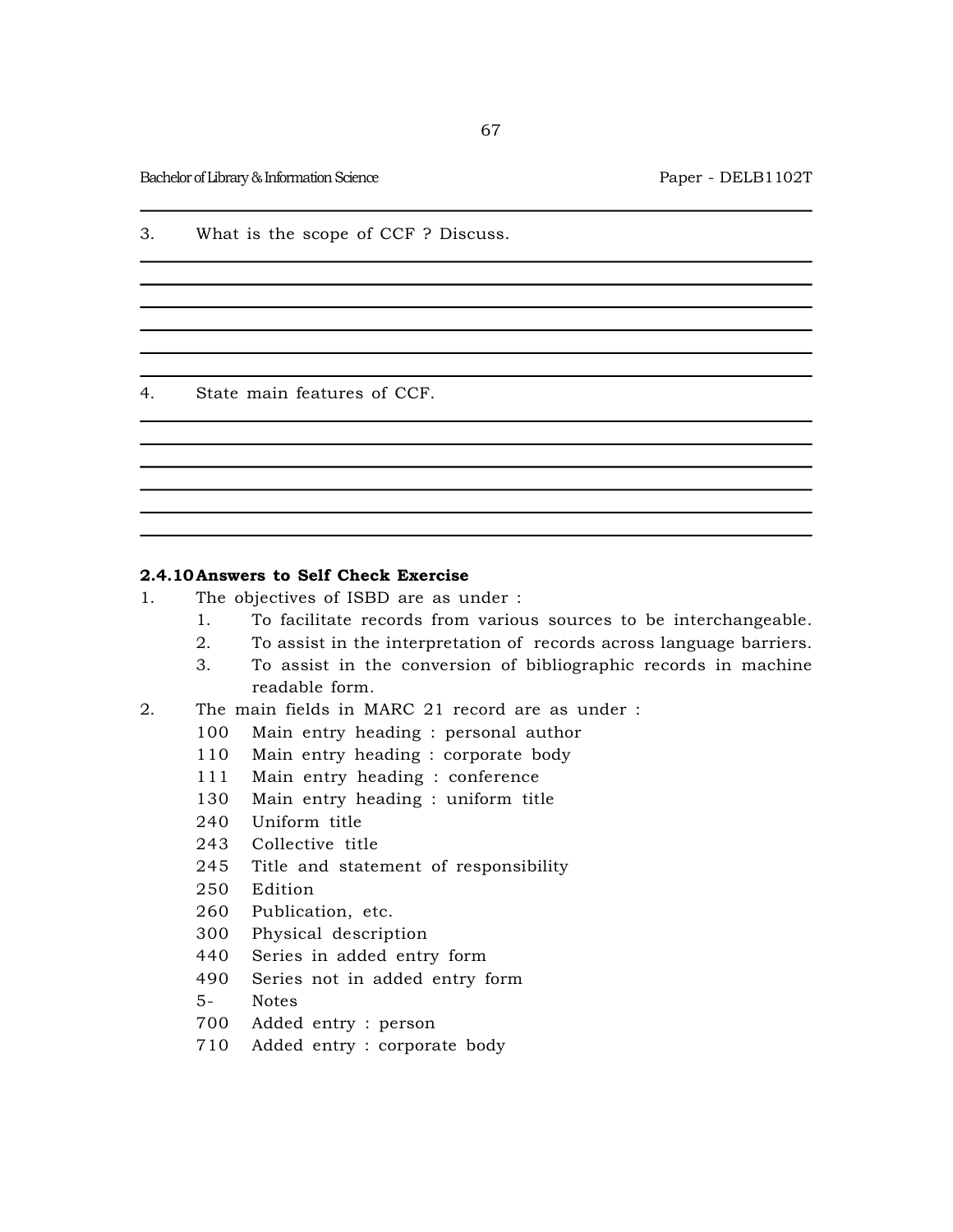3. What is the scope of CCF ? Discuss.

4. State main features of CCF.

### 2.4.10 Answers to Self Check Exercise

1. The objectives of ISBD are as under :
   1. To facilitate records from various sources to be interchangeable.
   2. To assist in the interpretation of records across language barriers.
   3. To assist in the conversion of bibliographic records in machine readable form.
2. The main fields in MARC 21 record are as under :

   100 Main entry heading : personal author
   110 Main entry heading : corporate body
   111 Main entry heading : conference
   130 Main entry heading : uniform title
   240 Uniform title
   243 Collective title
   245 Title and statement of responsibility
   250 Edition
   260 Publication, etc.
   300 Physical description
   440 Series in added entry form
   490 Series not in added entry form
   5- Notes
   700 Added entry : person
   710 Added entry : corporate body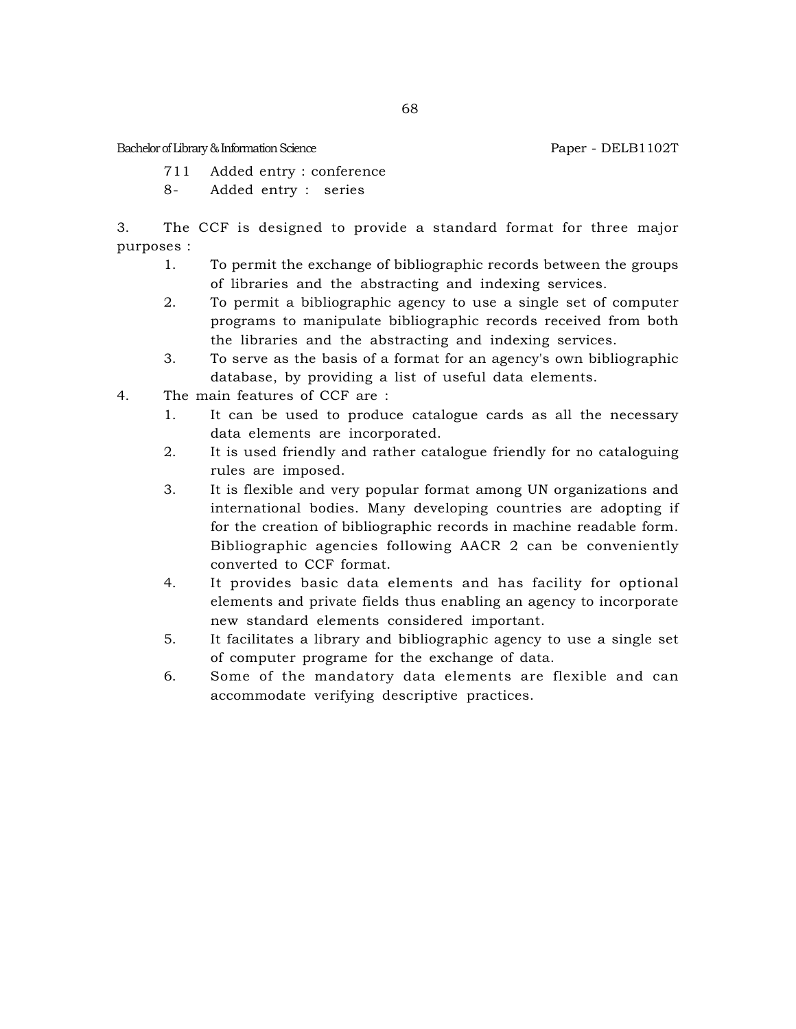711 Added entry : conference

8- Added entry : series

3. The CCF is designed to provide a standard format for three major purposes :

   1. To permit the exchange of bibliographic records between the groups of libraries and the abstracting and indexing services.
   2. To permit a bibliographic agency to use a single set of computer programs to manipulate bibliographic records received from both the libraries and the abstracting and indexing services.
   3. To serve as the basis of a format for an agency's own bibliographic database, by providing a list of useful data elements.

4. The main features of CCF are :

   1. It can be used to produce catalogue cards as all the necessary data elements are incorporated.
   2. It is used friendly and rather catalogue friendly for no cataloguing rules are imposed.
   3. It is flexible and very popular format among UN organizations and international bodies. Many developing countries are adopting if for the creation of bibliographic records in machine readable form. Bibliographic agencies following AACR 2 can be conveniently converted to CCF format.
   4. It provides basic data elements and has facility for optional elements and private fields thus enabling an agency to incorporate new standard elements considered important.
   5. It facilitates a library and bibliographic agency to use a single set of computer programe for the exchange of data.
   6. Some of the mandatory data elements are flexible and can accommodate verifying descriptive practices.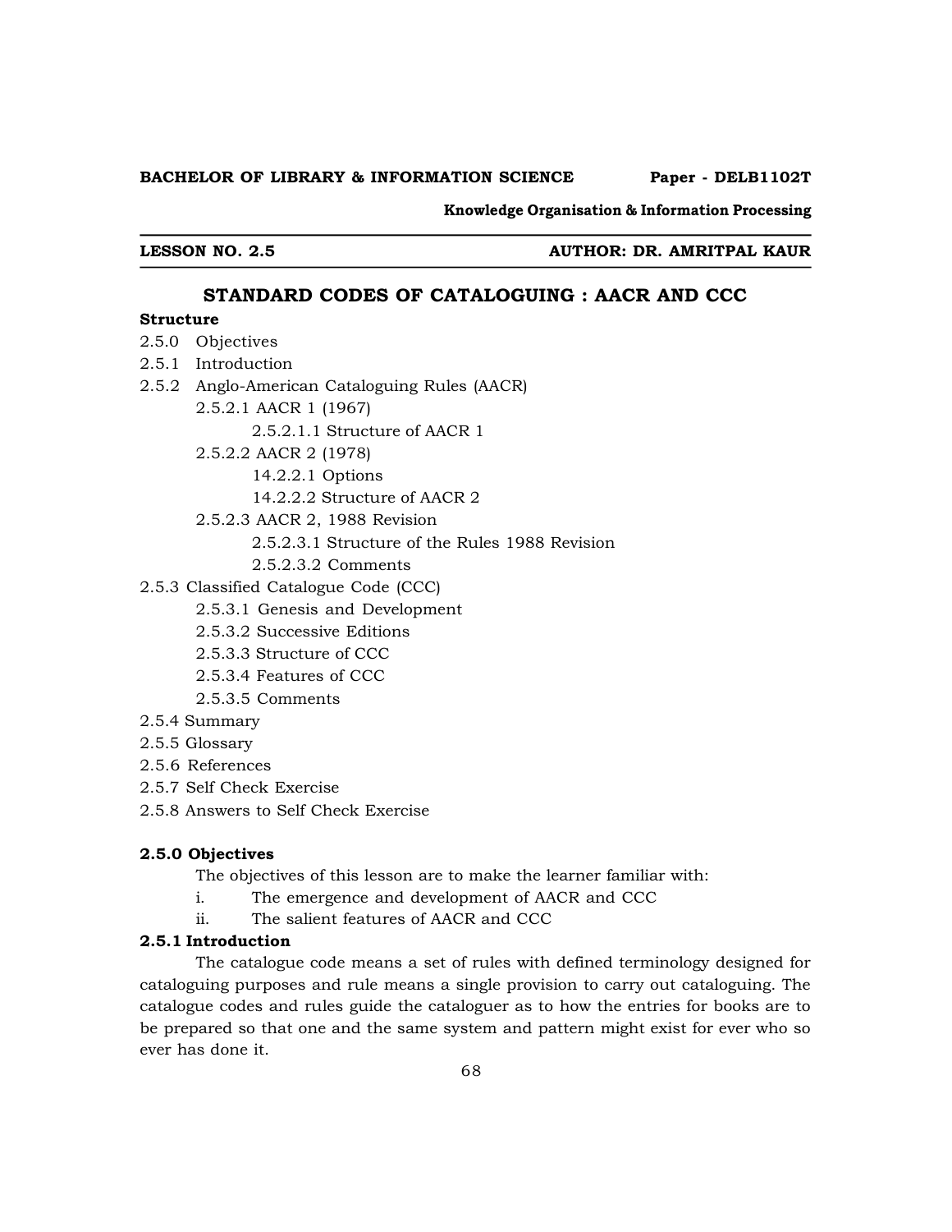**BACHELOR OF LIBRARY & INFORMATION SCIENCE** **Paper - DELB1102T**

**Knowledge Organisation & Information Processing**

**LESSON NO. 2.5** **AUTHOR: DR. AMRITPAL KAUR**

# STANDARD CODES OF CATALOGUING : AACR AND CCC

**Structure**

2.5.0 Objectives
2.5.1 Introduction
2.5.2 Anglo-American Cataloguing Rules (AACR)
  2.5.2.1 AACR 1 (1967)
    2.5.2.1.1 Structure of AACR 1
  2.5.2.2 AACR 2 (1978)
    14.2.2.1 Options
    14.2.2.2 Structure of AACR 2
  2.5.2.3 AACR 2, 1988 Revision
    2.5.2.3.1 Structure of the Rules 1988 Revision
    2.5.2.3.2 Comments
2.5.3 Classified Catalogue Code (CCC)
  2.5.3.1 Genesis and Development
  2.5.3.2 Successive Editions
  2.5.3.3 Structure of CCC
  2.5.3.4 Features of CCC
  2.5.3.5 Comments
2.5.4 Summary
2.5.5 Glossary
2.5.6 References
2.5.7 Self Check Exercise
2.5.8 Answers to Self Check Exercise

## 2.5.0 Objectives

The objectives of this lesson are to make the learner familiar with:

i. The emergence and development of AACR and CCC
ii. The salient features of AACR and CCC

## 2.5.1 Introduction

The catalogue code means a set of rules with defined terminology designed for cataloguing purposes and rule means a single provision to carry out cataloguing. The catalogue codes and rules guide the cataloguer as to how the entries for books are to be prepared so that one and the same system and pattern might exist for ever who so ever has done it.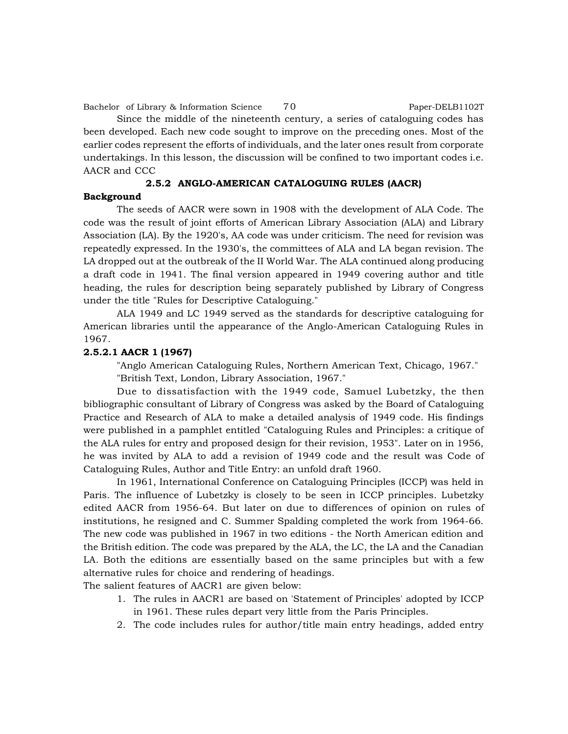Since the middle of the nineteenth century, a series of cataloguing codes has been developed. Each new code sought to improve on the preceding ones. Most of the earlier codes represent the efforts of individuals, and the later ones result from corporate undertakings. In this lesson, the discussion will be confined to two important codes i.e. AACR and CCC

### 2.5.2 ANGLO-AMERICAN CATALOGUING RULES (AACR)

**Background**

The seeds of AACR were sown in 1908 with the development of ALA Code. The code was the result of joint efforts of American Library Association (ALA) and Library Association (LA). By the 1920's, AA code was under criticism. The need for revision was repeatedly expressed. In the 1930's, the committees of ALA and LA began revision. The LA dropped out at the outbreak of the II World War. The ALA continued along producing a draft code in 1941. The final version appeared in 1949 covering author and title heading, the rules for description being separately published by Library of Congress under the title "Rules for Descriptive Cataloguing."

ALA 1949 and LC 1949 served as the standards for descriptive cataloguing for American libraries until the appearance of the Anglo-American Cataloguing Rules in 1967.

#### 2.5.2.1 AACR 1 (1967)

"Anglo American Cataloguing Rules, Northern American Text, Chicago, 1967."

"British Text, London, Library Association, 1967."

Due to dissatisfaction with the 1949 code, Samuel Lubetzky, the then bibliographic consultant of Library of Congress was asked by the Board of Cataloguing Practice and Research of ALA to make a detailed analysis of 1949 code. His findings were published in a pamphlet entitled "Cataloguing Rules and Principles: a critique of the ALA rules for entry and proposed design for their revision, 1953". Later on in 1956, he was invited by ALA to add a revision of 1949 code and the result was Code of Cataloguing Rules, Author and Title Entry: an unfold draft 1960.

In 1961, International Conference on Cataloguing Principles (ICCP) was held in Paris. The influence of Lubetzky is closely to be seen in ICCP principles. Lubetzky edited AACR from 1956-64. But later on due to differences of opinion on rules of institutions, he resigned and C. Summer Spalding completed the work from 1964-66. The new code was published in 1967 in two editions - the North American edition and the British edition. The code was prepared by the ALA, the LC, the LA and the Canadian LA. Both the editions are essentially based on the same principles but with a few alternative rules for choice and rendering of headings.

The salient features of AACR1 are given below:

1. The rules in AACR1 are based on 'Statement of Principles' adopted by ICCP in 1961. These rules depart very little from the Paris Principles.
2. The code includes rules for author/title main entry headings, added entry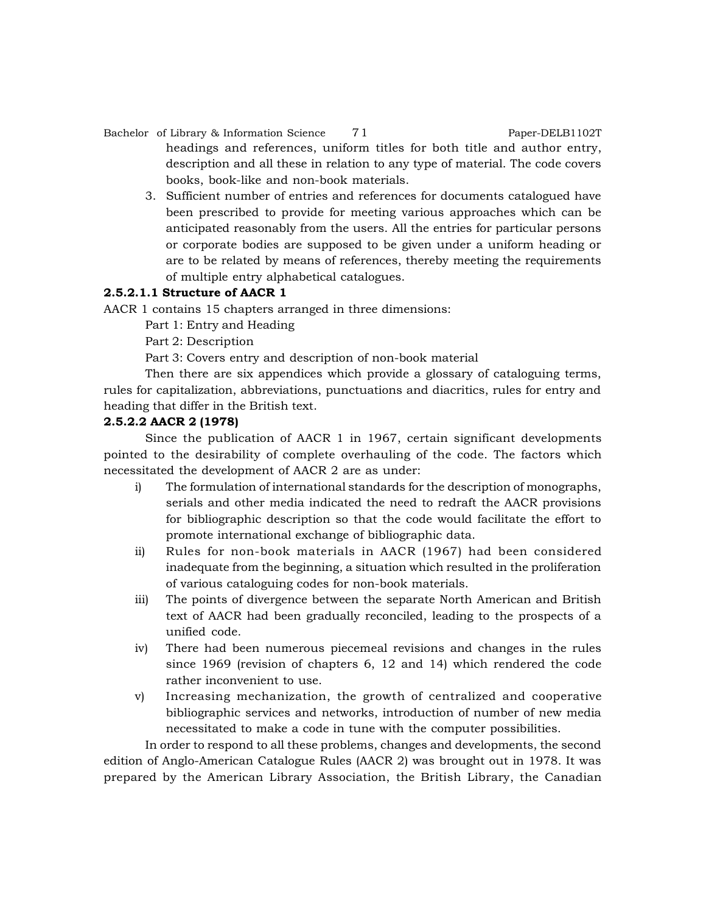headings and references, uniform titles for both title and author entry, description and all these in relation to any type of material. The code covers books, book-like and non-book materials.

3. Sufficient number of entries and references for documents catalogued have been prescribed to provide for meeting various approaches which can be anticipated reasonably from the users. All the entries for particular persons or corporate bodies are supposed to be given under a uniform heading or are to be related by means of references, thereby meeting the requirements of multiple entry alphabetical catalogues.

#### 2.5.2.1.1 Structure of AACR 1

AACR 1 contains 15 chapters arranged in three dimensions:

Part 1: Entry and Heading

Part 2: Description

Part 3: Covers entry and description of non-book material

Then there are six appendices which provide a glossary of cataloguing terms, rules for capitalization, abbreviations, punctuations and diacritics, rules for entry and heading that differ in the British text.

#### 2.5.2.2 AACR 2 (1978)

Since the publication of AACR 1 in 1967, certain significant developments pointed to the desirability of complete overhauling of the code. The factors which necessitated the development of AACR 2 are as under:

i) The formulation of international standards for the description of monographs, serials and other media indicated the need to redraft the AACR provisions for bibliographic description so that the code would facilitate the effort to promote international exchange of bibliographic data.

ii) Rules for non-book materials in AACR (1967) had been considered inadequate from the beginning, a situation which resulted in the proliferation of various cataloguing codes for non-book materials.

iii) The points of divergence between the separate North American and British text of AACR had been gradually reconciled, leading to the prospects of a unified code.

iv) There had been numerous piecemeal revisions and changes in the rules since 1969 (revision of chapters 6, 12 and 14) which rendered the code rather inconvenient to use.

v) Increasing mechanization, the growth of centralized and cooperative bibliographic services and networks, introduction of number of new media necessitated to make a code in tune with the computer possibilities.

In order to respond to all these problems, changes and developments, the second edition of Anglo-American Catalogue Rules (AACR 2) was brought out in 1978. It was prepared by the American Library Association, the British Library, the Canadian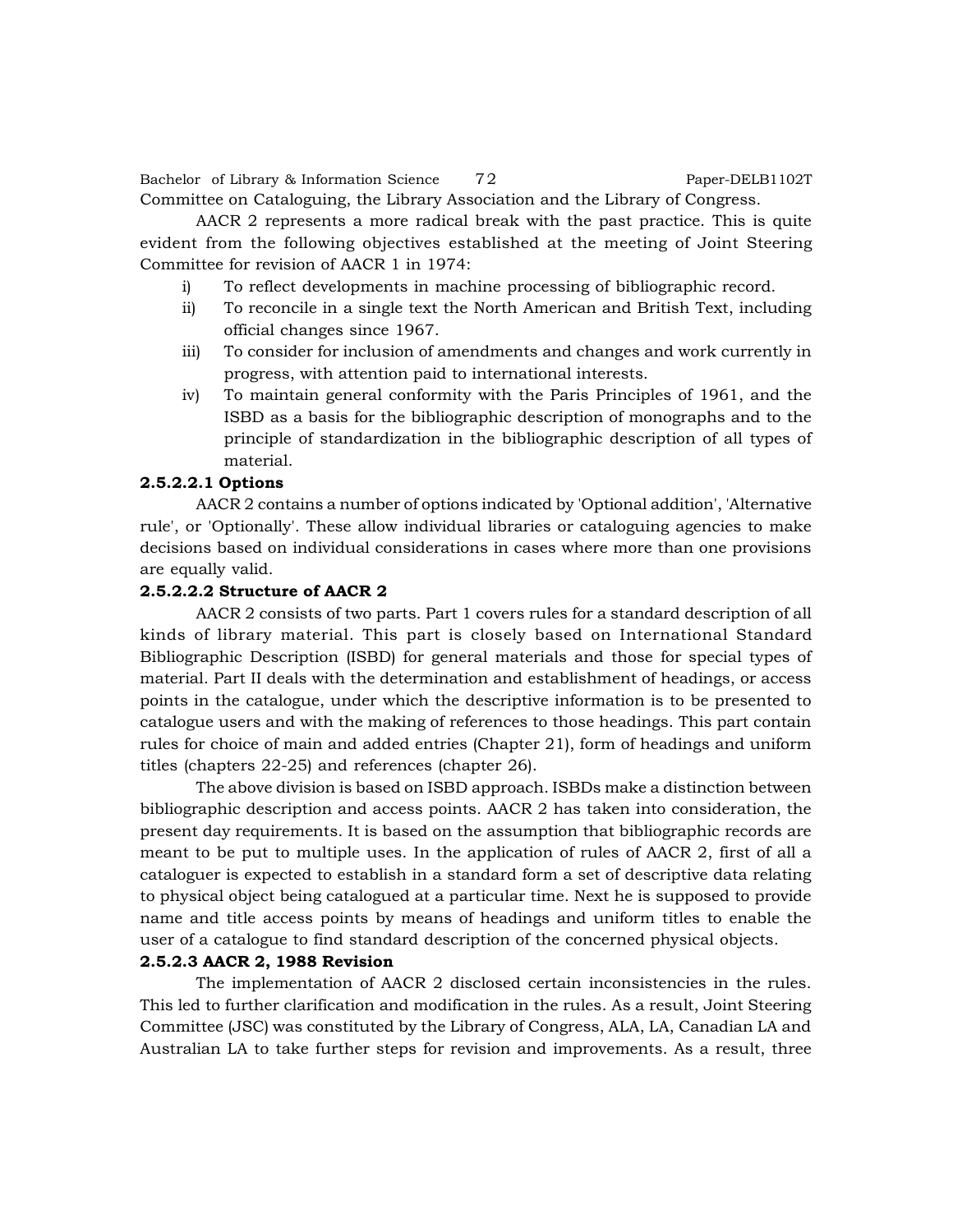Committee on Cataloguing, the Library Association and the Library of Congress.

AACR 2 represents a more radical break with the past practice. This is quite evident from the following objectives established at the meeting of Joint Steering Committee for revision of AACR 1 in 1974:

i) To reflect developments in machine processing of bibliographic record.
ii) To reconcile in a single text the North American and British Text, including official changes since 1967.
iii) To consider for inclusion of amendments and changes and work currently in progress, with attention paid to international interests.
iv) To maintain general conformity with the Paris Principles of 1961, and the ISBD as a basis for the bibliographic description of monographs and to the principle of standardization in the bibliographic description of all types of material.

**2.5.2.2.1 Options**

AACR 2 contains a number of options indicated by 'Optional addition', 'Alternative rule', or 'Optionally'. These allow individual libraries or cataloguing agencies to make decisions based on individual considerations in cases where more than one provisions are equally valid.

**2.5.2.2.2 Structure of AACR 2**

AACR 2 consists of two parts. Part 1 covers rules for a standard description of all kinds of library material. This part is closely based on International Standard Bibliographic Description (ISBD) for general materials and those for special types of material. Part II deals with the determination and establishment of headings, or access points in the catalogue, under which the descriptive information is to be presented to catalogue users and with the making of references to those headings. This part contain rules for choice of main and added entries (Chapter 21), form of headings and uniform titles (chapters 22-25) and references (chapter 26).

The above division is based on ISBD approach. ISBDs make a distinction between bibliographic description and access points. AACR 2 has taken into consideration, the present day requirements. It is based on the assumption that bibliographic records are meant to be put to multiple uses. In the application of rules of AACR 2, first of all a cataloguer is expected to establish in a standard form a set of descriptive data relating to physical object being catalogued at a particular time. Next he is supposed to provide name and title access points by means of headings and uniform titles to enable the user of a catalogue to find standard description of the concerned physical objects.

**2.5.2.3 AACR 2, 1988 Revision**

The implementation of AACR 2 disclosed certain inconsistencies in the rules. This led to further clarification and modification in the rules. As a result, Joint Steering Committee (JSC) was constituted by the Library of Congress, ALA, LA, Canadian LA and Australian LA to take further steps for revision and improvements. As a result, three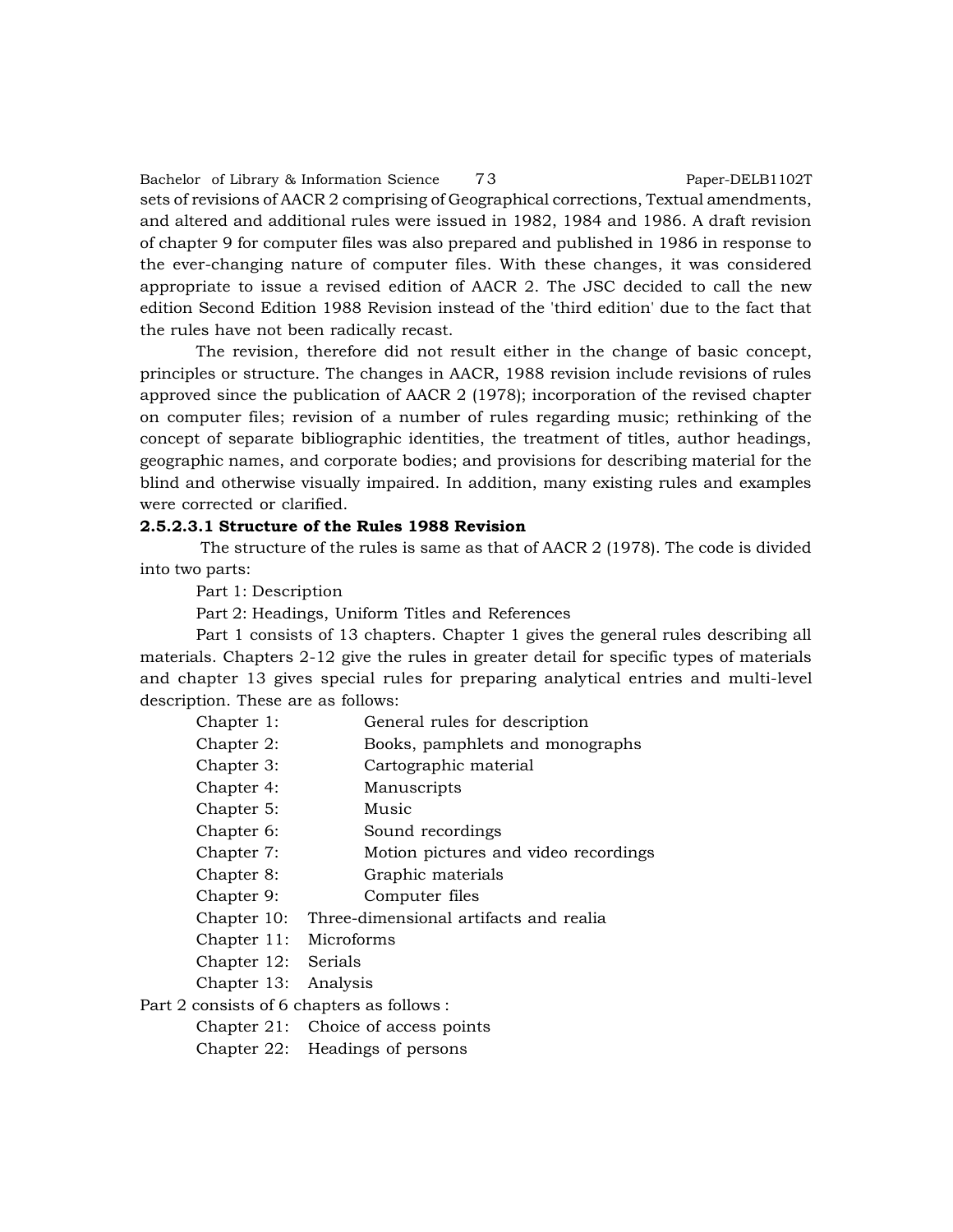sets of revisions of AACR 2 comprising of Geographical corrections, Textual amendments, and altered and additional rules were issued in 1982, 1984 and 1986. A draft revision of chapter 9 for computer files was also prepared and published in 1986 in response to the ever-changing nature of computer files. With these changes, it was considered appropriate to issue a revised edition of AACR 2. The JSC decided to call the new edition Second Edition 1988 Revision instead of the 'third edition' due to the fact that the rules have not been radically recast.

The revision, therefore did not result either in the change of basic concept, principles or structure. The changes in AACR, 1988 revision include revisions of rules approved since the publication of AACR 2 (1978); incorporation of the revised chapter on computer files; revision of a number of rules regarding music; rethinking of the concept of separate bibliographic identities, the treatment of titles, author headings, geographic names, and corporate bodies; and provisions for describing material for the blind and otherwise visually impaired. In addition, many existing rules and examples were corrected or clarified.

#### 2.5.2.3.1 Structure of the Rules 1988 Revision

The structure of the rules is same as that of AACR 2 (1978). The code is divided into two parts:

Part 1: Description

Part 2: Headings, Uniform Titles and References

Part 1 consists of 13 chapters. Chapter 1 gives the general rules describing all materials. Chapters 2-12 give the rules in greater detail for specific types of materials and chapter 13 gives special rules for preparing analytical entries and multi-level description. These are as follows:

- Chapter 1: General rules for description
- Chapter 2: Books, pamphlets and monographs
- Chapter 3: Cartographic material
- Chapter 4: Manuscripts
- Chapter 5: Music
- Chapter 6: Sound recordings
- Chapter 7: Motion pictures and video recordings
- Chapter 8: Graphic materials
- Chapter 9: Computer files
- Chapter 10: Three-dimensional artifacts and realia
- Chapter 11: Microforms
- Chapter 12: Serials
- Chapter 13: Analysis

Part 2 consists of 6 chapters as follows :

- Chapter 21: Choice of access points
- Chapter 22: Headings of persons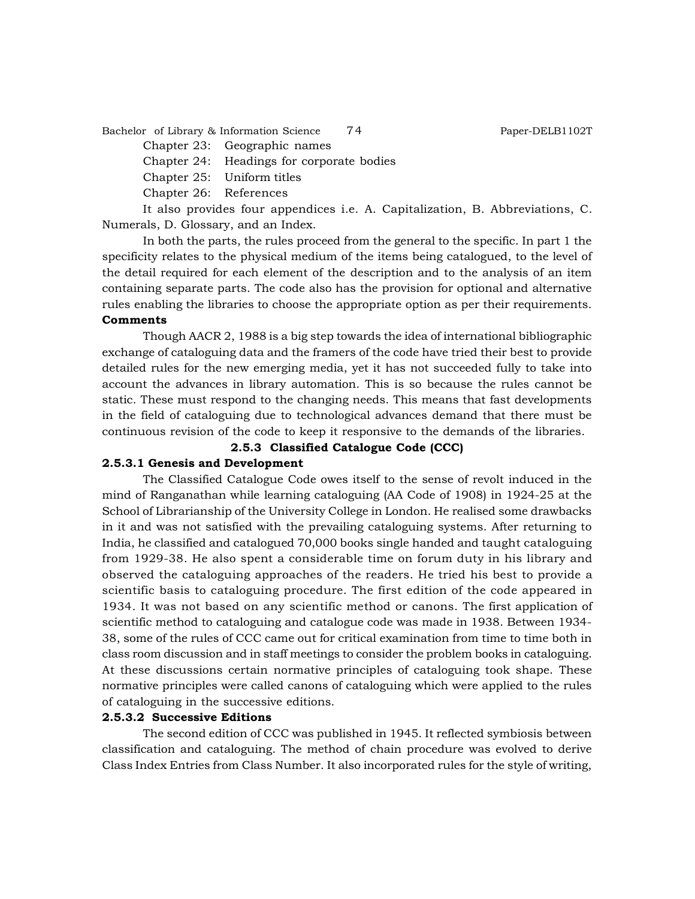Chapter 23: Geographic names

Chapter 24: Headings for corporate bodies

Chapter 25: Uniform titles

Chapter 26: References

It also provides four appendices i.e. A. Capitalization, B. Abbreviations, C. Numerals, D. Glossary, and an Index.

In both the parts, the rules proceed from the general to the specific. In part 1 the specificity relates to the physical medium of the items being catalogued, to the level of the detail required for each element of the description and to the analysis of an item containing separate parts. The code also has the provision for optional and alternative rules enabling the libraries to choose the appropriate option as per their requirements.

**Comments**

Though AACR 2, 1988 is a big step towards the idea of international bibliographic exchange of cataloguing data and the framers of the code have tried their best to provide detailed rules for the new emerging media, yet it has not succeeded fully to take into account the advances in library automation. This is so because the rules cannot be static. These must respond to the changing needs. This means that fast developments in the field of cataloguing due to technological advances demand that there must be continuous revision of the code to keep it responsive to the demands of the libraries.

### 2.5.3 Classified Catalogue Code (CCC)

#### 2.5.3.1 Genesis and Development

The Classified Catalogue Code owes itself to the sense of revolt induced in the mind of Ranganathan while learning cataloguing (AA Code of 1908) in 1924-25 at the School of Librarianship of the University College in London. He realised some drawbacks in it and was not satisfied with the prevailing cataloguing systems. After returning to India, he classified and catalogued 70,000 books single handed and taught cataloguing from 1929-38. He also spent a considerable time on forum duty in his library and observed the cataloguing approaches of the readers. He tried his best to provide a scientific basis to cataloguing procedure. The first edition of the code appeared in 1934. It was not based on any scientific method or canons. The first application of scientific method to cataloguing and catalogue code was made in 1938. Between 1934-38, some of the rules of CCC came out for critical examination from time to time both in class room discussion and in staff meetings to consider the problem books in cataloguing. At these discussions certain normative principles of cataloguing took shape. These normative principles were called canons of cataloguing which were applied to the rules of cataloguing in the successive editions.

#### 2.5.3.2 Successive Editions

The second edition of CCC was published in 1945. It reflected symbiosis between classification and cataloguing. The method of chain procedure was evolved to derive Class Index Entries from Class Number. It also incorporated rules for the style of writing,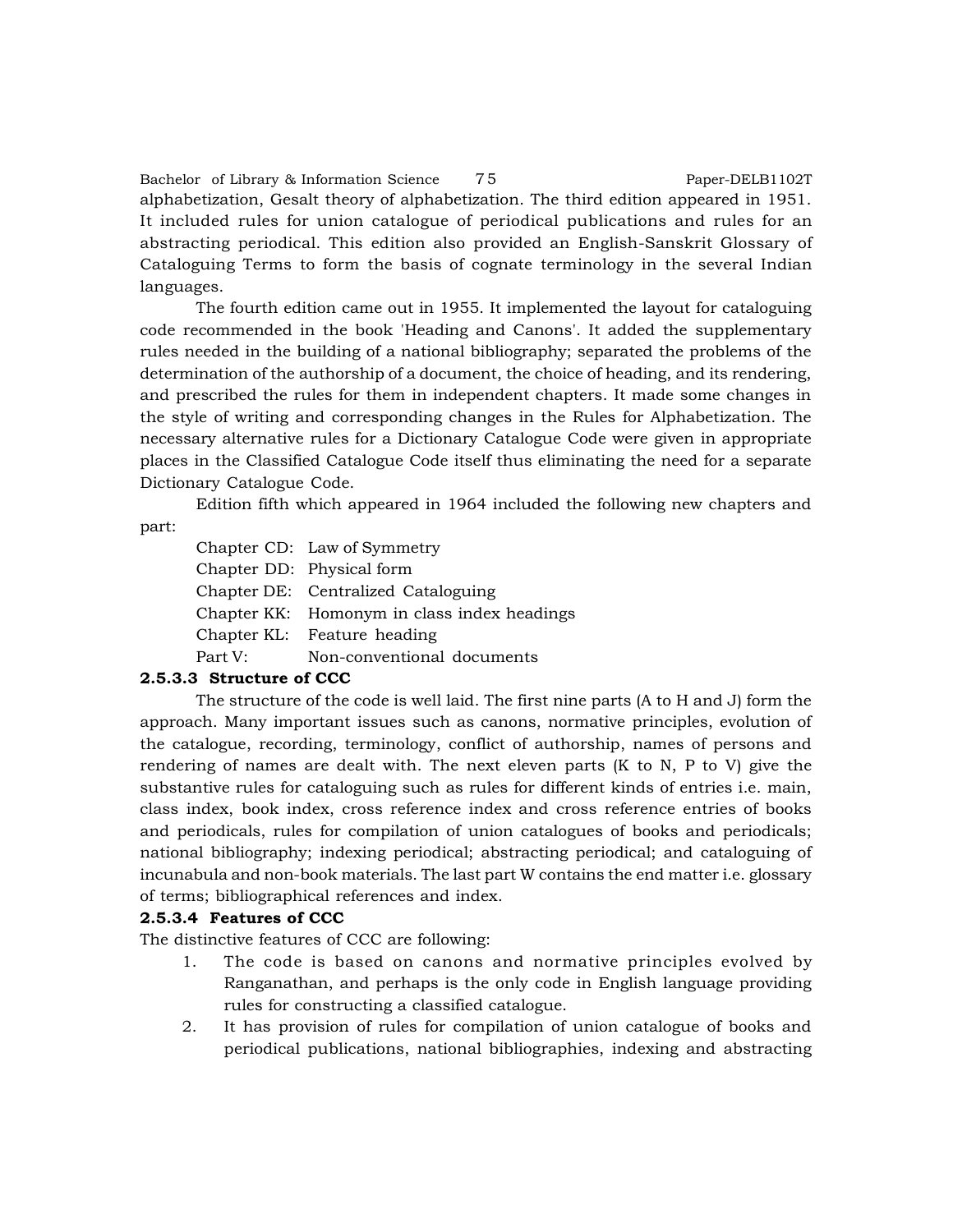alphabetization, Gesalt theory of alphabetization. The third edition appeared in 1951. It included rules for union catalogue of periodical publications and rules for an abstracting periodical. This edition also provided an English-Sanskrit Glossary of Cataloguing Terms to form the basis of cognate terminology in the several Indian languages.

The fourth edition came out in 1955. It implemented the layout for cataloguing code recommended in the book 'Heading and Canons'. It added the supplementary rules needed in the building of a national bibliography; separated the problems of the determination of the authorship of a document, the choice of heading, and its rendering, and prescribed the rules for them in independent chapters. It made some changes in the style of writing and corresponding changes in the Rules for Alphabetization. The necessary alternative rules for a Dictionary Catalogue Code were given in appropriate places in the Classified Catalogue Code itself thus eliminating the need for a separate Dictionary Catalogue Code.

Edition fifth which appeared in 1964 included the following new chapters and part:

Chapter CD: Law of Symmetry
Chapter DD: Physical form
Chapter DE: Centralized Cataloguing
Chapter KK: Homonym in class index headings
Chapter KL: Feature heading
Part V: Non-conventional documents

### 2.5.3.3 Structure of CCC

The structure of the code is well laid. The first nine parts (A to H and J) form the approach. Many important issues such as canons, normative principles, evolution of the catalogue, recording, terminology, conflict of authorship, names of persons and rendering of names are dealt with. The next eleven parts (K to N, P to V) give the substantive rules for cataloguing such as rules for different kinds of entries i.e. main, class index, book index, cross reference index and cross reference entries of books and periodicals, rules for compilation of union catalogues of books and periodicals; national bibliography; indexing periodical; abstracting periodical; and cataloguing of incunabula and non-book materials. The last part W contains the end matter i.e. glossary of terms; bibliographical references and index.

### 2.5.3.4 Features of CCC

The distinctive features of CCC are following:

1. The code is based on canons and normative principles evolved by Ranganathan, and perhaps is the only code in English language providing rules for constructing a classified catalogue.
2. It has provision of rules for compilation of union catalogue of books and periodical publications, national bibliographies, indexing and abstracting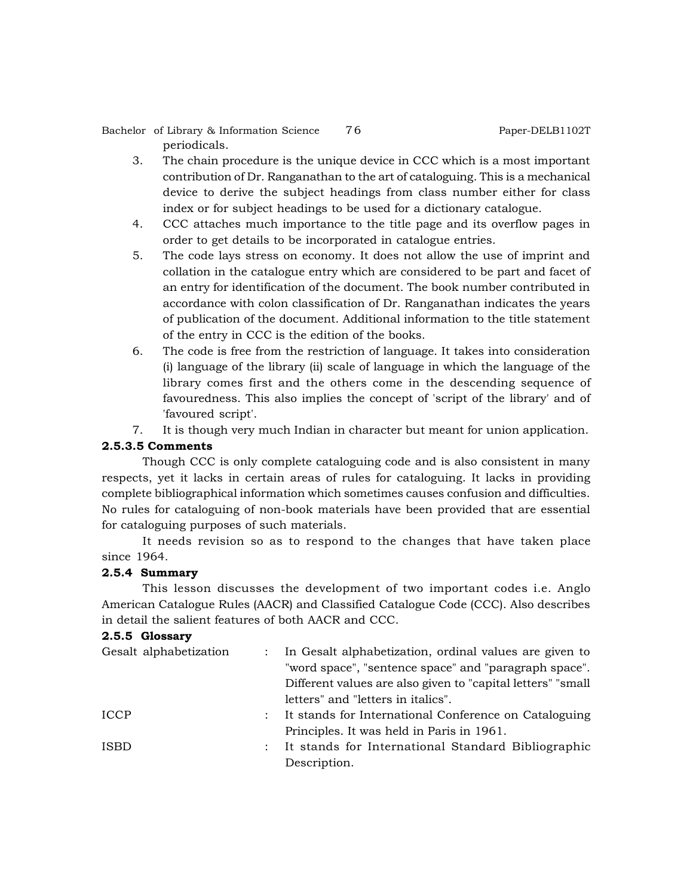periodicals.

3. The chain procedure is the unique device in CCC which is a most important contribution of Dr. Ranganathan to the art of cataloguing. This is a mechanical device to derive the subject headings from class number either for class index or for subject headings to be used for a dictionary catalogue.
4. CCC attaches much importance to the title page and its overflow pages in order to get details to be incorporated in catalogue entries.
5. The code lays stress on economy. It does not allow the use of imprint and collation in the catalogue entry which are considered to be part and facet of an entry for identification of the document. The book number contributed in accordance with colon classification of Dr. Ranganathan indicates the years of publication of the document. Additional information to the title statement of the entry in CCC is the edition of the books.
6. The code is free from the restriction of language. It takes into consideration (i) language of the library (ii) scale of language in which the language of the library comes first and the others come in the descending sequence of favouredness. This also implies the concept of 'script of the library' and of 'favoured script'.
7. It is though very much Indian in character but meant for union application.

**2.5.3.5 Comments**

Though CCC is only complete cataloguing code and is also consistent in many respects, yet it lacks in certain areas of rules for cataloguing. It lacks in providing complete bibliographical information which sometimes causes confusion and difficulties. No rules for cataloguing of non-book materials have been provided that are essential for cataloguing purposes of such materials.

It needs revision so as to respond to the changes that have taken place since 1964.

**2.5.4 Summary**

This lesson discusses the development of two important codes i.e. Anglo American Catalogue Rules (AACR) and Classified Catalogue Code (CCC). Also describes in detail the salient features of both AACR and CCC.

**2.5.5 Glossary**

Gesalt alphabetization : In Gesalt alphabetization, ordinal values are given to "word space", "sentence space" and "paragraph space". Different values are also given to "capital letters" "small letters" and "letters in italics".

ICCP : It stands for International Conference on Cataloguing Principles. It was held in Paris in 1961.

ISBD : It stands for International Standard Bibliographic Description.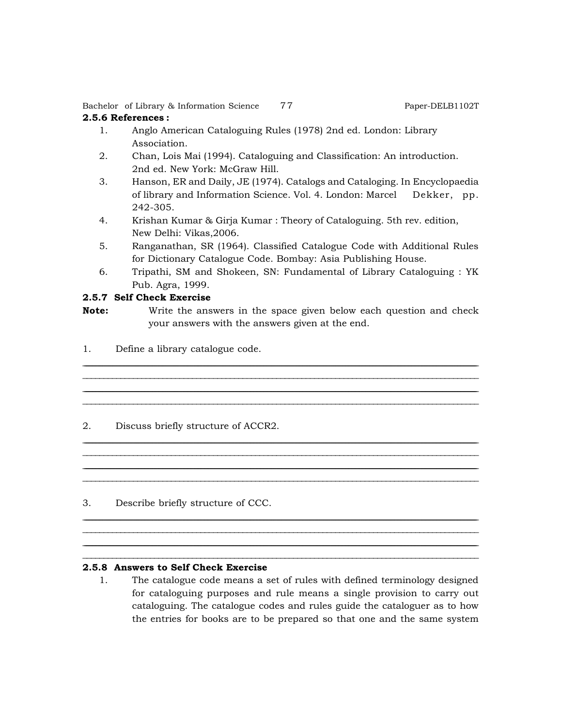### 2.5.6 References :

1. Anglo American Cataloguing Rules (1978) 2nd ed. London: Library Association.
2. Chan, Lois Mai (1994). Cataloguing and Classification: An introduction. 2nd ed. New York: McGraw Hill.
3. Hanson, ER and Daily, JE (1974). Catalogs and Cataloging. In Encyclopaedia of library and Information Science. Vol. 4. London: Marcel Dekker, pp. 242-305.
4. Krishan Kumar & Girja Kumar : Theory of Cataloguing. 5th rev. edition, New Delhi: Vikas,2006.
5. Ranganathan, SR (1964). Classified Catalogue Code with Additional Rules for Dictionary Catalogue Code. Bombay: Asia Publishing House.
6. Tripathi, SM and Shokeen, SN: Fundamental of Library Cataloguing : YK Pub. Agra, 1999.

### 2.5.7 Self Check Exercise

**Note:** Write the answers in the space given below each question and check your answers with the answers given at the end.

1. Define a library catalogue code.

_______________________________________________________________________________
_______________________________________________________________________________
_______________________________________________________________________________
_______________________________________________________________________________

2. Discuss briefly structure of ACCR2.

_______________________________________________________________________________
_______________________________________________________________________________
_______________________________________________________________________________
_______________________________________________________________________________

3. Describe briefly structure of CCC.

_______________________________________________________________________________
_______________________________________________________________________________
_______________________________________________________________________________
_______________________________________________________________________________

### 2.5.8 Answers to Self Check Exercise

1. The catalogue code means a set of rules with defined terminology designed for cataloguing purposes and rule means a single provision to carry out cataloguing. The catalogue codes and rules guide the cataloguer as to how the entries for books are to be prepared so that one and the same system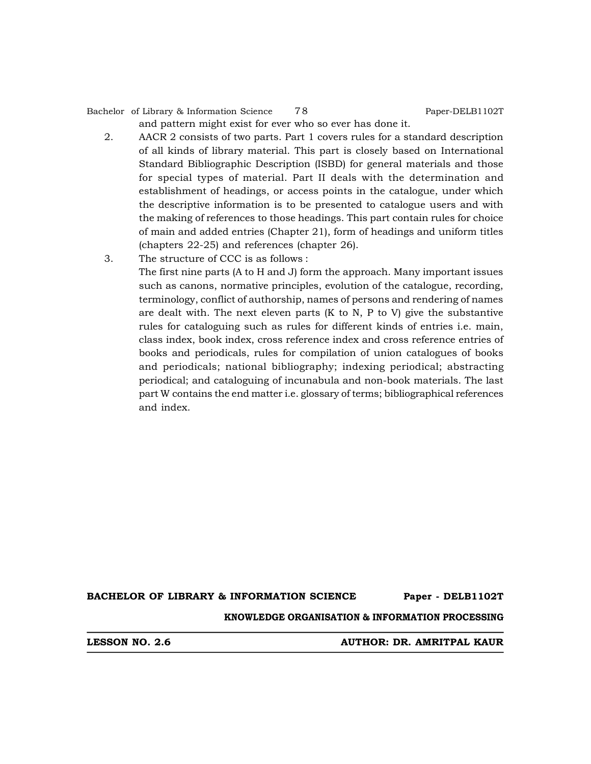and pattern might exist for ever who so ever has done it.

2. AACR 2 consists of two parts. Part 1 covers rules for a standard description of all kinds of library material. This part is closely based on International Standard Bibliographic Description (ISBD) for general materials and those for special types of material. Part II deals with the determination and establishment of headings, or access points in the catalogue, under which the descriptive information is to be presented to catalogue users and with the making of references to those headings. This part contain rules for choice of main and added entries (Chapter 21), form of headings and uniform titles (chapters 22-25) and references (chapter 26).

3. The structure of CCC is as follows :

   The first nine parts (A to H and J) form the approach. Many important issues such as canons, normative principles, evolution of the catalogue, recording, terminology, conflict of authorship, names of persons and rendering of names are dealt with. The next eleven parts (K to N, P to V) give the substantive rules for cataloguing such as rules for different kinds of entries i.e. main, class index, book index, cross reference index and cross reference entries of books and periodicals, rules for compilation of union catalogues of books and periodicals; national bibliography; indexing periodical; abstracting periodical; and cataloguing of incunabula and non-book materials. The last part W contains the end matter i.e. glossary of terms; bibliographical references and index.

**BACHELOR OF LIBRARY & INFORMATION SCIENCE** **Paper - DELB1102T**

**KNOWLEDGE ORGANISATION & INFORMATION PROCESSING**

**LESSON NO. 2.6** **AUTHOR: DR. AMRITPAL KAUR**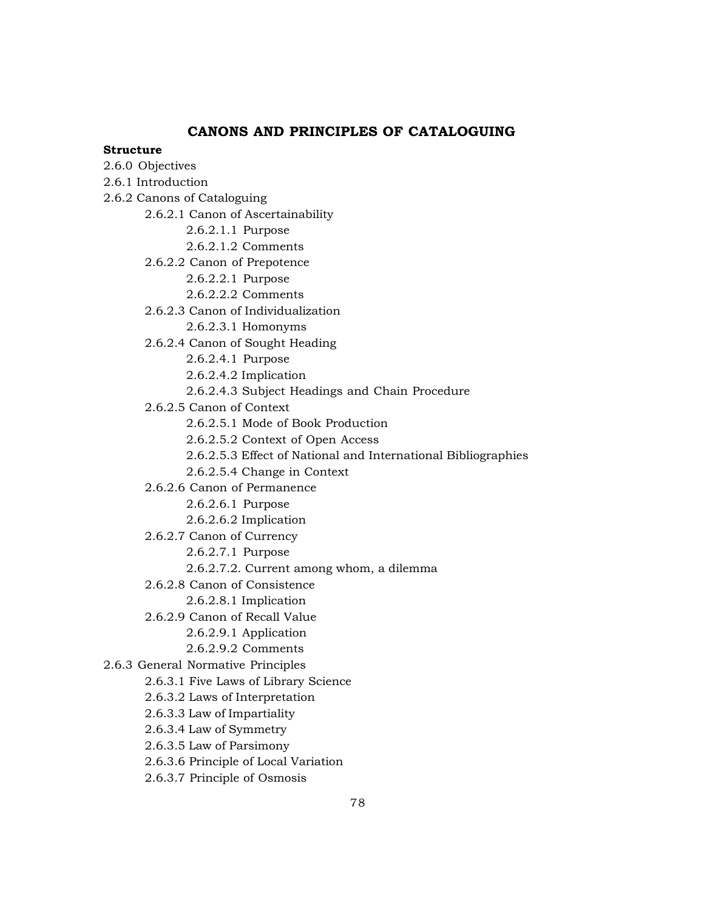# CANONS AND PRINCIPLES OF CATALOGUING

**Structure**

2.6.0 Objectives

2.6.1 Introduction

2.6.2 Canons of Cataloguing

- 2.6.2.1 Canon of Ascertainability
  - 2.6.2.1.1 Purpose
  - 2.6.2.1.2 Comments
- 2.6.2.2 Canon of Prepotence
  - 2.6.2.2.1 Purpose
  - 2.6.2.2.2 Comments
- 2.6.2.3 Canon of Individualization
  - 2.6.2.3.1 Homonyms
- 2.6.2.4 Canon of Sought Heading
  - 2.6.2.4.1 Purpose
  - 2.6.2.4.2 Implication
  - 2.6.2.4.3 Subject Headings and Chain Procedure
- 2.6.2.5 Canon of Context
  - 2.6.2.5.1 Mode of Book Production
  - 2.6.2.5.2 Context of Open Access
  - 2.6.2.5.3 Effect of National and International Bibliographies
  - 2.6.2.5.4 Change in Context
- 2.6.2.6 Canon of Permanence
  - 2.6.2.6.1 Purpose
  - 2.6.2.6.2 Implication
- 2.6.2.7 Canon of Currency
  - 2.6.2.7.1 Purpose
  - 2.6.2.7.2. Current among whom, a dilemma
- 2.6.2.8 Canon of Consistence
  - 2.6.2.8.1 Implication
- 2.6.2.9 Canon of Recall Value
  - 2.6.2.9.1 Application
  - 2.6.2.9.2 Comments

2.6.3 General Normative Principles

- 2.6.3.1 Five Laws of Library Science
- 2.6.3.2 Laws of Interpretation
- 2.6.3.3 Law of Impartiality
- 2.6.3.4 Law of Symmetry
- 2.6.3.5 Law of Parsimony
- 2.6.3.6 Principle of Local Variation
- 2.6.3.7 Principle of Osmosis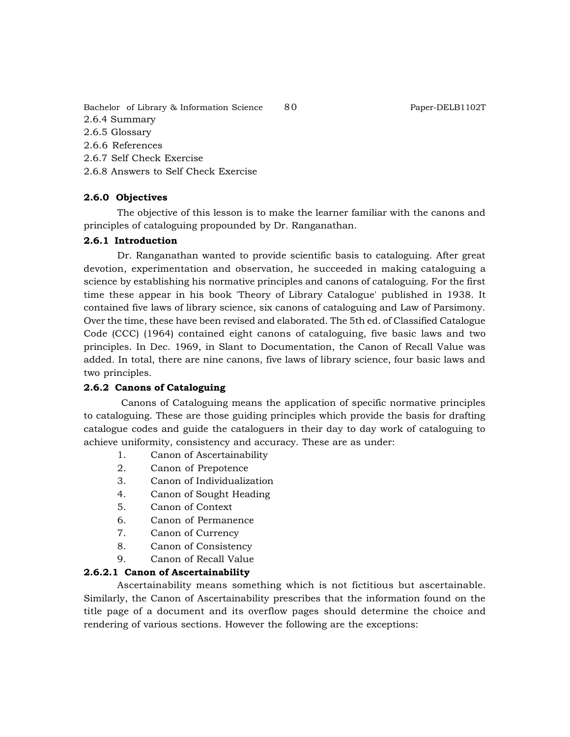2.6.4 Summary
2.6.5 Glossary
2.6.6 References
2.6.7 Self Check Exercise
2.6.8 Answers to Self Check Exercise

### 2.6.0 Objectives

The objective of this lesson is to make the learner familiar with the canons and principles of cataloguing propounded by Dr. Ranganathan.

### 2.6.1 Introduction

Dr. Ranganathan wanted to provide scientific basis to cataloguing. After great devotion, experimentation and observation, he succeeded in making cataloguing a science by establishing his normative principles and canons of cataloguing. For the first time these appear in his book 'Theory of Library Catalogue' published in 1938. It contained five laws of library science, six canons of cataloguing and Law of Parsimony. Over the time, these have been revised and elaborated. The 5th ed. of Classified Catalogue Code (CCC) (1964) contained eight canons of cataloguing, five basic laws and two principles. In Dec. 1969, in Slant to Documentation, the Canon of Recall Value was added. In total, there are nine canons, five laws of library science, four basic laws and two principles.

### 2.6.2 Canons of Cataloguing

Canons of Cataloguing means the application of specific normative principles to cataloguing. These are those guiding principles which provide the basis for drafting catalogue codes and guide the cataloguers in their day to day work of cataloguing to achieve uniformity, consistency and accuracy. These are as under:

1. Canon of Ascertainability
2. Canon of Prepotence
3. Canon of Individualization
4. Canon of Sought Heading
5. Canon of Context
6. Canon of Permanence
7. Canon of Currency
8. Canon of Consistency
9. Canon of Recall Value

#### 2.6.2.1 Canon of Ascertainability

Ascertainability means something which is not fictitious but ascertainable. Similarly, the Canon of Ascertainability prescribes that the information found on the title page of a document and its overflow pages should determine the choice and rendering of various sections. However the following are the exceptions: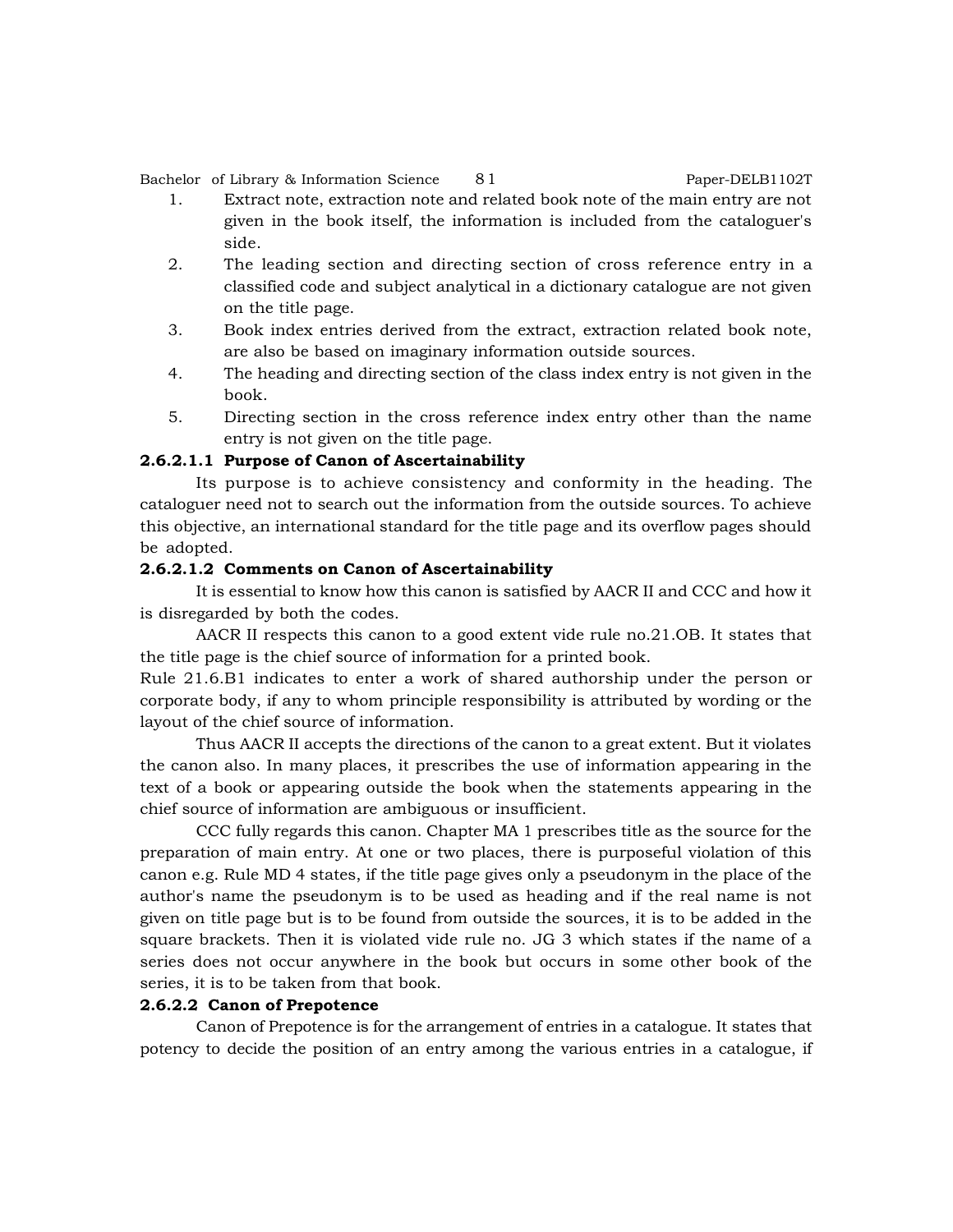1. Extract note, extraction note and related book note of the main entry are not given in the book itself, the information is included from the cataloguer's side.
2. The leading section and directing section of cross reference entry in a classified code and subject analytical in a dictionary catalogue are not given on the title page.
3. Book index entries derived from the extract, extraction related book note, are also be based on imaginary information outside sources.
4. The heading and directing section of the class index entry is not given in the book.
5. Directing section in the cross reference index entry other than the name entry is not given on the title page.

**2.6.2.1.1 Purpose of Canon of Ascertainability**

Its purpose is to achieve consistency and conformity in the heading. The cataloguer need not to search out the information from the outside sources. To achieve this objective, an international standard for the title page and its overflow pages should be adopted.

**2.6.2.1.2 Comments on Canon of Ascertainability**

It is essential to know how this canon is satisfied by AACR II and CCC and how it is disregarded by both the codes.

AACR II respects this canon to a good extent vide rule no.21.OB. It states that the title page is the chief source of information for a printed book.

Rule 21.6.B1 indicates to enter a work of shared authorship under the person or corporate body, if any to whom principle responsibility is attributed by wording or the layout of the chief source of information.

Thus AACR II accepts the directions of the canon to a great extent. But it violates the canon also. In many places, it prescribes the use of information appearing in the text of a book or appearing outside the book when the statements appearing in the chief source of information are ambiguous or insufficient.

CCC fully regards this canon. Chapter MA 1 prescribes title as the source for the preparation of main entry. At one or two places, there is purposeful violation of this canon e.g. Rule MD 4 states, if the title page gives only a pseudonym in the place of the author's name the pseudonym is to be used as heading and if the real name is not given on title page but is to be found from outside the sources, it is to be added in the square brackets. Then it is violated vide rule no. JG 3 which states if the name of a series does not occur anywhere in the book but occurs in some other book of the series, it is to be taken from that book.

**2.6.2.2 Canon of Prepotence**

Canon of Prepotence is for the arrangement of entries in a catalogue. It states that potency to decide the position of an entry among the various entries in a catalogue, if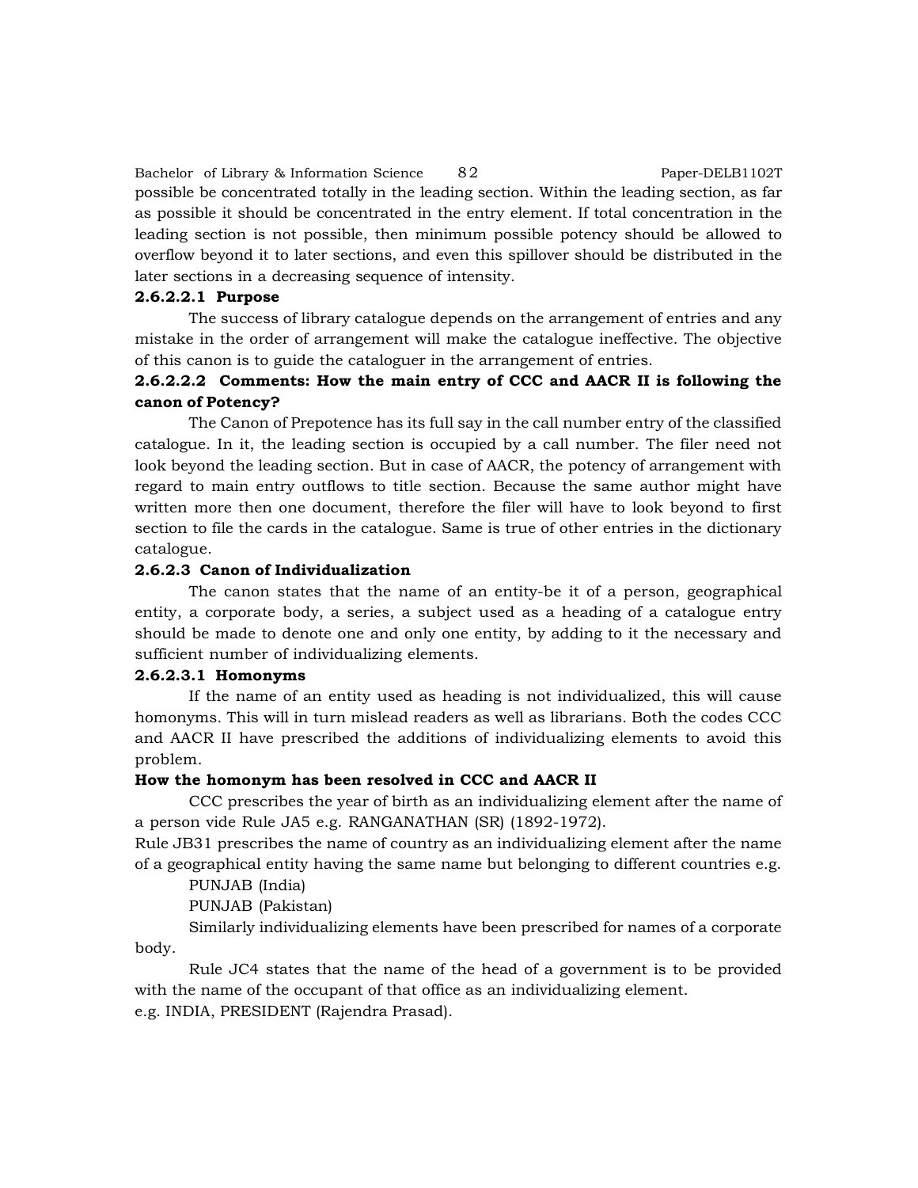possible be concentrated totally in the leading section. Within the leading section, as far as possible it should be concentrated in the entry element. If total concentration in the leading section is not possible, then minimum possible potency should be allowed to overflow beyond it to later sections, and even this spillover should be distributed in the later sections in a decreasing sequence of intensity.

**2.6.2.2.1 Purpose**

The success of library catalogue depends on the arrangement of entries and any mistake in the order of arrangement will make the catalogue ineffective. The objective of this canon is to guide the cataloguer in the arrangement of entries.

**2.6.2.2.2 Comments: How the main entry of CCC and AACR II is following the canon of Potency?**

The Canon of Prepotence has its full say in the call number entry of the classified catalogue. In it, the leading section is occupied by a call number. The filer need not look beyond the leading section. But in case of AACR, the potency of arrangement with regard to main entry outflows to title section. Because the same author might have written more then one document, therefore the filer will have to look beyond to first section to file the cards in the catalogue. Same is true of other entries in the dictionary catalogue.

**2.6.2.3 Canon of Individualization**

The canon states that the name of an entity-be it of a person, geographical entity, a corporate body, a series, a subject used as a heading of a catalogue entry should be made to denote one and only one entity, by adding to it the necessary and sufficient number of individualizing elements.

**2.6.2.3.1 Homonyms**

If the name of an entity used as heading is not individualized, this will cause homonyms. This will in turn mislead readers as well as librarians. Both the codes CCC and AACR II have prescribed the additions of individualizing elements to avoid this problem.

**How the homonym has been resolved in CCC and AACR II**

CCC prescribes the year of birth as an individualizing element after the name of a person vide Rule JA5 e.g. RANGANATHAN (SR) (1892-1972).

Rule JB31 prescribes the name of country as an individualizing element after the name of a geographical entity having the same name but belonging to different countries e.g.

PUNJAB (India)

PUNJAB (Pakistan)

Similarly individualizing elements have been prescribed for names of a corporate body.

Rule JC4 states that the name of the head of a government is to be provided with the name of the occupant of that office as an individualizing element.

e.g. INDIA, PRESIDENT (Rajendra Prasad).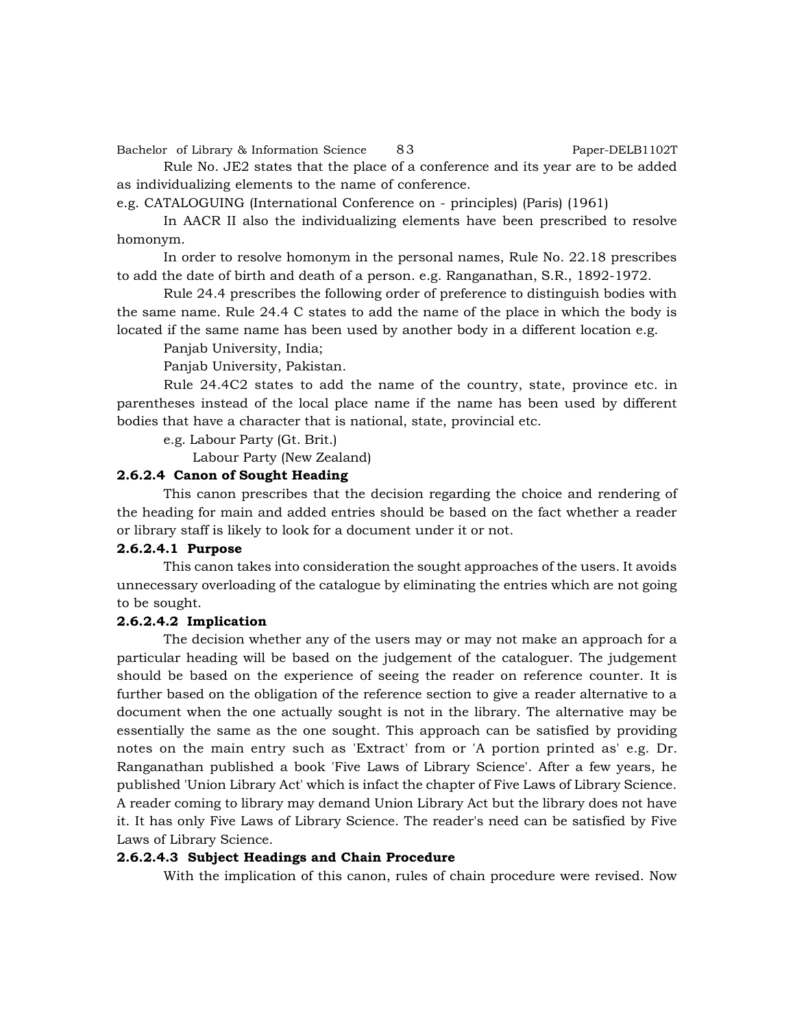Rule No. JE2 states that the place of a conference and its year are to be added as individualizing elements to the name of conference.

e.g. CATALOGUING (International Conference on - principles) (Paris) (1961)

In AACR II also the individualizing elements have been prescribed to resolve homonym.

In order to resolve homonym in the personal names, Rule No. 22.18 prescribes to add the date of birth and death of a person. e.g. Ranganathan, S.R., 1892-1972.

Rule 24.4 prescribes the following order of preference to distinguish bodies with the same name. Rule 24.4 C states to add the name of the place in which the body is located if the same name has been used by another body in a different location e.g.

Panjab University, India;

Panjab University, Pakistan.

Rule 24.4C2 states to add the name of the country, state, province etc. in parentheses instead of the local place name if the name has been used by different bodies that have a character that is national, state, provincial etc.

e.g. Labour Party (Gt. Brit.)

Labour Party (New Zealand)

### 2.6.2.4 Canon of Sought Heading

This canon prescribes that the decision regarding the choice and rendering of the heading for main and added entries should be based on the fact whether a reader or library staff is likely to look for a document under it or not.

#### 2.6.2.4.1 Purpose

This canon takes into consideration the sought approaches of the users. It avoids unnecessary overloading of the catalogue by eliminating the entries which are not going to be sought.

#### 2.6.2.4.2 Implication

The decision whether any of the users may or may not make an approach for a particular heading will be based on the judgement of the cataloguer. The judgement should be based on the experience of seeing the reader on reference counter. It is further based on the obligation of the reference section to give a reader alternative to a document when the one actually sought is not in the library. The alternative may be essentially the same as the one sought. This approach can be satisfied by providing notes on the main entry such as 'Extract' from or 'A portion printed as' e.g. Dr. Ranganathan published a book 'Five Laws of Library Science'. After a few years, he published 'Union Library Act' which is infact the chapter of Five Laws of Library Science. A reader coming to library may demand Union Library Act but the library does not have it. It has only Five Laws of Library Science. The reader's need can be satisfied by Five Laws of Library Science.

#### 2.6.2.4.3 Subject Headings and Chain Procedure

With the implication of this canon, rules of chain procedure were revised. Now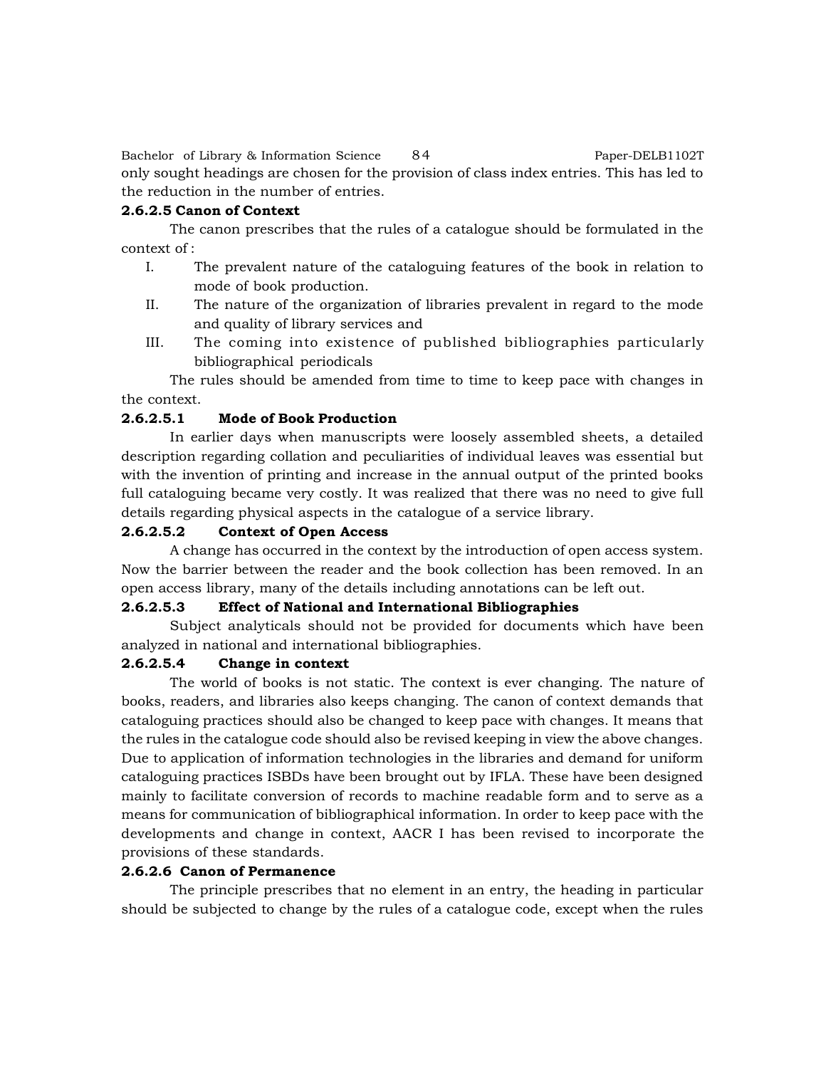only sought headings are chosen for the provision of class index entries. This has led to the reduction in the number of entries.

#### 2.6.2.5 Canon of Context

The canon prescribes that the rules of a catalogue should be formulated in the context of :

I. The prevalent nature of the cataloguing features of the book in relation to mode of book production.

II. The nature of the organization of libraries prevalent in regard to the mode and quality of library services and

III. The coming into existence of published bibliographies particularly bibliographical periodicals

The rules should be amended from time to time to keep pace with changes in the context.

##### 2.6.2.5.1 Mode of Book Production

In earlier days when manuscripts were loosely assembled sheets, a detailed description regarding collation and peculiarities of individual leaves was essential but with the invention of printing and increase in the annual output of the printed books full cataloguing became very costly. It was realized that there was no need to give full details regarding physical aspects in the catalogue of a service library.

##### 2.6.2.5.2 Context of Open Access

A change has occurred in the context by the introduction of open access system. Now the barrier between the reader and the book collection has been removed. In an open access library, many of the details including annotations can be left out.

##### 2.6.2.5.3 Effect of National and International Bibliographies

Subject analyticals should not be provided for documents which have been analyzed in national and international bibliographies.

##### 2.6.2.5.4 Change in context

The world of books is not static. The context is ever changing. The nature of books, readers, and libraries also keeps changing. The canon of context demands that cataloguing practices should also be changed to keep pace with changes. It means that the rules in the catalogue code should also be revised keeping in view the above changes. Due to application of information technologies in the libraries and demand for uniform cataloguing practices ISBDs have been brought out by IFLA. These have been designed mainly to facilitate conversion of records to machine readable form and to serve as a means for communication of bibliographical information. In order to keep pace with the developments and change in context, AACR I has been revised to incorporate the provisions of these standards.

#### 2.6.2.6 Canon of Permanence

The principle prescribes that no element in an entry, the heading in particular should be subjected to change by the rules of a catalogue code, except when the rules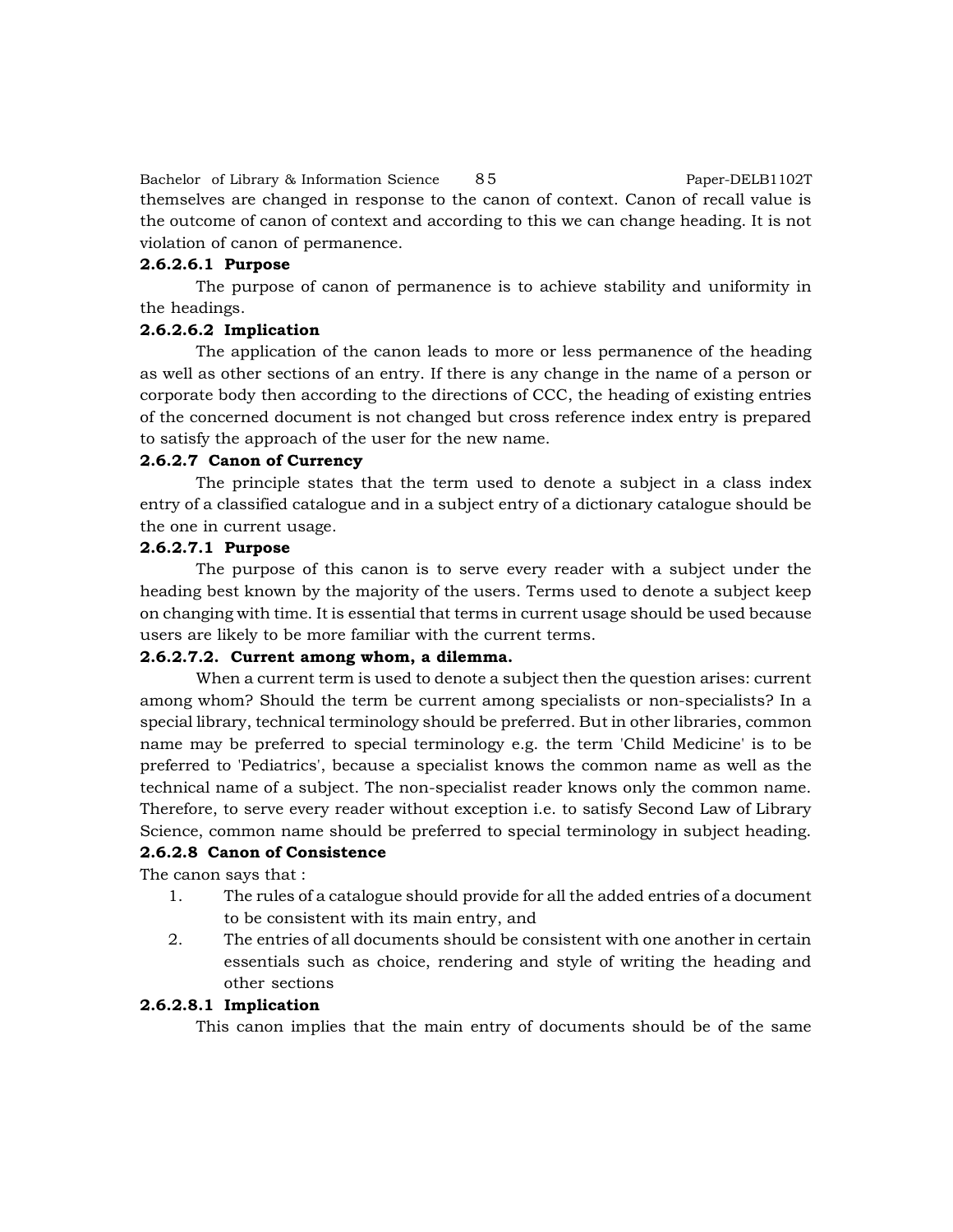themselves are changed in response to the canon of context. Canon of recall value is the outcome of canon of context and according to this we can change heading. It is not violation of canon of permanence.

#### 2.6.2.6.1 Purpose

The purpose of canon of permanence is to achieve stability and uniformity in the headings.

#### 2.6.2.6.2 Implication

The application of the canon leads to more or less permanence of the heading as well as other sections of an entry. If there is any change in the name of a person or corporate body then according to the directions of CCC, the heading of existing entries of the concerned document is not changed but cross reference index entry is prepared to satisfy the approach of the user for the new name.

### 2.6.2.7 Canon of Currency

The principle states that the term used to denote a subject in a class index entry of a classified catalogue and in a subject entry of a dictionary catalogue should be the one in current usage.

#### 2.6.2.7.1 Purpose

The purpose of this canon is to serve every reader with a subject under the heading best known by the majority of the users. Terms used to denote a subject keep on changing with time. It is essential that terms in current usage should be used because users are likely to be more familiar with the current terms.

#### 2.6.2.7.2. Current among whom, a dilemma.

When a current term is used to denote a subject then the question arises: current among whom? Should the term be current among specialists or non-specialists? In a special library, technical terminology should be preferred. But in other libraries, common name may be preferred to special terminology e.g. the term 'Child Medicine' is to be preferred to 'Pediatrics', because a specialist knows the common name as well as the technical name of a subject. The non-specialist reader knows only the common name. Therefore, to serve every reader without exception i.e. to satisfy Second Law of Library Science, common name should be preferred to special terminology in subject heading.

### 2.6.2.8 Canon of Consistence

The canon says that :

1. The rules of a catalogue should provide for all the added entries of a document to be consistent with its main entry, and
2. The entries of all documents should be consistent with one another in certain essentials such as choice, rendering and style of writing the heading and other sections

#### 2.6.2.8.1 Implication

This canon implies that the main entry of documents should be of the same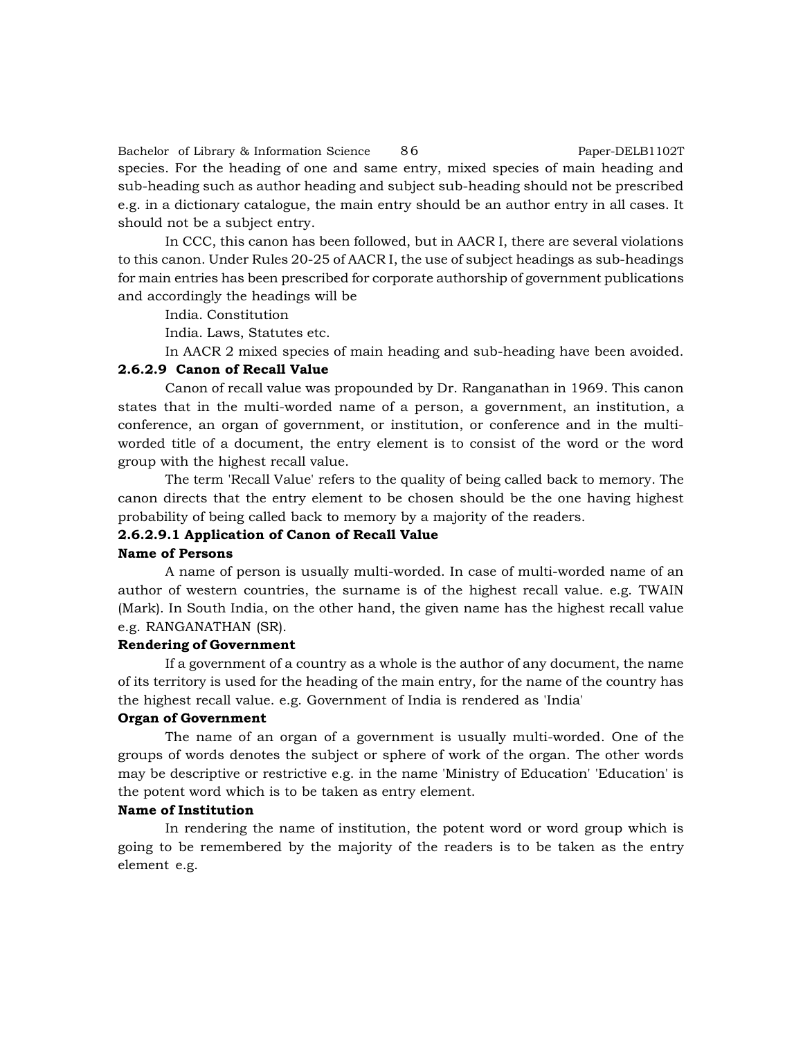species. For the heading of one and same entry, mixed species of main heading and sub-heading such as author heading and subject sub-heading should not be prescribed e.g. in a dictionary catalogue, the main entry should be an author entry in all cases. It should not be a subject entry.

In CCC, this canon has been followed, but in AACR I, there are several violations to this canon. Under Rules 20-25 of AACR I, the use of subject headings as sub-headings for main entries has been prescribed for corporate authorship of government publications and accordingly the headings will be

India. Constitution

India. Laws, Statutes etc.

In AACR 2 mixed species of main heading and sub-heading have been avoided.

#### 2.6.2.9 Canon of Recall Value

Canon of recall value was propounded by Dr. Ranganathan in 1969. This canon states that in the multi-worded name of a person, a government, an institution, a conference, an organ of government, or institution, or conference and in the multi-worded title of a document, the entry element is to consist of the word or the word group with the highest recall value.

The term 'Recall Value' refers to the quality of being called back to memory. The canon directs that the entry element to be chosen should be the one having highest probability of being called back to memory by a majority of the readers.

##### 2.6.2.9.1 Application of Canon of Recall Value

**Name of Persons**

A name of person is usually multi-worded. In case of multi-worded name of an author of western countries, the surname is of the highest recall value. e.g. TWAIN (Mark). In South India, on the other hand, the given name has the highest recall value e.g. RANGANATHAN (SR).

**Rendering of Government**

If a government of a country as a whole is the author of any document, the name of its territory is used for the heading of the main entry, for the name of the country has the highest recall value. e.g. Government of India is rendered as 'India'

**Organ of Government**

The name of an organ of a government is usually multi-worded. One of the groups of words denotes the subject or sphere of work of the organ. The other words may be descriptive or restrictive e.g. in the name 'Ministry of Education' 'Education' is the potent word which is to be taken as entry element.

**Name of Institution**

In rendering the name of institution, the potent word or word group which is going to be remembered by the majority of the readers is to be taken as the entry element e.g.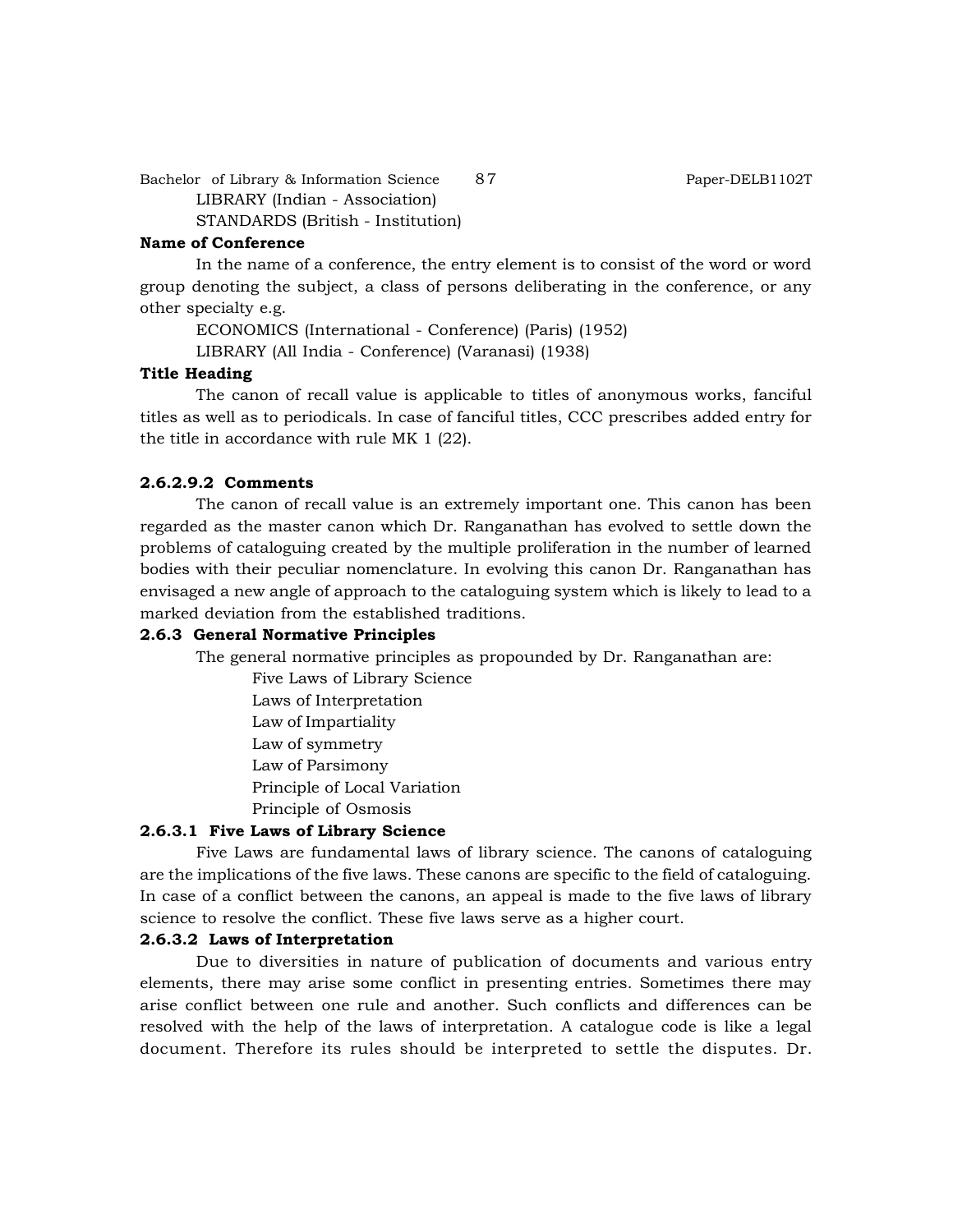LIBRARY (Indian - Association)

STANDARDS (British - Institution)

**Name of Conference**

In the name of a conference, the entry element is to consist of the word or word group denoting the subject, a class of persons deliberating in the conference, or any other specialty e.g.

ECONOMICS (International - Conference) (Paris) (1952)

LIBRARY (All India - Conference) (Varanasi) (1938)

**Title Heading**

The canon of recall value is applicable to titles of anonymous works, fanciful titles as well as to periodicals. In case of fanciful titles, CCC prescribes added entry for the title in accordance with rule MK 1 (22).

#### 2.6.2.9.2 Comments

The canon of recall value is an extremely important one. This canon has been regarded as the master canon which Dr. Ranganathan has evolved to settle down the problems of cataloguing created by the multiple proliferation in the number of learned bodies with their peculiar nomenclature. In evolving this canon Dr. Ranganathan has envisaged a new angle of approach to the cataloguing system which is likely to lead to a marked deviation from the established traditions.

### 2.6.3 General Normative Principles

The general normative principles as propounded by Dr. Ranganathan are:

- Five Laws of Library Science
- Laws of Interpretation
- Law of Impartiality
- Law of symmetry
- Law of Parsimony
- Principle of Local Variation
- Principle of Osmosis

#### 2.6.3.1 Five Laws of Library Science

Five Laws are fundamental laws of library science. The canons of cataloguing are the implications of the five laws. These canons are specific to the field of cataloguing. In case of a conflict between the canons, an appeal is made to the five laws of library science to resolve the conflict. These five laws serve as a higher court.

#### 2.6.3.2 Laws of Interpretation

Due to diversities in nature of publication of documents and various entry elements, there may arise some conflict in presenting entries. Sometimes there may arise conflict between one rule and another. Such conflicts and differences can be resolved with the help of the laws of interpretation. A catalogue code is like a legal document. Therefore its rules should be interpreted to settle the disputes. Dr.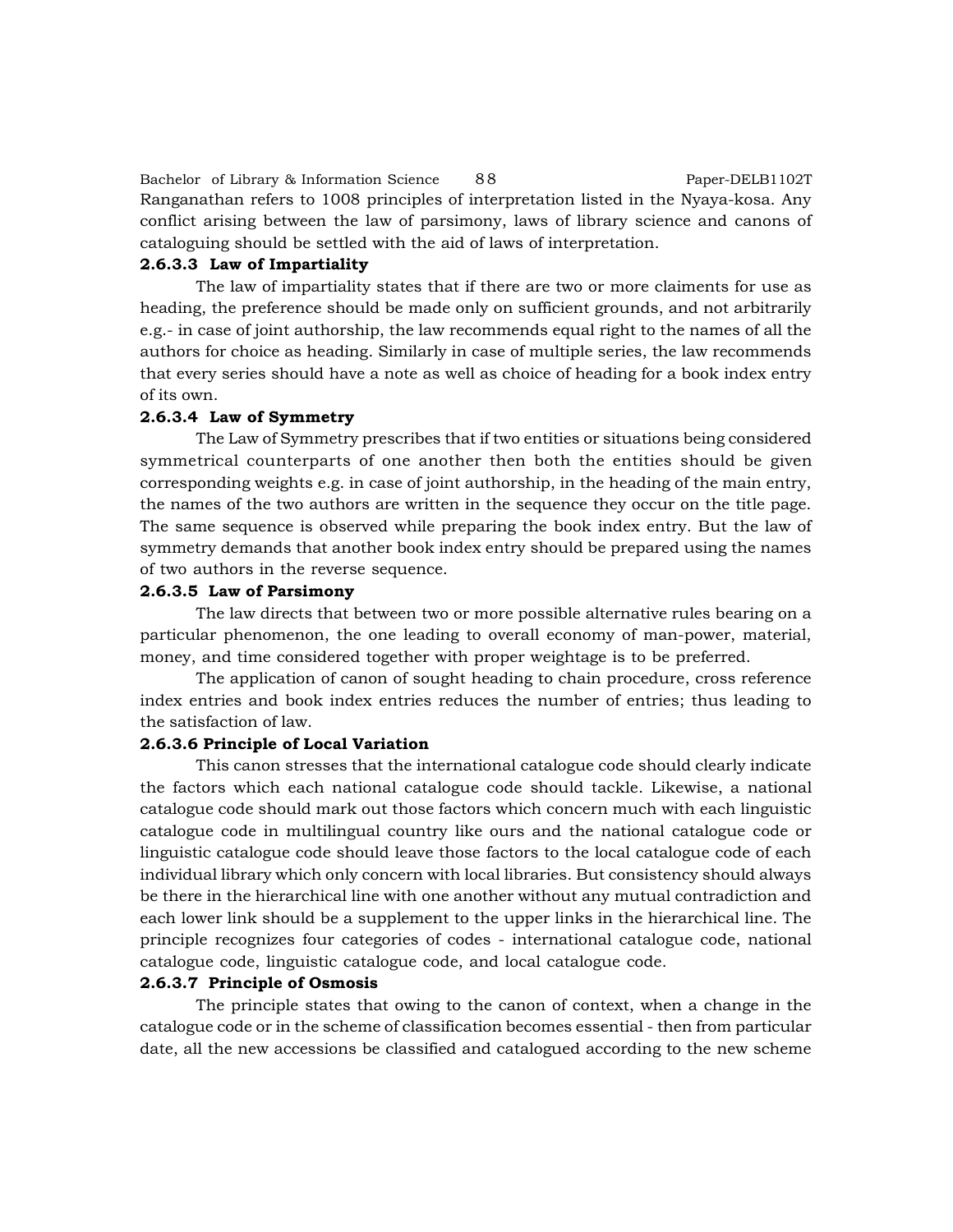Ranganathan refers to 1008 principles of interpretation listed in the Nyaya-kosa. Any conflict arising between the law of parsimony, laws of library science and canons of cataloguing should be settled with the aid of laws of interpretation.

#### 2.6.3.3 Law of Impartiality

The law of impartiality states that if there are two or more claiments for use as heading, the preference should be made only on sufficient grounds, and not arbitrarily e.g.- in case of joint authorship, the law recommends equal right to the names of all the authors for choice as heading. Similarly in case of multiple series, the law recommends that every series should have a note as well as choice of heading for a book index entry of its own.

#### 2.6.3.4 Law of Symmetry

The Law of Symmetry prescribes that if two entities or situations being considered symmetrical counterparts of one another then both the entities should be given corresponding weights e.g. in case of joint authorship, in the heading of the main entry, the names of the two authors are written in the sequence they occur on the title page. The same sequence is observed while preparing the book index entry. But the law of symmetry demands that another book index entry should be prepared using the names of two authors in the reverse sequence.

#### 2.6.3.5 Law of Parsimony

The law directs that between two or more possible alternative rules bearing on a particular phenomenon, the one leading to overall economy of man-power, material, money, and time considered together with proper weightage is to be preferred.

The application of canon of sought heading to chain procedure, cross reference index entries and book index entries reduces the number of entries; thus leading to the satisfaction of law.

#### 2.6.3.6 Principle of Local Variation

This canon stresses that the international catalogue code should clearly indicate the factors which each national catalogue code should tackle. Likewise, a national catalogue code should mark out those factors which concern much with each linguistic catalogue code in multilingual country like ours and the national catalogue code or linguistic catalogue code should leave those factors to the local catalogue code of each individual library which only concern with local libraries. But consistency should always be there in the hierarchical line with one another without any mutual contradiction and each lower link should be a supplement to the upper links in the hierarchical line. The principle recognizes four categories of codes - international catalogue code, national catalogue code, linguistic catalogue code, and local catalogue code.

#### 2.6.3.7 Principle of Osmosis

The principle states that owing to the canon of context, when a change in the catalogue code or in the scheme of classification becomes essential - then from particular date, all the new accessions be classified and catalogued according to the new scheme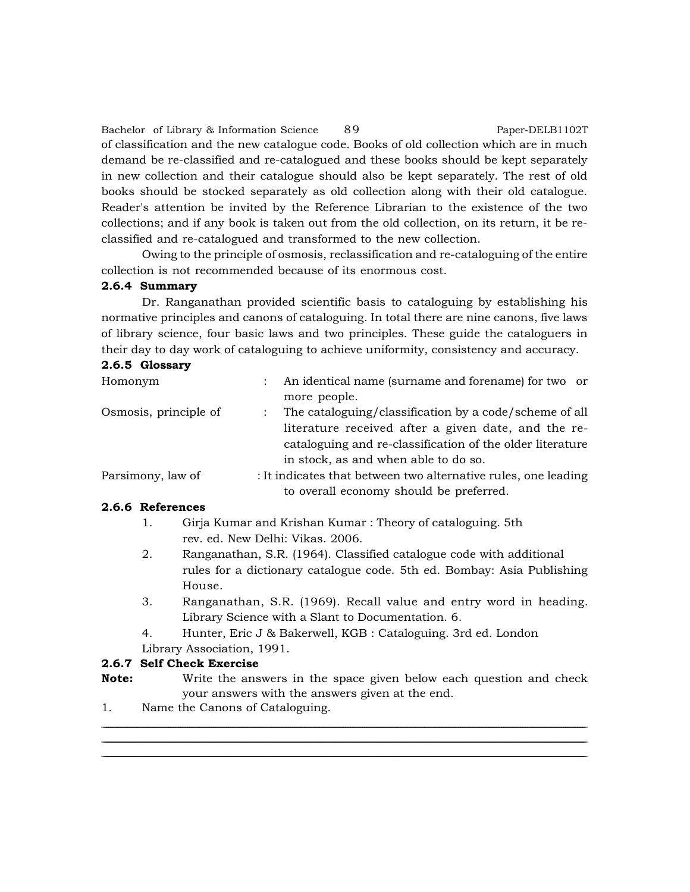of classification and the new catalogue code. Books of old collection which are in much demand be re-classified and re-catalogued and these books should be kept separately in new collection and their catalogue should also be kept separately. The rest of old books should be stocked separately as old collection along with their old catalogue. Reader's attention be invited by the Reference Librarian to the existence of the two collections; and if any book is taken out from the old collection, on its return, it be re-classified and re-catalogued and transformed to the new collection.

Owing to the principle of osmosis, reclassification and re-cataloguing of the entire collection is not recommended because of its enormous cost.

### 2.6.4 Summary

Dr. Ranganathan provided scientific basis to cataloguing by establishing his normative principles and canons of cataloguing. In total there are nine canons, five laws of library science, four basic laws and two principles. These guide the cataloguers in their day to day work of cataloguing to achieve uniformity, consistency and accuracy.

### 2.6.5 Glossary

| | | |
|---|---|---|
| Homonym | : | An identical name (surname and forename) for two or more people. |
| Osmosis, principle of | : | The cataloguing/classification by a code/scheme of all literature received after a given date, and the re-cataloguing and re-classification of the older literature in stock, as and when able to do so. |
| Parsimony, law of | : | It indicates that between two alternative rules, one leading to overall economy should be preferred. |

### 2.6.6 References

1. Girja Kumar and Krishan Kumar : Theory of cataloguing. 5th rev. ed. New Delhi: Vikas. 2006.
2. Ranganathan, S.R. (1964). Classified catalogue code with additional rules for a dictionary catalogue code. 5th ed. Bombay: Asia Publishing House.
3. Ranganathan, S.R. (1969). Recall value and entry word in heading. Library Science with a Slant to Documentation. 6.
4. Hunter, Eric J & Bakerwell, KGB : Cataloguing. 3rd ed. London Library Association, 1991.

### 2.6.7 Self Check Exercise

**Note:** Write the answers in the space given below each question and check your answers with the answers given at the end.

1. Name the Canons of Cataloguing.

______________________________________________________________________

______________________________________________________________________

______________________________________________________________________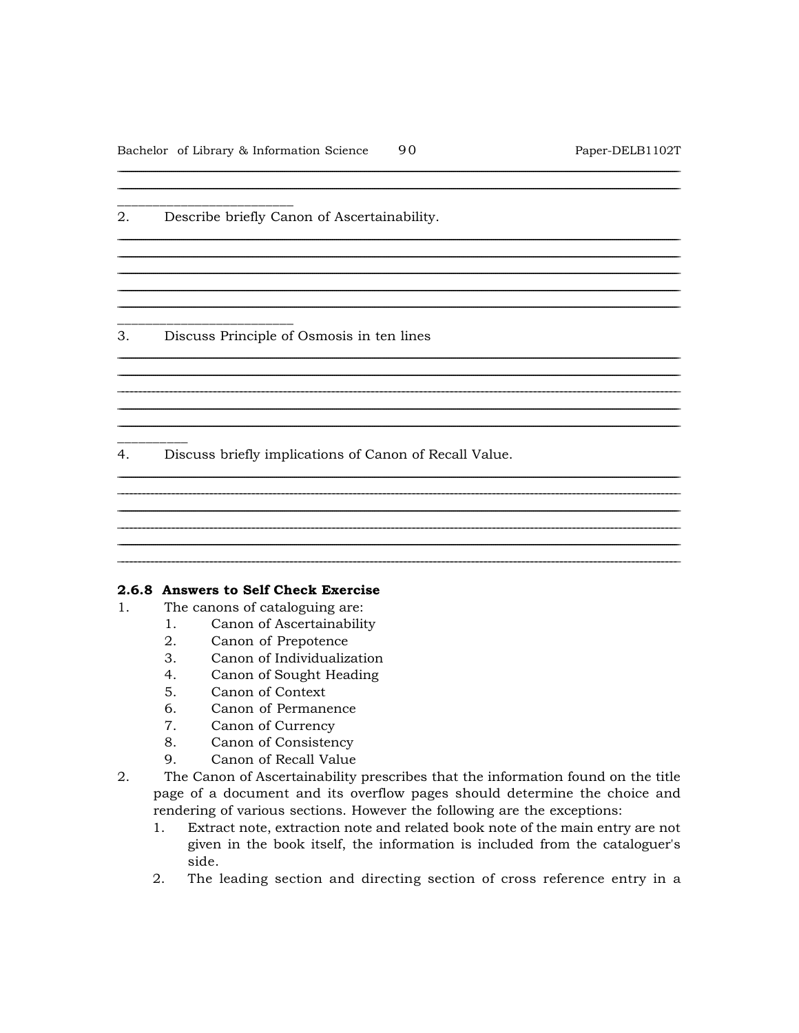2. Describe briefly Canon of Ascertainability.

3. Discuss Principle of Osmosis in ten lines

4. Discuss briefly implications of Canon of Recall Value.

**2.6.8 Answers to Self Check Exercise**

1. The canons of cataloguing are:
   1. Canon of Ascertainability
   2. Canon of Prepotence
   3. Canon of Individualization
   4. Canon of Sought Heading
   5. Canon of Context
   6. Canon of Permanence
   7. Canon of Currency
   8. Canon of Consistency
   9. Canon of Recall Value
2. The Canon of Ascertainability prescribes that the information found on the title page of a document and its overflow pages should determine the choice and rendering of various sections. However the following are the exceptions:
   1. Extract note, extraction note and related book note of the main entry are not given in the book itself, the information is included from the cataloguer's side.
   2. The leading section and directing section of cross reference entry in a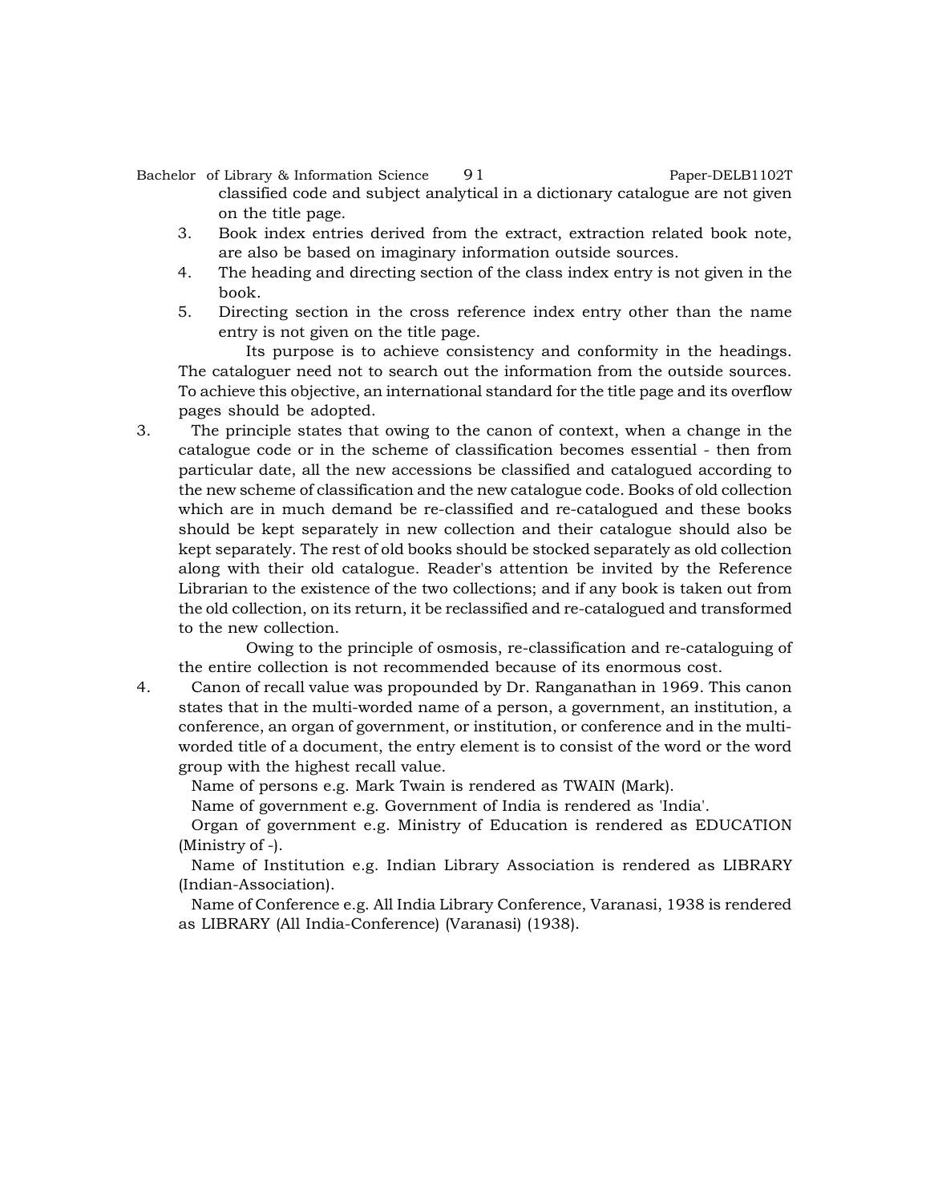classified code and subject analytical in a dictionary catalogue are not given on the title page.

3. Book index entries derived from the extract, extraction related book note, are also be based on imaginary information outside sources.
4. The heading and directing section of the class index entry is not given in the book.
5. Directing section in the cross reference index entry other than the name entry is not given on the title page.

Its purpose is to achieve consistency and conformity in the headings. The cataloguer need not to search out the information from the outside sources. To achieve this objective, an international standard for the title page and its overflow pages should be adopted.

3. The principle states that owing to the canon of context, when a change in the catalogue code or in the scheme of classification becomes essential - then from particular date, all the new accessions be classified and catalogued according to the new scheme of classification and the new catalogue code. Books of old collection which are in much demand be re-classified and re-catalogued and these books should be kept separately in new collection and their catalogue should also be kept separately. The rest of old books should be stocked separately as old collection along with their old catalogue. Reader's attention be invited by the Reference Librarian to the existence of the two collections; and if any book is taken out from the old collection, on its return, it be reclassified and re-catalogued and transformed to the new collection.

   Owing to the principle of osmosis, re-classification and re-cataloguing of the entire collection is not recommended because of its enormous cost.

4. Canon of recall value was propounded by Dr. Ranganathan in 1969. This canon states that in the multi-worded name of a person, a government, an institution, a conference, an organ of government, or institution, or conference and in the multi-worded title of a document, the entry element is to consist of the word or the word group with the highest recall value.

   Name of persons e.g. Mark Twain is rendered as TWAIN (Mark).

   Name of government e.g. Government of India is rendered as 'India'.

   Organ of government e.g. Ministry of Education is rendered as EDUCATION (Ministry of -).

   Name of Institution e.g. Indian Library Association is rendered as LIBRARY (Indian-Association).

   Name of Conference e.g. All India Library Conference, Varanasi, 1938 is rendered as LIBRARY (All India-Conference) (Varanasi) (1938).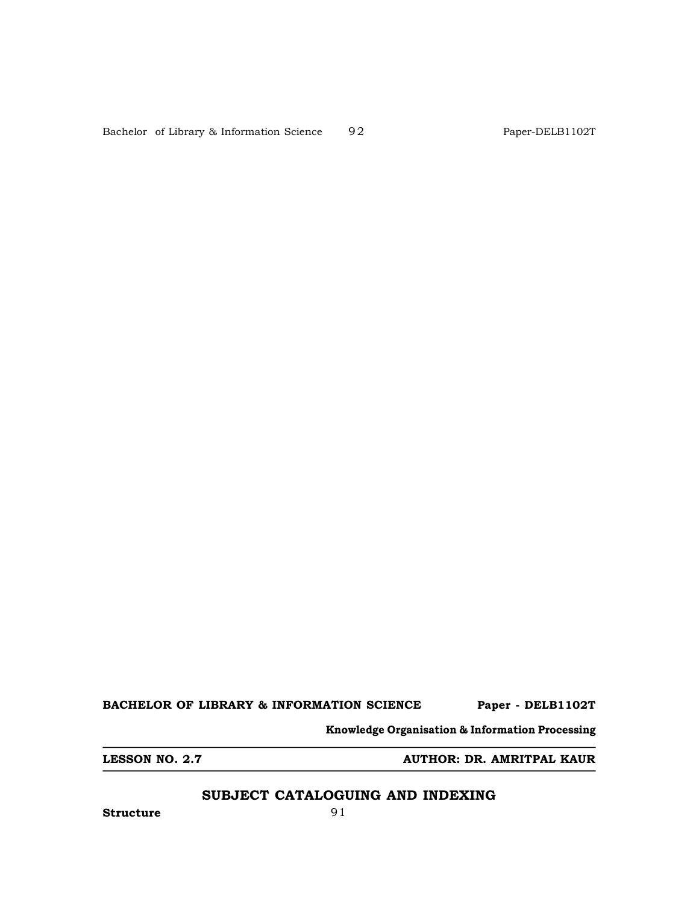**BACHELOR OF LIBRARY & INFORMATION SCIENCE** **Paper - DELB1102T**

**Knowledge Organisation & Information Processing**

---

**LESSON NO. 2.7** **AUTHOR: DR. AMRITPAL KAUR**

---

## SUBJECT CATALOGUING AND INDEXING

**Structure**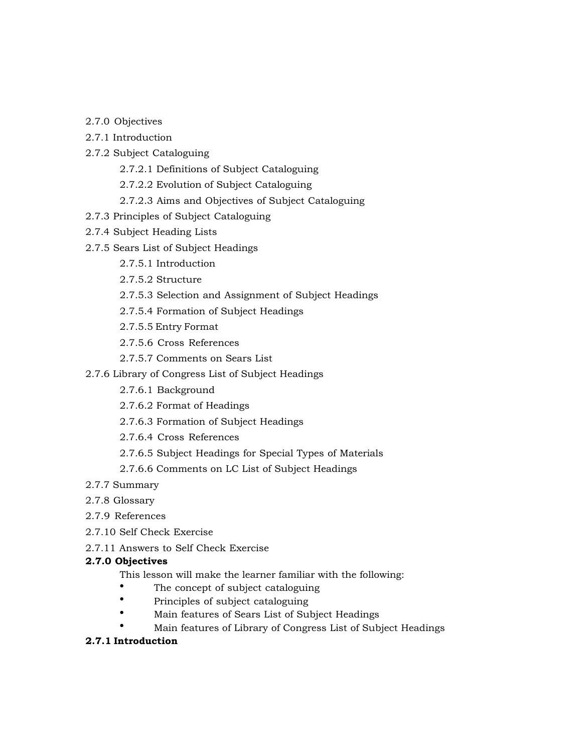2.7.0 Objectives

2.7.1 Introduction

2.7.2 Subject Cataloguing

- 2.7.2.1 Definitions of Subject Cataloguing
- 2.7.2.2 Evolution of Subject Cataloguing
- 2.7.2.3 Aims and Objectives of Subject Cataloguing

2.7.3 Principles of Subject Cataloguing

2.7.4 Subject Heading Lists

2.7.5 Sears List of Subject Headings

- 2.7.5.1 Introduction
- 2.7.5.2 Structure
- 2.7.5.3 Selection and Assignment of Subject Headings
- 2.7.5.4 Formation of Subject Headings
- 2.7.5.5 Entry Format
- 2.7.5.6 Cross References
- 2.7.5.7 Comments on Sears List

2.7.6 Library of Congress List of Subject Headings

- 2.7.6.1 Background
- 2.7.6.2 Format of Headings
- 2.7.6.3 Formation of Subject Headings
- 2.7.6.4 Cross References
- 2.7.6.5 Subject Headings for Special Types of Materials
- 2.7.6.6 Comments on LC List of Subject Headings

2.7.7 Summary

2.7.8 Glossary

2.7.9 References

2.7.10 Self Check Exercise

2.7.11 Answers to Self Check Exercise

**2.7.0 Objectives**

This lesson will make the learner familiar with the following:

- The concept of subject cataloguing
- Principles of subject cataloguing
- Main features of Sears List of Subject Headings
- Main features of Library of Congress List of Subject Headings

**2.7.1 Introduction**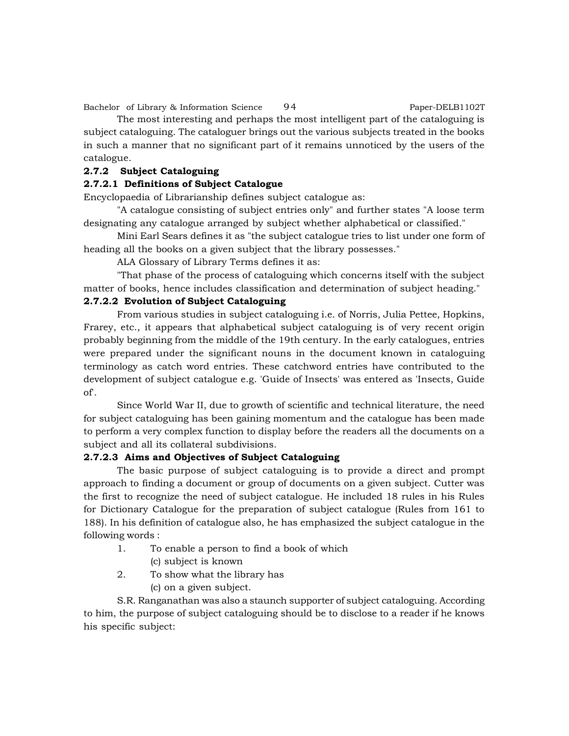The most interesting and perhaps the most intelligent part of the cataloguing is subject cataloguing. The cataloguer brings out the various subjects treated in the books in such a manner that no significant part of it remains unnoticed by the users of the catalogue.

### 2.7.2 Subject Cataloguing

#### 2.7.2.1 Definitions of Subject Catalogue

Encyclopaedia of Librarianship defines subject catalogue as:

"A catalogue consisting of subject entries only" and further states "A loose term designating any catalogue arranged by subject whether alphabetical or classified."

Mini Earl Sears defines it as "the subject catalogue tries to list under one form of heading all the books on a given subject that the library possesses."

ALA Glossary of Library Terms defines it as:

"That phase of the process of cataloguing which concerns itself with the subject matter of books, hence includes classification and determination of subject heading."

#### 2.7.2.2 Evolution of Subject Cataloguing

From various studies in subject cataloguing i.e. of Norris, Julia Pettee, Hopkins, Frarey, etc., it appears that alphabetical subject cataloguing is of very recent origin probably beginning from the middle of the 19th century. In the early catalogues, entries were prepared under the significant nouns in the document known in cataloguing terminology as catch word entries. These catchword entries have contributed to the development of subject catalogue e.g. 'Guide of Insects' was entered as 'Insects, Guide of'.

Since World War II, due to growth of scientific and technical literature, the need for subject cataloguing has been gaining momentum and the catalogue has been made to perform a very complex function to display before the readers all the documents on a subject and all its collateral subdivisions.

#### 2.7.2.3 Aims and Objectives of Subject Cataloguing

The basic purpose of subject cataloguing is to provide a direct and prompt approach to finding a document or group of documents on a given subject. Cutter was the first to recognize the need of subject catalogue. He included 18 rules in his Rules for Dictionary Catalogue for the preparation of subject catalogue (Rules from 161 to 188). In his definition of catalogue also, he has emphasized the subject catalogue in the following words :

1. To enable a person to find a book of which
   (c) subject is known
2. To show what the library has
   (c) on a given subject.

S.R. Ranganathan was also a staunch supporter of subject cataloguing. According to him, the purpose of subject cataloguing should be to disclose to a reader if he knows his specific subject: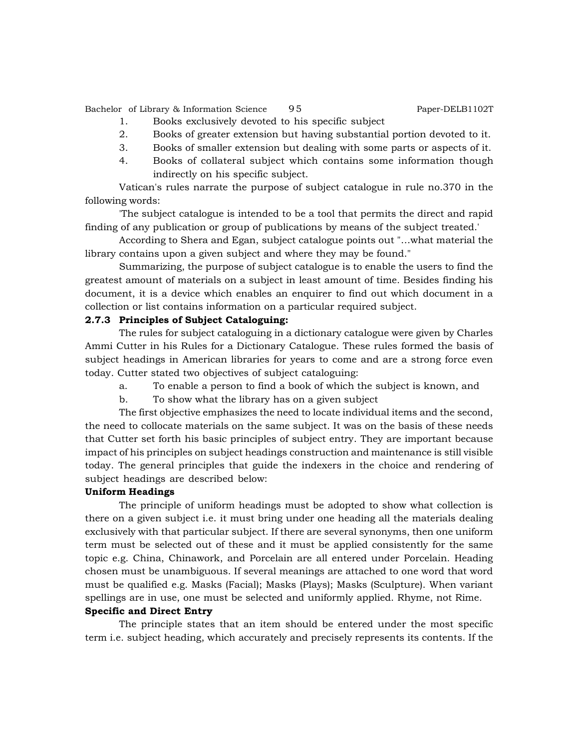1. Books exclusively devoted to his specific subject
2. Books of greater extension but having substantial portion devoted to it.
3. Books of smaller extension but dealing with some parts or aspects of it.
4. Books of collateral subject which contains some information though indirectly on his specific subject.

Vatican's rules narrate the purpose of subject catalogue in rule no.370 in the following words:

'The subject catalogue is intended to be a tool that permits the direct and rapid finding of any publication or group of publications by means of the subject treated.'

According to Shera and Egan, subject catalogue points out "...what material the library contains upon a given subject and where they may be found."

Summarizing, the purpose of subject catalogue is to enable the users to find the greatest amount of materials on a subject in least amount of time. Besides finding his document, it is a device which enables an enquirer to find out which document in a collection or list contains information on a particular required subject.

### 2.7.3 Principles of Subject Cataloguing:

The rules for subject cataloguing in a dictionary catalogue were given by Charles Ammi Cutter in his Rules for a Dictionary Catalogue. These rules formed the basis of subject headings in American libraries for years to come and are a strong force even today. Cutter stated two objectives of subject cataloguing:

a. To enable a person to find a book of which the subject is known, and
b. To show what the library has on a given subject

The first objective emphasizes the need to locate individual items and the second, the need to collocate materials on the same subject. It was on the basis of these needs that Cutter set forth his basic principles of subject entry. They are important because impact of his principles on subject headings construction and maintenance is still visible today. The general principles that guide the indexers in the choice and rendering of subject headings are described below:

**Uniform Headings**

The principle of uniform headings must be adopted to show what collection is there on a given subject i.e. it must bring under one heading all the materials dealing exclusively with that particular subject. If there are several synonyms, then one uniform term must be selected out of these and it must be applied consistently for the same topic e.g. China, Chinawork, and Porcelain are all entered under Porcelain. Heading chosen must be unambiguous. If several meanings are attached to one word that word must be qualified e.g. Masks (Facial); Masks (Plays); Masks (Sculpture). When variant spellings are in use, one must be selected and uniformly applied. Rhyme, not Rime.

**Specific and Direct Entry**

The principle states that an item should be entered under the most specific term i.e. subject heading, which accurately and precisely represents its contents. If the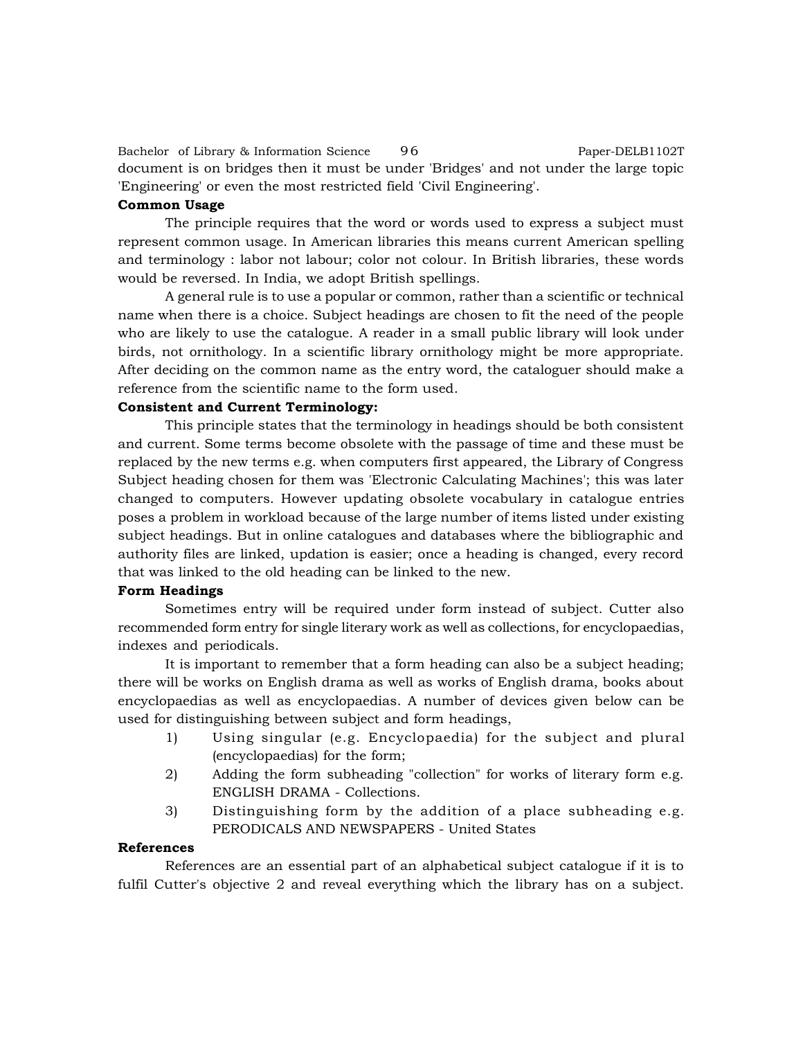document is on bridges then it must be under 'Bridges' and not under the large topic 'Engineering' or even the most restricted field 'Civil Engineering'.

**Common Usage**

The principle requires that the word or words used to express a subject must represent common usage. In American libraries this means current American spelling and terminology : labor not labour; color not colour. In British libraries, these words would be reversed. In India, we adopt British spellings.

A general rule is to use a popular or common, rather than a scientific or technical name when there is a choice. Subject headings are chosen to fit the need of the people who are likely to use the catalogue. A reader in a small public library will look under birds, not ornithology. In a scientific library ornithology might be more appropriate. After deciding on the common name as the entry word, the cataloguer should make a reference from the scientific name to the form used.

**Consistent and Current Terminology:**

This principle states that the terminology in headings should be both consistent and current. Some terms become obsolete with the passage of time and these must be replaced by the new terms e.g. when computers first appeared, the Library of Congress Subject heading chosen for them was 'Electronic Calculating Machines'; this was later changed to computers. However updating obsolete vocabulary in catalogue entries poses a problem in workload because of the large number of items listed under existing subject headings. But in online catalogues and databases where the bibliographic and authority files are linked, updation is easier; once a heading is changed, every record that was linked to the old heading can be linked to the new.

**Form Headings**

Sometimes entry will be required under form instead of subject. Cutter also recommended form entry for single literary work as well as collections, for encyclopaedias, indexes and periodicals.

It is important to remember that a form heading can also be a subject heading; there will be works on English drama as well as works of English drama, books about encyclopaedias as well as encyclopaedias. A number of devices given below can be used for distinguishing between subject and form headings,

1) Using singular (e.g. Encyclopaedia) for the subject and plural (encyclopaedias) for the form;
2) Adding the form subheading "collection" for works of literary form e.g. ENGLISH DRAMA - Collections.
3) Distinguishing form by the addition of a place subheading e.g. PERODICALS AND NEWSPAPERS - United States

**References**

References are an essential part of an alphabetical subject catalogue if it is to fulfil Cutter's objective 2 and reveal everything which the library has on a subject.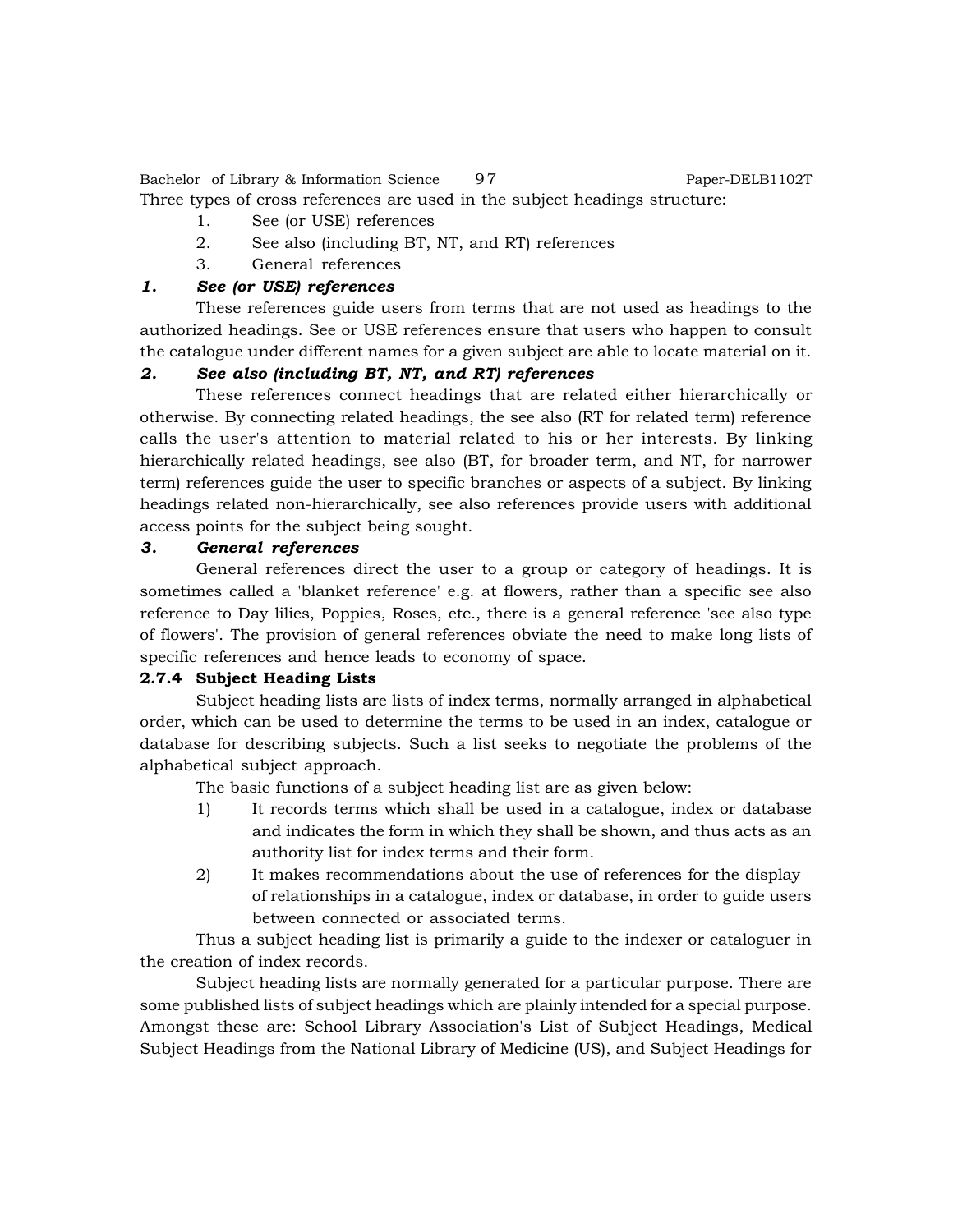Three types of cross references are used in the subject headings structure:

1. See (or USE) references
2. See also (including BT, NT, and RT) references
3. General references

***1. See (or USE) references***

These references guide users from terms that are not used as headings to the authorized headings. See or USE references ensure that users who happen to consult the catalogue under different names for a given subject are able to locate material on it.

***2. See also (including BT, NT, and RT) references***

These references connect headings that are related either hierarchically or otherwise. By connecting related headings, the see also (RT for related term) reference calls the user's attention to material related to his or her interests. By linking hierarchically related headings, see also (BT, for broader term, and NT, for narrower term) references guide the user to specific branches or aspects of a subject. By linking headings related non-hierarchically, see also references provide users with additional access points for the subject being sought.

***3. General references***

General references direct the user to a group or category of headings. It is sometimes called a 'blanket reference' e.g. at flowers, rather than a specific see also reference to Day lilies, Poppies, Roses, etc., there is a general reference 'see also type of flowers'. The provision of general references obviate the need to make long lists of specific references and hence leads to economy of space.

**2.7.4 Subject Heading Lists**

Subject heading lists are lists of index terms, normally arranged in alphabetical order, which can be used to determine the terms to be used in an index, catalogue or database for describing subjects. Such a list seeks to negotiate the problems of the alphabetical subject approach.

The basic functions of a subject heading list are as given below:

1) It records terms which shall be used in a catalogue, index or database and indicates the form in which they shall be shown, and thus acts as an authority list for index terms and their form.
2) It makes recommendations about the use of references for the display of relationships in a catalogue, index or database, in order to guide users between connected or associated terms.

Thus a subject heading list is primarily a guide to the indexer or cataloguer in the creation of index records.

Subject heading lists are normally generated for a particular purpose. There are some published lists of subject headings which are plainly intended for a special purpose. Amongst these are: School Library Association's List of Subject Headings, Medical Subject Headings from the National Library of Medicine (US), and Subject Headings for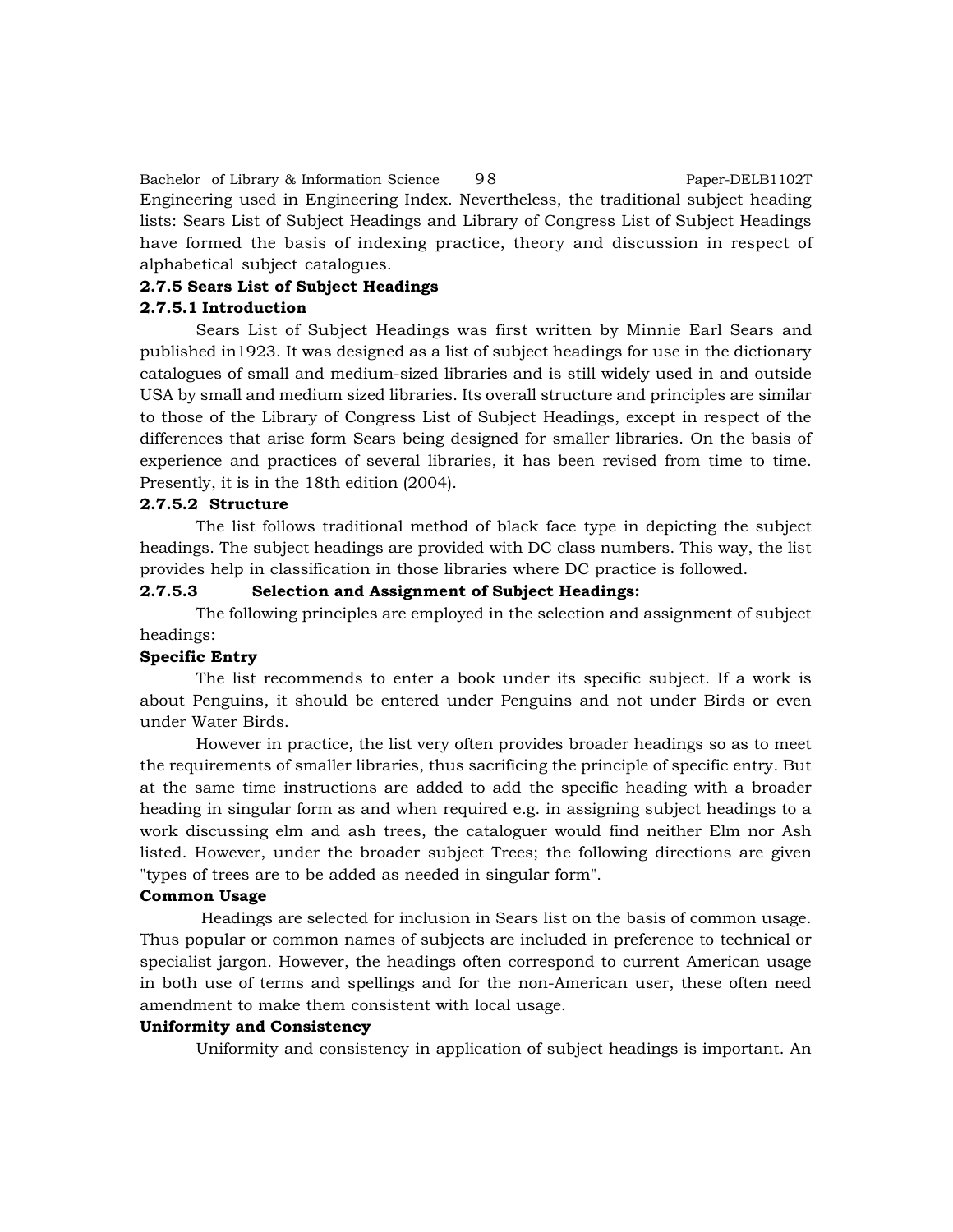Engineering used in Engineering Index. Nevertheless, the traditional subject heading lists: Sears List of Subject Headings and Library of Congress List of Subject Headings have formed the basis of indexing practice, theory and discussion in respect of alphabetical subject catalogues.

### 2.7.5 Sears List of Subject Headings

#### 2.7.5.1 Introduction

Sears List of Subject Headings was first written by Minnie Earl Sears and published in1923. It was designed as a list of subject headings for use in the dictionary catalogues of small and medium-sized libraries and is still widely used in and outside USA by small and medium sized libraries. Its overall structure and principles are similar to those of the Library of Congress List of Subject Headings, except in respect of the differences that arise form Sears being designed for smaller libraries. On the basis of experience and practices of several libraries, it has been revised from time to time. Presently, it is in the 18th edition (2004).

#### 2.7.5.2 Structure

The list follows traditional method of black face type in depicting the subject headings. The subject headings are provided with DC class numbers. This way, the list provides help in classification in those libraries where DC practice is followed.

#### 2.7.5.3 Selection and Assignment of Subject Headings:

The following principles are employed in the selection and assignment of subject headings:

**Specific Entry**

The list recommends to enter a book under its specific subject. If a work is about Penguins, it should be entered under Penguins and not under Birds or even under Water Birds.

However in practice, the list very often provides broader headings so as to meet the requirements of smaller libraries, thus sacrificing the principle of specific entry. But at the same time instructions are added to add the specific heading with a broader heading in singular form as and when required e.g. in assigning subject headings to a work discussing elm and ash trees, the cataloguer would find neither Elm nor Ash listed. However, under the broader subject Trees; the following directions are given "types of trees are to be added as needed in singular form".

**Common Usage**

Headings are selected for inclusion in Sears list on the basis of common usage. Thus popular or common names of subjects are included in preference to technical or specialist jargon. However, the headings often correspond to current American usage in both use of terms and spellings and for the non-American user, these often need amendment to make them consistent with local usage.

**Uniformity and Consistency**

Uniformity and consistency in application of subject headings is important. An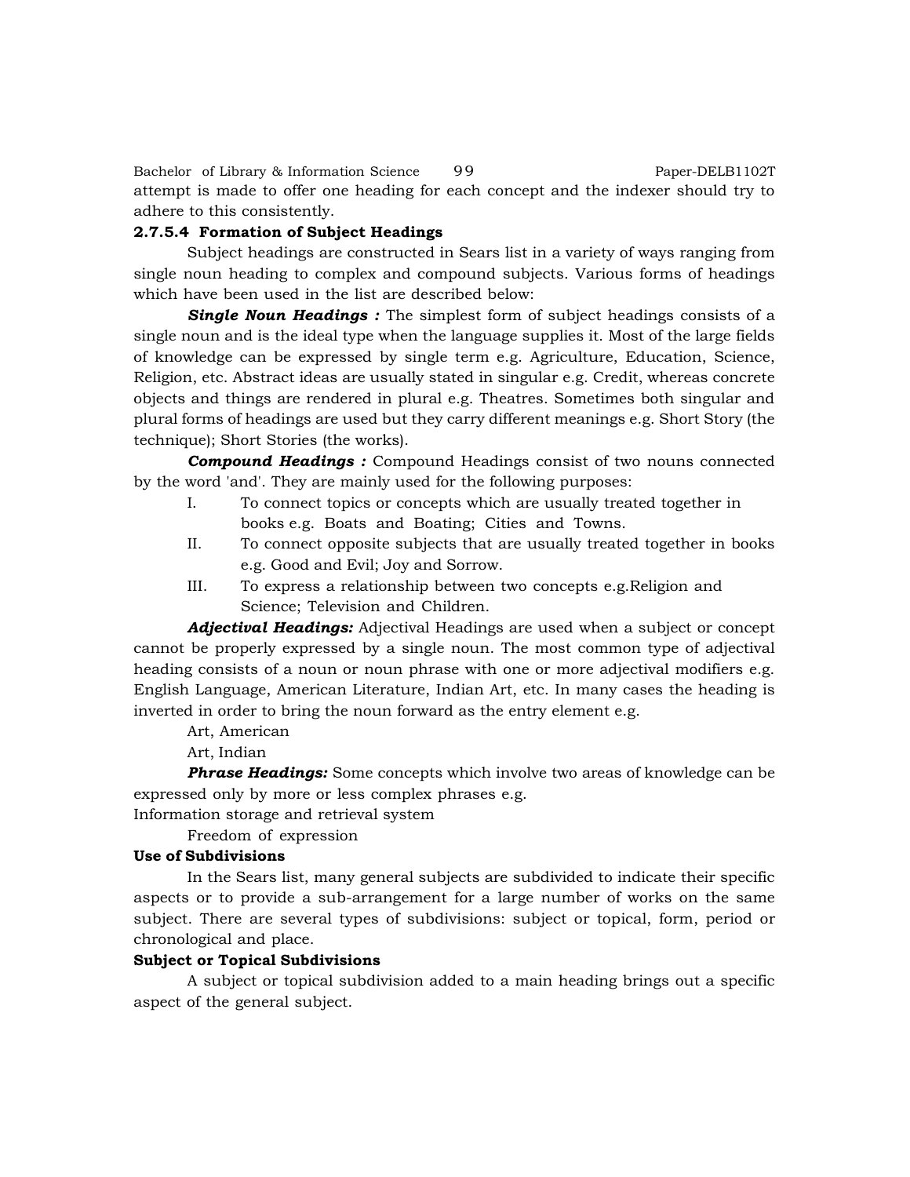attempt is made to offer one heading for each concept and the indexer should try to adhere to this consistently.

### 2.7.5.4 Formation of Subject Headings

Subject headings are constructed in Sears list in a variety of ways ranging from single noun heading to complex and compound subjects. Various forms of headings which have been used in the list are described below:

***Single Noun Headings :*** The simplest form of subject headings consists of a single noun and is the ideal type when the language supplies it. Most of the large fields of knowledge can be expressed by single term e.g. Agriculture, Education, Science, Religion, etc. Abstract ideas are usually stated in singular e.g. Credit, whereas concrete objects and things are rendered in plural e.g. Theatres. Sometimes both singular and plural forms of headings are used but they carry different meanings e.g. Short Story (the technique); Short Stories (the works).

***Compound Headings :*** Compound Headings consist of two nouns connected by the word 'and'. They are mainly used for the following purposes:

I. To connect topics or concepts which are usually treated together in books e.g. Boats and Boating; Cities and Towns.

II. To connect opposite subjects that are usually treated together in books e.g. Good and Evil; Joy and Sorrow.

III. To express a relationship between two concepts e.g.Religion and Science; Television and Children.

***Adjectival Headings:*** Adjectival Headings are used when a subject or concept cannot be properly expressed by a single noun. The most common type of adjectival heading consists of a noun or noun phrase with one or more adjectival modifiers e.g. English Language, American Literature, Indian Art, etc. In many cases the heading is inverted in order to bring the noun forward as the entry element e.g.

Art, American

Art, Indian

***Phrase Headings:*** Some concepts which involve two areas of knowledge can be expressed only by more or less complex phrases e.g.

Information storage and retrieval system

Freedom of expression

**Use of Subdivisions**

In the Sears list, many general subjects are subdivided to indicate their specific aspects or to provide a sub-arrangement for a large number of works on the same subject. There are several types of subdivisions: subject or topical, form, period or chronological and place.

**Subject or Topical Subdivisions**

A subject or topical subdivision added to a main heading brings out a specific aspect of the general subject.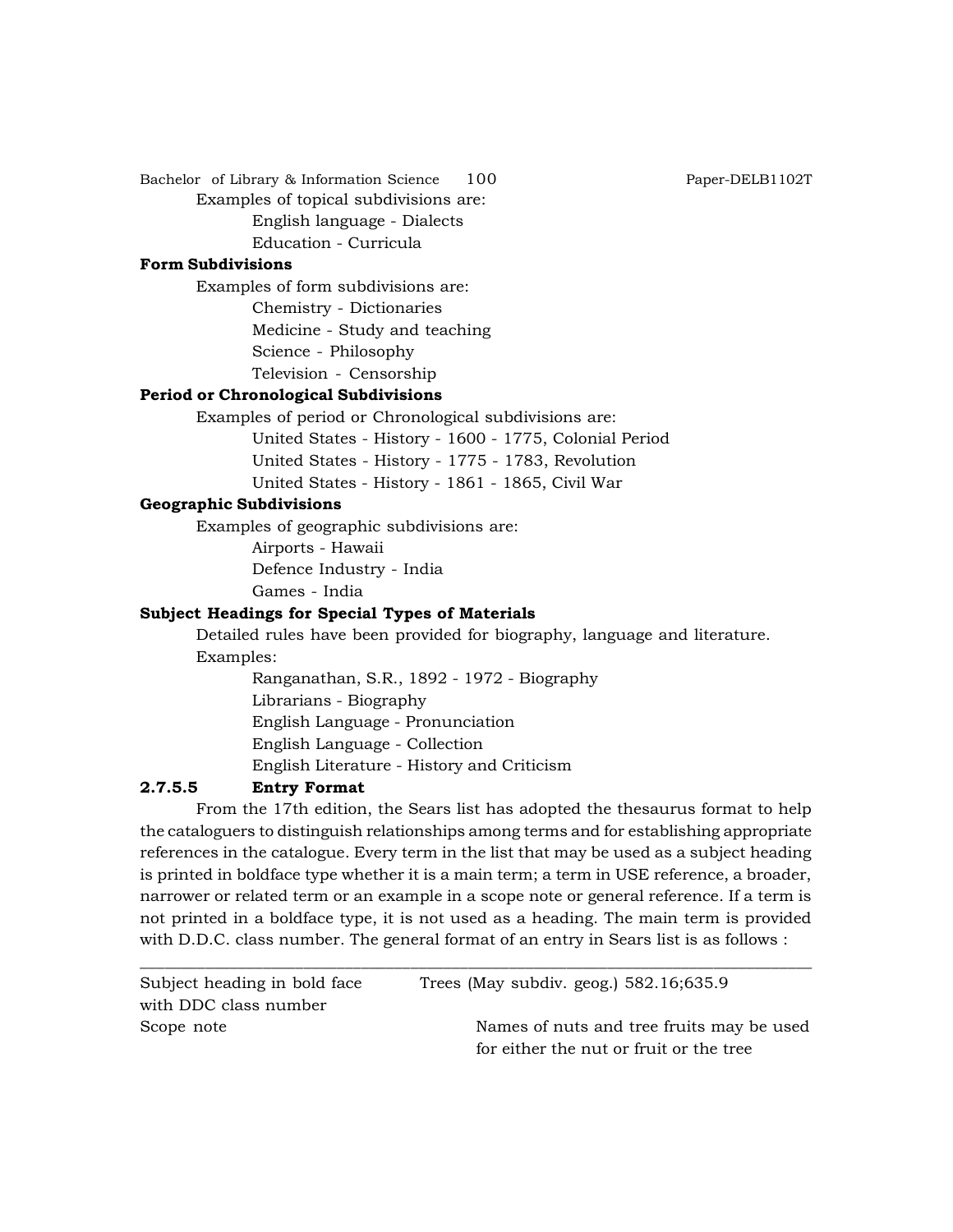Examples of topical subdivisions are:

English language - Dialects

Education - Curricula

**Form Subdivisions**

Examples of form subdivisions are:

Chemistry - Dictionaries

Medicine - Study and teaching

Science - Philosophy

Television - Censorship

**Period or Chronological Subdivisions**

Examples of period or Chronological subdivisions are:

United States - History - 1600 - 1775, Colonial Period

United States - History - 1775 - 1783, Revolution

United States - History - 1861 - 1865, Civil War

**Geographic Subdivisions**

Examples of geographic subdivisions are:

Airports - Hawaii

Defence Industry - India

Games - India

**Subject Headings for Special Types of Materials**

Detailed rules have been provided for biography, language and literature.

Examples:

Ranganathan, S.R., 1892 - 1972 - Biography

Librarians - Biography

English Language - Pronunciation

English Language - Collection

English Literature - History and Criticism

### 2.7.5.5 Entry Format

From the 17th edition, the Sears list has adopted the thesaurus format to help the cataloguers to distinguish relationships among terms and for establishing appropriate references in the catalogue. Every term in the list that may be used as a subject heading is printed in boldface type whether it is a main term; a term in USE reference, a broader, narrower or related term or an example in a scope note or general reference. If a term is not printed in a boldface type, it is not used as a heading. The main term is provided with D.D.C. class number. The general format of an entry in Sears list is as follows :

---

| | |
|---|---|
| Subject heading in bold face with DDC class number | Trees (May subdiv. geog.) 582.16;635.9 |
| Scope note | Names of nuts and tree fruits may be used for either the nut or fruit or the tree |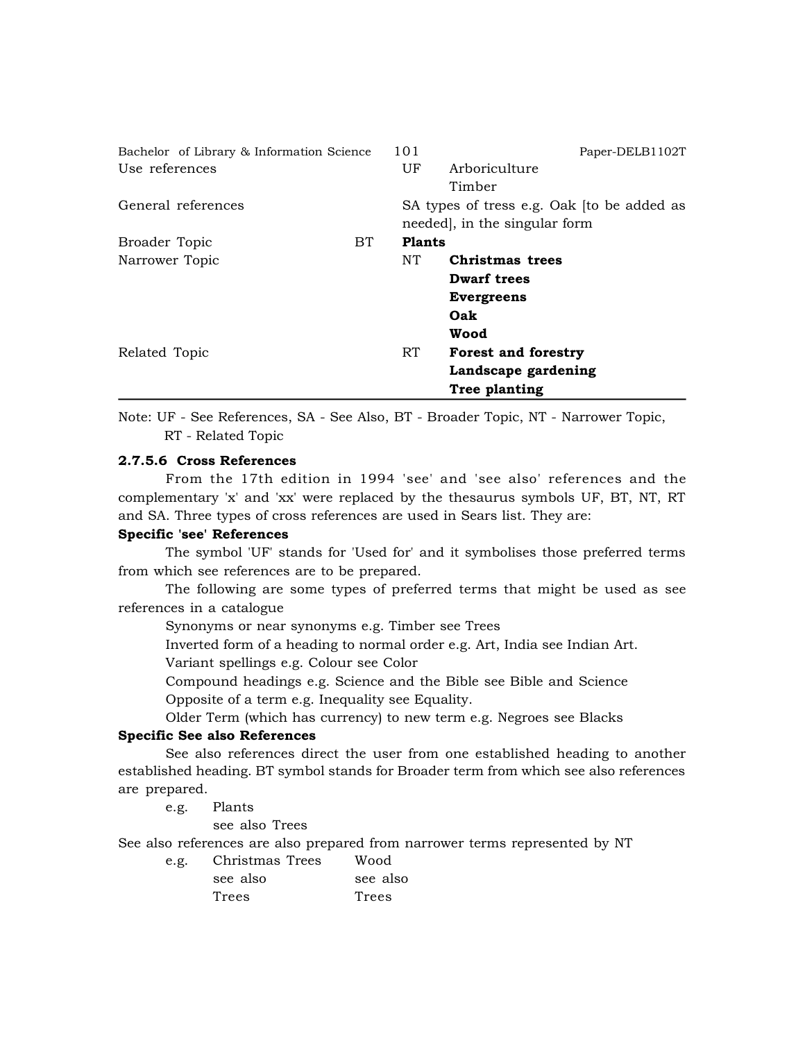| | | | |
|---|---|---|---|
| Use references | | UF | Arboriculture<br>Timber |
| General references | | SA types of tress e.g. Oak [to be added as needed], in the singular form | |
| Broader Topic | BT | **Plants** | |
| Narrower Topic | | NT | **Christmas trees**<br>**Dwarf trees**<br>**Evergreens**<br>**Oak**<br>**Wood** |
| Related Topic | | RT | **Forest and forestry**<br>**Landscape gardening**<br>**Tree planting** |

Note: UF - See References, SA - See Also, BT - Broader Topic, NT - Narrower Topic, RT - Related Topic

#### 2.7.5.6 Cross References

From the 17th edition in 1994 'see' and 'see also' references and the complementary 'x' and 'xx' were replaced by the thesaurus symbols UF, BT, NT, RT and SA. Three types of cross references are used in Sears list. They are:

**Specific 'see' References**

The symbol 'UF' stands for 'Used for' and it symbolises those preferred terms from which see references are to be prepared.

The following are some types of preferred terms that might be used as see references in a catalogue

Synonyms or near synonyms e.g. Timber see Trees

Inverted form of a heading to normal order e.g. Art, India see Indian Art.

Variant spellings e.g. Colour see Color

Compound headings e.g. Science and the Bible see Bible and Science

Opposite of a term e.g. Inequality see Equality.

Older Term (which has currency) to new term e.g. Negroes see Blacks

**Specific See also References**

See also references direct the user from one established heading to another established heading. BT symbol stands for Broader term from which see also references are prepared.

e.g. Plants
see also Trees

See also references are also prepared from narrower terms represented by NT

| e.g. | Christmas Trees | Wood |
|---|---|---|
| | see also | see also |
| | Trees | Trees |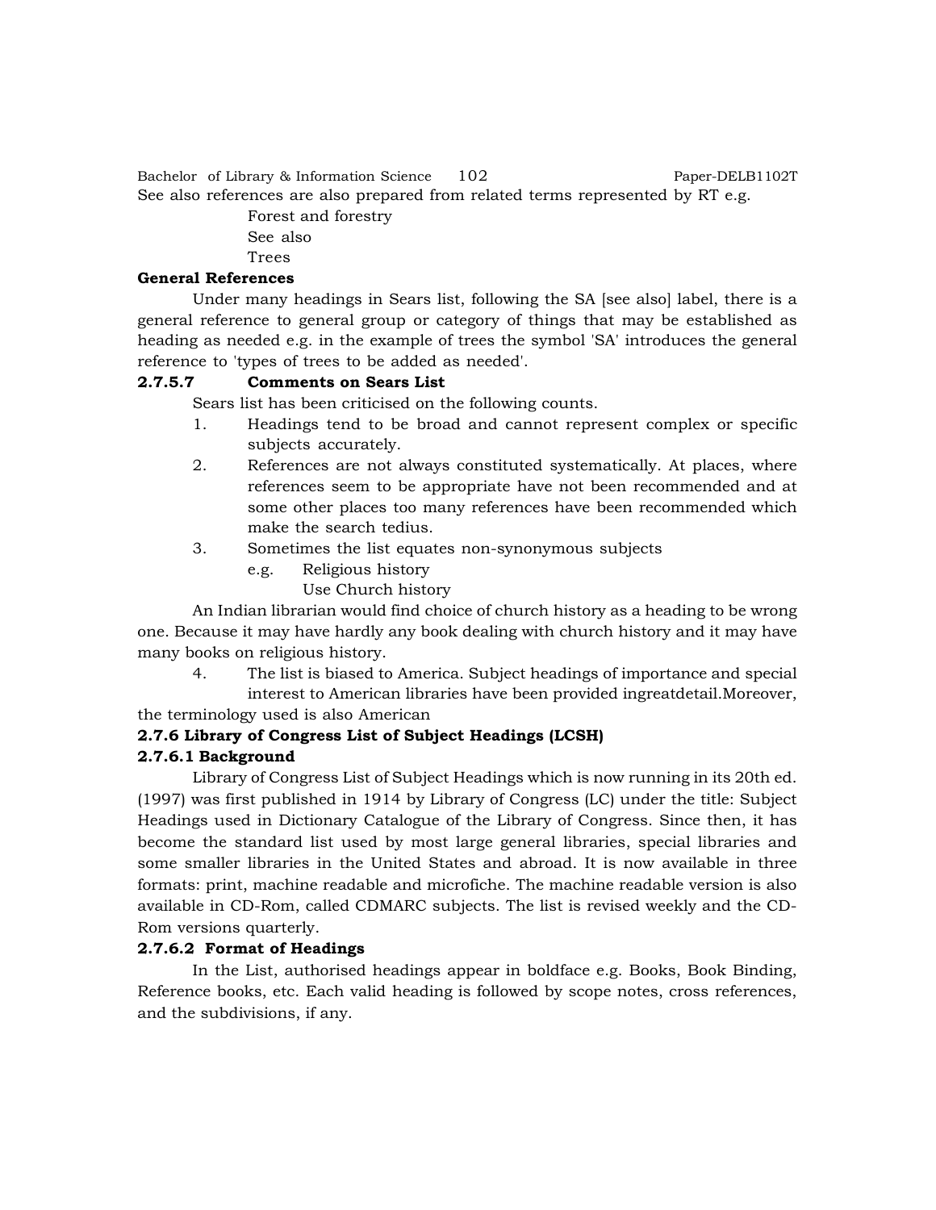See also references are also prepared from related terms represented by RT e.g.

Forest and forestry
See also
Trees

**General References**

Under many headings in Sears list, following the SA [see also] label, there is a general reference to general group or category of things that may be established as heading as needed e.g. in the example of trees the symbol 'SA' introduces the general reference to 'types of trees to be added as needed'.

### 2.7.5.7 Comments on Sears List

Sears list has been criticised on the following counts.

1. Headings tend to be broad and cannot represent complex or specific subjects accurately.
2. References are not always constituted systematically. At places, where references seem to be appropriate have not been recommended and at some other places too many references have been recommended which make the search tedius.
3. Sometimes the list equates non-synonymous subjects

   e.g. Religious history
   Use Church history

An Indian librarian would find choice of church history as a heading to be wrong one. Because it may have hardly any book dealing with church history and it may have many books on religious history.

4. The list is biased to America. Subject headings of importance and special interest to American libraries have been provided ingreatdetail.Moreover, the terminology used is also American

### 2.7.6 Library of Congress List of Subject Headings (LCSH)

#### 2.7.6.1 Background

Library of Congress List of Subject Headings which is now running in its 20th ed. (1997) was first published in 1914 by Library of Congress (LC) under the title: Subject Headings used in Dictionary Catalogue of the Library of Congress. Since then, it has become the standard list used by most large general libraries, special libraries and some smaller libraries in the United States and abroad. It is now available in three formats: print, machine readable and microfiche. The machine readable version is also available in CD-Rom, called CDMARC subjects. The list is revised weekly and the CD-Rom versions quarterly.

#### 2.7.6.2 Format of Headings

In the List, authorised headings appear in boldface e.g. Books, Book Binding, Reference books, etc. Each valid heading is followed by scope notes, cross references, and the subdivisions, if any.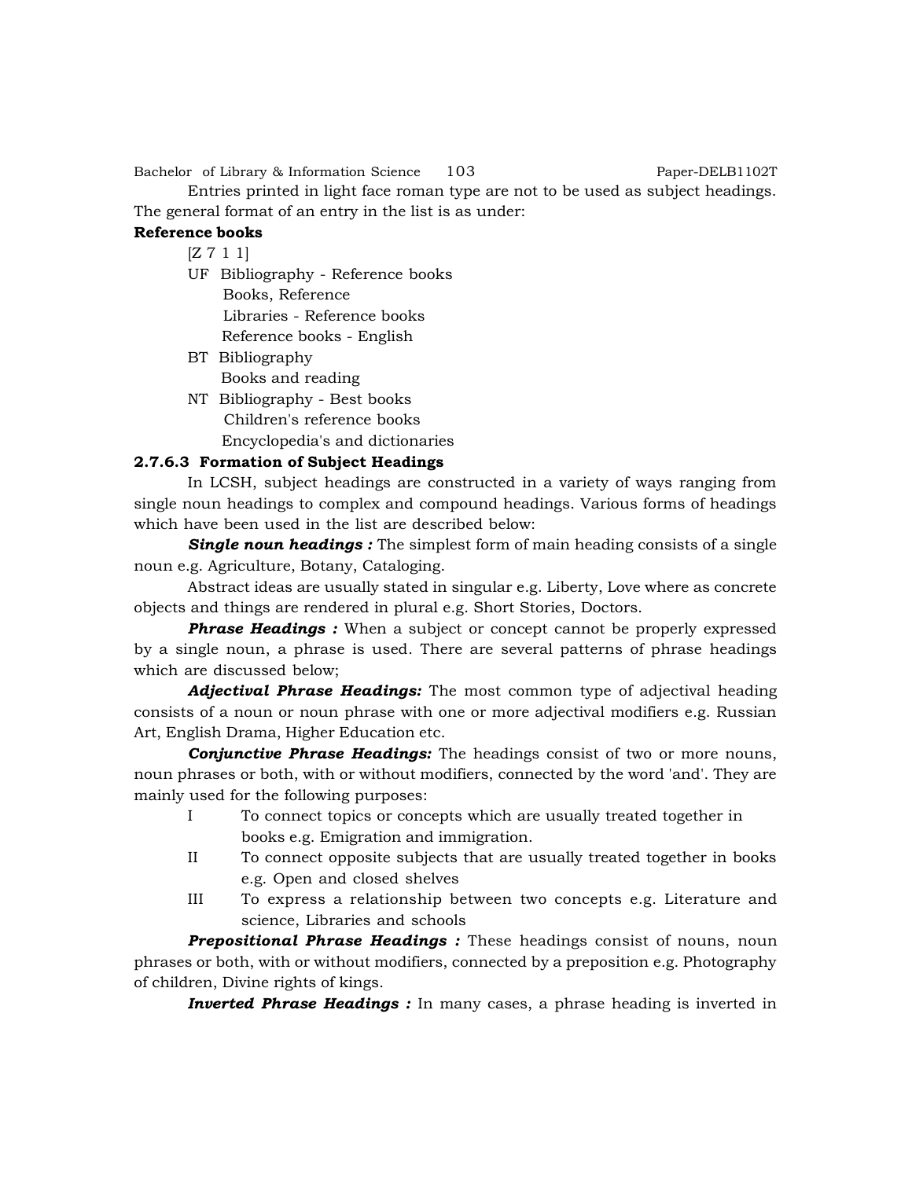Entries printed in light face roman type are not to be used as subject headings. The general format of an entry in the list is as under:

**Reference books**

[Z 7 1 1]

UF Bibliography - Reference books
Books, Reference
Libraries - Reference books
Reference books - English

BT Bibliography
Books and reading

NT Bibliography - Best books
Children's reference books
Encyclopedia's and dictionaries

#### 2.7.6.3 Formation of Subject Headings

In LCSH, subject headings are constructed in a variety of ways ranging from single noun headings to complex and compound headings. Various forms of headings which have been used in the list are described below:

***Single noun headings :*** The simplest form of main heading consists of a single noun e.g. Agriculture, Botany, Cataloging.

Abstract ideas are usually stated in singular e.g. Liberty, Love where as concrete objects and things are rendered in plural e.g. Short Stories, Doctors.

***Phrase Headings :*** When a subject or concept cannot be properly expressed by a single noun, a phrase is used. There are several patterns of phrase headings which are discussed below;

***Adjectival Phrase Headings:*** The most common type of adjectival heading consists of a noun or noun phrase with one or more adjectival modifiers e.g. Russian Art, English Drama, Higher Education etc.

***Conjunctive Phrase Headings:*** The headings consist of two or more nouns, noun phrases or both, with or without modifiers, connected by the word 'and'. They are mainly used for the following purposes:

I To connect topics or concepts which are usually treated together in books e.g. Emigration and immigration.

II To connect opposite subjects that are usually treated together in books e.g. Open and closed shelves

III To express a relationship between two concepts e.g. Literature and science, Libraries and schools

***Prepositional Phrase Headings :*** These headings consist of nouns, noun phrases or both, with or without modifiers, connected by a preposition e.g. Photography of children, Divine rights of kings.

***Inverted Phrase Headings :*** In many cases, a phrase heading is inverted in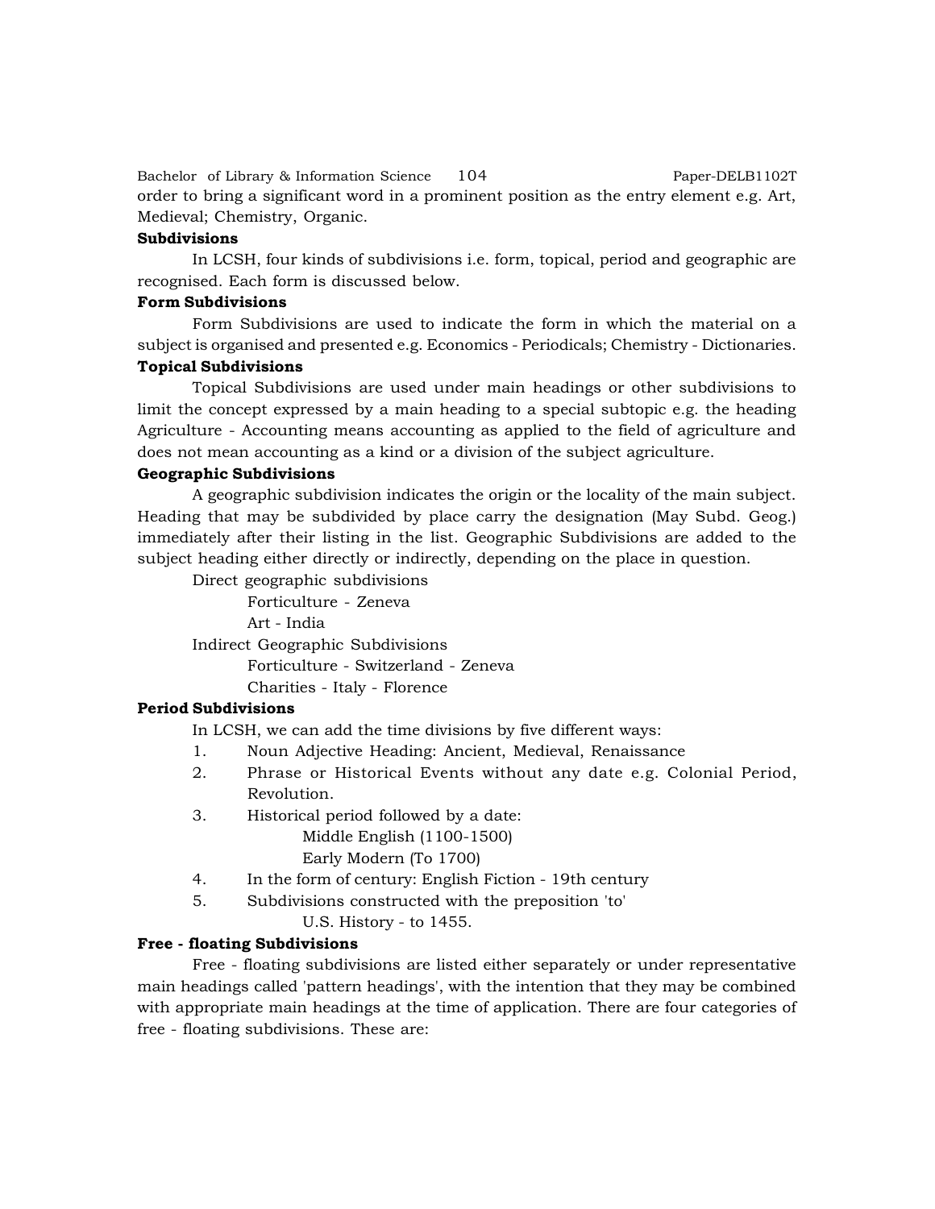order to bring a significant word in a prominent position as the entry element e.g. Art, Medieval; Chemistry, Organic.

**Subdivisions**

In LCSH, four kinds of subdivisions i.e. form, topical, period and geographic are recognised. Each form is discussed below.

**Form Subdivisions**

Form Subdivisions are used to indicate the form in which the material on a subject is organised and presented e.g. Economics - Periodicals; Chemistry - Dictionaries.

**Topical Subdivisions**

Topical Subdivisions are used under main headings or other subdivisions to limit the concept expressed by a main heading to a special subtopic e.g. the heading Agriculture - Accounting means accounting as applied to the field of agriculture and does not mean accounting as a kind or a division of the subject agriculture.

**Geographic Subdivisions**

A geographic subdivision indicates the origin or the locality of the main subject. Heading that may be subdivided by place carry the designation (May Subd. Geog.) immediately after their listing in the list. Geographic Subdivisions are added to the subject heading either directly or indirectly, depending on the place in question.

Direct geographic subdivisions

Forticulture - Zeneva

Art - India

Indirect Geographic Subdivisions

Forticulture - Switzerland - Zeneva

Charities - Italy - Florence

**Period Subdivisions**

In LCSH, we can add the time divisions by five different ways:

1. Noun Adjective Heading: Ancient, Medieval, Renaissance
2. Phrase or Historical Events without any date e.g. Colonial Period, Revolution.
3. Historical period followed by a date:

   Middle English (1100-1500)

   Early Modern (To 1700)
4. In the form of century: English Fiction - 19th century
5. Subdivisions constructed with the preposition 'to'

   U.S. History - to 1455.

**Free - floating Subdivisions**

Free - floating subdivisions are listed either separately or under representative main headings called 'pattern headings', with the intention that they may be combined with appropriate main headings at the time of application. There are four categories of free - floating subdivisions. These are: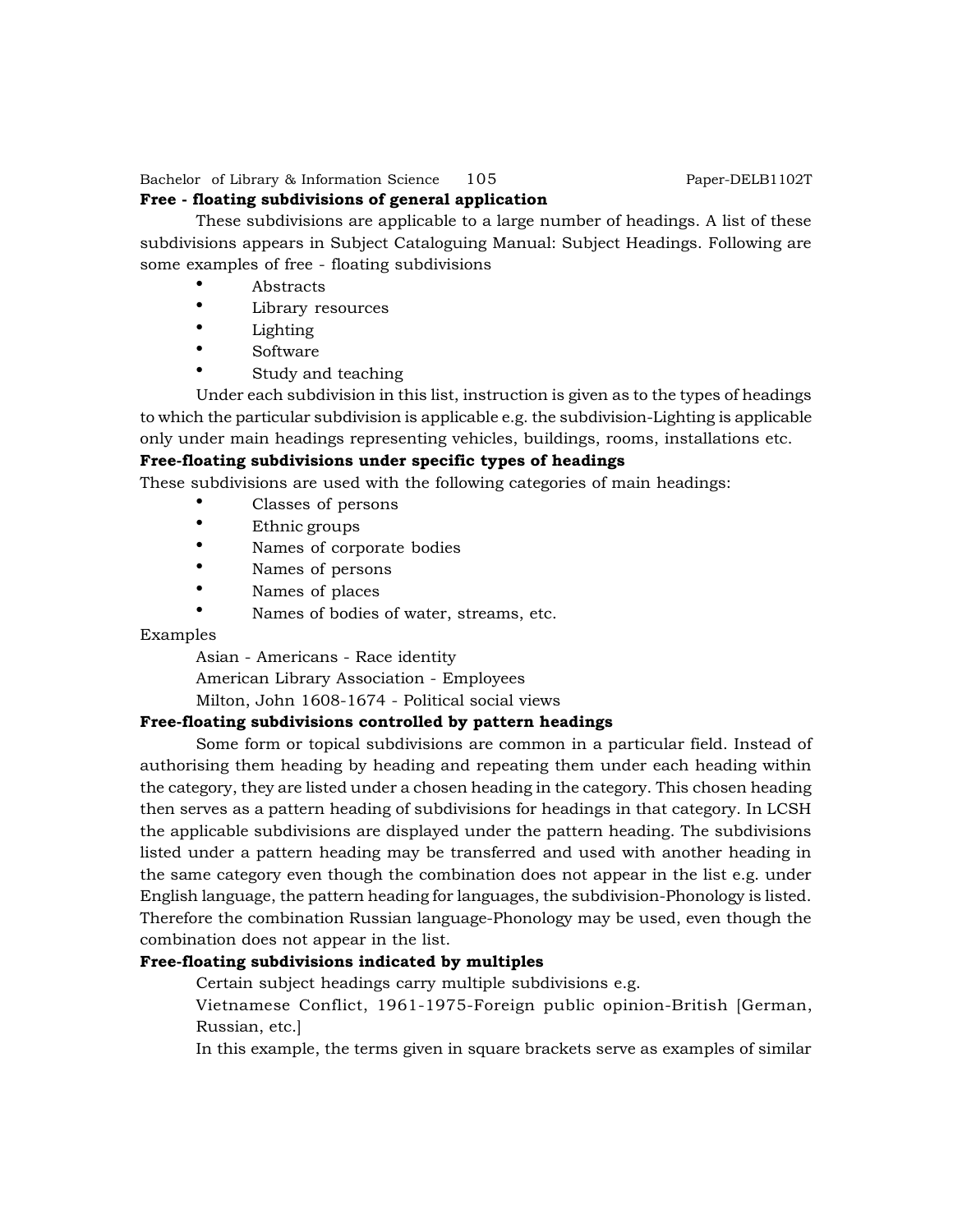**Free - floating subdivisions of general application**

These subdivisions are applicable to a large number of headings. A list of these subdivisions appears in Subject Cataloguing Manual: Subject Headings. Following are some examples of free - floating subdivisions

- Abstracts
- Library resources
- Lighting
- Software
- Study and teaching

Under each subdivision in this list, instruction is given as to the types of headings to which the particular subdivision is applicable e.g. the subdivision-Lighting is applicable only under main headings representing vehicles, buildings, rooms, installations etc.

**Free-floating subdivisions under specific types of headings**

These subdivisions are used with the following categories of main headings:

- Classes of persons
- Ethnic groups
- Names of corporate bodies
- Names of persons
- Names of places
- Names of bodies of water, streams, etc.

Examples

Asian - Americans - Race identity

American Library Association - Employees

Milton, John 1608-1674 - Political social views

**Free-floating subdivisions controlled by pattern headings**

Some form or topical subdivisions are common in a particular field. Instead of authorising them heading by heading and repeating them under each heading within the category, they are listed under a chosen heading in the category. This chosen heading then serves as a pattern heading of subdivisions for headings in that category. In LCSH the applicable subdivisions are displayed under the pattern heading. The subdivisions listed under a pattern heading may be transferred and used with another heading in the same category even though the combination does not appear in the list e.g. under English language, the pattern heading for languages, the subdivision-Phonology is listed. Therefore the combination Russian language-Phonology may be used, even though the combination does not appear in the list.

**Free-floating subdivisions indicated by multiples**

Certain subject headings carry multiple subdivisions e.g.

Vietnamese Conflict, 1961-1975-Foreign public opinion-British [German, Russian, etc.]

In this example, the terms given in square brackets serve as examples of similar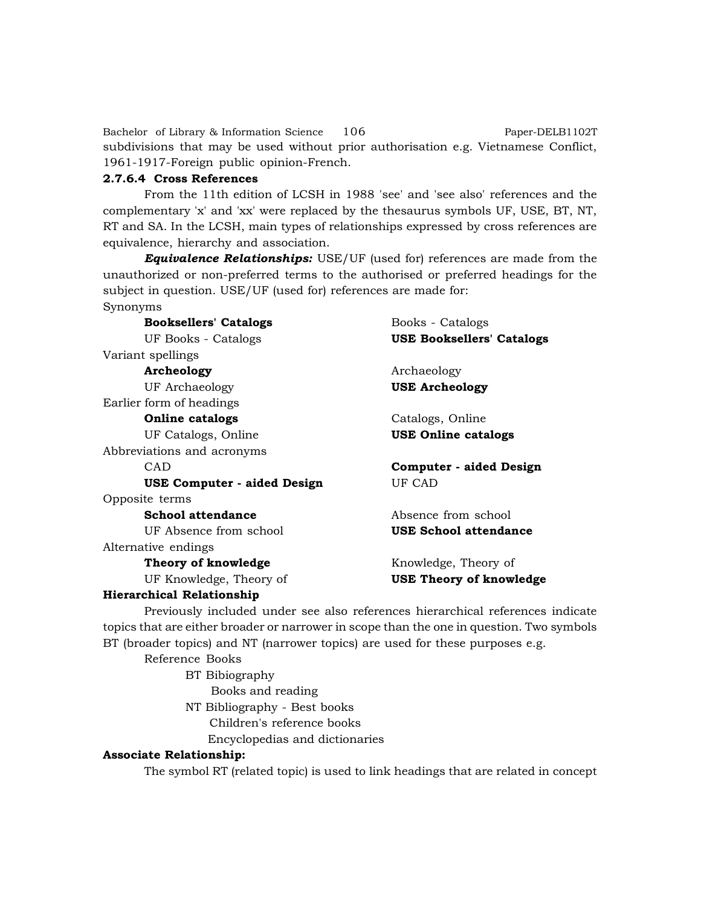subdivisions that may be used without prior authorisation e.g. Vietnamese Conflict, 1961-1917-Foreign public opinion-French.

### 2.7.6.4 Cross References

From the 11th edition of LCSH in 1988 'see' and 'see also' references and the complementary 'x' and 'xx' were replaced by the thesaurus symbols UF, USE, BT, NT, RT and SA. In the LCSH, main types of relationships expressed by cross references are equivalence, hierarchy and association.

***Equivalence Relationships:*** USE/UF (used for) references are made from the unauthorized or non-preferred terms to the authorised or preferred headings for the subject in question. USE/UF (used for) references are made for:

Synonyms

| | |
|---|---|
| **Booksellers' Catalogs** | Books - Catalogs |
| UF Books - Catalogs | **USE Booksellers' Catalogs** |

Variant spellings

| | |
|---|---|
| **Archeology** | Archaeology |
| UF Archaeology | **USE Archeology** |

Earlier form of headings

| | |
|---|---|
| **Online catalogs** | Catalogs, Online |
| UF Catalogs, Online | **USE Online catalogs** |

Abbreviations and acronyms

| | |
|---|---|
| CAD | **Computer - aided Design** |
| **USE Computer - aided Design** | UF CAD |

Opposite terms

| | |
|---|---|
| **School attendance** | Absence from school |
| UF Absence from school | **USE School attendance** |

Alternative endings

| | |
|---|---|
| **Theory of knowledge** | Knowledge, Theory of |
| UF Knowledge, Theory of | **USE Theory of knowledge** |

**Hierarchical Relationship**

Previously included under see also references hierarchical references indicate topics that are either broader or narrower in scope than the one in question. Two symbols BT (broader topics) and NT (narrower topics) are used for these purposes e.g.

Reference Books
- BT Bibiography
  - Books and reading
- NT Bibliography - Best books
  - Children's reference books
  - Encyclopedias and dictionaries

**Associate Relationship:**

The symbol RT (related topic) is used to link headings that are related in concept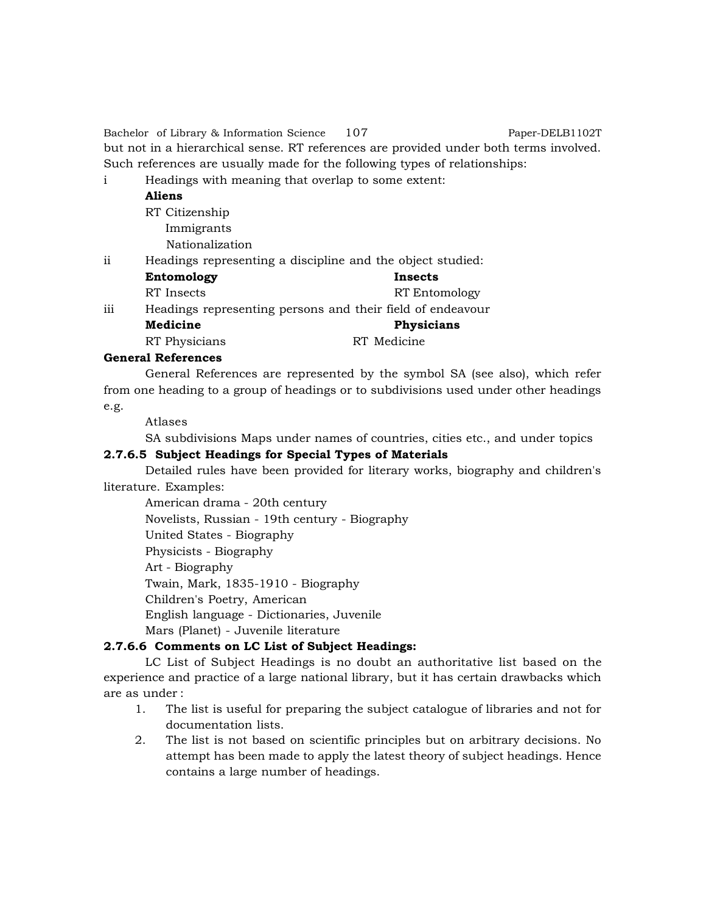but not in a hierarchical sense. RT references are provided under both terms involved. Such references are usually made for the following types of relationships:

i Headings with meaning that overlap to some extent:

**Aliens**
RT Citizenship
Immigrants
Nationalization

ii Headings representing a discipline and the object studied:

**Entomology**
RT Insects

**Insects**
RT Entomology

iii Headings representing persons and their field of endeavour

**Medicine**
RT Physicians

**Physicians**
RT Medicine

**General References**

General References are represented by the symbol SA (see also), which refer from one heading to a group of headings or to subdivisions used under other headings e.g.

Atlases
SA subdivisions Maps under names of countries, cities etc., and under topics

#### 2.7.6.5 Subject Headings for Special Types of Materials

Detailed rules have been provided for literary works, biography and children's literature. Examples:

American drama - 20th century
Novelists, Russian - 19th century - Biography
United States - Biography
Physicists - Biography
Art - Biography
Twain, Mark, 1835-1910 - Biography
Children's Poetry, American
English language - Dictionaries, Juvenile
Mars (Planet) - Juvenile literature

#### 2.7.6.6 Comments on LC List of Subject Headings:

LC List of Subject Headings is no doubt an authoritative list based on the experience and practice of a large national library, but it has certain drawbacks which are as under :

1. The list is useful for preparing the subject catalogue of libraries and not for documentation lists.
2. The list is not based on scientific principles but on arbitrary decisions. No attempt has been made to apply the latest theory of subject headings. Hence contains a large number of headings.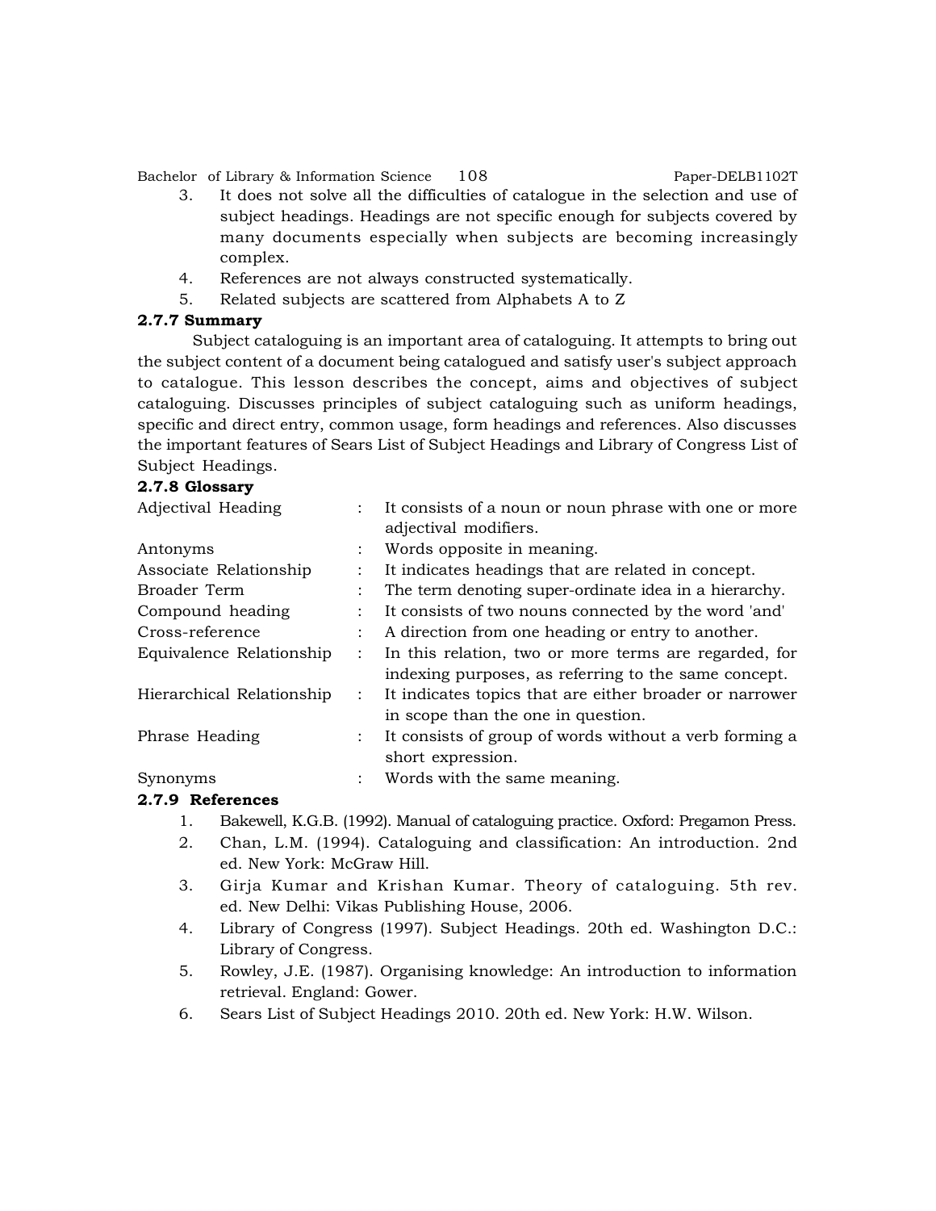3. It does not solve all the difficulties of catalogue in the selection and use of subject headings. Headings are not specific enough for subjects covered by many documents especially when subjects are becoming increasingly complex.
4. References are not always constructed systematically.
5. Related subjects are scattered from Alphabets A to Z

### 2.7.7 Summary

Subject cataloguing is an important area of cataloguing. It attempts to bring out the subject content of a document being catalogued and satisfy user's subject approach to catalogue. This lesson describes the concept, aims and objectives of subject cataloguing. Discusses principles of subject cataloguing such as uniform headings, specific and direct entry, common usage, form headings and references. Also discusses the important features of Sears List of Subject Headings and Library of Congress List of Subject Headings.

### 2.7.8 Glossary

| | | |
|---|---|---|
| Adjectival Heading | : | It consists of a noun or noun phrase with one or more adjectival modifiers. |
| Antonyms | : | Words opposite in meaning. |
| Associate Relationship | : | It indicates headings that are related in concept. |
| Broader Term | : | The term denoting super-ordinate idea in a hierarchy. |
| Compound heading | : | It consists of two nouns connected by the word 'and' |
| Cross-reference | : | A direction from one heading or entry to another. |
| Equivalence Relationship | : | In this relation, two or more terms are regarded, for indexing purposes, as referring to the same concept. |
| Hierarchical Relationship | : | It indicates topics that are either broader or narrower in scope than the one in question. |
| Phrase Heading | : | It consists of group of words without a verb forming a short expression. |
| Synonyms | : | Words with the same meaning. |

### 2.7.9 References

1. Bakewell, K.G.B. (1992). Manual of cataloguing practice. Oxford: Pregamon Press.
2. Chan, L.M. (1994). Cataloguing and classification: An introduction. 2nd ed. New York: McGraw Hill.
3. Girja Kumar and Krishan Kumar. Theory of cataloguing. 5th rev. ed. New Delhi: Vikas Publishing House, 2006.
4. Library of Congress (1997). Subject Headings. 20th ed. Washington D.C.: Library of Congress.
5. Rowley, J.E. (1987). Organising knowledge: An introduction to information retrieval. England: Gower.
6. Sears List of Subject Headings 2010. 20th ed. New York: H.W. Wilson.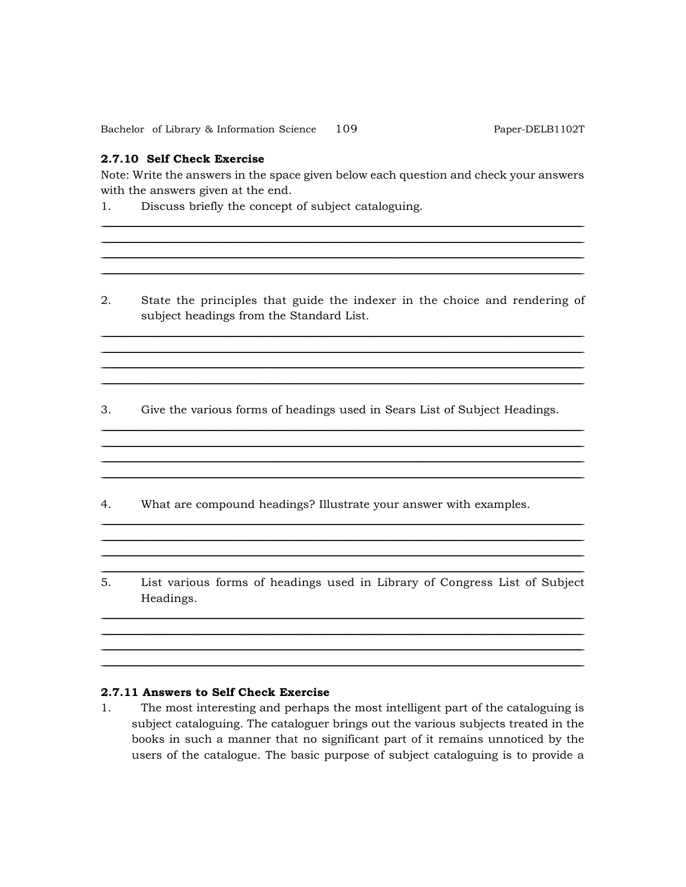### 2.7.10 Self Check Exercise

Note: Write the answers in the space given below each question and check your answers with the answers given at the end.

1. Discuss briefly the concept of subject cataloguing.

2. State the principles that guide the indexer in the choice and rendering of subject headings from the Standard List.

3. Give the various forms of headings used in Sears List of Subject Headings.

4. What are compound headings? Illustrate your answer with examples.

5. List various forms of headings used in Library of Congress List of Subject Headings.

### 2.7.11 Answers to Self Check Exercise

1. The most interesting and perhaps the most intelligent part of the cataloguing is subject cataloguing. The cataloguer brings out the various subjects treated in the books in such a manner that no significant part of it remains unnoticed by the users of the catalogue. The basic purpose of subject cataloguing is to provide a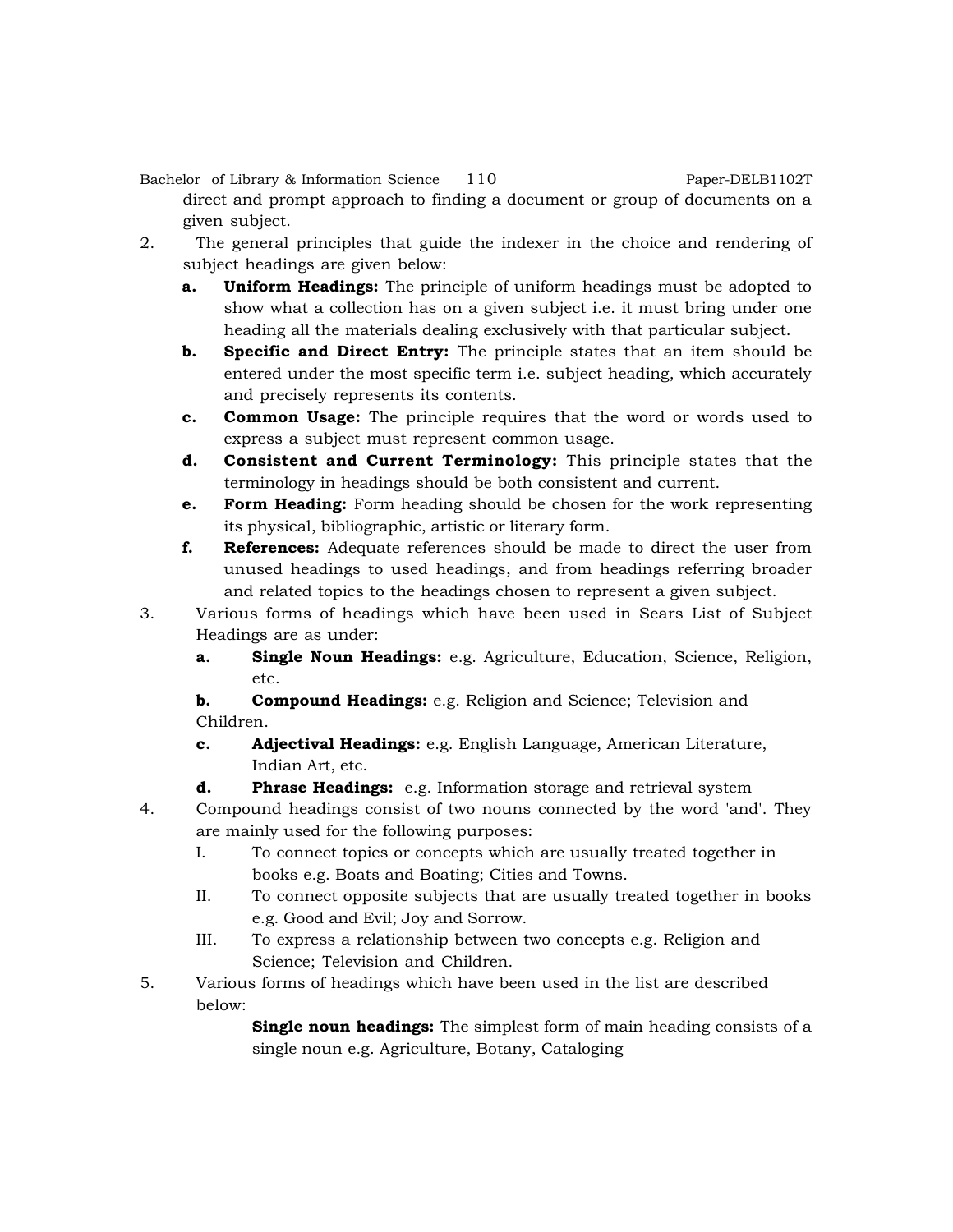direct and prompt approach to finding a document or group of documents on a given subject.

2. The general principles that guide the indexer in the choice and rendering of subject headings are given below:
   - **a. Uniform Headings:** The principle of uniform headings must be adopted to show what a collection has on a given subject i.e. it must bring under one heading all the materials dealing exclusively with that particular subject.
   - **b. Specific and Direct Entry:** The principle states that an item should be entered under the most specific term i.e. subject heading, which accurately and precisely represents its contents.
   - **c. Common Usage:** The principle requires that the word or words used to express a subject must represent common usage.
   - **d. Consistent and Current Terminology:** This principle states that the terminology in headings should be both consistent and current.
   - **e. Form Heading:** Form heading should be chosen for the work representing its physical, bibliographic, artistic or literary form.
   - **f. References:** Adequate references should be made to direct the user from unused headings to used headings, and from headings referring broader and related topics to the headings chosen to represent a given subject.

3. Various forms of headings which have been used in Sears List of Subject Headings are as under:
   - **a. Single Noun Headings:** e.g. Agriculture, Education, Science, Religion, etc.
   - **b. Compound Headings:** e.g. Religion and Science; Television and Children.
   - **c. Adjectival Headings:** e.g. English Language, American Literature, Indian Art, etc.
   - **d. Phrase Headings:** e.g. Information storage and retrieval system

4. Compound headings consist of two nouns connected by the word 'and'. They are mainly used for the following purposes:
   - I. To connect topics or concepts which are usually treated together in books e.g. Boats and Boating; Cities and Towns.
   - II. To connect opposite subjects that are usually treated together in books e.g. Good and Evil; Joy and Sorrow.
   - III. To express a relationship between two concepts e.g. Religion and Science; Television and Children.

5. Various forms of headings which have been used in the list are described below:

   **Single noun headings:** The simplest form of main heading consists of a single noun e.g. Agriculture, Botany, Cataloging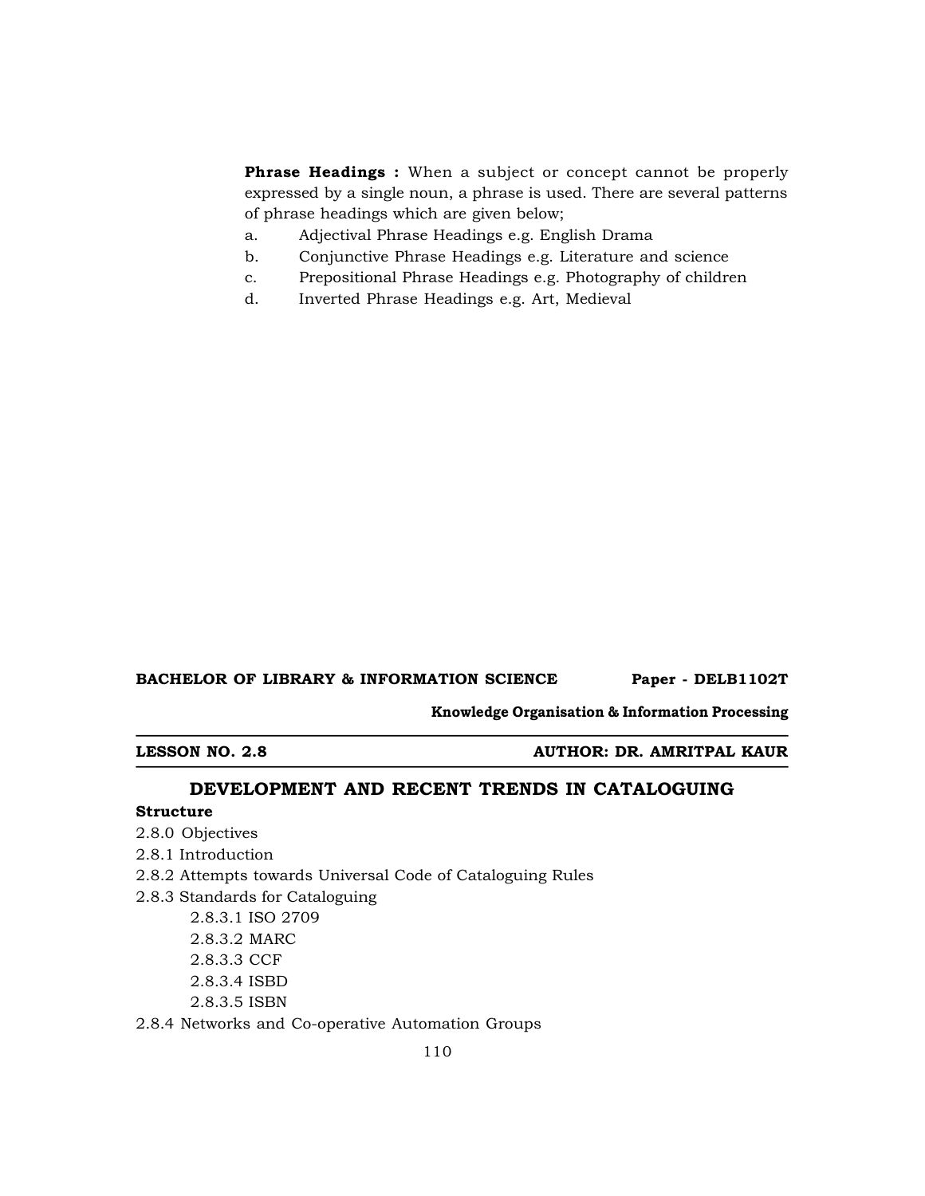**Phrase Headings :** When a subject or concept cannot be properly expressed by a single noun, a phrase is used. There are several patterns of phrase headings which are given below;

a. Adjectival Phrase Headings e.g. English Drama

b. Conjunctive Phrase Headings e.g. Literature and science

c. Prepositional Phrase Headings e.g. Photography of children

d. Inverted Phrase Headings e.g. Art, Medieval

**BACHELOR OF LIBRARY & INFORMATION SCIENCE** **Paper - DELB1102T**

**Knowledge Organisation & Information Processing**

**LESSON NO. 2.8** **AUTHOR: DR. AMRITPAL KAUR**

## DEVELOPMENT AND RECENT TRENDS IN CATALOGUING

**Structure**

2.8.0 Objectives

2.8.1 Introduction

2.8.2 Attempts towards Universal Code of Cataloguing Rules

2.8.3 Standards for Cataloguing

- 2.8.3.1 ISO 2709
- 2.8.3.2 MARC
- 2.8.3.3 CCF
- 2.8.3.4 ISBD
- 2.8.3.5 ISBN

2.8.4 Networks and Co-operative Automation Groups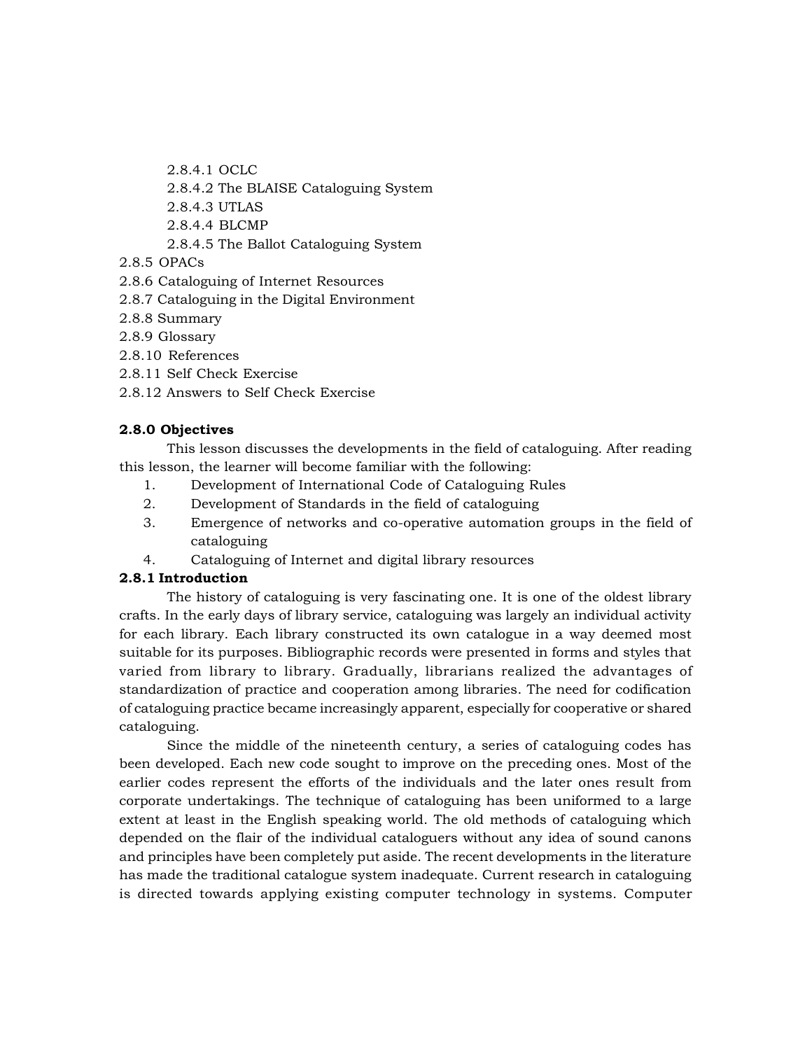- 2.8.4.1 OCLC
- 2.8.4.2 The BLAISE Cataloguing System
- 2.8.4.3 UTLAS
- 2.8.4.4 BLCMP
- 2.8.4.5 The Ballot Cataloguing System

2.8.5 OPACs
2.8.6 Cataloguing of Internet Resources
2.8.7 Cataloguing in the Digital Environment
2.8.8 Summary
2.8.9 Glossary
2.8.10 References
2.8.11 Self Check Exercise
2.8.12 Answers to Self Check Exercise

**2.8.0 Objectives**

This lesson discusses the developments in the field of cataloguing. After reading this lesson, the learner will become familiar with the following:

1. Development of International Code of Cataloguing Rules
2. Development of Standards in the field of cataloguing
3. Emergence of networks and co-operative automation groups in the field of cataloguing
4. Cataloguing of Internet and digital library resources

**2.8.1 Introduction**

The history of cataloguing is very fascinating one. It is one of the oldest library crafts. In the early days of library service, cataloguing was largely an individual activity for each library. Each library constructed its own catalogue in a way deemed most suitable for its purposes. Bibliographic records were presented in forms and styles that varied from library to library. Gradually, librarians realized the advantages of standardization of practice and cooperation among libraries. The need for codification of cataloguing practice became increasingly apparent, especially for cooperative or shared cataloguing.

Since the middle of the nineteenth century, a series of cataloguing codes has been developed. Each new code sought to improve on the preceding ones. Most of the earlier codes represent the efforts of the individuals and the later ones result from corporate undertakings. The technique of cataloguing has been uniformed to a large extent at least in the English speaking world. The old methods of cataloguing which depended on the flair of the individual cataloguers without any idea of sound canons and principles have been completely put aside. The recent developments in the literature has made the traditional catalogue system inadequate. Current research in cataloguing is directed towards applying existing computer technology in systems. Computer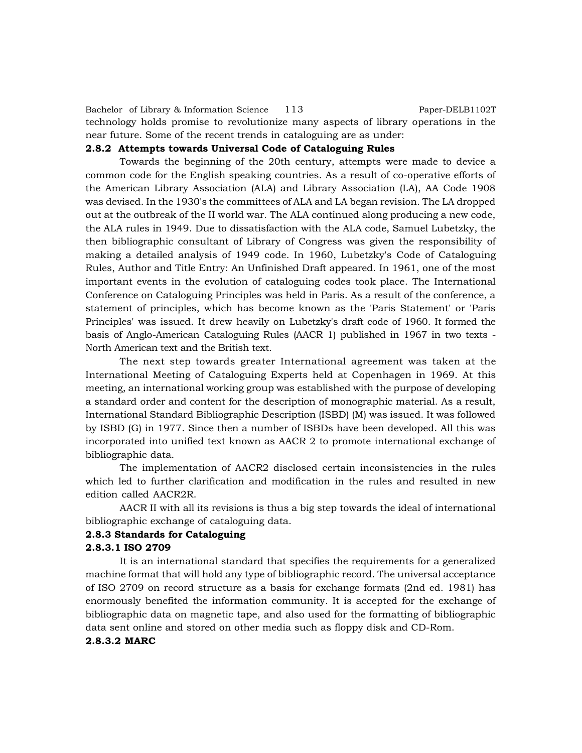technology holds promise to revolutionize many aspects of library operations in the near future. Some of the recent trends in cataloguing are as under:

### 2.8.2 Attempts towards Universal Code of Cataloguing Rules

Towards the beginning of the 20th century, attempts were made to device a common code for the English speaking countries. As a result of co-operative efforts of the American Library Association (ALA) and Library Association (LA), AA Code 1908 was devised. In the 1930's the committees of ALA and LA began revision. The LA dropped out at the outbreak of the II world war. The ALA continued along producing a new code, the ALA rules in 1949. Due to dissatisfaction with the ALA code, Samuel Lubetzky, the then bibliographic consultant of Library of Congress was given the responsibility of making a detailed analysis of 1949 code. In 1960, Lubetzky's Code of Cataloguing Rules, Author and Title Entry: An Unfinished Draft appeared. In 1961, one of the most important events in the evolution of cataloguing codes took place. The International Conference on Cataloguing Principles was held in Paris. As a result of the conference, a statement of principles, which has become known as the 'Paris Statement' or 'Paris Principles' was issued. It drew heavily on Lubetzky's draft code of 1960. It formed the basis of Anglo-American Cataloguing Rules (AACR 1) published in 1967 in two texts - North American text and the British text.

The next step towards greater International agreement was taken at the International Meeting of Cataloguing Experts held at Copenhagen in 1969. At this meeting, an international working group was established with the purpose of developing a standard order and content for the description of monographic material. As a result, International Standard Bibliographic Description (ISBD) (M) was issued. It was followed by ISBD (G) in 1977. Since then a number of ISBDs have been developed. All this was incorporated into unified text known as AACR 2 to promote international exchange of bibliographic data.

The implementation of AACR2 disclosed certain inconsistencies in the rules which led to further clarification and modification in the rules and resulted in new edition called AACR2R.

AACR II with all its revisions is thus a big step towards the ideal of international bibliographic exchange of cataloguing data.

### 2.8.3 Standards for Cataloguing

#### 2.8.3.1 ISO 2709

It is an international standard that specifies the requirements for a generalized machine format that will hold any type of bibliographic record. The universal acceptance of ISO 2709 on record structure as a basis for exchange formats (2nd ed. 1981) has enormously benefited the information community. It is accepted for the exchange of bibliographic data on magnetic tape, and also used for the formatting of bibliographic data sent online and stored on other media such as floppy disk and CD-Rom.

#### 2.8.3.2 MARC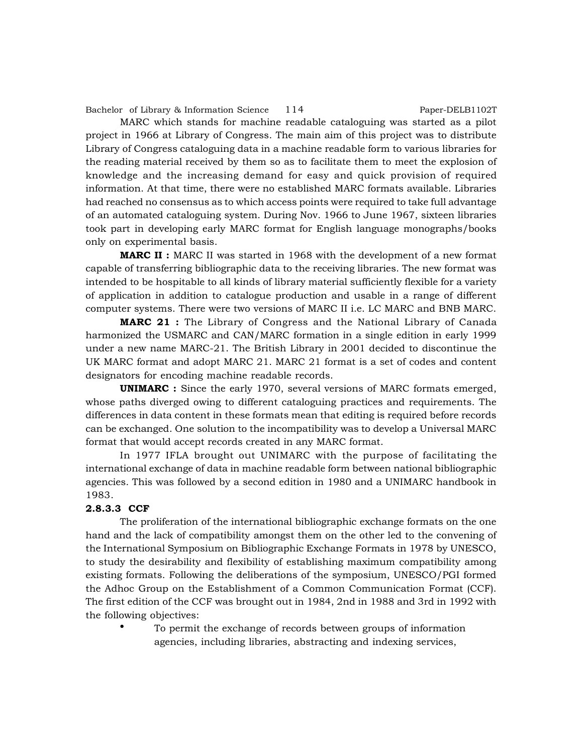MARC which stands for machine readable cataloguing was started as a pilot project in 1966 at Library of Congress. The main aim of this project was to distribute Library of Congress cataloguing data in a machine readable form to various libraries for the reading material received by them so as to facilitate them to meet the explosion of knowledge and the increasing demand for easy and quick provision of required information. At that time, there were no established MARC formats available. Libraries had reached no consensus as to which access points were required to take full advantage of an automated cataloguing system. During Nov. 1966 to June 1967, sixteen libraries took part in developing early MARC format for English language monographs/books only on experimental basis.

**MARC II :** MARC II was started in 1968 with the development of a new format capable of transferring bibliographic data to the receiving libraries. The new format was intended to be hospitable to all kinds of library material sufficiently flexible for a variety of application in addition to catalogue production and usable in a range of different computer systems. There were two versions of MARC II i.e. LC MARC and BNB MARC.

**MARC 21 :** The Library of Congress and the National Library of Canada harmonized the USMARC and CAN/MARC formation in a single edition in early 1999 under a new name MARC-21. The British Library in 2001 decided to discontinue the UK MARC format and adopt MARC 21. MARC 21 format is a set of codes and content designators for encoding machine readable records.

**UNIMARC :** Since the early 1970, several versions of MARC formats emerged, whose paths diverged owing to different cataloguing practices and requirements. The differences in data content in these formats mean that editing is required before records can be exchanged. One solution to the incompatibility was to develop a Universal MARC format that would accept records created in any MARC format.

In 1977 IFLA brought out UNIMARC with the purpose of facilitating the international exchange of data in machine readable form between national bibliographic agencies. This was followed by a second edition in 1980 and a UNIMARC handbook in 1983.

#### 2.8.3.3 CCF

The proliferation of the international bibliographic exchange formats on the one hand and the lack of compatibility amongst them on the other led to the convening of the International Symposium on Bibliographic Exchange Formats in 1978 by UNESCO, to study the desirability and flexibility of establishing maximum compatibility among existing formats. Following the deliberations of the symposium, UNESCO/PGI formed the Adhoc Group on the Establishment of a Common Communication Format (CCF). The first edition of the CCF was brought out in 1984, 2nd in 1988 and 3rd in 1992 with the following objectives:

- To permit the exchange of records between groups of information agencies, including libraries, abstracting and indexing services,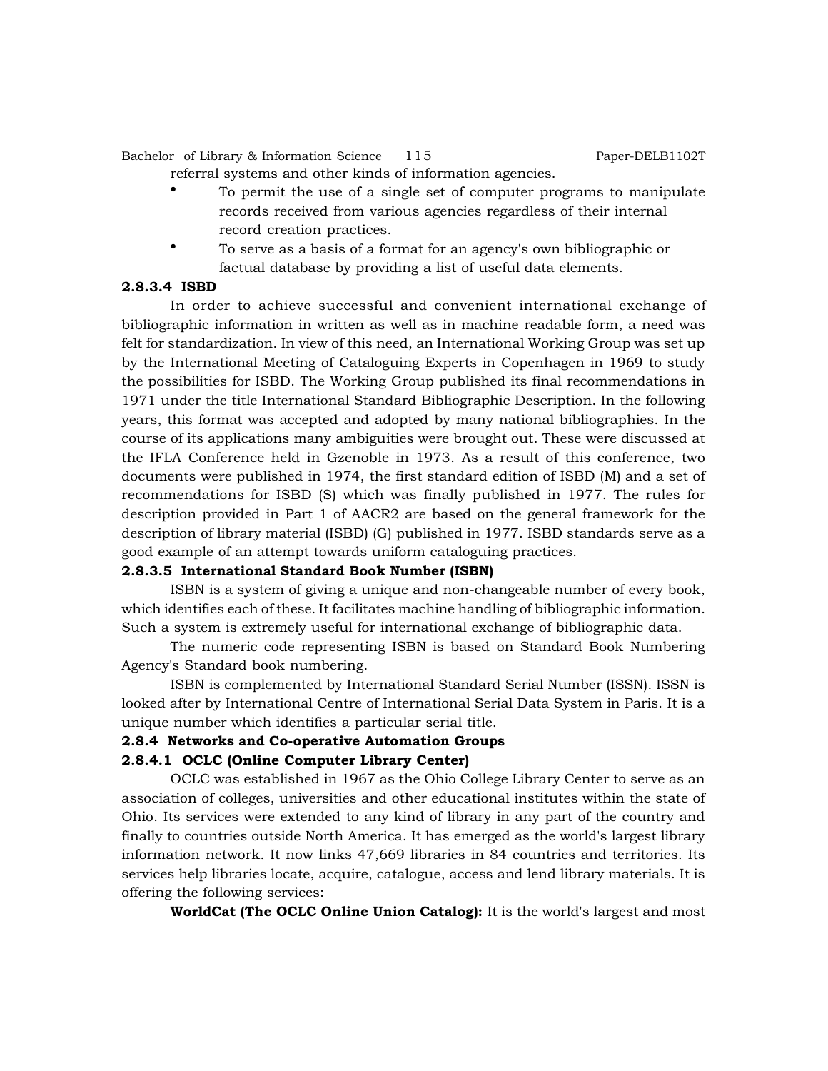referral systems and other kinds of information agencies.

- To permit the use of a single set of computer programs to manipulate records received from various agencies regardless of their internal record creation practices.
- To serve as a basis of a format for an agency's own bibliographic or factual database by providing a list of useful data elements.

#### 2.8.3.4 ISBD

In order to achieve successful and convenient international exchange of bibliographic information in written as well as in machine readable form, a need was felt for standardization. In view of this need, an International Working Group was set up by the International Meeting of Cataloguing Experts in Copenhagen in 1969 to study the possibilities for ISBD. The Working Group published its final recommendations in 1971 under the title International Standard Bibliographic Description. In the following years, this format was accepted and adopted by many national bibliographies. In the course of its applications many ambiguities were brought out. These were discussed at the IFLA Conference held in Gzenoble in 1973. As a result of this conference, two documents were published in 1974, the first standard edition of ISBD (M) and a set of recommendations for ISBD (S) which was finally published in 1977. The rules for description provided in Part 1 of AACR2 are based on the general framework for the description of library material (ISBD) (G) published in 1977. ISBD standards serve as a good example of an attempt towards uniform cataloguing practices.

#### 2.8.3.5 International Standard Book Number (ISBN)

ISBN is a system of giving a unique and non-changeable number of every book, which identifies each of these. It facilitates machine handling of bibliographic information. Such a system is extremely useful for international exchange of bibliographic data.

The numeric code representing ISBN is based on Standard Book Numbering Agency's Standard book numbering.

ISBN is complemented by International Standard Serial Number (ISSN). ISSN is looked after by International Centre of International Serial Data System in Paris. It is a unique number which identifies a particular serial title.

### 2.8.4 Networks and Co-operative Automation Groups

#### 2.8.4.1 OCLC (Online Computer Library Center)

OCLC was established in 1967 as the Ohio College Library Center to serve as an association of colleges, universities and other educational institutes within the state of Ohio. Its services were extended to any kind of library in any part of the country and finally to countries outside North America. It has emerged as the world's largest library information network. It now links 47,669 libraries in 84 countries and territories. Its services help libraries locate, acquire, catalogue, access and lend library materials. It is offering the following services:

**WorldCat (The OCLC Online Union Catalog):** It is the world's largest and most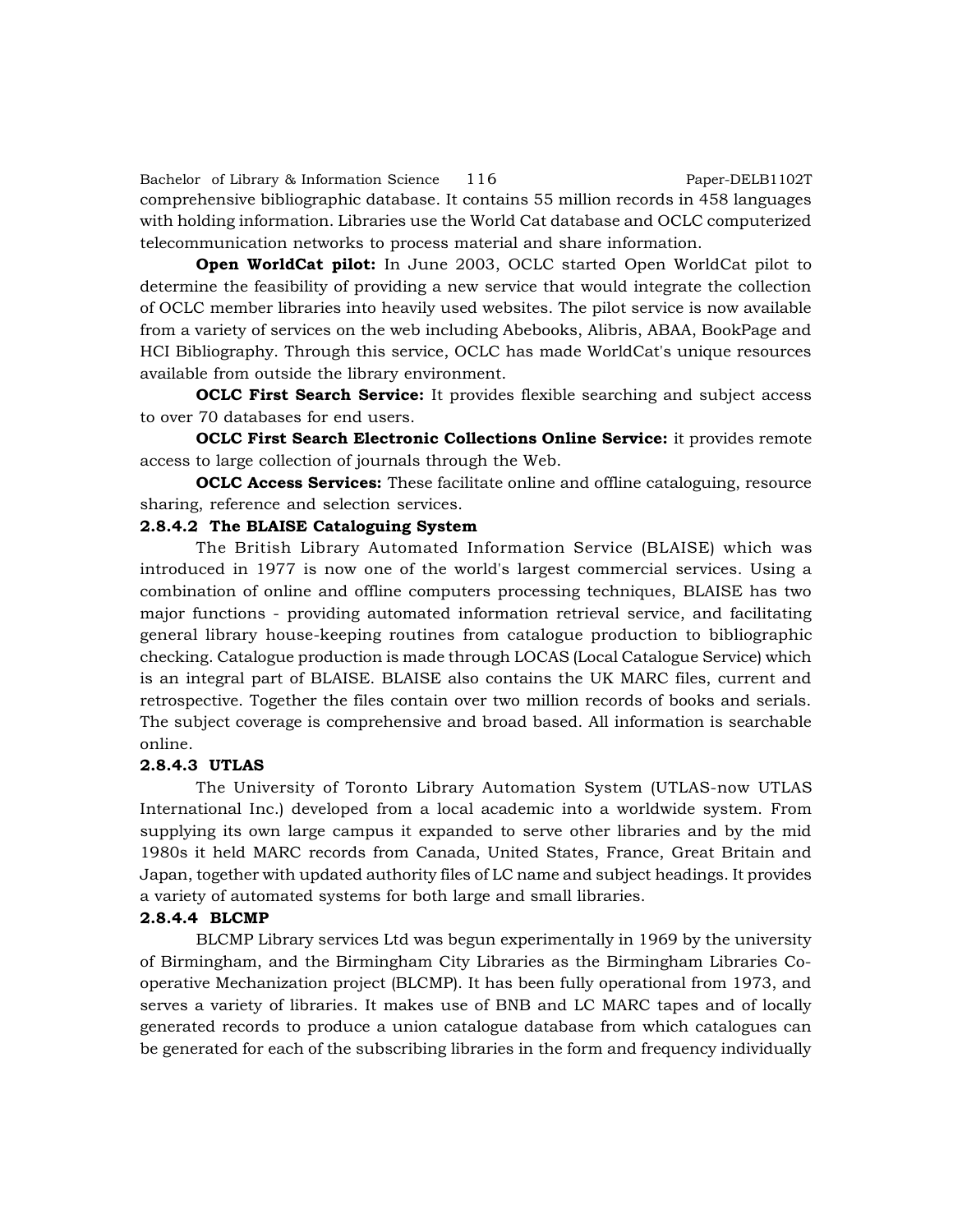comprehensive bibliographic database. It contains 55 million records in 458 languages with holding information. Libraries use the World Cat database and OCLC computerized telecommunication networks to process material and share information.

**Open WorldCat pilot:** In June 2003, OCLC started Open WorldCat pilot to determine the feasibility of providing a new service that would integrate the collection of OCLC member libraries into heavily used websites. The pilot service is now available from a variety of services on the web including Abebooks, Alibris, ABAA, BookPage and HCI Bibliography. Through this service, OCLC has made WorldCat's unique resources available from outside the library environment.

**OCLC First Search Service:** It provides flexible searching and subject access to over 70 databases for end users.

**OCLC First Search Electronic Collections Online Service:** it provides remote access to large collection of journals through the Web.

**OCLC Access Services:** These facilitate online and offline cataloguing, resource sharing, reference and selection services.

#### 2.8.4.2 The BLAISE Cataloguing System

The British Library Automated Information Service (BLAISE) which was introduced in 1977 is now one of the world's largest commercial services. Using a combination of online and offline computers processing techniques, BLAISE has two major functions - providing automated information retrieval service, and facilitating general library house-keeping routines from catalogue production to bibliographic checking. Catalogue production is made through LOCAS (Local Catalogue Service) which is an integral part of BLAISE. BLAISE also contains the UK MARC files, current and retrospective. Together the files contain over two million records of books and serials. The subject coverage is comprehensive and broad based. All information is searchable online.

#### 2.8.4.3 UTLAS

The University of Toronto Library Automation System (UTLAS-now UTLAS International Inc.) developed from a local academic into a worldwide system. From supplying its own large campus it expanded to serve other libraries and by the mid 1980s it held MARC records from Canada, United States, France, Great Britain and Japan, together with updated authority files of LC name and subject headings. It provides a variety of automated systems for both large and small libraries.

#### 2.8.4.4 BLCMP

BLCMP Library services Ltd was begun experimentally in 1969 by the university of Birmingham, and the Birmingham City Libraries as the Birmingham Libraries Co-operative Mechanization project (BLCMP). It has been fully operational from 1973, and serves a variety of libraries. It makes use of BNB and LC MARC tapes and of locally generated records to produce a union catalogue database from which catalogues can be generated for each of the subscribing libraries in the form and frequency individually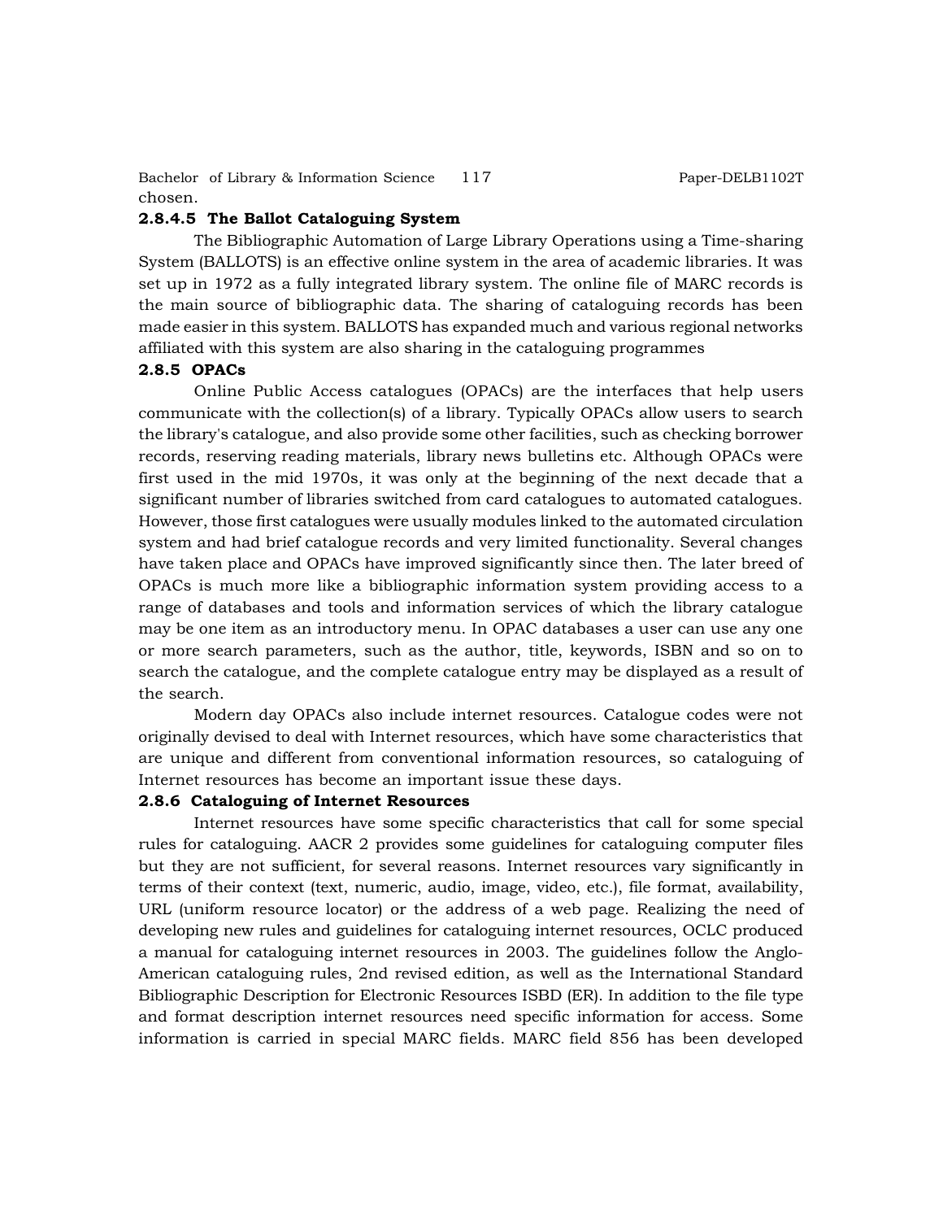chosen.

#### 2.8.4.5 The Ballot Cataloguing System

The Bibliographic Automation of Large Library Operations using a Time-sharing System (BALLOTS) is an effective online system in the area of academic libraries. It was set up in 1972 as a fully integrated library system. The online file of MARC records is the main source of bibliographic data. The sharing of cataloguing records has been made easier in this system. BALLOTS has expanded much and various regional networks affiliated with this system are also sharing in the cataloguing programmes

### 2.8.5 OPACs

Online Public Access catalogues (OPACs) are the interfaces that help users communicate with the collection(s) of a library. Typically OPACs allow users to search the library's catalogue, and also provide some other facilities, such as checking borrower records, reserving reading materials, library news bulletins etc. Although OPACs were first used in the mid 1970s, it was only at the beginning of the next decade that a significant number of libraries switched from card catalogues to automated catalogues. However, those first catalogues were usually modules linked to the automated circulation system and had brief catalogue records and very limited functionality. Several changes have taken place and OPACs have improved significantly since then. The later breed of OPACs is much more like a bibliographic information system providing access to a range of databases and tools and information services of which the library catalogue may be one item as an introductory menu. In OPAC databases a user can use any one or more search parameters, such as the author, title, keywords, ISBN and so on to search the catalogue, and the complete catalogue entry may be displayed as a result of the search.

Modern day OPACs also include internet resources. Catalogue codes were not originally devised to deal with Internet resources, which have some characteristics that are unique and different from conventional information resources, so cataloguing of Internet resources has become an important issue these days.

### 2.8.6 Cataloguing of Internet Resources

Internet resources have some specific characteristics that call for some special rules for cataloguing. AACR 2 provides some guidelines for cataloguing computer files but they are not sufficient, for several reasons. Internet resources vary significantly in terms of their context (text, numeric, audio, image, video, etc.), file format, availability, URL (uniform resource locator) or the address of a web page. Realizing the need of developing new rules and guidelines for cataloguing internet resources, OCLC produced a manual for cataloguing internet resources in 2003. The guidelines follow the Anglo-American cataloguing rules, 2nd revised edition, as well as the International Standard Bibliographic Description for Electronic Resources ISBD (ER). In addition to the file type and format description internet resources need specific information for access. Some information is carried in special MARC fields. MARC field 856 has been developed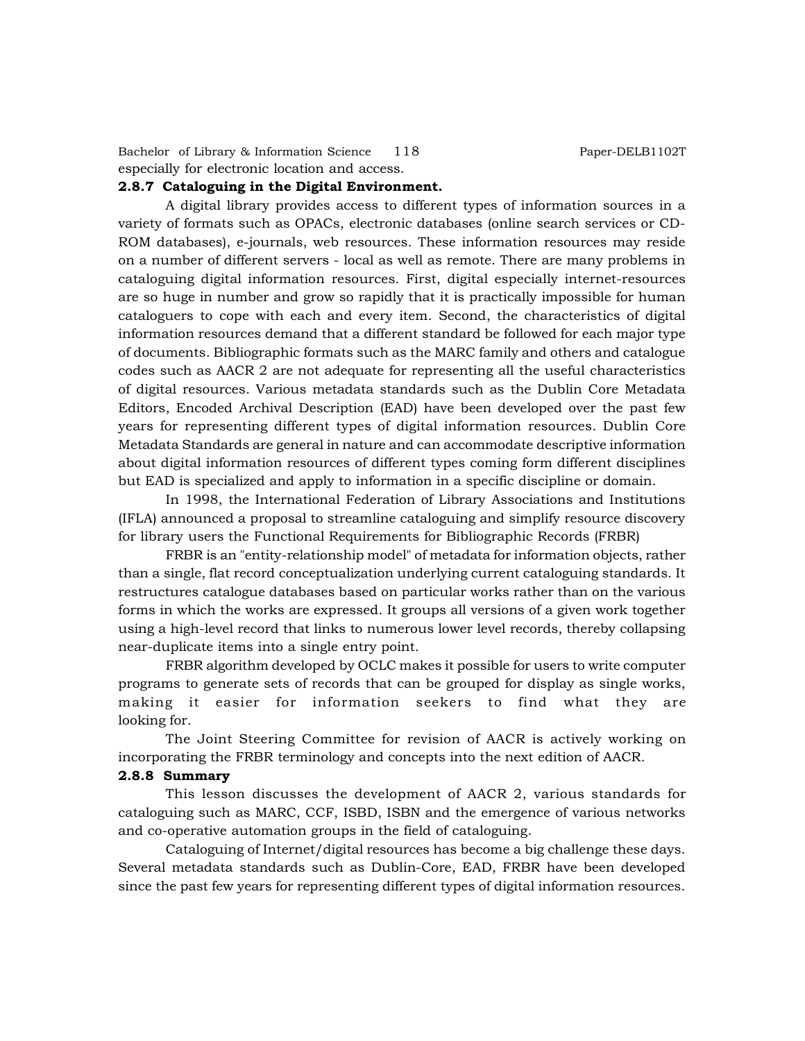especially for electronic location and access.

**2.8.7 Cataloguing in the Digital Environment.**

A digital library provides access to different types of information sources in a variety of formats such as OPACs, electronic databases (online search services or CD-ROM databases), e-journals, web resources. These information resources may reside on a number of different servers - local as well as remote. There are many problems in cataloguing digital information resources. First, digital especially internet-resources are so huge in number and grow so rapidly that it is practically impossible for human cataloguers to cope with each and every item. Second, the characteristics of digital information resources demand that a different standard be followed for each major type of documents. Bibliographic formats such as the MARC family and others and catalogue codes such as AACR 2 are not adequate for representing all the useful characteristics of digital resources. Various metadata standards such as the Dublin Core Metadata Editors, Encoded Archival Description (EAD) have been developed over the past few years for representing different types of digital information resources. Dublin Core Metadata Standards are general in nature and can accommodate descriptive information about digital information resources of different types coming form different disciplines but EAD is specialized and apply to information in a specific discipline or domain.

In 1998, the International Federation of Library Associations and Institutions (IFLA) announced a proposal to streamline cataloguing and simplify resource discovery for library users the Functional Requirements for Bibliographic Records (FRBR)

FRBR is an "entity-relationship model" of metadata for information objects, rather than a single, flat record conceptualization underlying current cataloguing standards. It restructures catalogue databases based on particular works rather than on the various forms in which the works are expressed. It groups all versions of a given work together using a high-level record that links to numerous lower level records, thereby collapsing near-duplicate items into a single entry point.

FRBR algorithm developed by OCLC makes it possible for users to write computer programs to generate sets of records that can be grouped for display as single works, making it easier for information seekers to find what they are looking for.

The Joint Steering Committee for revision of AACR is actively working on incorporating the FRBR terminology and concepts into the next edition of AACR.

**2.8.8 Summary**

This lesson discusses the development of AACR 2, various standards for cataloguing such as MARC, CCF, ISBD, ISBN and the emergence of various networks and co-operative automation groups in the field of cataloguing.

Cataloguing of Internet/digital resources has become a big challenge these days. Several metadata standards such as Dublin-Core, EAD, FRBR have been developed since the past few years for representing different types of digital information resources.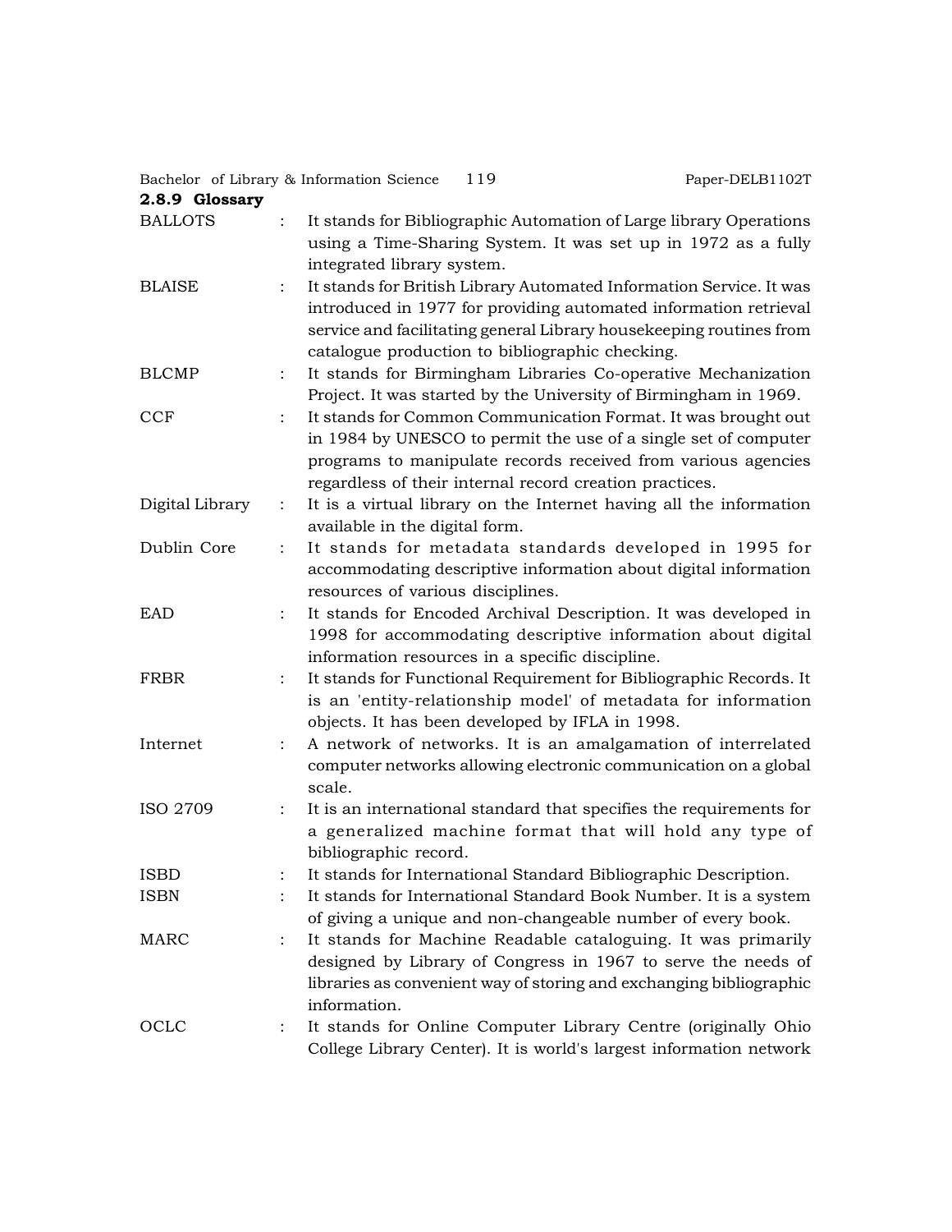### 2.8.9 Glossary

| | | |
|---|---|---|
| BALLOTS | : | It stands for Bibliographic Automation of Large library Operations using a Time-Sharing System. It was set up in 1972 as a fully integrated library system. |
| BLAISE | : | It stands for British Library Automated Information Service. It was introduced in 1977 for providing automated information retrieval service and facilitating general Library housekeeping routines from catalogue production to bibliographic checking. |
| BLCMP | : | It stands for Birmingham Libraries Co-operative Mechanization Project. It was started by the University of Birmingham in 1969. |
| CCF | : | It stands for Common Communication Format. It was brought out in 1984 by UNESCO to permit the use of a single set of computer programs to manipulate records received from various agencies regardless of their internal record creation practices. |
| Digital Library | : | It is a virtual library on the Internet having all the information available in the digital form. |
| Dublin Core | : | It stands for metadata standards developed in 1995 for accommodating descriptive information about digital information resources of various disciplines. |
| EAD | : | It stands for Encoded Archival Description. It was developed in 1998 for accommodating descriptive information about digital information resources in a specific discipline. |
| FRBR | : | It stands for Functional Requirement for Bibliographic Records. It is an 'entity-relationship model' of metadata for information objects. It has been developed by IFLA in 1998. |
| Internet | : | A network of networks. It is an amalgamation of interrelated computer networks allowing electronic communication on a global scale. |
| ISO 2709 | : | It is an international standard that specifies the requirements for a generalized machine format that will hold any type of bibliographic record. |
| ISBD | : | It stands for International Standard Bibliographic Description. |
| ISBN | : | It stands for International Standard Book Number. It is a system of giving a unique and non-changeable number of every book. |
| MARC | : | It stands for Machine Readable cataloguing. It was primarily designed by Library of Congress in 1967 to serve the needs of libraries as convenient way of storing and exchanging bibliographic information. |
| OCLC | : | It stands for Online Computer Library Centre (originally Ohio College Library Center). It is world's largest information network |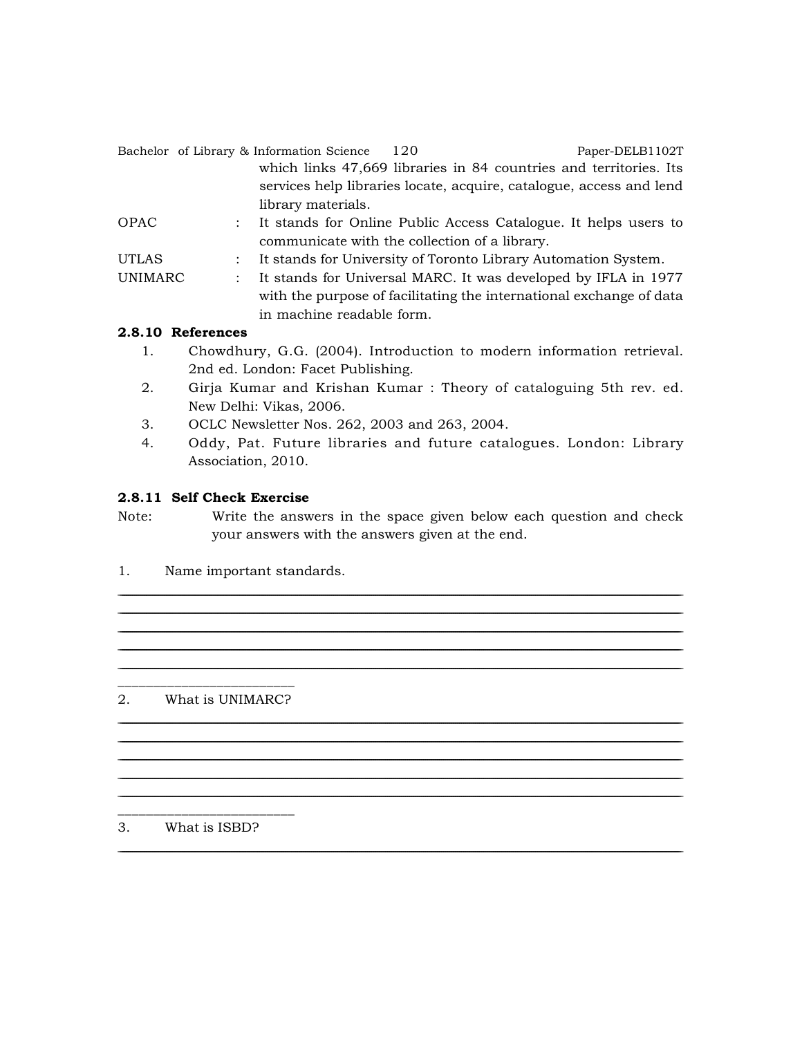which links 47,669 libraries in 84 countries and territories. Its services help libraries locate, acquire, catalogue, access and lend library materials.

| | | |
|---|---|---|
| OPAC | : | It stands for Online Public Access Catalogue. It helps users to communicate with the collection of a library. |
| UTLAS | : | It stands for University of Toronto Library Automation System. |
| UNIMARC | : | It stands for Universal MARC. It was developed by IFLA in 1977 with the purpose of facilitating the international exchange of data in machine readable form. |

### 2.8.10 References

1. Chowdhury, G.G. (2004). Introduction to modern information retrieval. 2nd ed. London: Facet Publishing.
2. Girja Kumar and Krishan Kumar : Theory of cataloguing 5th rev. ed. New Delhi: Vikas, 2006.
3. OCLC Newsletter Nos. 262, 2003 and 263, 2004.
4. Oddy, Pat. Future libraries and future catalogues. London: Library Association, 2010.

### 2.8.11 Self Check Exercise

Note: Write the answers in the space given below each question and check your answers with the answers given at the end.

1. Name important standards.

_______________________________________________________________________
_______________________________________________________________________
_______________________________________________________________________
_______________________________________________________________________
_______________________________________________________________________
_________________________

2. What is UNIMARC?

_______________________________________________________________________
_______________________________________________________________________
_______________________________________________________________________
_______________________________________________________________________
_______________________________________________________________________
_________________________

3. What is ISBD?

_______________________________________________________________________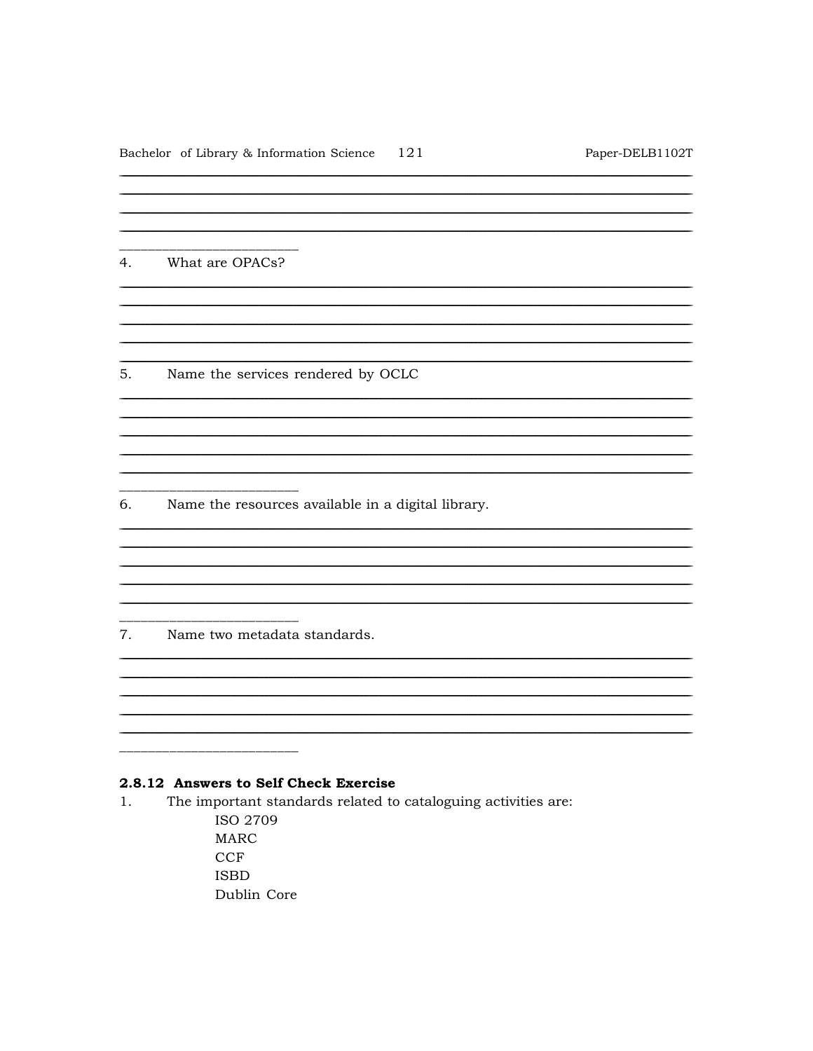4. What are OPACs?

5. Name the services rendered by OCLC

6. Name the resources available in a digital library.

7. Name two metadata standards.

### 2.8.12 Answers to Self Check Exercise

1. The important standards related to cataloguing activities are:

   ISO 2709
   MARC
   CCF
   ISBD
   Dublin Core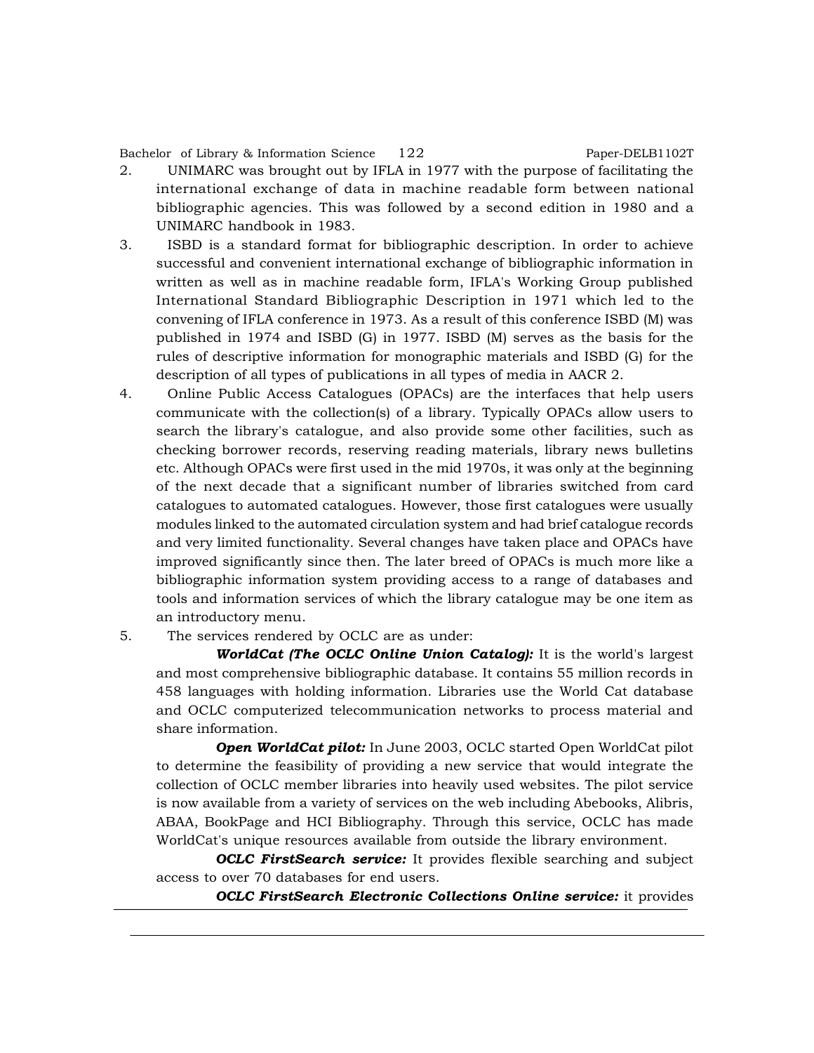2. UNIMARC was brought out by IFLA in 1977 with the purpose of facilitating the international exchange of data in machine readable form between national bibliographic agencies. This was followed by a second edition in 1980 and a UNIMARC handbook in 1983.

3. ISBD is a standard format for bibliographic description. In order to achieve successful and convenient international exchange of bibliographic information in written as well as in machine readable form, IFLA's Working Group published International Standard Bibliographic Description in 1971 which led to the convening of IFLA conference in 1973. As a result of this conference ISBD (M) was published in 1974 and ISBD (G) in 1977. ISBD (M) serves as the basis for the rules of descriptive information for monographic materials and ISBD (G) for the description of all types of publications in all types of media in AACR 2.

4. Online Public Access Catalogues (OPACs) are the interfaces that help users communicate with the collection(s) of a library. Typically OPACs allow users to search the library's catalogue, and also provide some other facilities, such as checking borrower records, reserving reading materials, library news bulletins etc. Although OPACs were first used in the mid 1970s, it was only at the beginning of the next decade that a significant number of libraries switched from card catalogues to automated catalogues. However, those first catalogues were usually modules linked to the automated circulation system and had brief catalogue records and very limited functionality. Several changes have taken place and OPACs have improved significantly since then. The later breed of OPACs is much more like a bibliographic information system providing access to a range of databases and tools and information services of which the library catalogue may be one item as an introductory menu.

5. The services rendered by OCLC are as under:

   ***WorldCat (The OCLC Online Union Catalog):*** It is the world's largest and most comprehensive bibliographic database. It contains 55 million records in 458 languages with holding information. Libraries use the World Cat database and OCLC computerized telecommunication networks to process material and share information.

   ***Open WorldCat pilot:*** In June 2003, OCLC started Open WorldCat pilot to determine the feasibility of providing a new service that would integrate the collection of OCLC member libraries into heavily used websites. The pilot service is now available from a variety of services on the web including Abebooks, Alibris, ABAA, BookPage and HCI Bibliography. Through this service, OCLC has made WorldCat's unique resources available from outside the library environment.

   ***OCLC FirstSearch service:*** It provides flexible searching and subject access to over 70 databases for end users.

   ***OCLC FirstSearch Electronic Collections Online service:*** it provides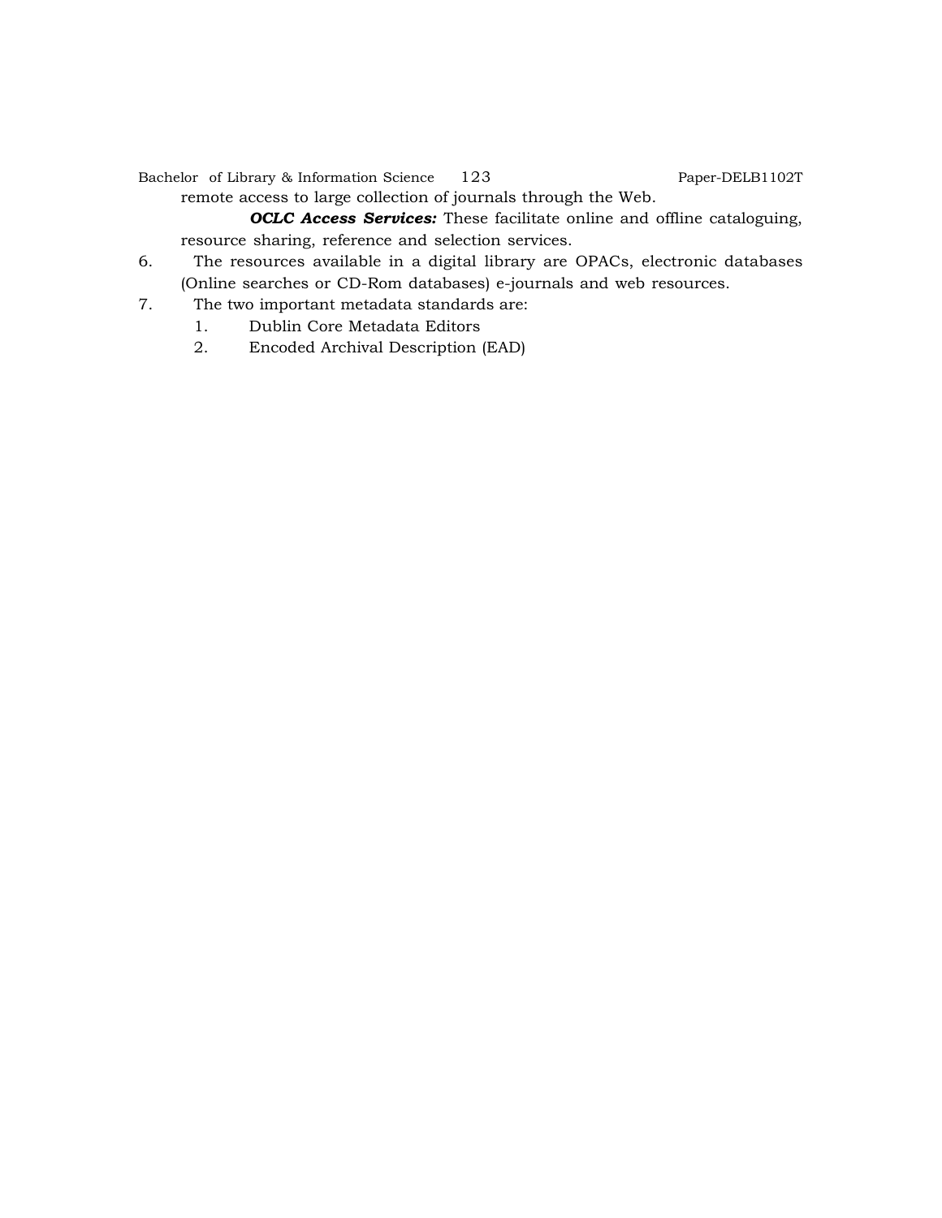remote access to large collection of journals through the Web.

***OCLC Access Services:*** These facilitate online and offline cataloguing, resource sharing, reference and selection services.

6. The resources available in a digital library are OPACs, electronic databases (Online searches or CD-Rom databases) e-journals and web resources.
7. The two important metadata standards are:
   1. Dublin Core Metadata Editors
   2. Encoded Archival Description (EAD)